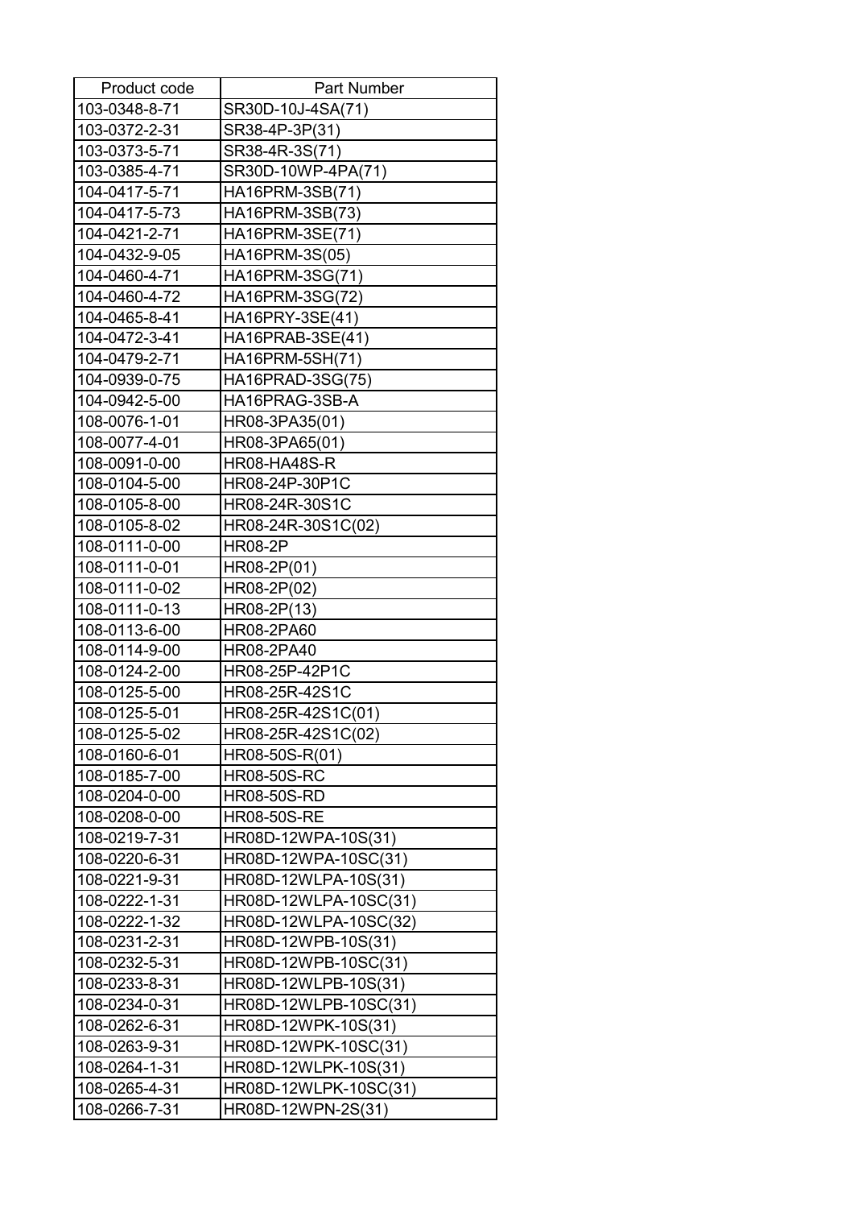| Product code | Part Number |
|---|---|
| 103-0348-8-71 | SR30D-10J-4SA(71) |
| 103-0372-2-31 | SR38-4P-3P(31) |
| 103-0373-5-71 | SR38-4R-3S(71) |
| 103-0385-4-71 | SR30D-10WP-4PA(71) |
| 104-0417-5-71 | HA16PRM-3SB(71) |
| 104-0417-5-73 | HA16PRM-3SB(73) |
| 104-0421-2-71 | HA16PRM-3SE(71) |
| 104-0432-9-05 | HA16PRM-3S(05) |
| 104-0460-4-71 | HA16PRM-3SG(71) |
| 104-0460-4-72 | HA16PRM-3SG(72) |
| 104-0465-8-41 | HA16PRY-3SE(41) |
| 104-0472-3-41 | HA16PRAB-3SE(41) |
| 104-0479-2-71 | HA16PRM-5SH(71) |
| 104-0939-0-75 | HA16PRAD-3SG(75) |
| 104-0942-5-00 | HA16PRAG-3SB-A |
| 108-0076-1-01 | HR08-3PA35(01) |
| 108-0077-4-01 | HR08-3PA65(01) |
| 108-0091-0-00 | HR08-HA48S-R |
| 108-0104-5-00 | HR08-24P-30P1C |
| 108-0105-8-00 | HR08-24R-30S1C |
| 108-0105-8-02 | HR08-24R-30S1C(02) |
| 108-0111-0-00 | HR08-2P |
| 108-0111-0-01 | HR08-2P(01) |
| 108-0111-0-02 | HR08-2P(02) |
| 108-0111-0-13 | HR08-2P(13) |
| 108-0113-6-00 | HR08-2PA60 |
| 108-0114-9-00 | HR08-2PA40 |
| 108-0124-2-00 | HR08-25P-42P1C |
| 108-0125-5-00 | HR08-25R-42S1C |
| 108-0125-5-01 | HR08-25R-42S1C(01) |
| 108-0125-5-02 | HR08-25R-42S1C(02) |
| 108-0160-6-01 | HR08-50S-R(01) |
| 108-0185-7-00 | HR08-50S-RC |
| 108-0204-0-00 | HR08-50S-RD |
| 108-0208-0-00 | HR08-50S-RE |
| 108-0219-7-31 | HR08D-12WPA-10S(31) |
| 108-0220-6-31 | HR08D-12WPA-10SC(31) |
| 108-0221-9-31 | HR08D-12WLPA-10S(31) |
| 108-0222-1-31 | HR08D-12WLPA-10SC(31) |
| 108-0222-1-32 | HR08D-12WLPA-10SC(32) |
| 108-0231-2-31 | HR08D-12WPB-10S(31) |
| 108-0232-5-31 | HR08D-12WPB-10SC(31) |
| 108-0233-8-31 | HR08D-12WLPB-10S(31) |
| 108-0234-0-31 | HR08D-12WLPB-10SC(31) |
| 108-0262-6-31 | HR08D-12WPK-10S(31) |
| 108-0263-9-31 | HR08D-12WPK-10SC(31) |
| 108-0264-1-31 | HR08D-12WLPK-10S(31) |
| 108-0265-4-31 | HR08D-12WLPK-10SC(31) |
| 108-0266-7-31 | HR08D-12WPN-2S(31) |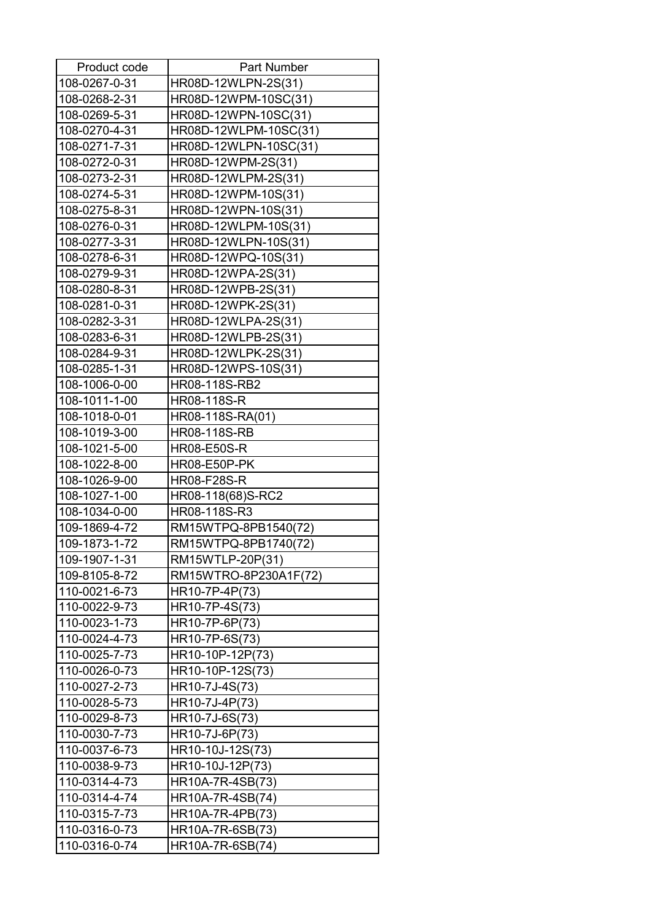| Product code | Part Number |
|---|---|
| 108-0267-0-31 | HR08D-12WLPN-2S(31) |
| 108-0268-2-31 | HR08D-12WPM-10SC(31) |
| 108-0269-5-31 | HR08D-12WPN-10SC(31) |
| 108-0270-4-31 | HR08D-12WLPM-10SC(31) |
| 108-0271-7-31 | HR08D-12WLPN-10SC(31) |
| 108-0272-0-31 | HR08D-12WPM-2S(31) |
| 108-0273-2-31 | HR08D-12WLPM-2S(31) |
| 108-0274-5-31 | HR08D-12WPM-10S(31) |
| 108-0275-8-31 | HR08D-12WPN-10S(31) |
| 108-0276-0-31 | HR08D-12WLPM-10S(31) |
| 108-0277-3-31 | HR08D-12WLPN-10S(31) |
| 108-0278-6-31 | HR08D-12WPQ-10S(31) |
| 108-0279-9-31 | HR08D-12WPA-2S(31) |
| 108-0280-8-31 | HR08D-12WPB-2S(31) |
| 108-0281-0-31 | HR08D-12WPK-2S(31) |
| 108-0282-3-31 | HR08D-12WLPA-2S(31) |
| 108-0283-6-31 | HR08D-12WLPB-2S(31) |
| 108-0284-9-31 | HR08D-12WLPK-2S(31) |
| 108-0285-1-31 | HR08D-12WPS-10S(31) |
| 108-1006-0-00 | HR08-118S-RB2 |
| 108-1011-1-00 | HR08-118S-R |
| 108-1018-0-01 | HR08-118S-RA(01) |
| 108-1019-3-00 | HR08-118S-RB |
| 108-1021-5-00 | HR08-E50S-R |
| 108-1022-8-00 | HR08-E50P-PK |
| 108-1026-9-00 | HR08-F28S-R |
| 108-1027-1-00 | HR08-118(68)S-RC2 |
| 108-1034-0-00 | HR08-118S-R3 |
| 109-1869-4-72 | RM15WTPQ-8PB1540(72) |
| 109-1873-1-72 | RM15WTPQ-8PB1740(72) |
| 109-1907-1-31 | RM15WTLP-20P(31) |
| 109-8105-8-72 | RM15WTRO-8P230A1F(72) |
| 110-0021-6-73 | HR10-7P-4P(73) |
| 110-0022-9-73 | HR10-7P-4S(73) |
| 110-0023-1-73 | HR10-7P-6P(73) |
| 110-0024-4-73 | HR10-7P-6S(73) |
| 110-0025-7-73 | HR10-10P-12P(73) |
| 110-0026-0-73 | HR10-10P-12S(73) |
| 110-0027-2-73 | HR10-7J-4S(73) |
| 110-0028-5-73 | HR10-7J-4P(73) |
| 110-0029-8-73 | HR10-7J-6S(73) |
| 110-0030-7-73 | HR10-7J-6P(73) |
| 110-0037-6-73 | HR10-10J-12S(73) |
| 110-0038-9-73 | HR10-10J-12P(73) |
| 110-0314-4-73 | HR10A-7R-4SB(73) |
| 110-0314-4-74 | HR10A-7R-4SB(74) |
| 110-0315-7-73 | HR10A-7R-4PB(73) |
| 110-0316-0-73 | HR10A-7R-6SB(73) |
| 110-0316-0-74 | HR10A-7R-6SB(74) |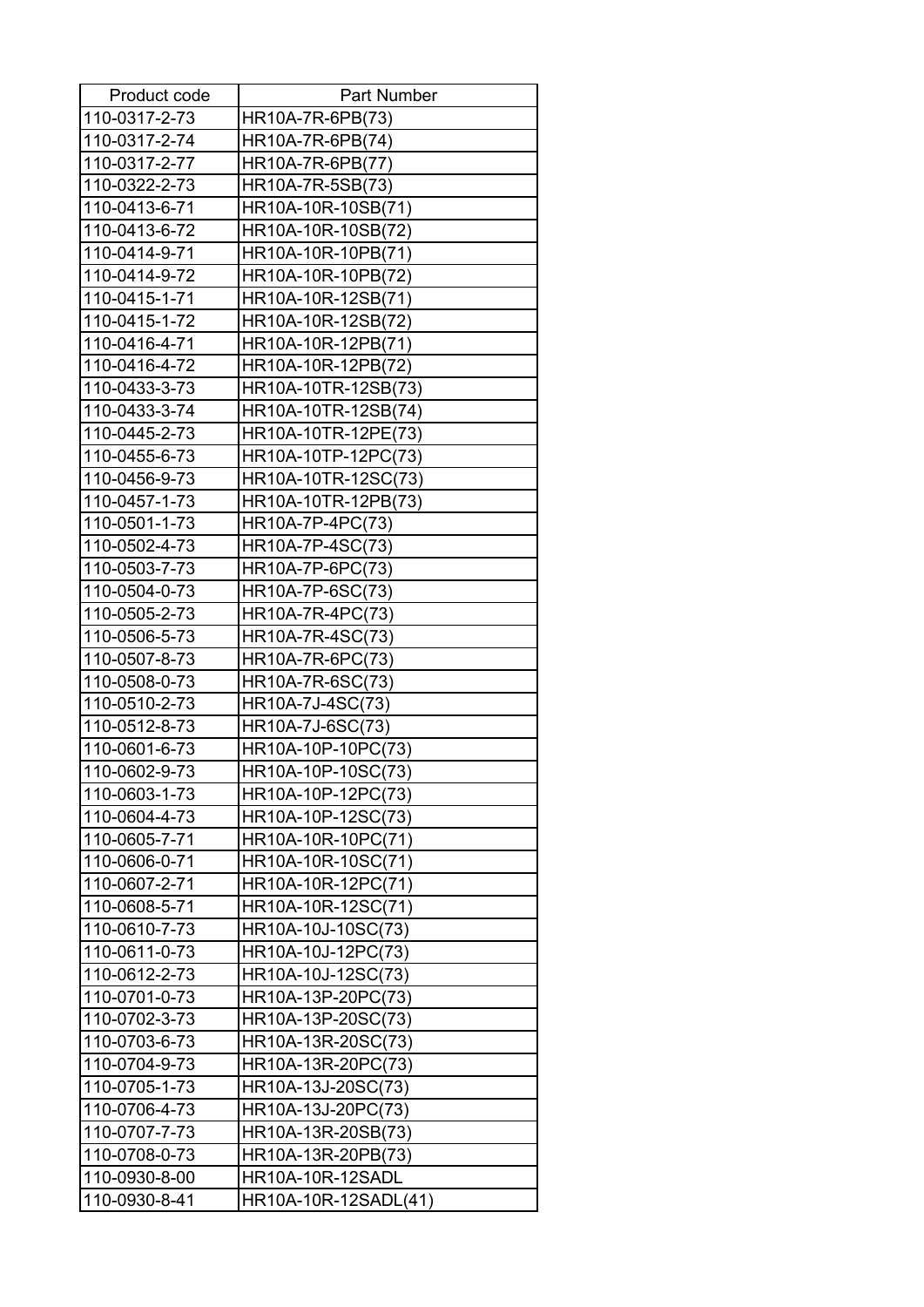| Product code | Part Number |
|---|---|
| 110-0317-2-73 | HR10A-7R-6PB(73) |
| 110-0317-2-74 | HR10A-7R-6PB(74) |
| 110-0317-2-77 | HR10A-7R-6PB(77) |
| 110-0322-2-73 | HR10A-7R-5SB(73) |
| 110-0413-6-71 | HR10A-10R-10SB(71) |
| 110-0413-6-72 | HR10A-10R-10SB(72) |
| 110-0414-9-71 | HR10A-10R-10PB(71) |
| 110-0414-9-72 | HR10A-10R-10PB(72) |
| 110-0415-1-71 | HR10A-10R-12SB(71) |
| 110-0415-1-72 | HR10A-10R-12SB(72) |
| 110-0416-4-71 | HR10A-10R-12PB(71) |
| 110-0416-4-72 | HR10A-10R-12PB(72) |
| 110-0433-3-73 | HR10A-10TR-12SB(73) |
| 110-0433-3-74 | HR10A-10TR-12SB(74) |
| 110-0445-2-73 | HR10A-10TR-12PE(73) |
| 110-0455-6-73 | HR10A-10TP-12PC(73) |
| 110-0456-9-73 | HR10A-10TR-12SC(73) |
| 110-0457-1-73 | HR10A-10TR-12PB(73) |
| 110-0501-1-73 | HR10A-7P-4PC(73) |
| 110-0502-4-73 | HR10A-7P-4SC(73) |
| 110-0503-7-73 | HR10A-7P-6PC(73) |
| 110-0504-0-73 | HR10A-7P-6SC(73) |
| 110-0505-2-73 | HR10A-7R-4PC(73) |
| 110-0506-5-73 | HR10A-7R-4SC(73) |
| 110-0507-8-73 | HR10A-7R-6PC(73) |
| 110-0508-0-73 | HR10A-7R-6SC(73) |
| 110-0510-2-73 | HR10A-7J-4SC(73) |
| 110-0512-8-73 | HR10A-7J-6SC(73) |
| 110-0601-6-73 | HR10A-10P-10PC(73) |
| 110-0602-9-73 | HR10A-10P-10SC(73) |
| 110-0603-1-73 | HR10A-10P-12PC(73) |
| 110-0604-4-73 | HR10A-10P-12SC(73) |
| 110-0605-7-71 | HR10A-10R-10PC(71) |
| 110-0606-0-71 | HR10A-10R-10SC(71) |
| 110-0607-2-71 | HR10A-10R-12PC(71) |
| 110-0608-5-71 | HR10A-10R-12SC(71) |
| 110-0610-7-73 | HR10A-10J-10SC(73) |
| 110-0611-0-73 | HR10A-10J-12PC(73) |
| 110-0612-2-73 | HR10A-10J-12SC(73) |
| 110-0701-0-73 | HR10A-13P-20PC(73) |
| 110-0702-3-73 | HR10A-13P-20SC(73) |
| 110-0703-6-73 | HR10A-13R-20SC(73) |
| 110-0704-9-73 | HR10A-13R-20PC(73) |
| 110-0705-1-73 | HR10A-13J-20SC(73) |
| 110-0706-4-73 | HR10A-13J-20PC(73) |
| 110-0707-7-73 | HR10A-13R-20SB(73) |
| 110-0708-0-73 | HR10A-13R-20PB(73) |
| 110-0930-8-00 | HR10A-10R-12SADL |
| 110-0930-8-41 | HR10A-10R-12SADL(41) |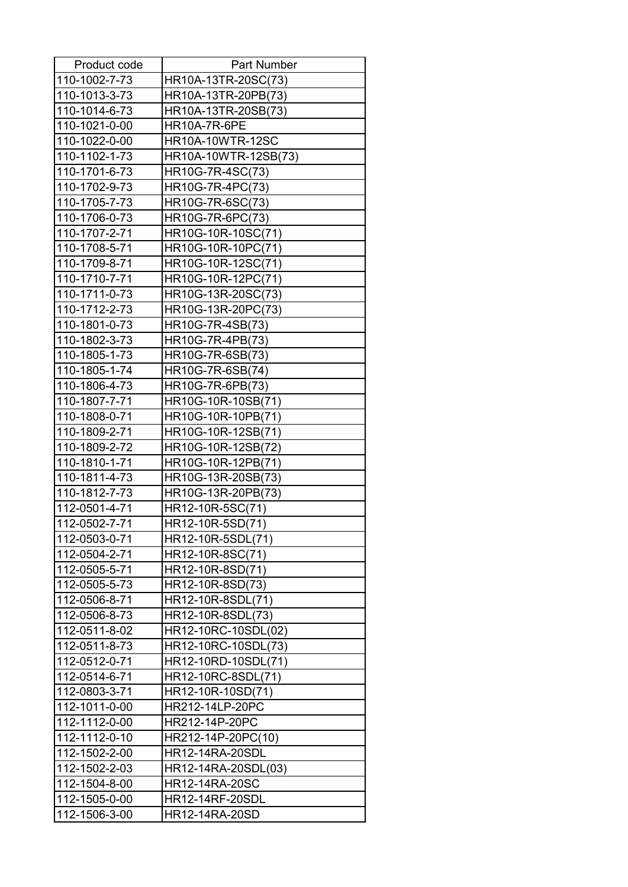| Product code | Part Number |
|---|---|
| 110-1002-7-73 | HR10A-13TR-20SC(73) |
| 110-1013-3-73 | HR10A-13TR-20PB(73) |
| 110-1014-6-73 | HR10A-13TR-20SB(73) |
| 110-1021-0-00 | HR10A-7R-6PE |
| 110-1022-0-00 | HR10A-10WTR-12SC |
| 110-1102-1-73 | HR10A-10WTR-12SB(73) |
| 110-1701-6-73 | HR10G-7R-4SC(73) |
| 110-1702-9-73 | HR10G-7R-4PC(73) |
| 110-1705-7-73 | HR10G-7R-6SC(73) |
| 110-1706-0-73 | HR10G-7R-6PC(73) |
| 110-1707-2-71 | HR10G-10R-10SC(71) |
| 110-1708-5-71 | HR10G-10R-10PC(71) |
| 110-1709-8-71 | HR10G-10R-12SC(71) |
| 110-1710-7-71 | HR10G-10R-12PC(71) |
| 110-1711-0-73 | HR10G-13R-20SC(73) |
| 110-1712-2-73 | HR10G-13R-20PC(73) |
| 110-1801-0-73 | HR10G-7R-4SB(73) |
| 110-1802-3-73 | HR10G-7R-4PB(73) |
| 110-1805-1-73 | HR10G-7R-6SB(73) |
| 110-1805-1-74 | HR10G-7R-6SB(74) |
| 110-1806-4-73 | HR10G-7R-6PB(73) |
| 110-1807-7-71 | HR10G-10R-10SB(71) |
| 110-1808-0-71 | HR10G-10R-10PB(71) |
| 110-1809-2-71 | HR10G-10R-12SB(71) |
| 110-1809-2-72 | HR10G-10R-12SB(72) |
| 110-1810-1-71 | HR10G-10R-12PB(71) |
| 110-1811-4-73 | HR10G-13R-20SB(73) |
| 110-1812-7-73 | HR10G-13R-20PB(73) |
| 112-0501-4-71 | HR12-10R-5SC(71) |
| 112-0502-7-71 | HR12-10R-5SD(71) |
| 112-0503-0-71 | HR12-10R-5SDL(71) |
| 112-0504-2-71 | HR12-10R-8SC(71) |
| 112-0505-5-71 | HR12-10R-8SD(71) |
| 112-0505-5-73 | HR12-10R-8SD(73) |
| 112-0506-8-71 | HR12-10R-8SDL(71) |
| 112-0506-8-73 | HR12-10R-8SDL(73) |
| 112-0511-8-02 | HR12-10RC-10SDL(02) |
| 112-0511-8-73 | HR12-10RC-10SDL(73) |
| 112-0512-0-71 | HR12-10RD-10SDL(71) |
| 112-0514-6-71 | HR12-10RC-8SDL(71) |
| 112-0803-3-71 | HR12-10R-10SD(71) |
| 112-1011-0-00 | HR212-14LP-20PC |
| 112-1112-0-00 | HR212-14P-20PC |
| 112-1112-0-10 | HR212-14P-20PC(10) |
| 112-1502-2-00 | HR12-14RA-20SDL |
| 112-1502-2-03 | HR12-14RA-20SDL(03) |
| 112-1504-8-00 | HR12-14RA-20SC |
| 112-1505-0-00 | HR12-14RF-20SDL |
| 112-1506-3-00 | HR12-14RA-20SD |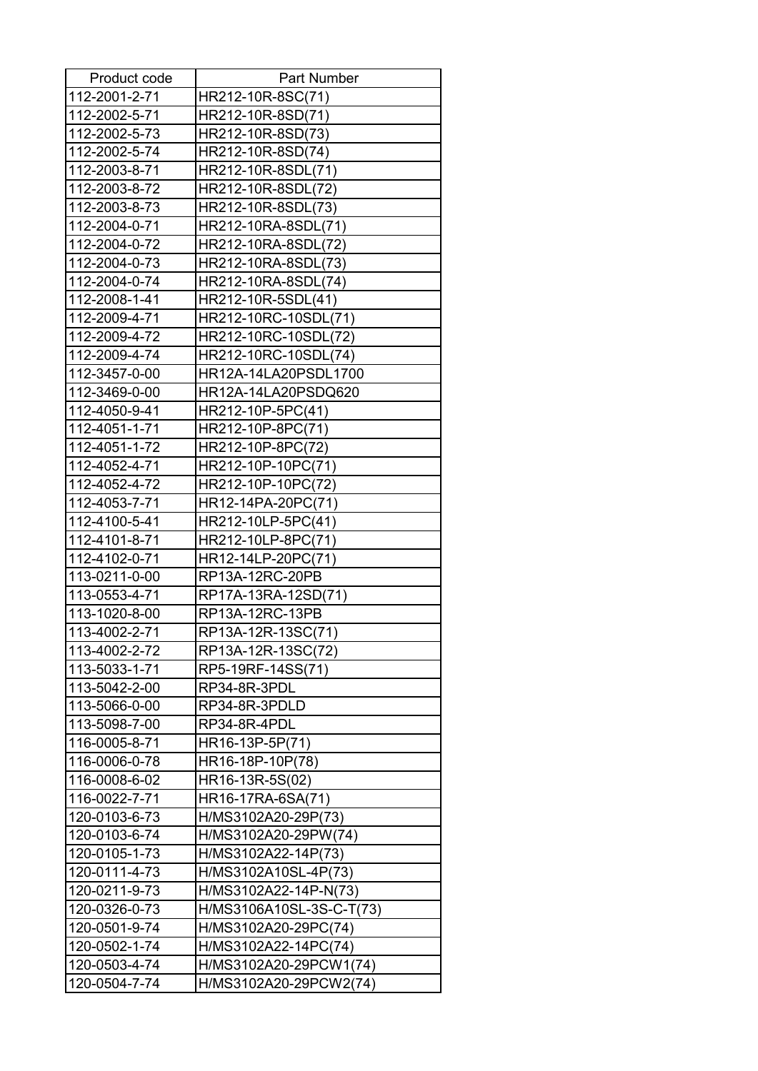| Product code | Part Number |
|---|---|
| 112-2001-2-71 | HR212-10R-8SC(71) |
| 112-2002-5-71 | HR212-10R-8SD(71) |
| 112-2002-5-73 | HR212-10R-8SD(73) |
| 112-2002-5-74 | HR212-10R-8SD(74) |
| 112-2003-8-71 | HR212-10R-8SDL(71) |
| 112-2003-8-72 | HR212-10R-8SDL(72) |
| 112-2003-8-73 | HR212-10R-8SDL(73) |
| 112-2004-0-71 | HR212-10RA-8SDL(71) |
| 112-2004-0-72 | HR212-10RA-8SDL(72) |
| 112-2004-0-73 | HR212-10RA-8SDL(73) |
| 112-2004-0-74 | HR212-10RA-8SDL(74) |
| 112-2008-1-41 | HR212-10R-5SDL(41) |
| 112-2009-4-71 | HR212-10RC-10SDL(71) |
| 112-2009-4-72 | HR212-10RC-10SDL(72) |
| 112-2009-4-74 | HR212-10RC-10SDL(74) |
| 112-3457-0-00 | HR12A-14LA20PSDL1700 |
| 112-3469-0-00 | HR12A-14LA20PSDQ620 |
| 112-4050-9-41 | HR212-10P-5PC(41) |
| 112-4051-1-71 | HR212-10P-8PC(71) |
| 112-4051-1-72 | HR212-10P-8PC(72) |
| 112-4052-4-71 | HR212-10P-10PC(71) |
| 112-4052-4-72 | HR212-10P-10PC(72) |
| 112-4053-7-71 | HR12-14PA-20PC(71) |
| 112-4100-5-41 | HR212-10LP-5PC(41) |
| 112-4101-8-71 | HR212-10LP-8PC(71) |
| 112-4102-0-71 | HR12-14LP-20PC(71) |
| 113-0211-0-00 | RP13A-12RC-20PB |
| 113-0553-4-71 | RP17A-13RA-12SD(71) |
| 113-1020-8-00 | RP13A-12RC-13PB |
| 113-4002-2-71 | RP13A-12R-13SC(71) |
| 113-4002-2-72 | RP13A-12R-13SC(72) |
| 113-5033-1-71 | RP5-19RF-14SS(71) |
| 113-5042-2-00 | RP34-8R-3PDL |
| 113-5066-0-00 | RP34-8R-3PDLD |
| 113-5098-7-00 | RP34-8R-4PDL |
| 116-0005-8-71 | HR16-13P-5P(71) |
| 116-0006-0-78 | HR16-18P-10P(78) |
| 116-0008-6-02 | HR16-13R-5S(02) |
| 116-0022-7-71 | HR16-17RA-6SA(71) |
| 120-0103-6-73 | H/MS3102A20-29P(73) |
| 120-0103-6-74 | H/MS3102A20-29PW(74) |
| 120-0105-1-73 | H/MS3102A22-14P(73) |
| 120-0111-4-73 | H/MS3102A10SL-4P(73) |
| 120-0211-9-73 | H/MS3102A22-14P-N(73) |
| 120-0326-0-73 | H/MS3106A10SL-3S-C-T(73) |
| 120-0501-9-74 | H/MS3102A20-29PC(74) |
| 120-0502-1-74 | H/MS3102A22-14PC(74) |
| 120-0503-4-74 | H/MS3102A20-29PCW1(74) |
| 120-0504-7-74 | H/MS3102A20-29PCW2(74) |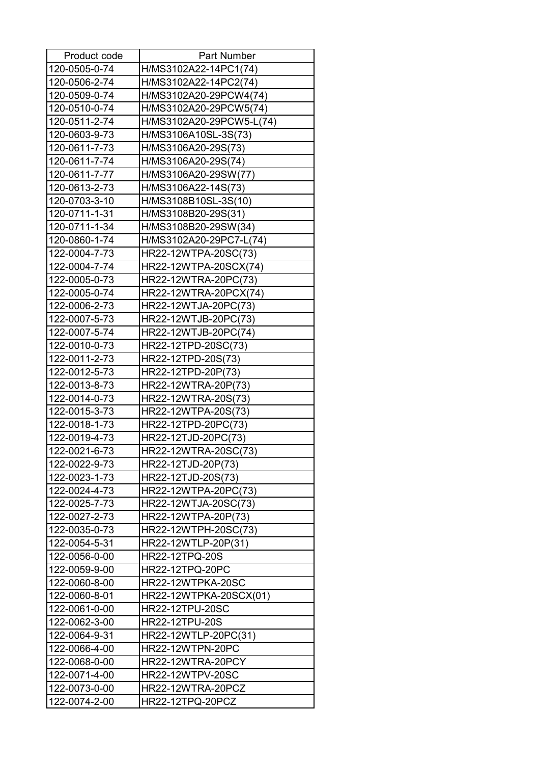| Product code | Part Number |
|---|---|
| 120-0505-0-74 | H/MS3102A22-14PC1(74) |
| 120-0506-2-74 | H/MS3102A22-14PC2(74) |
| 120-0509-0-74 | H/MS3102A20-29PCW4(74) |
| 120-0510-0-74 | H/MS3102A20-29PCW5(74) |
| 120-0511-2-74 | H/MS3102A20-29PCW5-L(74) |
| 120-0603-9-73 | H/MS3106A10SL-3S(73) |
| 120-0611-7-73 | H/MS3106A20-29S(73) |
| 120-0611-7-74 | H/MS3106A20-29S(74) |
| 120-0611-7-77 | H/MS3106A20-29SW(77) |
| 120-0613-2-73 | H/MS3106A22-14S(73) |
| 120-0703-3-10 | H/MS3108B10SL-3S(10) |
| 120-0711-1-31 | H/MS3108B20-29S(31) |
| 120-0711-1-34 | H/MS3108B20-29SW(34) |
| 120-0860-1-74 | H/MS3102A20-29PC7-L(74) |
| 122-0004-7-73 | HR22-12WTPA-20SC(73) |
| 122-0004-7-74 | HR22-12WTPA-20SCX(74) |
| 122-0005-0-73 | HR22-12WTRA-20PC(73) |
| 122-0005-0-74 | HR22-12WTRA-20PCX(74) |
| 122-0006-2-73 | HR22-12WTJA-20PC(73) |
| 122-0007-5-73 | HR22-12WTJB-20PC(73) |
| 122-0007-5-74 | HR22-12WTJB-20PC(74) |
| 122-0010-0-73 | HR22-12TPD-20SC(73) |
| 122-0011-2-73 | HR22-12TPD-20S(73) |
| 122-0012-5-73 | HR22-12TPD-20P(73) |
| 122-0013-8-73 | HR22-12WTRA-20P(73) |
| 122-0014-0-73 | HR22-12WTRA-20S(73) |
| 122-0015-3-73 | HR22-12WTPA-20S(73) |
| 122-0018-1-73 | HR22-12TPD-20PC(73) |
| 122-0019-4-73 | HR22-12TJD-20PC(73) |
| 122-0021-6-73 | HR22-12WTRA-20SC(73) |
| 122-0022-9-73 | HR22-12TJD-20P(73) |
| 122-0023-1-73 | HR22-12TJD-20S(73) |
| 122-0024-4-73 | HR22-12WTPA-20PC(73) |
| 122-0025-7-73 | HR22-12WTJA-20SC(73) |
| 122-0027-2-73 | HR22-12WTPA-20P(73) |
| 122-0035-0-73 | HR22-12WTPH-20SC(73) |
| 122-0054-5-31 | HR22-12WTLP-20P(31) |
| 122-0056-0-00 | HR22-12TPQ-20S |
| 122-0059-9-00 | HR22-12TPQ-20PC |
| 122-0060-8-00 | HR22-12WTPKA-20SC |
| 122-0060-8-01 | HR22-12WTPKA-20SCX(01) |
| 122-0061-0-00 | HR22-12TPU-20SC |
| 122-0062-3-00 | HR22-12TPU-20S |
| 122-0064-9-31 | HR22-12WTLP-20PC(31) |
| 122-0066-4-00 | HR22-12WTPN-20PC |
| 122-0068-0-00 | HR22-12WTRA-20PCY |
| 122-0071-4-00 | HR22-12WTPV-20SC |
| 122-0073-0-00 | HR22-12WTRA-20PCZ |
| 122-0074-2-00 | HR22-12TPQ-20PCZ |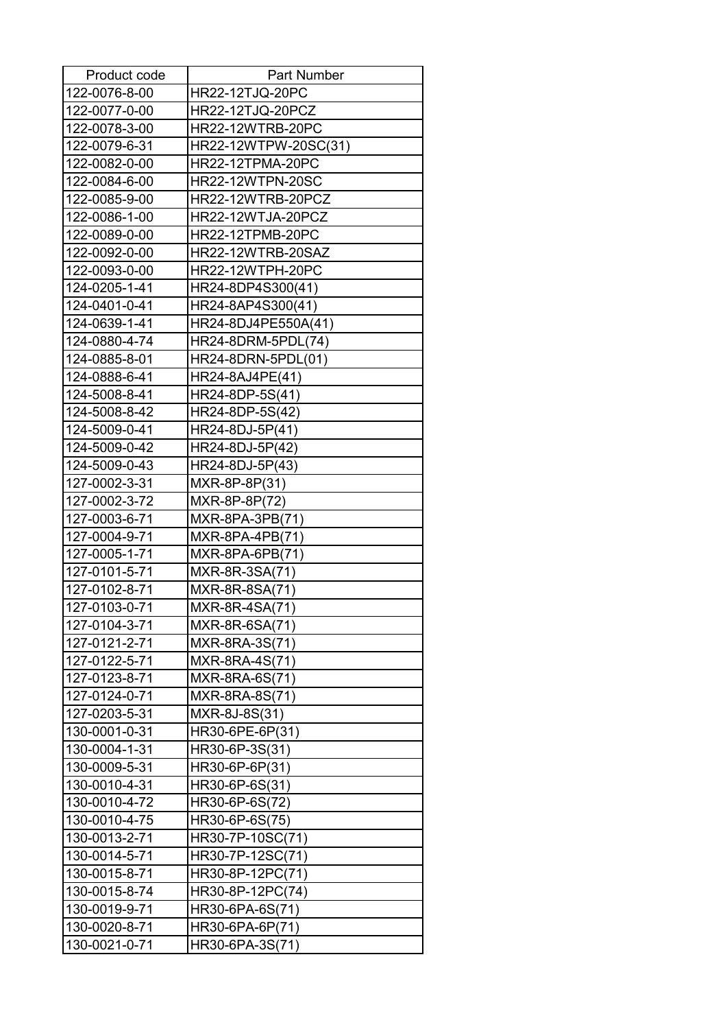| Product code | Part Number |
| --- | --- |
| 122-0076-8-00 | HR22-12TJQ-20PC |
| 122-0077-0-00 | HR22-12TJQ-20PCZ |
| 122-0078-3-00 | HR22-12WTRB-20PC |
| 122-0079-6-31 | HR22-12WTPW-20SC(31) |
| 122-0082-0-00 | HR22-12TPMA-20PC |
| 122-0084-6-00 | HR22-12WTPN-20SC |
| 122-0085-9-00 | HR22-12WTRB-20PCZ |
| 122-0086-1-00 | HR22-12WTJA-20PCZ |
| 122-0089-0-00 | HR22-12TPMB-20PC |
| 122-0092-0-00 | HR22-12WTRB-20SAZ |
| 122-0093-0-00 | HR22-12WTPH-20PC |
| 124-0205-1-41 | HR24-8DP4S300(41) |
| 124-0401-0-41 | HR24-8AP4S300(41) |
| 124-0639-1-41 | HR24-8DJ4PE550A(41) |
| 124-0880-4-74 | HR24-8DRM-5PDL(74) |
| 124-0885-8-01 | HR24-8DRN-5PDL(01) |
| 124-0888-6-41 | HR24-8AJ4PE(41) |
| 124-5008-8-41 | HR24-8DP-5S(41) |
| 124-5008-8-42 | HR24-8DP-5S(42) |
| 124-5009-0-41 | HR24-8DJ-5P(41) |
| 124-5009-0-42 | HR24-8DJ-5P(42) |
| 124-5009-0-43 | HR24-8DJ-5P(43) |
| 127-0002-3-31 | MXR-8P-8P(31) |
| 127-0002-3-72 | MXR-8P-8P(72) |
| 127-0003-6-71 | MXR-8PA-3PB(71) |
| 127-0004-9-71 | MXR-8PA-4PB(71) |
| 127-0005-1-71 | MXR-8PA-6PB(71) |
| 127-0101-5-71 | MXR-8R-3SA(71) |
| 127-0102-8-71 | MXR-8R-8SA(71) |
| 127-0103-0-71 | MXR-8R-4SA(71) |
| 127-0104-3-71 | MXR-8R-6SA(71) |
| 127-0121-2-71 | MXR-8RA-3S(71) |
| 127-0122-5-71 | MXR-8RA-4S(71) |
| 127-0123-8-71 | MXR-8RA-6S(71) |
| 127-0124-0-71 | MXR-8RA-8S(71) |
| 127-0203-5-31 | MXR-8J-8S(31) |
| 130-0001-0-31 | HR30-6PE-6P(31) |
| 130-0004-1-31 | HR30-6P-3S(31) |
| 130-0009-5-31 | HR30-6P-6P(31) |
| 130-0010-4-31 | HR30-6P-6S(31) |
| 130-0010-4-72 | HR30-6P-6S(72) |
| 130-0010-4-75 | HR30-6P-6S(75) |
| 130-0013-2-71 | HR30-7P-10SC(71) |
| 130-0014-5-71 | HR30-7P-12SC(71) |
| 130-0015-8-71 | HR30-8P-12PC(71) |
| 130-0015-8-74 | HR30-8P-12PC(74) |
| 130-0019-9-71 | HR30-6PA-6S(71) |
| 130-0020-8-71 | HR30-6PA-6P(71) |
| 130-0021-0-71 | HR30-6PA-3S(71) |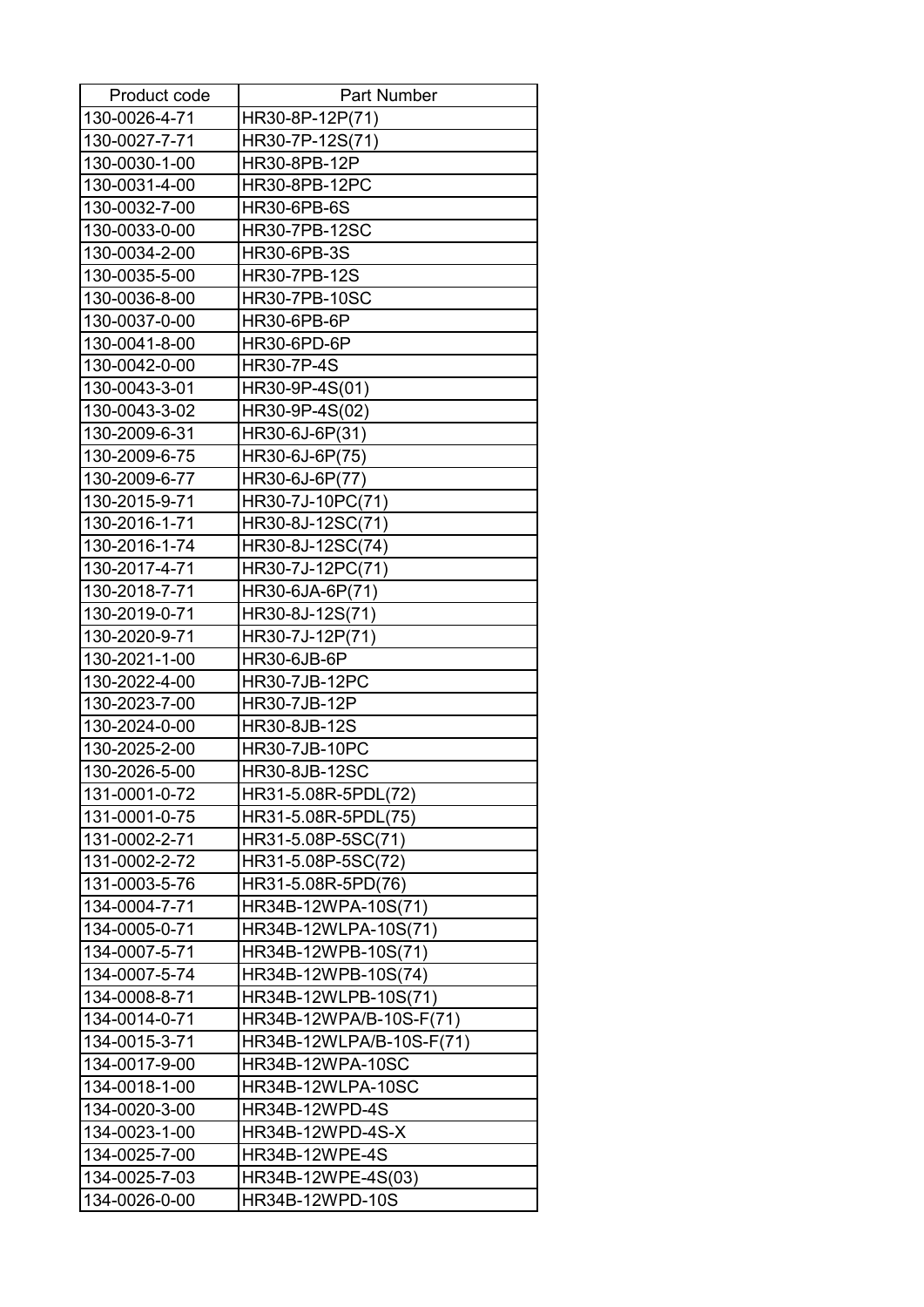| Product code | Part Number |
|---|---|
| 130-0026-4-71 | HR30-8P-12P(71) |
| 130-0027-7-71 | HR30-7P-12S(71) |
| 130-0030-1-00 | HR30-8PB-12P |
| 130-0031-4-00 | HR30-8PB-12PC |
| 130-0032-7-00 | HR30-6PB-6S |
| 130-0033-0-00 | HR30-7PB-12SC |
| 130-0034-2-00 | HR30-6PB-3S |
| 130-0035-5-00 | HR30-7PB-12S |
| 130-0036-8-00 | HR30-7PB-10SC |
| 130-0037-0-00 | HR30-6PB-6P |
| 130-0041-8-00 | HR30-6PD-6P |
| 130-0042-0-00 | HR30-7P-4S |
| 130-0043-3-01 | HR30-9P-4S(01) |
| 130-0043-3-02 | HR30-9P-4S(02) |
| 130-2009-6-31 | HR30-6J-6P(31) |
| 130-2009-6-75 | HR30-6J-6P(75) |
| 130-2009-6-77 | HR30-6J-6P(77) |
| 130-2015-9-71 | HR30-7J-10PC(71) |
| 130-2016-1-71 | HR30-8J-12SC(71) |
| 130-2016-1-74 | HR30-8J-12SC(74) |
| 130-2017-4-71 | HR30-7J-12PC(71) |
| 130-2018-7-71 | HR30-6JA-6P(71) |
| 130-2019-0-71 | HR30-8J-12S(71) |
| 130-2020-9-71 | HR30-7J-12P(71) |
| 130-2021-1-00 | HR30-6JB-6P |
| 130-2022-4-00 | HR30-7JB-12PC |
| 130-2023-7-00 | HR30-7JB-12P |
| 130-2024-0-00 | HR30-8JB-12S |
| 130-2025-2-00 | HR30-7JB-10PC |
| 130-2026-5-00 | HR30-8JB-12SC |
| 131-0001-0-72 | HR31-5.08R-5PDL(72) |
| 131-0001-0-75 | HR31-5.08R-5PDL(75) |
| 131-0002-2-71 | HR31-5.08P-5SC(71) |
| 131-0002-2-72 | HR31-5.08P-5SC(72) |
| 131-0003-5-76 | HR31-5.08R-5PD(76) |
| 134-0004-7-71 | HR34B-12WPA-10S(71) |
| 134-0005-0-71 | HR34B-12WLPA-10S(71) |
| 134-0007-5-71 | HR34B-12WPB-10S(71) |
| 134-0007-5-74 | HR34B-12WPB-10S(74) |
| 134-0008-8-71 | HR34B-12WLPB-10S(71) |
| 134-0014-0-71 | HR34B-12WPA/B-10S-F(71) |
| 134-0015-3-71 | HR34B-12WLPA/B-10S-F(71) |
| 134-0017-9-00 | HR34B-12WPA-10SC |
| 134-0018-1-00 | HR34B-12WLPA-10SC |
| 134-0020-3-00 | HR34B-12WPD-4S |
| 134-0023-1-00 | HR34B-12WPD-4S-X |
| 134-0025-7-00 | HR34B-12WPE-4S |
| 134-0025-7-03 | HR34B-12WPE-4S(03) |
| 134-0026-0-00 | HR34B-12WPD-10S |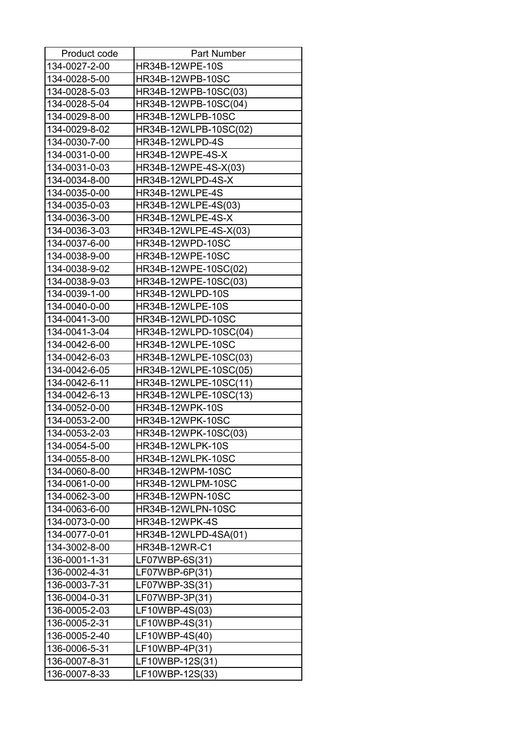| Product code | Part Number |
|---|---|
| 134-0027-2-00 | HR34B-12WPE-10S |
| 134-0028-5-00 | HR34B-12WPB-10SC |
| 134-0028-5-03 | HR34B-12WPB-10SC(03) |
| 134-0028-5-04 | HR34B-12WPB-10SC(04) |
| 134-0029-8-00 | HR34B-12WLPB-10SC |
| 134-0029-8-02 | HR34B-12WLPB-10SC(02) |
| 134-0030-7-00 | HR34B-12WLPD-4S |
| 134-0031-0-00 | HR34B-12WPE-4S-X |
| 134-0031-0-03 | HR34B-12WPE-4S-X(03) |
| 134-0034-8-00 | HR34B-12WLPD-4S-X |
| 134-0035-0-00 | HR34B-12WLPE-4S |
| 134-0035-0-03 | HR34B-12WLPE-4S(03) |
| 134-0036-3-00 | HR34B-12WLPE-4S-X |
| 134-0036-3-03 | HR34B-12WLPE-4S-X(03) |
| 134-0037-6-00 | HR34B-12WPD-10SC |
| 134-0038-9-00 | HR34B-12WPE-10SC |
| 134-0038-9-02 | HR34B-12WPE-10SC(02) |
| 134-0038-9-03 | HR34B-12WPE-10SC(03) |
| 134-0039-1-00 | HR34B-12WLPD-10S |
| 134-0040-0-00 | HR34B-12WLPE-10S |
| 134-0041-3-00 | HR34B-12WLPD-10SC |
| 134-0041-3-04 | HR34B-12WLPD-10SC(04) |
| 134-0042-6-00 | HR34B-12WLPE-10SC |
| 134-0042-6-03 | HR34B-12WLPE-10SC(03) |
| 134-0042-6-05 | HR34B-12WLPE-10SC(05) |
| 134-0042-6-11 | HR34B-12WLPE-10SC(11) |
| 134-0042-6-13 | HR34B-12WLPE-10SC(13) |
| 134-0052-0-00 | HR34B-12WPK-10S |
| 134-0053-2-00 | HR34B-12WPK-10SC |
| 134-0053-2-03 | HR34B-12WPK-10SC(03) |
| 134-0054-5-00 | HR34B-12WLPK-10S |
| 134-0055-8-00 | HR34B-12WLPK-10SC |
| 134-0060-8-00 | HR34B-12WPM-10SC |
| 134-0061-0-00 | HR34B-12WLPM-10SC |
| 134-0062-3-00 | HR34B-12WPN-10SC |
| 134-0063-6-00 | HR34B-12WLPN-10SC |
| 134-0073-0-00 | HR34B-12WPK-4S |
| 134-0077-0-01 | HR34B-12WLPD-4SA(01) |
| 134-3002-8-00 | HR34B-12WR-C1 |
| 136-0001-1-31 | LF07WBP-6S(31) |
| 136-0002-4-31 | LF07WBP-6P(31) |
| 136-0003-7-31 | LF07WBP-3S(31) |
| 136-0004-0-31 | LF07WBP-3P(31) |
| 136-0005-2-03 | LF10WBP-4S(03) |
| 136-0005-2-31 | LF10WBP-4S(31) |
| 136-0005-2-40 | LF10WBP-4S(40) |
| 136-0006-5-31 | LF10WBP-4P(31) |
| 136-0007-8-31 | LF10WBP-12S(31) |
| 136-0007-8-33 | LF10WBP-12S(33) |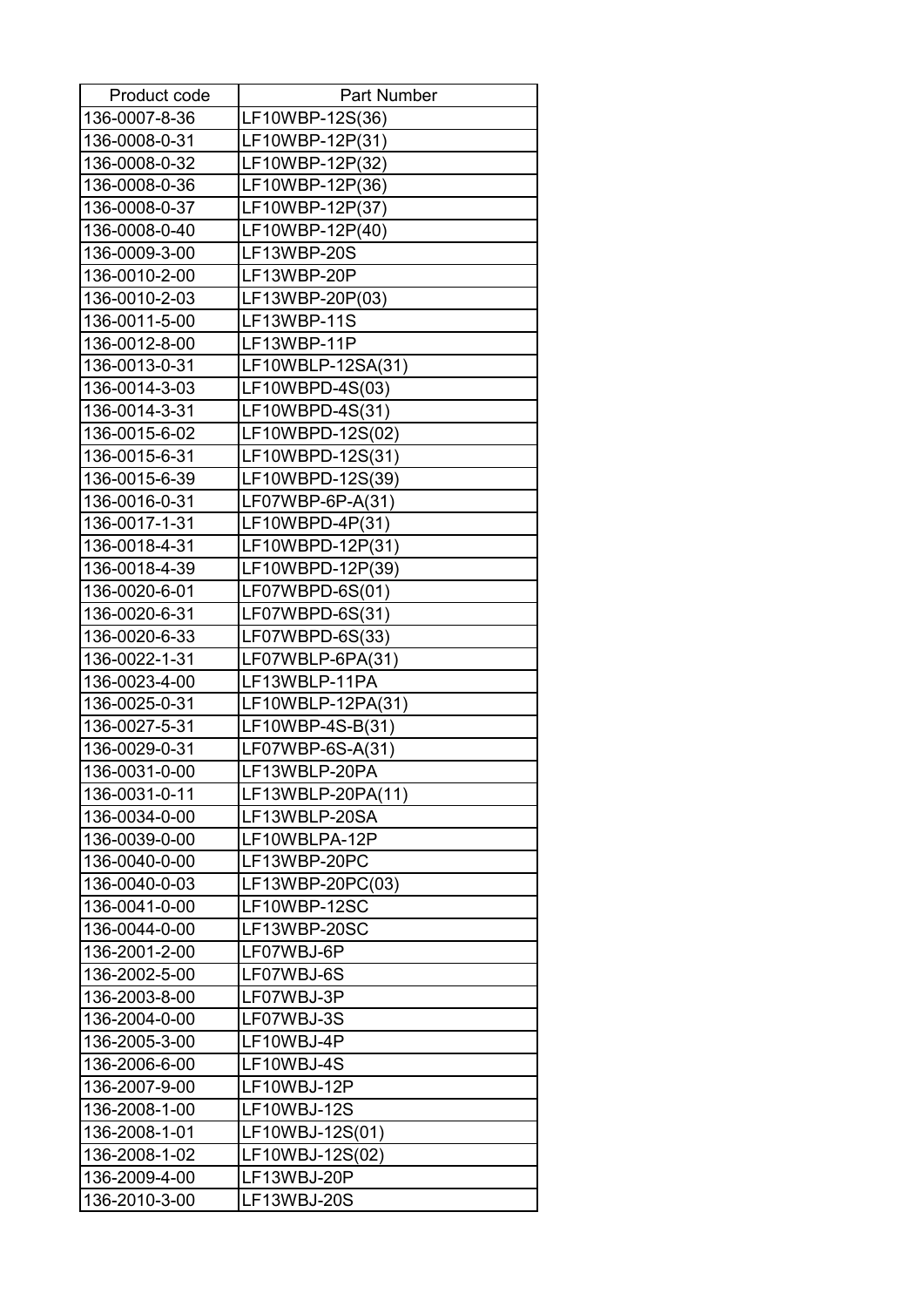| Product code | Part Number |
|---|---|
| 136-0007-8-36 | LF10WBP-12S(36) |
| 136-0008-0-31 | LF10WBP-12P(31) |
| 136-0008-0-32 | LF10WBP-12P(32) |
| 136-0008-0-36 | LF10WBP-12P(36) |
| 136-0008-0-37 | LF10WBP-12P(37) |
| 136-0008-0-40 | LF10WBP-12P(40) |
| 136-0009-3-00 | LF13WBP-20S |
| 136-0010-2-00 | LF13WBP-20P |
| 136-0010-2-03 | LF13WBP-20P(03) |
| 136-0011-5-00 | LF13WBP-11S |
| 136-0012-8-00 | LF13WBP-11P |
| 136-0013-0-31 | LF10WBLP-12SA(31) |
| 136-0014-3-03 | LF10WBPD-4S(03) |
| 136-0014-3-31 | LF10WBPD-4S(31) |
| 136-0015-6-02 | LF10WBPD-12S(02) |
| 136-0015-6-31 | LF10WBPD-12S(31) |
| 136-0015-6-39 | LF10WBPD-12S(39) |
| 136-0016-0-31 | LF07WBP-6P-A(31) |
| 136-0017-1-31 | LF10WBPD-4P(31) |
| 136-0018-4-31 | LF10WBPD-12P(31) |
| 136-0018-4-39 | LF10WBPD-12P(39) |
| 136-0020-6-01 | LF07WBPD-6S(01) |
| 136-0020-6-31 | LF07WBPD-6S(31) |
| 136-0020-6-33 | LF07WBPD-6S(33) |
| 136-0022-1-31 | LF07WBLP-6PA(31) |
| 136-0023-4-00 | LF13WBLP-11PA |
| 136-0025-0-31 | LF10WBLP-12PA(31) |
| 136-0027-5-31 | LF10WBP-4S-B(31) |
| 136-0029-0-31 | LF07WBP-6S-A(31) |
| 136-0031-0-00 | LF13WBLP-20PA |
| 136-0031-0-11 | LF13WBLP-20PA(11) |
| 136-0034-0-00 | LF13WBLP-20SA |
| 136-0039-0-00 | LF10WBLPA-12P |
| 136-0040-0-00 | LF13WBP-20PC |
| 136-0040-0-03 | LF13WBP-20PC(03) |
| 136-0041-0-00 | LF10WBP-12SC |
| 136-0044-0-00 | LF13WBP-20SC |
| 136-2001-2-00 | LF07WBJ-6P |
| 136-2002-5-00 | LF07WBJ-6S |
| 136-2003-8-00 | LF07WBJ-3P |
| 136-2004-0-00 | LF07WBJ-3S |
| 136-2005-3-00 | LF10WBJ-4P |
| 136-2006-6-00 | LF10WBJ-4S |
| 136-2007-9-00 | LF10WBJ-12P |
| 136-2008-1-00 | LF10WBJ-12S |
| 136-2008-1-01 | LF10WBJ-12S(01) |
| 136-2008-1-02 | LF10WBJ-12S(02) |
| 136-2009-4-00 | LF13WBJ-20P |
| 136-2010-3-00 | LF13WBJ-20S |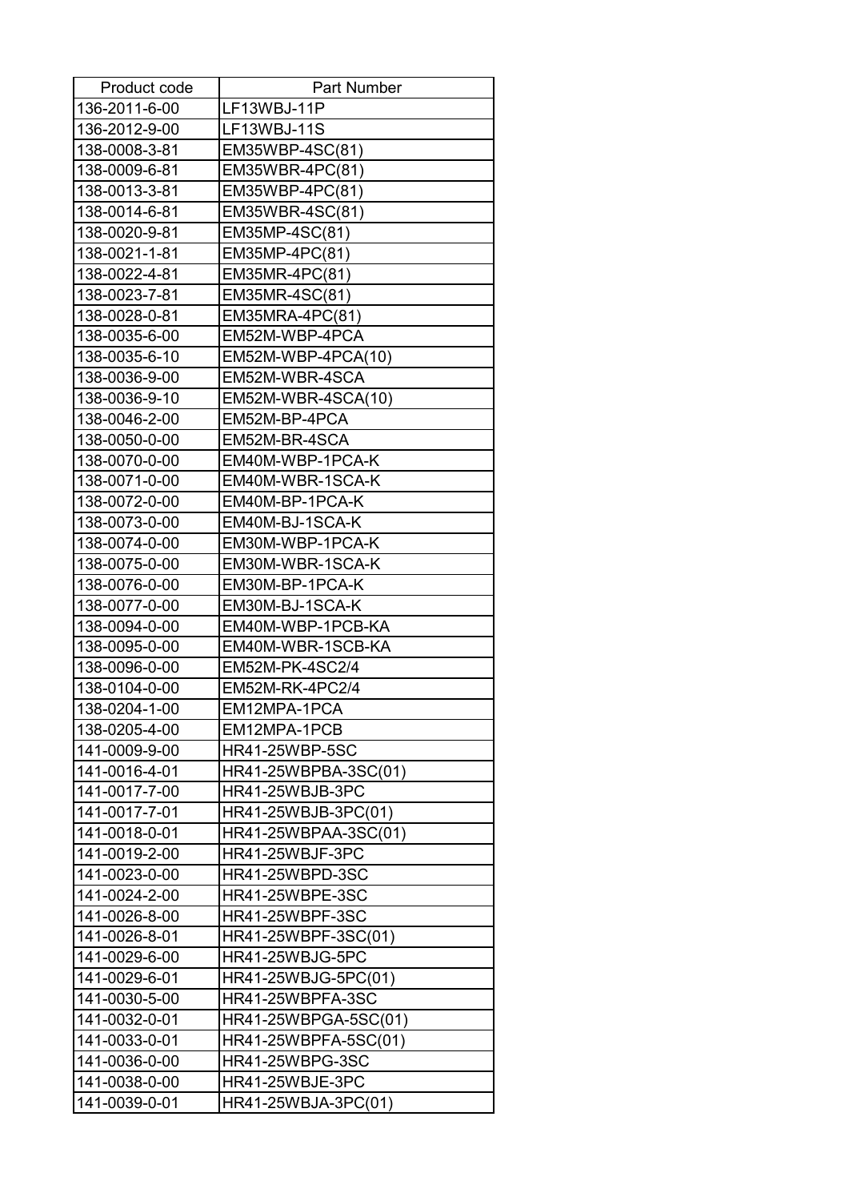| Product code | Part Number |
|---|---|
| 136-2011-6-00 | LF13WBJ-11P |
| 136-2012-9-00 | LF13WBJ-11S |
| 138-0008-3-81 | EM35WBP-4SC(81) |
| 138-0009-6-81 | EM35WBR-4PC(81) |
| 138-0013-3-81 | EM35WBP-4PC(81) |
| 138-0014-6-81 | EM35WBR-4SC(81) |
| 138-0020-9-81 | EM35MP-4SC(81) |
| 138-0021-1-81 | EM35MP-4PC(81) |
| 138-0022-4-81 | EM35MR-4PC(81) |
| 138-0023-7-81 | EM35MR-4SC(81) |
| 138-0028-0-81 | EM35MRA-4PC(81) |
| 138-0035-6-00 | EM52M-WBP-4PCA |
| 138-0035-6-10 | EM52M-WBP-4PCA(10) |
| 138-0036-9-00 | EM52M-WBR-4SCA |
| 138-0036-9-10 | EM52M-WBR-4SCA(10) |
| 138-0046-2-00 | EM52M-BP-4PCA |
| 138-0050-0-00 | EM52M-BR-4SCA |
| 138-0070-0-00 | EM40M-WBP-1PCA-K |
| 138-0071-0-00 | EM40M-WBR-1SCA-K |
| 138-0072-0-00 | EM40M-BP-1PCA-K |
| 138-0073-0-00 | EM40M-BJ-1SCA-K |
| 138-0074-0-00 | EM30M-WBP-1PCA-K |
| 138-0075-0-00 | EM30M-WBR-1SCA-K |
| 138-0076-0-00 | EM30M-BP-1PCA-K |
| 138-0077-0-00 | EM30M-BJ-1SCA-K |
| 138-0094-0-00 | EM40M-WBP-1PCB-KA |
| 138-0095-0-00 | EM40M-WBR-1SCB-KA |
| 138-0096-0-00 | EM52M-PK-4SC2/4 |
| 138-0104-0-00 | EM52M-RK-4PC2/4 |
| 138-0204-1-00 | EM12MPA-1PCA |
| 138-0205-4-00 | EM12MPA-1PCB |
| 141-0009-9-00 | HR41-25WBP-5SC |
| 141-0016-4-01 | HR41-25WBPBA-3SC(01) |
| 141-0017-7-00 | HR41-25WBJB-3PC |
| 141-0017-7-01 | HR41-25WBJB-3PC(01) |
| 141-0018-0-01 | HR41-25WBPAA-3SC(01) |
| 141-0019-2-00 | HR41-25WBJF-3PC |
| 141-0023-0-00 | HR41-25WBPD-3SC |
| 141-0024-2-00 | HR41-25WBPE-3SC |
| 141-0026-8-00 | HR41-25WBPF-3SC |
| 141-0026-8-01 | HR41-25WBPF-3SC(01) |
| 141-0029-6-00 | HR41-25WBJG-5PC |
| 141-0029-6-01 | HR41-25WBJG-5PC(01) |
| 141-0030-5-00 | HR41-25WBPFA-3SC |
| 141-0032-0-01 | HR41-25WBPGA-5SC(01) |
| 141-0033-0-01 | HR41-25WBPFA-5SC(01) |
| 141-0036-0-00 | HR41-25WBPG-3SC |
| 141-0038-0-00 | HR41-25WBJE-3PC |
| 141-0039-0-01 | HR41-25WBJA-3PC(01) |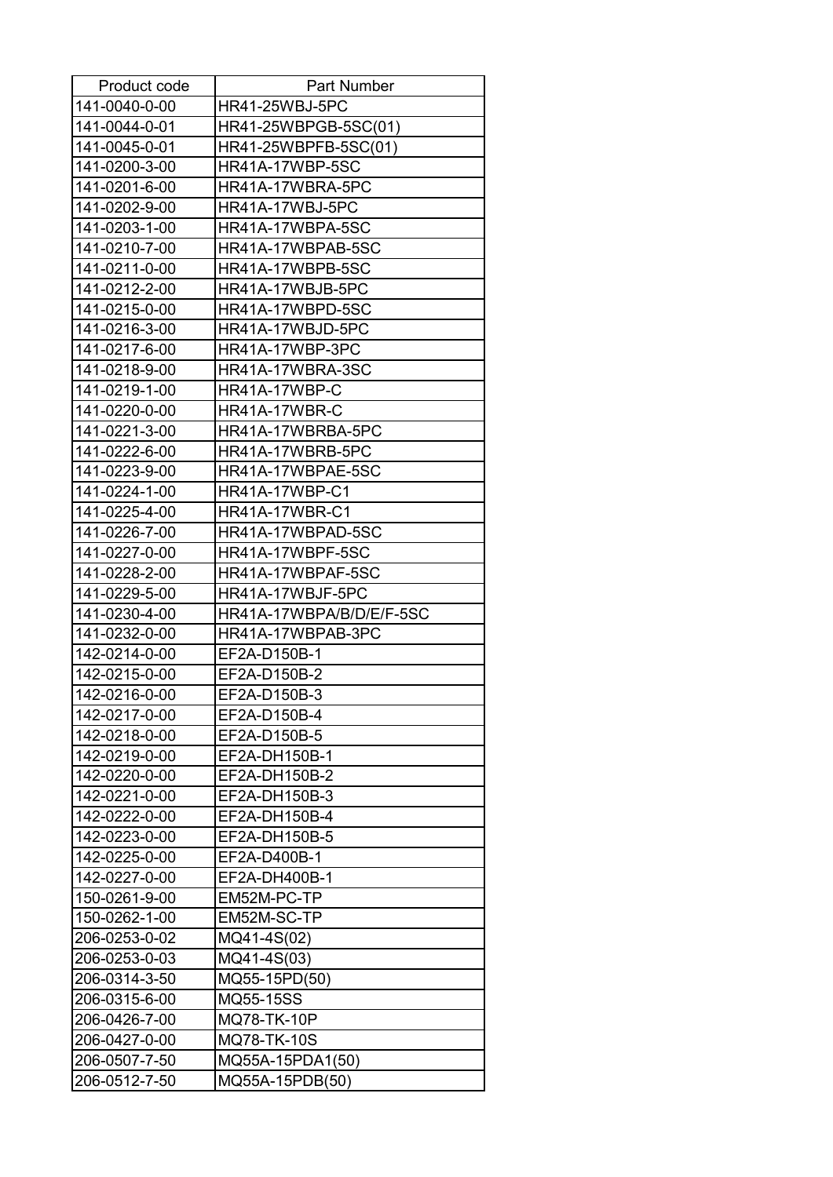| Product code | Part Number |
|---|---|
| 141-0040-0-00 | HR41-25WBJ-5PC |
| 141-0044-0-01 | HR41-25WBPGB-5SC(01) |
| 141-0045-0-01 | HR41-25WBPFB-5SC(01) |
| 141-0200-3-00 | HR41A-17WBP-5SC |
| 141-0201-6-00 | HR41A-17WBRA-5PC |
| 141-0202-9-00 | HR41A-17WBJ-5PC |
| 141-0203-1-00 | HR41A-17WBPA-5SC |
| 141-0210-7-00 | HR41A-17WBPAB-5SC |
| 141-0211-0-00 | HR41A-17WBPB-5SC |
| 141-0212-2-00 | HR41A-17WBJB-5PC |
| 141-0215-0-00 | HR41A-17WBPD-5SC |
| 141-0216-3-00 | HR41A-17WBJD-5PC |
| 141-0217-6-00 | HR41A-17WBP-3PC |
| 141-0218-9-00 | HR41A-17WBRA-3SC |
| 141-0219-1-00 | HR41A-17WBP-C |
| 141-0220-0-00 | HR41A-17WBR-C |
| 141-0221-3-00 | HR41A-17WBRBA-5PC |
| 141-0222-6-00 | HR41A-17WBRB-5PC |
| 141-0223-9-00 | HR41A-17WBPAE-5SC |
| 141-0224-1-00 | HR41A-17WBP-C1 |
| 141-0225-4-00 | HR41A-17WBR-C1 |
| 141-0226-7-00 | HR41A-17WBPAD-5SC |
| 141-0227-0-00 | HR41A-17WBPF-5SC |
| 141-0228-2-00 | HR41A-17WBPAF-5SC |
| 141-0229-5-00 | HR41A-17WBJF-5PC |
| 141-0230-4-00 | HR41A-17WBPA/B/D/E/F-5SC |
| 141-0232-0-00 | HR41A-17WBPAB-3PC |
| 142-0214-0-00 | EF2A-D150B-1 |
| 142-0215-0-00 | EF2A-D150B-2 |
| 142-0216-0-00 | EF2A-D150B-3 |
| 142-0217-0-00 | EF2A-D150B-4 |
| 142-0218-0-00 | EF2A-D150B-5 |
| 142-0219-0-00 | EF2A-DH150B-1 |
| 142-0220-0-00 | EF2A-DH150B-2 |
| 142-0221-0-00 | EF2A-DH150B-3 |
| 142-0222-0-00 | EF2A-DH150B-4 |
| 142-0223-0-00 | EF2A-DH150B-5 |
| 142-0225-0-00 | EF2A-D400B-1 |
| 142-0227-0-00 | EF2A-DH400B-1 |
| 150-0261-9-00 | EM52M-PC-TP |
| 150-0262-1-00 | EM52M-SC-TP |
| 206-0253-0-02 | MQ41-4S(02) |
| 206-0253-0-03 | MQ41-4S(03) |
| 206-0314-3-50 | MQ55-15PD(50) |
| 206-0315-6-00 | MQ55-15SS |
| 206-0426-7-00 | MQ78-TK-10P |
| 206-0427-0-00 | MQ78-TK-10S |
| 206-0507-7-50 | MQ55A-15PDA1(50) |
| 206-0512-7-50 | MQ55A-15PDB(50) |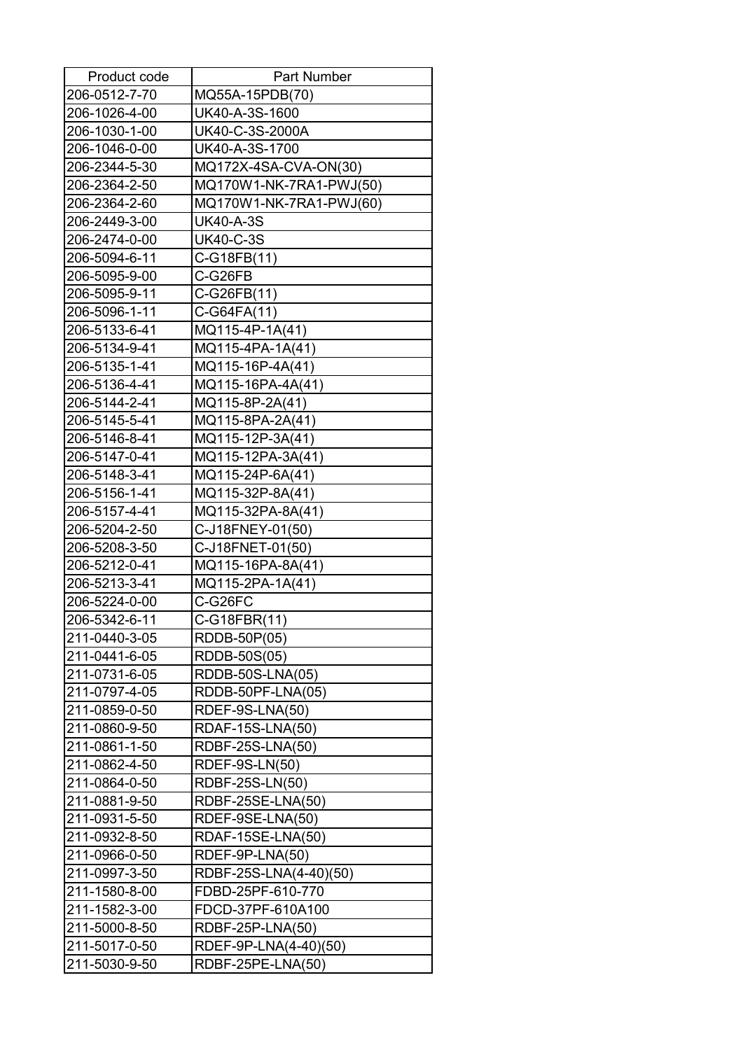| Product code | Part Number |
| --- | --- |
| 206-0512-7-70 | MQ55A-15PDB(70) |
| 206-1026-4-00 | UK40-A-3S-1600 |
| 206-1030-1-00 | UK40-C-3S-2000A |
| 206-1046-0-00 | UK40-A-3S-1700 |
| 206-2344-5-30 | MQ172X-4SA-CVA-ON(30) |
| 206-2364-2-50 | MQ170W1-NK-7RA1-PWJ(50) |
| 206-2364-2-60 | MQ170W1-NK-7RA1-PWJ(60) |
| 206-2449-3-00 | UK40-A-3S |
| 206-2474-0-00 | UK40-C-3S |
| 206-5094-6-11 | C-G18FB(11) |
| 206-5095-9-00 | C-G26FB |
| 206-5095-9-11 | C-G26FB(11) |
| 206-5096-1-11 | C-G64FA(11) |
| 206-5133-6-41 | MQ115-4P-1A(41) |
| 206-5134-9-41 | MQ115-4PA-1A(41) |
| 206-5135-1-41 | MQ115-16P-4A(41) |
| 206-5136-4-41 | MQ115-16PA-4A(41) |
| 206-5144-2-41 | MQ115-8P-2A(41) |
| 206-5145-5-41 | MQ115-8PA-2A(41) |
| 206-5146-8-41 | MQ115-12P-3A(41) |
| 206-5147-0-41 | MQ115-12PA-3A(41) |
| 206-5148-3-41 | MQ115-24P-6A(41) |
| 206-5156-1-41 | MQ115-32P-8A(41) |
| 206-5157-4-41 | MQ115-32PA-8A(41) |
| 206-5204-2-50 | C-J18FNEY-01(50) |
| 206-5208-3-50 | C-J18FNET-01(50) |
| 206-5212-0-41 | MQ115-16PA-8A(41) |
| 206-5213-3-41 | MQ115-2PA-1A(41) |
| 206-5224-0-00 | C-G26FC |
| 206-5342-6-11 | C-G18FBR(11) |
| 211-0440-3-05 | RDDB-50P(05) |
| 211-0441-6-05 | RDDB-50S(05) |
| 211-0731-6-05 | RDDB-50S-LNA(05) |
| 211-0797-4-05 | RDDB-50PF-LNA(05) |
| 211-0859-0-50 | RDEF-9S-LNA(50) |
| 211-0860-9-50 | RDAF-15S-LNA(50) |
| 211-0861-1-50 | RDBF-25S-LNA(50) |
| 211-0862-4-50 | RDEF-9S-LN(50) |
| 211-0864-0-50 | RDBF-25S-LN(50) |
| 211-0881-9-50 | RDBF-25SE-LNA(50) |
| 211-0931-5-50 | RDEF-9SE-LNA(50) |
| 211-0932-8-50 | RDAF-15SE-LNA(50) |
| 211-0966-0-50 | RDEF-9P-LNA(50) |
| 211-0997-3-50 | RDBF-25S-LNA(4-40)(50) |
| 211-1580-8-00 | FDBD-25PF-610-770 |
| 211-1582-3-00 | FDCD-37PF-610A100 |
| 211-5000-8-50 | RDBF-25P-LNA(50) |
| 211-5017-0-50 | RDEF-9P-LNA(4-40)(50) |
| 211-5030-9-50 | RDBF-25PE-LNA(50) |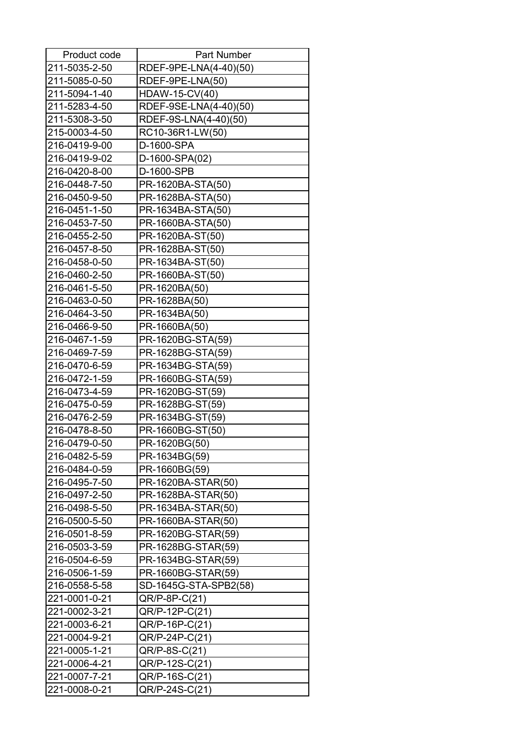| Product code | Part Number |
|---|---|
| 211-5035-2-50 | RDEF-9PE-LNA(4-40)(50) |
| 211-5085-0-50 | RDEF-9PE-LNA(50) |
| 211-5094-1-40 | HDAW-15-CV(40) |
| 211-5283-4-50 | RDEF-9SE-LNA(4-40)(50) |
| 211-5308-3-50 | RDEF-9S-LNA(4-40)(50) |
| 215-0003-4-50 | RC10-36R1-LW(50) |
| 216-0419-9-00 | D-1600-SPA |
| 216-0419-9-02 | D-1600-SPA(02) |
| 216-0420-8-00 | D-1600-SPB |
| 216-0448-7-50 | PR-1620BA-STA(50) |
| 216-0450-9-50 | PR-1628BA-STA(50) |
| 216-0451-1-50 | PR-1634BA-STA(50) |
| 216-0453-7-50 | PR-1660BA-STA(50) |
| 216-0455-2-50 | PR-1620BA-ST(50) |
| 216-0457-8-50 | PR-1628BA-ST(50) |
| 216-0458-0-50 | PR-1634BA-ST(50) |
| 216-0460-2-50 | PR-1660BA-ST(50) |
| 216-0461-5-50 | PR-1620BA(50) |
| 216-0463-0-50 | PR-1628BA(50) |
| 216-0464-3-50 | PR-1634BA(50) |
| 216-0466-9-50 | PR-1660BA(50) |
| 216-0467-1-59 | PR-1620BG-STA(59) |
| 216-0469-7-59 | PR-1628BG-STA(59) |
| 216-0470-6-59 | PR-1634BG-STA(59) |
| 216-0472-1-59 | PR-1660BG-STA(59) |
| 216-0473-4-59 | PR-1620BG-ST(59) |
| 216-0475-0-59 | PR-1628BG-ST(59) |
| 216-0476-2-59 | PR-1634BG-ST(59) |
| 216-0478-8-50 | PR-1660BG-ST(50) |
| 216-0479-0-50 | PR-1620BG(50) |
| 216-0482-5-59 | PR-1634BG(59) |
| 216-0484-0-59 | PR-1660BG(59) |
| 216-0495-7-50 | PR-1620BA-STAR(50) |
| 216-0497-2-50 | PR-1628BA-STAR(50) |
| 216-0498-5-50 | PR-1634BA-STAR(50) |
| 216-0500-5-50 | PR-1660BA-STAR(50) |
| 216-0501-8-59 | PR-1620BG-STAR(59) |
| 216-0503-3-59 | PR-1628BG-STAR(59) |
| 216-0504-6-59 | PR-1634BG-STAR(59) |
| 216-0506-1-59 | PR-1660BG-STAR(59) |
| 216-0558-5-58 | SD-1645G-STA-SPB2(58) |
| 221-0001-0-21 | QR/P-8P-C(21) |
| 221-0002-3-21 | QR/P-12P-C(21) |
| 221-0003-6-21 | QR/P-16P-C(21) |
| 221-0004-9-21 | QR/P-24P-C(21) |
| 221-0005-1-21 | QR/P-8S-C(21) |
| 221-0006-4-21 | QR/P-12S-C(21) |
| 221-0007-7-21 | QR/P-16S-C(21) |
| 221-0008-0-21 | QR/P-24S-C(21) |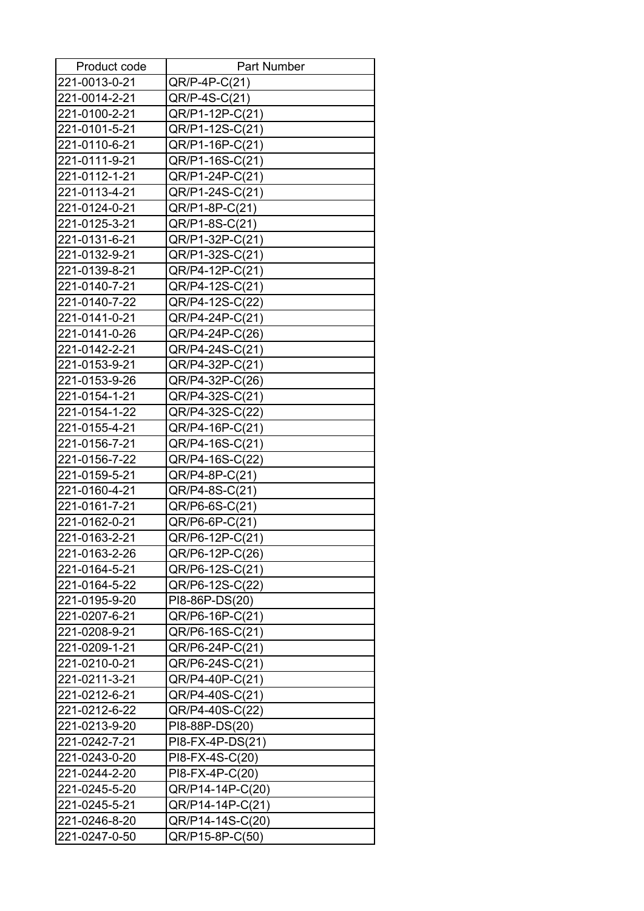| Product code | Part Number |
| --- | --- |
| 221-0013-0-21 | QR/P-4P-C(21) |
| 221-0014-2-21 | QR/P-4S-C(21) |
| 221-0100-2-21 | QR/P1-12P-C(21) |
| 221-0101-5-21 | QR/P1-12S-C(21) |
| 221-0110-6-21 | QR/P1-16P-C(21) |
| 221-0111-9-21 | QR/P1-16S-C(21) |
| 221-0112-1-21 | QR/P1-24P-C(21) |
| 221-0113-4-21 | QR/P1-24S-C(21) |
| 221-0124-0-21 | QR/P1-8P-C(21) |
| 221-0125-3-21 | QR/P1-8S-C(21) |
| 221-0131-6-21 | QR/P1-32P-C(21) |
| 221-0132-9-21 | QR/P1-32S-C(21) |
| 221-0139-8-21 | QR/P4-12P-C(21) |
| 221-0140-7-21 | QR/P4-12S-C(21) |
| 221-0140-7-22 | QR/P4-12S-C(22) |
| 221-0141-0-21 | QR/P4-24P-C(21) |
| 221-0141-0-26 | QR/P4-24P-C(26) |
| 221-0142-2-21 | QR/P4-24S-C(21) |
| 221-0153-9-21 | QR/P4-32P-C(21) |
| 221-0153-9-26 | QR/P4-32P-C(26) |
| 221-0154-1-21 | QR/P4-32S-C(21) |
| 221-0154-1-22 | QR/P4-32S-C(22) |
| 221-0155-4-21 | QR/P4-16P-C(21) |
| 221-0156-7-21 | QR/P4-16S-C(21) |
| 221-0156-7-22 | QR/P4-16S-C(22) |
| 221-0159-5-21 | QR/P4-8P-C(21) |
| 221-0160-4-21 | QR/P4-8S-C(21) |
| 221-0161-7-21 | QR/P6-6S-C(21) |
| 221-0162-0-21 | QR/P6-6P-C(21) |
| 221-0163-2-21 | QR/P6-12P-C(21) |
| 221-0163-2-26 | QR/P6-12P-C(26) |
| 221-0164-5-21 | QR/P6-12S-C(21) |
| 221-0164-5-22 | QR/P6-12S-C(22) |
| 221-0195-9-20 | PI8-86P-DS(20) |
| 221-0207-6-21 | QR/P6-16P-C(21) |
| 221-0208-9-21 | QR/P6-16S-C(21) |
| 221-0209-1-21 | QR/P6-24P-C(21) |
| 221-0210-0-21 | QR/P6-24S-C(21) |
| 221-0211-3-21 | QR/P4-40P-C(21) |
| 221-0212-6-21 | QR/P4-40S-C(21) |
| 221-0212-6-22 | QR/P4-40S-C(22) |
| 221-0213-9-20 | PI8-88P-DS(20) |
| 221-0242-7-21 | PI8-FX-4P-DS(21) |
| 221-0243-0-20 | PI8-FX-4S-C(20) |
| 221-0244-2-20 | PI8-FX-4P-C(20) |
| 221-0245-5-20 | QR/P14-14P-C(20) |
| 221-0245-5-21 | QR/P14-14P-C(21) |
| 221-0246-8-20 | QR/P14-14S-C(20) |
| 221-0247-0-50 | QR/P15-8P-C(50) |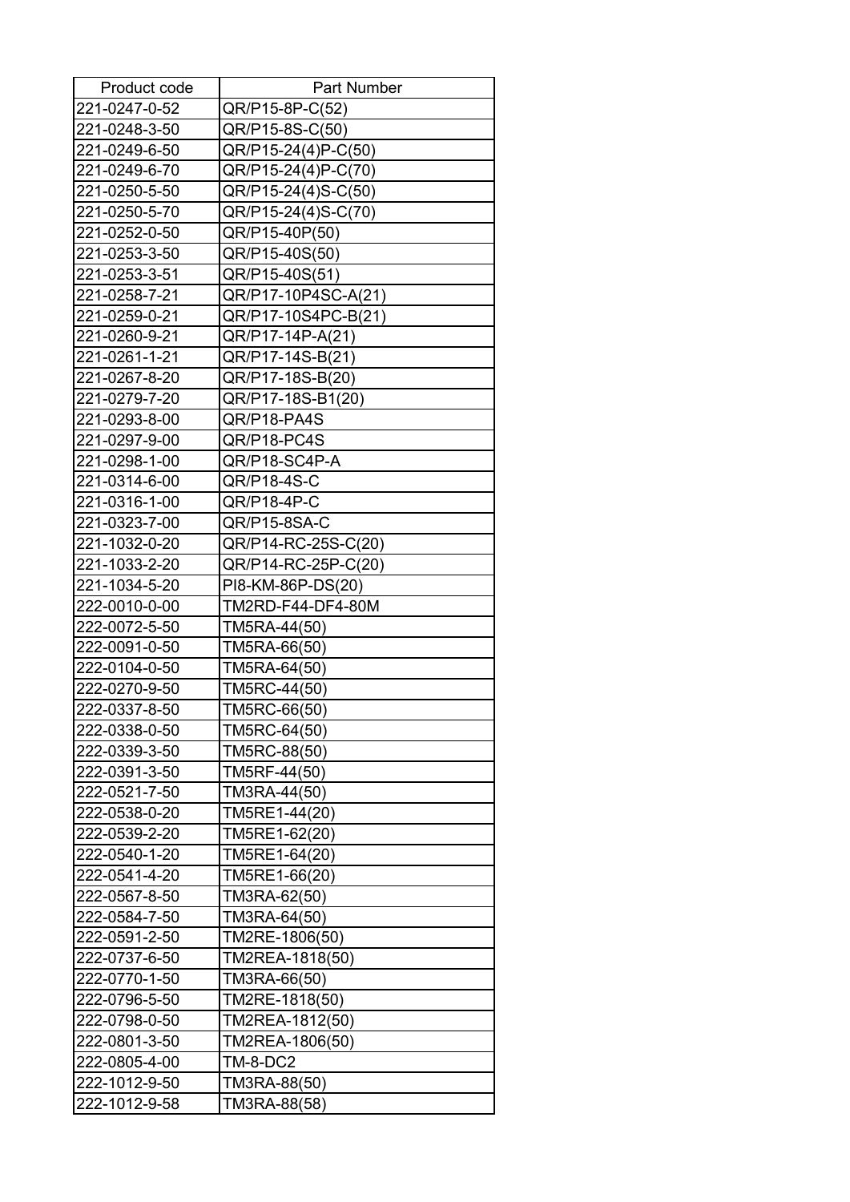| Product code | Part Number |
|---|---|
| 221-0247-0-52 | QR/P15-8P-C(52) |
| 221-0248-3-50 | QR/P15-8S-C(50) |
| 221-0249-6-50 | QR/P15-24(4)P-C(50) |
| 221-0249-6-70 | QR/P15-24(4)P-C(70) |
| 221-0250-5-50 | QR/P15-24(4)S-C(50) |
| 221-0250-5-70 | QR/P15-24(4)S-C(70) |
| 221-0252-0-50 | QR/P15-40P(50) |
| 221-0253-3-50 | QR/P15-40S(50) |
| 221-0253-3-51 | QR/P15-40S(51) |
| 221-0258-7-21 | QR/P17-10P4SC-A(21) |
| 221-0259-0-21 | QR/P17-10S4PC-B(21) |
| 221-0260-9-21 | QR/P17-14P-A(21) |
| 221-0261-1-21 | QR/P17-14S-B(21) |
| 221-0267-8-20 | QR/P17-18S-B(20) |
| 221-0279-7-20 | QR/P17-18S-B1(20) |
| 221-0293-8-00 | QR/P18-PA4S |
| 221-0297-9-00 | QR/P18-PC4S |
| 221-0298-1-00 | QR/P18-SC4P-A |
| 221-0314-6-00 | QR/P18-4S-C |
| 221-0316-1-00 | QR/P18-4P-C |
| 221-0323-7-00 | QR/P15-8SA-C |
| 221-1032-0-20 | QR/P14-RC-25S-C(20) |
| 221-1033-2-20 | QR/P14-RC-25P-C(20) |
| 221-1034-5-20 | PI8-KM-86P-DS(20) |
| 222-0010-0-00 | TM2RD-F44-DF4-80M |
| 222-0072-5-50 | TM5RA-44(50) |
| 222-0091-0-50 | TM5RA-66(50) |
| 222-0104-0-50 | TM5RA-64(50) |
| 222-0270-9-50 | TM5RC-44(50) |
| 222-0337-8-50 | TM5RC-66(50) |
| 222-0338-0-50 | TM5RC-64(50) |
| 222-0339-3-50 | TM5RC-88(50) |
| 222-0391-3-50 | TM5RF-44(50) |
| 222-0521-7-50 | TM3RA-44(50) |
| 222-0538-0-20 | TM5RE1-44(20) |
| 222-0539-2-20 | TM5RE1-62(20) |
| 222-0540-1-20 | TM5RE1-64(20) |
| 222-0541-4-20 | TM5RE1-66(20) |
| 222-0567-8-50 | TM3RA-62(50) |
| 222-0584-7-50 | TM3RA-64(50) |
| 222-0591-2-50 | TM2RE-1806(50) |
| 222-0737-6-50 | TM2REA-1818(50) |
| 222-0770-1-50 | TM3RA-66(50) |
| 222-0796-5-50 | TM2RE-1818(50) |
| 222-0798-0-50 | TM2REA-1812(50) |
| 222-0801-3-50 | TM2REA-1806(50) |
| 222-0805-4-00 | TM-8-DC2 |
| 222-1012-9-50 | TM3RA-88(50) |
| 222-1012-9-58 | TM3RA-88(58) |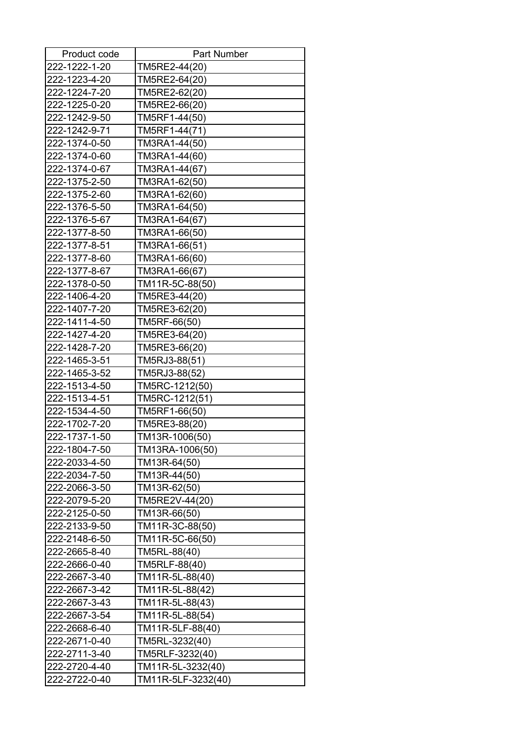| Product code | Part Number |
|---|---|
| 222-1222-1-20 | TM5RE2-44(20) |
| 222-1223-4-20 | TM5RE2-64(20) |
| 222-1224-7-20 | TM5RE2-62(20) |
| 222-1225-0-20 | TM5RE2-66(20) |
| 222-1242-9-50 | TM5RF1-44(50) |
| 222-1242-9-71 | TM5RF1-44(71) |
| 222-1374-0-50 | TM3RA1-44(50) |
| 222-1374-0-60 | TM3RA1-44(60) |
| 222-1374-0-67 | TM3RA1-44(67) |
| 222-1375-2-50 | TM3RA1-62(50) |
| 222-1375-2-60 | TM3RA1-62(60) |
| 222-1376-5-50 | TM3RA1-64(50) |
| 222-1376-5-67 | TM3RA1-64(67) |
| 222-1377-8-50 | TM3RA1-66(50) |
| 222-1377-8-51 | TM3RA1-66(51) |
| 222-1377-8-60 | TM3RA1-66(60) |
| 222-1377-8-67 | TM3RA1-66(67) |
| 222-1378-0-50 | TM11R-5C-88(50) |
| 222-1406-4-20 | TM5RE3-44(20) |
| 222-1407-7-20 | TM5RE3-62(20) |
| 222-1411-4-50 | TM5RF-66(50) |
| 222-1427-4-20 | TM5RE3-64(20) |
| 222-1428-7-20 | TM5RE3-66(20) |
| 222-1465-3-51 | TM5RJ3-88(51) |
| 222-1465-3-52 | TM5RJ3-88(52) |
| 222-1513-4-50 | TM5RC-1212(50) |
| 222-1513-4-51 | TM5RC-1212(51) |
| 222-1534-4-50 | TM5RF1-66(50) |
| 222-1702-7-20 | TM5RE3-88(20) |
| 222-1737-1-50 | TM13R-1006(50) |
| 222-1804-7-50 | TM13RA-1006(50) |
| 222-2033-4-50 | TM13R-64(50) |
| 222-2034-7-50 | TM13R-44(50) |
| 222-2066-3-50 | TM13R-62(50) |
| 222-2079-5-20 | TM5RE2V-44(20) |
| 222-2125-0-50 | TM13R-66(50) |
| 222-2133-9-50 | TM11R-3C-88(50) |
| 222-2148-6-50 | TM11R-5C-66(50) |
| 222-2665-8-40 | TM5RL-88(40) |
| 222-2666-0-40 | TM5RLF-88(40) |
| 222-2667-3-40 | TM11R-5L-88(40) |
| 222-2667-3-42 | TM11R-5L-88(42) |
| 222-2667-3-43 | TM11R-5L-88(43) |
| 222-2667-3-54 | TM11R-5L-88(54) |
| 222-2668-6-40 | TM11R-5LF-88(40) |
| 222-2671-0-40 | TM5RL-3232(40) |
| 222-2711-3-40 | TM5RLF-3232(40) |
| 222-2720-4-40 | TM11R-5L-3232(40) |
| 222-2722-0-40 | TM11R-5LF-3232(40) |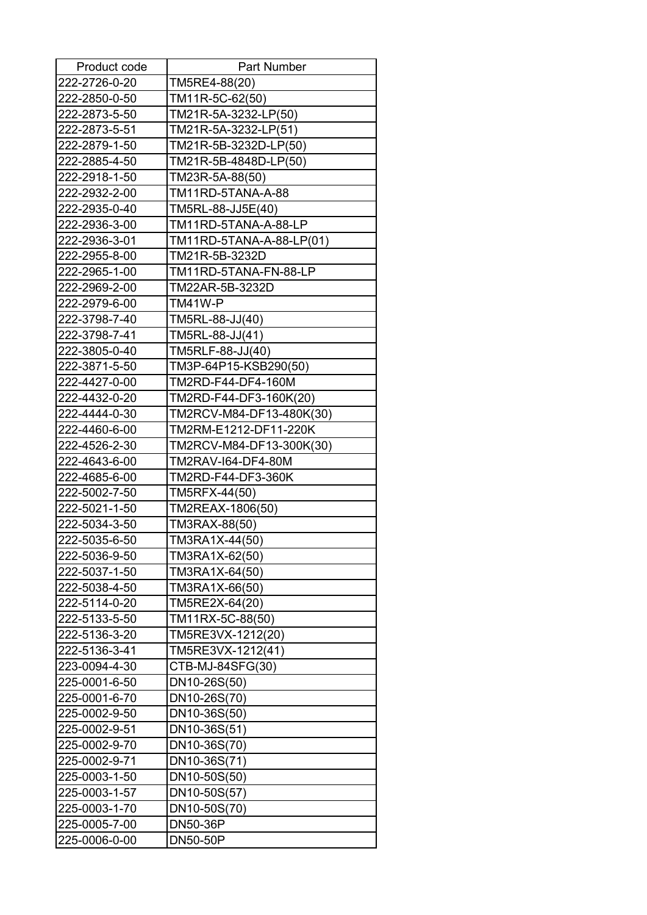| Product code | Part Number |
|---|---|
| 222-2726-0-20 | TM5RE4-88(20) |
| 222-2850-0-50 | TM11R-5C-62(50) |
| 222-2873-5-50 | TM21R-5A-3232-LP(50) |
| 222-2873-5-51 | TM21R-5A-3232-LP(51) |
| 222-2879-1-50 | TM21R-5B-3232D-LP(50) |
| 222-2885-4-50 | TM21R-5B-4848D-LP(50) |
| 222-2918-1-50 | TM23R-5A-88(50) |
| 222-2932-2-00 | TM11RD-5TANA-A-88 |
| 222-2935-0-40 | TM5RL-88-JJ5E(40) |
| 222-2936-3-00 | TM11RD-5TANA-A-88-LP |
| 222-2936-3-01 | TM11RD-5TANA-A-88-LP(01) |
| 222-2955-8-00 | TM21R-5B-3232D |
| 222-2965-1-00 | TM11RD-5TANA-FN-88-LP |
| 222-2969-2-00 | TM22AR-5B-3232D |
| 222-2979-6-00 | TM41W-P |
| 222-3798-7-40 | TM5RL-88-JJ(40) |
| 222-3798-7-41 | TM5RL-88-JJ(41) |
| 222-3805-0-40 | TM5RLF-88-JJ(40) |
| 222-3871-5-50 | TM3P-64P15-KSB290(50) |
| 222-4427-0-00 | TM2RD-F44-DF4-160M |
| 222-4432-0-20 | TM2RD-F44-DF3-160K(20) |
| 222-4444-0-30 | TM2RCV-M84-DF13-480K(30) |
| 222-4460-6-00 | TM2RM-E1212-DF11-220K |
| 222-4526-2-30 | TM2RCV-M84-DF13-300K(30) |
| 222-4643-6-00 | TM2RAV-I64-DF4-80M |
| 222-4685-6-00 | TM2RD-F44-DF3-360K |
| 222-5002-7-50 | TM5RFX-44(50) |
| 222-5021-1-50 | TM2REAX-1806(50) |
| 222-5034-3-50 | TM3RAX-88(50) |
| 222-5035-6-50 | TM3RA1X-44(50) |
| 222-5036-9-50 | TM3RA1X-62(50) |
| 222-5037-1-50 | TM3RA1X-64(50) |
| 222-5038-4-50 | TM3RA1X-66(50) |
| 222-5114-0-20 | TM5RE2X-64(20) |
| 222-5133-5-50 | TM11RX-5C-88(50) |
| 222-5136-3-20 | TM5RE3VX-1212(20) |
| 222-5136-3-41 | TM5RE3VX-1212(41) |
| 223-0094-4-30 | CTB-MJ-84SFG(30) |
| 225-0001-6-50 | DN10-26S(50) |
| 225-0001-6-70 | DN10-26S(70) |
| 225-0002-9-50 | DN10-36S(50) |
| 225-0002-9-51 | DN10-36S(51) |
| 225-0002-9-70 | DN10-36S(70) |
| 225-0002-9-71 | DN10-36S(71) |
| 225-0003-1-50 | DN10-50S(50) |
| 225-0003-1-57 | DN10-50S(57) |
| 225-0003-1-70 | DN10-50S(70) |
| 225-0005-7-00 | DN50-36P |
| 225-0006-0-00 | DN50-50P |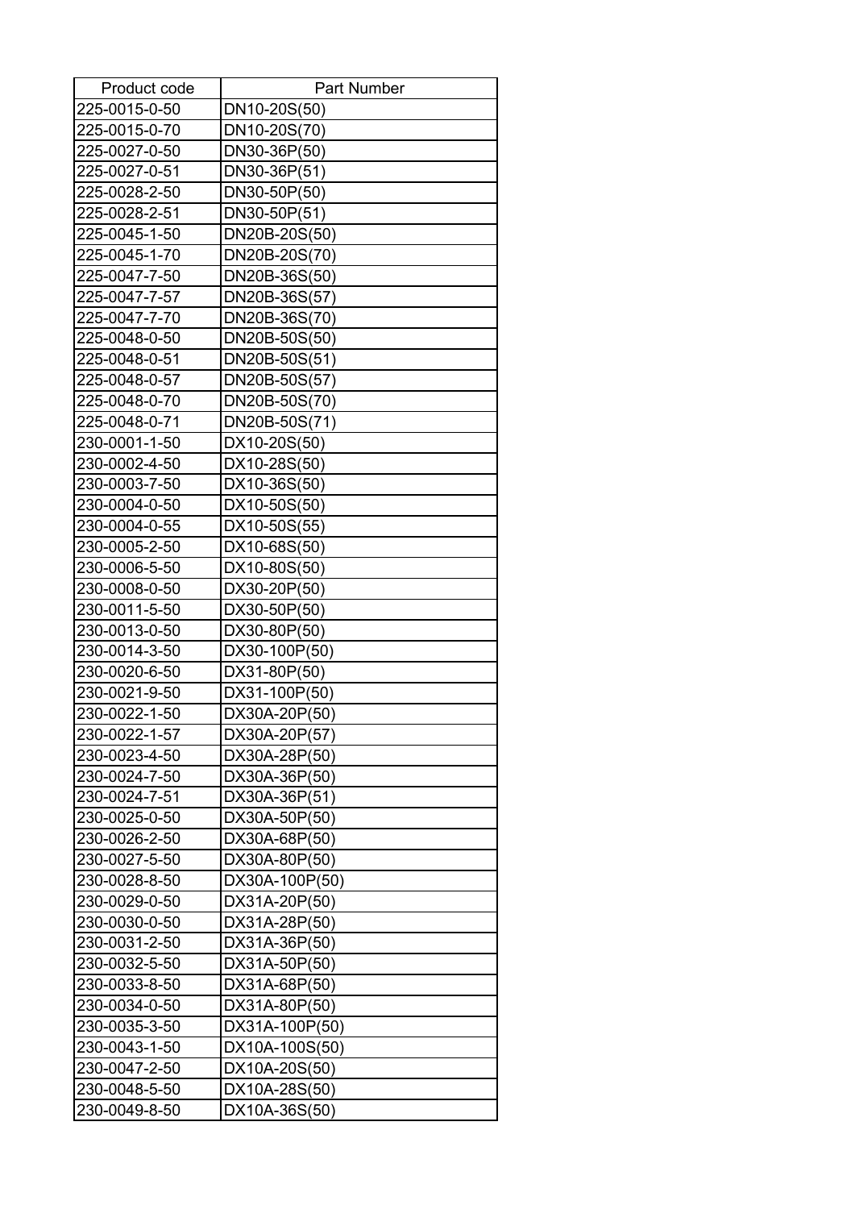| Product code | Part Number |
|---|---|
| 225-0015-0-50 | DN10-20S(50) |
| 225-0015-0-70 | DN10-20S(70) |
| 225-0027-0-50 | DN30-36P(50) |
| 225-0027-0-51 | DN30-36P(51) |
| 225-0028-2-50 | DN30-50P(50) |
| 225-0028-2-51 | DN30-50P(51) |
| 225-0045-1-50 | DN20B-20S(50) |
| 225-0045-1-70 | DN20B-20S(70) |
| 225-0047-7-50 | DN20B-36S(50) |
| 225-0047-7-57 | DN20B-36S(57) |
| 225-0047-7-70 | DN20B-36S(70) |
| 225-0048-0-50 | DN20B-50S(50) |
| 225-0048-0-51 | DN20B-50S(51) |
| 225-0048-0-57 | DN20B-50S(57) |
| 225-0048-0-70 | DN20B-50S(70) |
| 225-0048-0-71 | DN20B-50S(71) |
| 230-0001-1-50 | DX10-20S(50) |
| 230-0002-4-50 | DX10-28S(50) |
| 230-0003-7-50 | DX10-36S(50) |
| 230-0004-0-50 | DX10-50S(50) |
| 230-0004-0-55 | DX10-50S(55) |
| 230-0005-2-50 | DX10-68S(50) |
| 230-0006-5-50 | DX10-80S(50) |
| 230-0008-0-50 | DX30-20P(50) |
| 230-0011-5-50 | DX30-50P(50) |
| 230-0013-0-50 | DX30-80P(50) |
| 230-0014-3-50 | DX30-100P(50) |
| 230-0020-6-50 | DX31-80P(50) |
| 230-0021-9-50 | DX31-100P(50) |
| 230-0022-1-50 | DX30A-20P(50) |
| 230-0022-1-57 | DX30A-20P(57) |
| 230-0023-4-50 | DX30A-28P(50) |
| 230-0024-7-50 | DX30A-36P(50) |
| 230-0024-7-51 | DX30A-36P(51) |
| 230-0025-0-50 | DX30A-50P(50) |
| 230-0026-2-50 | DX30A-68P(50) |
| 230-0027-5-50 | DX30A-80P(50) |
| 230-0028-8-50 | DX30A-100P(50) |
| 230-0029-0-50 | DX31A-20P(50) |
| 230-0030-0-50 | DX31A-28P(50) |
| 230-0031-2-50 | DX31A-36P(50) |
| 230-0032-5-50 | DX31A-50P(50) |
| 230-0033-8-50 | DX31A-68P(50) |
| 230-0034-0-50 | DX31A-80P(50) |
| 230-0035-3-50 | DX31A-100P(50) |
| 230-0043-1-50 | DX10A-100S(50) |
| 230-0047-2-50 | DX10A-20S(50) |
| 230-0048-5-50 | DX10A-28S(50) |
| 230-0049-8-50 | DX10A-36S(50) |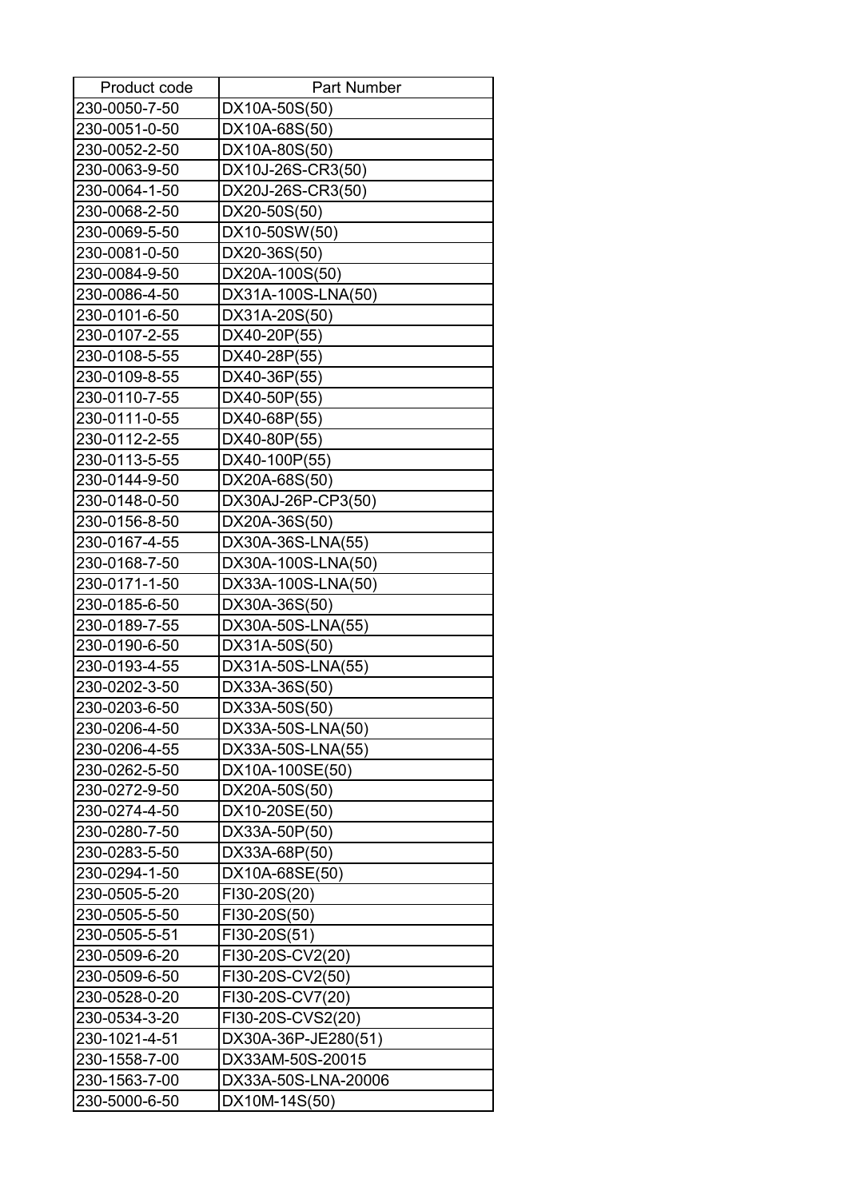| Product code | Part Number |
|---|---|
| 230-0050-7-50 | DX10A-50S(50) |
| 230-0051-0-50 | DX10A-68S(50) |
| 230-0052-2-50 | DX10A-80S(50) |
| 230-0063-9-50 | DX10J-26S-CR3(50) |
| 230-0064-1-50 | DX20J-26S-CR3(50) |
| 230-0068-2-50 | DX20-50S(50) |
| 230-0069-5-50 | DX10-50SW(50) |
| 230-0081-0-50 | DX20-36S(50) |
| 230-0084-9-50 | DX20A-100S(50) |
| 230-0086-4-50 | DX31A-100S-LNA(50) |
| 230-0101-6-50 | DX31A-20S(50) |
| 230-0107-2-55 | DX40-20P(55) |
| 230-0108-5-55 | DX40-28P(55) |
| 230-0109-8-55 | DX40-36P(55) |
| 230-0110-7-55 | DX40-50P(55) |
| 230-0111-0-55 | DX40-68P(55) |
| 230-0112-2-55 | DX40-80P(55) |
| 230-0113-5-55 | DX40-100P(55) |
| 230-0144-9-50 | DX20A-68S(50) |
| 230-0148-0-50 | DX30AJ-26P-CP3(50) |
| 230-0156-8-50 | DX20A-36S(50) |
| 230-0167-4-55 | DX30A-36S-LNA(55) |
| 230-0168-7-50 | DX30A-100S-LNA(50) |
| 230-0171-1-50 | DX33A-100S-LNA(50) |
| 230-0185-6-50 | DX30A-36S(50) |
| 230-0189-7-55 | DX30A-50S-LNA(55) |
| 230-0190-6-50 | DX31A-50S(50) |
| 230-0193-4-55 | DX31A-50S-LNA(55) |
| 230-0202-3-50 | DX33A-36S(50) |
| 230-0203-6-50 | DX33A-50S(50) |
| 230-0206-4-50 | DX33A-50S-LNA(50) |
| 230-0206-4-55 | DX33A-50S-LNA(55) |
| 230-0262-5-50 | DX10A-100SE(50) |
| 230-0272-9-50 | DX20A-50S(50) |
| 230-0274-4-50 | DX10-20SE(50) |
| 230-0280-7-50 | DX33A-50P(50) |
| 230-0283-5-50 | DX33A-68P(50) |
| 230-0294-1-50 | DX10A-68SE(50) |
| 230-0505-5-20 | FI30-20S(20) |
| 230-0505-5-50 | FI30-20S(50) |
| 230-0505-5-51 | FI30-20S(51) |
| 230-0509-6-20 | FI30-20S-CV2(20) |
| 230-0509-6-50 | FI30-20S-CV2(50) |
| 230-0528-0-20 | FI30-20S-CV7(20) |
| 230-0534-3-20 | FI30-20S-CVS2(20) |
| 230-1021-4-51 | DX30A-36P-JE280(51) |
| 230-1558-7-00 | DX33AM-50S-20015 |
| 230-1563-7-00 | DX33A-50S-LNA-20006 |
| 230-5000-6-50 | DX10M-14S(50) |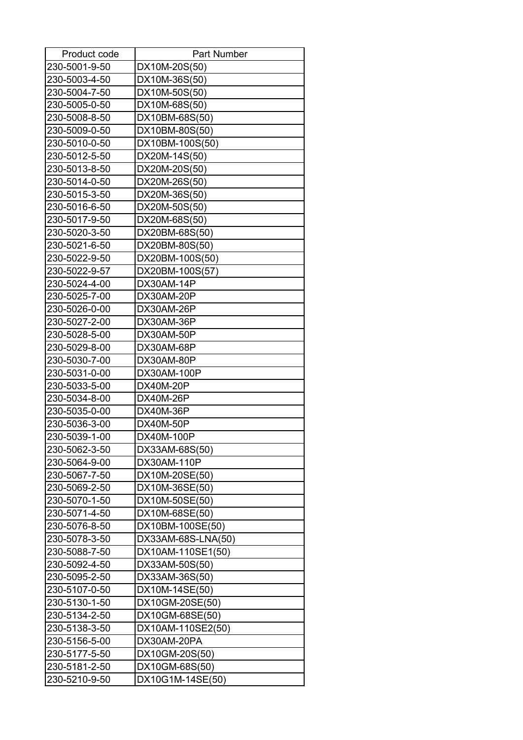| Product code | Part Number |
|---|---|
| 230-5001-9-50 | DX10M-20S(50) |
| 230-5003-4-50 | DX10M-36S(50) |
| 230-5004-7-50 | DX10M-50S(50) |
| 230-5005-0-50 | DX10M-68S(50) |
| 230-5008-8-50 | DX10BM-68S(50) |
| 230-5009-0-50 | DX10BM-80S(50) |
| 230-5010-0-50 | DX10BM-100S(50) |
| 230-5012-5-50 | DX20M-14S(50) |
| 230-5013-8-50 | DX20M-20S(50) |
| 230-5014-0-50 | DX20M-26S(50) |
| 230-5015-3-50 | DX20M-36S(50) |
| 230-5016-6-50 | DX20M-50S(50) |
| 230-5017-9-50 | DX20M-68S(50) |
| 230-5020-3-50 | DX20BM-68S(50) |
| 230-5021-6-50 | DX20BM-80S(50) |
| 230-5022-9-50 | DX20BM-100S(50) |
| 230-5022-9-57 | DX20BM-100S(57) |
| 230-5024-4-00 | DX30AM-14P |
| 230-5025-7-00 | DX30AM-20P |
| 230-5026-0-00 | DX30AM-26P |
| 230-5027-2-00 | DX30AM-36P |
| 230-5028-5-00 | DX30AM-50P |
| 230-5029-8-00 | DX30AM-68P |
| 230-5030-7-00 | DX30AM-80P |
| 230-5031-0-00 | DX30AM-100P |
| 230-5033-5-00 | DX40M-20P |
| 230-5034-8-00 | DX40M-26P |
| 230-5035-0-00 | DX40M-36P |
| 230-5036-3-00 | DX40M-50P |
| 230-5039-1-00 | DX40M-100P |
| 230-5062-3-50 | DX33AM-68S(50) |
| 230-5064-9-00 | DX30AM-110P |
| 230-5067-7-50 | DX10M-20SE(50) |
| 230-5069-2-50 | DX10M-36SE(50) |
| 230-5070-1-50 | DX10M-50SE(50) |
| 230-5071-4-50 | DX10M-68SE(50) |
| 230-5076-8-50 | DX10BM-100SE(50) |
| 230-5078-3-50 | DX33AM-68S-LNA(50) |
| 230-5088-7-50 | DX10AM-110SE1(50) |
| 230-5092-4-50 | DX33AM-50S(50) |
| 230-5095-2-50 | DX33AM-36S(50) |
| 230-5107-0-50 | DX10M-14SE(50) |
| 230-5130-1-50 | DX10GM-20SE(50) |
| 230-5134-2-50 | DX10GM-68SE(50) |
| 230-5138-3-50 | DX10AM-110SE2(50) |
| 230-5156-5-00 | DX30AM-20PA |
| 230-5177-5-50 | DX10GM-20S(50) |
| 230-5181-2-50 | DX10GM-68S(50) |
| 230-5210-9-50 | DX10G1M-14SE(50) |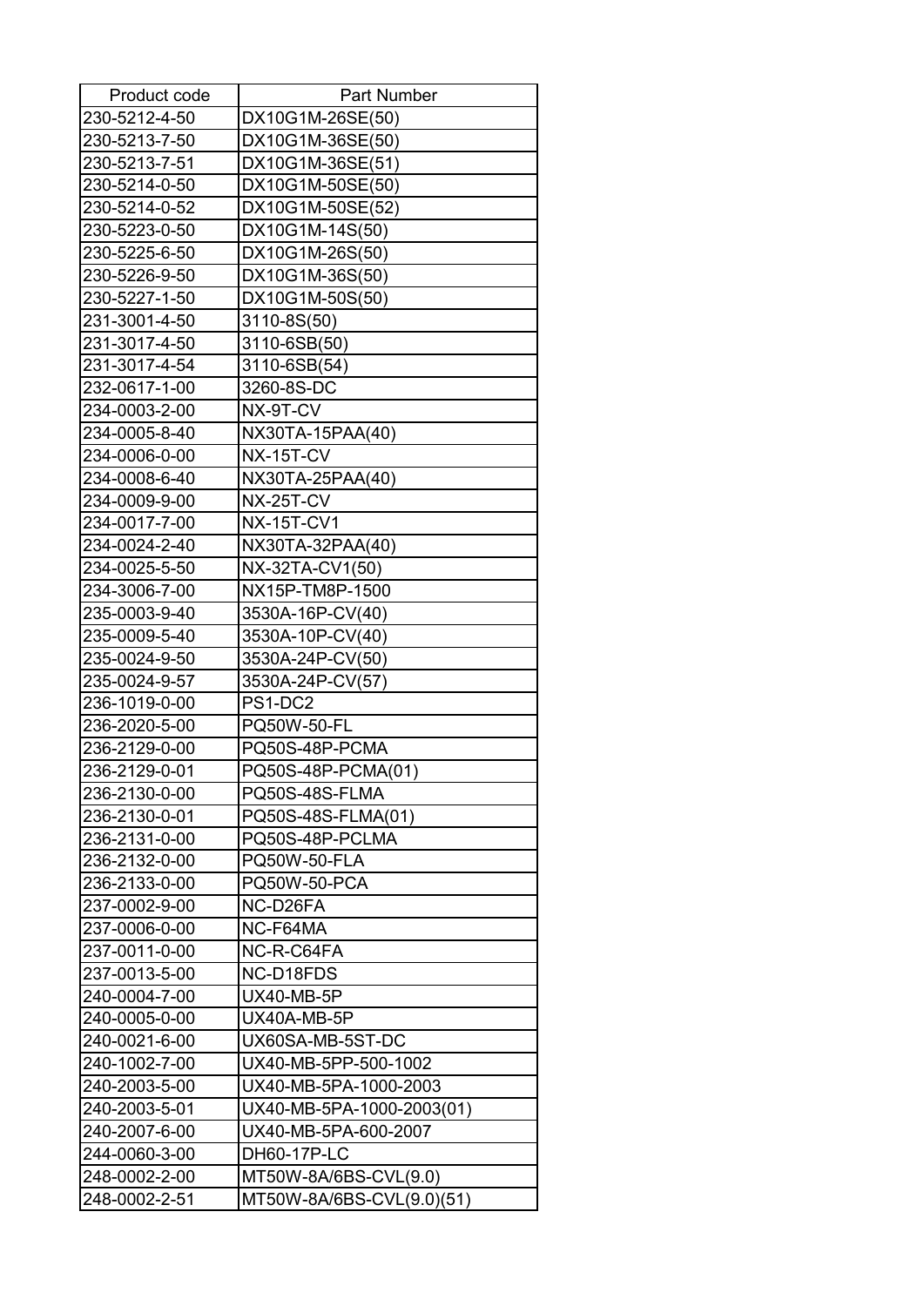| Product code | Part Number |
|---|---|
| 230-5212-4-50 | DX10G1M-26SE(50) |
| 230-5213-7-50 | DX10G1M-36SE(50) |
| 230-5213-7-51 | DX10G1M-36SE(51) |
| 230-5214-0-50 | DX10G1M-50SE(50) |
| 230-5214-0-52 | DX10G1M-50SE(52) |
| 230-5223-0-50 | DX10G1M-14S(50) |
| 230-5225-6-50 | DX10G1M-26S(50) |
| 230-5226-9-50 | DX10G1M-36S(50) |
| 230-5227-1-50 | DX10G1M-50S(50) |
| 231-3001-4-50 | 3110-8S(50) |
| 231-3017-4-50 | 3110-6SB(50) |
| 231-3017-4-54 | 3110-6SB(54) |
| 232-0617-1-00 | 3260-8S-DC |
| 234-0003-2-00 | NX-9T-CV |
| 234-0005-8-40 | NX30TA-15PAA(40) |
| 234-0006-0-00 | NX-15T-CV |
| 234-0008-6-40 | NX30TA-25PAA(40) |
| 234-0009-9-00 | NX-25T-CV |
| 234-0017-7-00 | NX-15T-CV1 |
| 234-0024-2-40 | NX30TA-32PAA(40) |
| 234-0025-5-50 | NX-32TA-CV1(50) |
| 234-3006-7-00 | NX15P-TM8P-1500 |
| 235-0003-9-40 | 3530A-16P-CV(40) |
| 235-0009-5-40 | 3530A-10P-CV(40) |
| 235-0024-9-50 | 3530A-24P-CV(50) |
| 235-0024-9-57 | 3530A-24P-CV(57) |
| 236-1019-0-00 | PS1-DC2 |
| 236-2020-5-00 | PQ50W-50-FL |
| 236-2129-0-00 | PQ50S-48P-PCMA |
| 236-2129-0-01 | PQ50S-48P-PCMA(01) |
| 236-2130-0-00 | PQ50S-48S-FLMA |
| 236-2130-0-01 | PQ50S-48S-FLMA(01) |
| 236-2131-0-00 | PQ50S-48P-PCLMA |
| 236-2132-0-00 | PQ50W-50-FLA |
| 236-2133-0-00 | PQ50W-50-PCA |
| 237-0002-9-00 | NC-D26FA |
| 237-0006-0-00 | NC-F64MA |
| 237-0011-0-00 | NC-R-C64FA |
| 237-0013-5-00 | NC-D18FDS |
| 240-0004-7-00 | UX40-MB-5P |
| 240-0005-0-00 | UX40A-MB-5P |
| 240-0021-6-00 | UX60SA-MB-5ST-DC |
| 240-1002-7-00 | UX40-MB-5PP-500-1002 |
| 240-2003-5-00 | UX40-MB-5PA-1000-2003 |
| 240-2003-5-01 | UX40-MB-5PA-1000-2003(01) |
| 240-2007-6-00 | UX40-MB-5PA-600-2007 |
| 244-0060-3-00 | DH60-17P-LC |
| 248-0002-2-00 | MT50W-8A/6BS-CVL(9.0) |
| 248-0002-2-51 | MT50W-8A/6BS-CVL(9.0)(51) |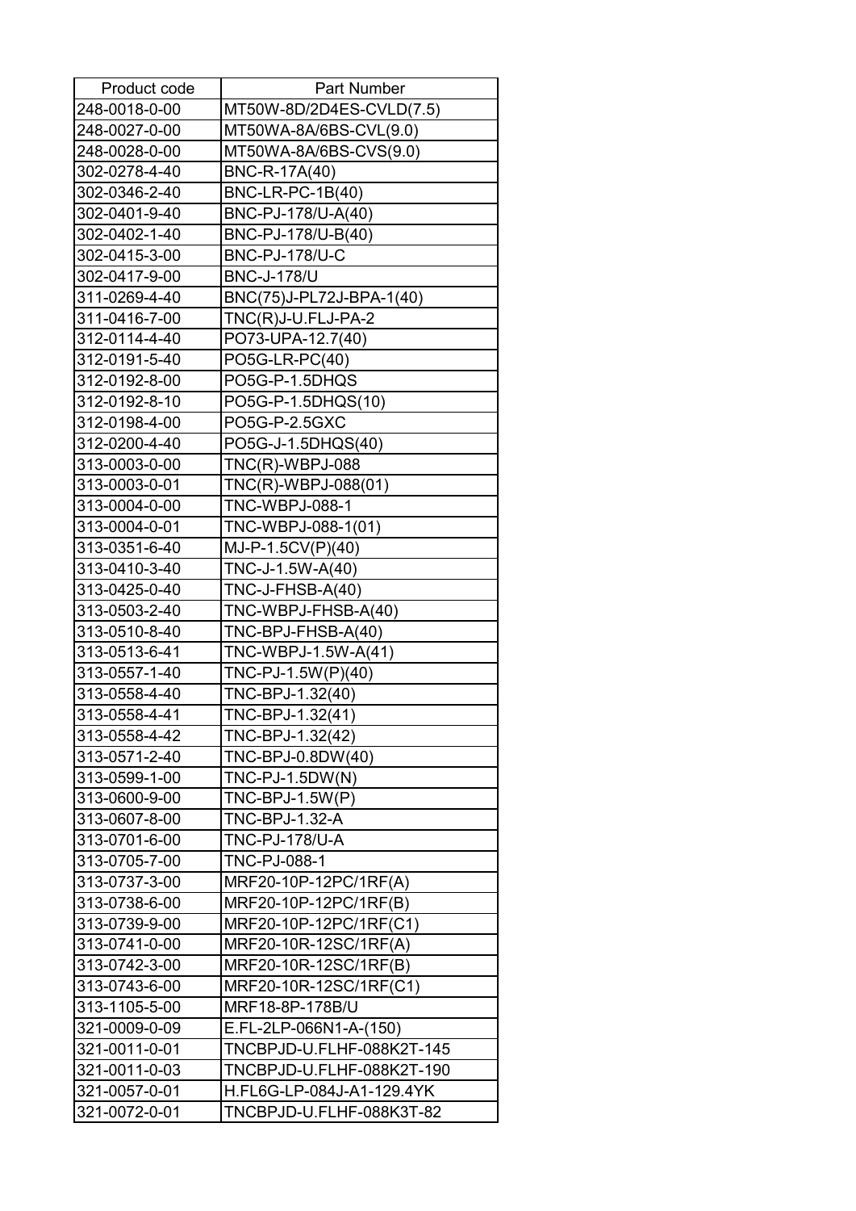| Product code | Part Number |
| --- | --- |
| 248-0018-0-00 | MT50W-8D/2D4ES-CVLD(7.5) |
| 248-0027-0-00 | MT50WA-8A/6BS-CVL(9.0) |
| 248-0028-0-00 | MT50WA-8A/6BS-CVS(9.0) |
| 302-0278-4-40 | BNC-R-17A(40) |
| 302-0346-2-40 | BNC-LR-PC-1B(40) |
| 302-0401-9-40 | BNC-PJ-178/U-A(40) |
| 302-0402-1-40 | BNC-PJ-178/U-B(40) |
| 302-0415-3-00 | BNC-PJ-178/U-C |
| 302-0417-9-00 | BNC-J-178/U |
| 311-0269-4-40 | BNC(75)J-PL72J-BPA-1(40) |
| 311-0416-7-00 | TNC(R)J-U.FLJ-PA-2 |
| 312-0114-4-40 | PO73-UPA-12.7(40) |
| 312-0191-5-40 | PO5G-LR-PC(40) |
| 312-0192-8-00 | PO5G-P-1.5DHQS |
| 312-0192-8-10 | PO5G-P-1.5DHQS(10) |
| 312-0198-4-00 | PO5G-P-2.5GXC |
| 312-0200-4-40 | PO5G-J-1.5DHQS(40) |
| 313-0003-0-00 | TNC(R)-WBPJ-088 |
| 313-0003-0-01 | TNC(R)-WBPJ-088(01) |
| 313-0004-0-00 | TNC-WBPJ-088-1 |
| 313-0004-0-01 | TNC-WBPJ-088-1(01) |
| 313-0351-6-40 | MJ-P-1.5CV(P)(40) |
| 313-0410-3-40 | TNC-J-1.5W-A(40) |
| 313-0425-0-40 | TNC-J-FHSB-A(40) |
| 313-0503-2-40 | TNC-WBPJ-FHSB-A(40) |
| 313-0510-8-40 | TNC-BPJ-FHSB-A(40) |
| 313-0513-6-41 | TNC-WBPJ-1.5W-A(41) |
| 313-0557-1-40 | TNC-PJ-1.5W(P)(40) |
| 313-0558-4-40 | TNC-BPJ-1.32(40) |
| 313-0558-4-41 | TNC-BPJ-1.32(41) |
| 313-0558-4-42 | TNC-BPJ-1.32(42) |
| 313-0571-2-40 | TNC-BPJ-0.8DW(40) |
| 313-0599-1-00 | TNC-PJ-1.5DW(N) |
| 313-0600-9-00 | TNC-BPJ-1.5W(P) |
| 313-0607-8-00 | TNC-BPJ-1.32-A |
| 313-0701-6-00 | TNC-PJ-178/U-A |
| 313-0705-7-00 | TNC-PJ-088-1 |
| 313-0737-3-00 | MRF20-10P-12PC/1RF(A) |
| 313-0738-6-00 | MRF20-10P-12PC/1RF(B) |
| 313-0739-9-00 | MRF20-10P-12PC/1RF(C1) |
| 313-0741-0-00 | MRF20-10R-12SC/1RF(A) |
| 313-0742-3-00 | MRF20-10R-12SC/1RF(B) |
| 313-0743-6-00 | MRF20-10R-12SC/1RF(C1) |
| 313-1105-5-00 | MRF18-8P-178B/U |
| 321-0009-0-09 | E.FL-2LP-066N1-A-(150) |
| 321-0011-0-01 | TNCBPJD-U.FLHF-088K2T-145 |
| 321-0011-0-03 | TNCBPJD-U.FLHF-088K2T-190 |
| 321-0057-0-01 | H.FL6G-LP-084J-A1-129.4YK |
| 321-0072-0-01 | TNCBPJD-U.FLHF-088K3T-82 |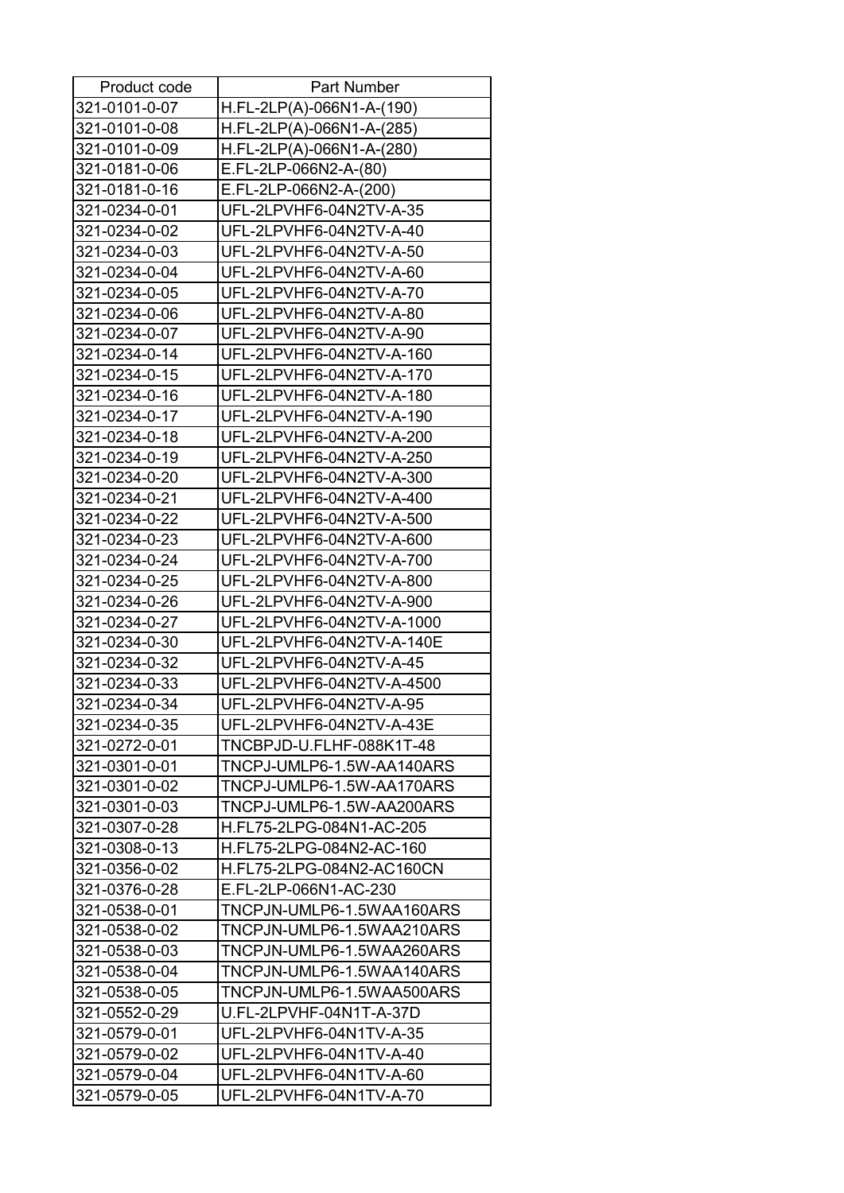| Product code | Part Number |
|---|---|
| 321-0101-0-07 | H.FL-2LP(A)-066N1-A-(190) |
| 321-0101-0-08 | H.FL-2LP(A)-066N1-A-(285) |
| 321-0101-0-09 | H.FL-2LP(A)-066N1-A-(280) |
| 321-0181-0-06 | E.FL-2LP-066N2-A-(80) |
| 321-0181-0-16 | E.FL-2LP-066N2-A-(200) |
| 321-0234-0-01 | UFL-2LPVHF6-04N2TV-A-35 |
| 321-0234-0-02 | UFL-2LPVHF6-04N2TV-A-40 |
| 321-0234-0-03 | UFL-2LPVHF6-04N2TV-A-50 |
| 321-0234-0-04 | UFL-2LPVHF6-04N2TV-A-60 |
| 321-0234-0-05 | UFL-2LPVHF6-04N2TV-A-70 |
| 321-0234-0-06 | UFL-2LPVHF6-04N2TV-A-80 |
| 321-0234-0-07 | UFL-2LPVHF6-04N2TV-A-90 |
| 321-0234-0-14 | UFL-2LPVHF6-04N2TV-A-160 |
| 321-0234-0-15 | UFL-2LPVHF6-04N2TV-A-170 |
| 321-0234-0-16 | UFL-2LPVHF6-04N2TV-A-180 |
| 321-0234-0-17 | UFL-2LPVHF6-04N2TV-A-190 |
| 321-0234-0-18 | UFL-2LPVHF6-04N2TV-A-200 |
| 321-0234-0-19 | UFL-2LPVHF6-04N2TV-A-250 |
| 321-0234-0-20 | UFL-2LPVHF6-04N2TV-A-300 |
| 321-0234-0-21 | UFL-2LPVHF6-04N2TV-A-400 |
| 321-0234-0-22 | UFL-2LPVHF6-04N2TV-A-500 |
| 321-0234-0-23 | UFL-2LPVHF6-04N2TV-A-600 |
| 321-0234-0-24 | UFL-2LPVHF6-04N2TV-A-700 |
| 321-0234-0-25 | UFL-2LPVHF6-04N2TV-A-800 |
| 321-0234-0-26 | UFL-2LPVHF6-04N2TV-A-900 |
| 321-0234-0-27 | UFL-2LPVHF6-04N2TV-A-1000 |
| 321-0234-0-30 | UFL-2LPVHF6-04N2TV-A-140E |
| 321-0234-0-32 | UFL-2LPVHF6-04N2TV-A-45 |
| 321-0234-0-33 | UFL-2LPVHF6-04N2TV-A-4500 |
| 321-0234-0-34 | UFL-2LPVHF6-04N2TV-A-95 |
| 321-0234-0-35 | UFL-2LPVHF6-04N2TV-A-43E |
| 321-0272-0-01 | TNCBPJD-U.FLHF-088K1T-48 |
| 321-0301-0-01 | TNCPJ-UMLP6-1.5W-AA140ARS |
| 321-0301-0-02 | TNCPJ-UMLP6-1.5W-AA170ARS |
| 321-0301-0-03 | TNCPJ-UMLP6-1.5W-AA200ARS |
| 321-0307-0-28 | H.FL75-2LPG-084N1-AC-205 |
| 321-0308-0-13 | H.FL75-2LPG-084N2-AC-160 |
| 321-0356-0-02 | H.FL75-2LPG-084N2-AC160CN |
| 321-0376-0-28 | E.FL-2LP-066N1-AC-230 |
| 321-0538-0-01 | TNCPJN-UMLP6-1.5WAA160ARS |
| 321-0538-0-02 | TNCPJN-UMLP6-1.5WAA210ARS |
| 321-0538-0-03 | TNCPJN-UMLP6-1.5WAA260ARS |
| 321-0538-0-04 | TNCPJN-UMLP6-1.5WAA140ARS |
| 321-0538-0-05 | TNCPJN-UMLP6-1.5WAA500ARS |
| 321-0552-0-29 | U.FL-2LPVHF-04N1T-A-37D |
| 321-0579-0-01 | UFL-2LPVHF6-04N1TV-A-35 |
| 321-0579-0-02 | UFL-2LPVHF6-04N1TV-A-40 |
| 321-0579-0-04 | UFL-2LPVHF6-04N1TV-A-60 |
| 321-0579-0-05 | UFL-2LPVHF6-04N1TV-A-70 |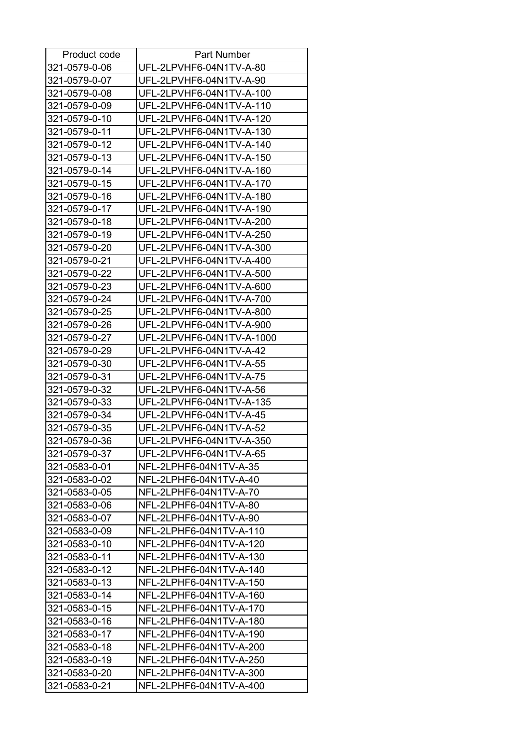| Product code | Part Number |
|---|---|
| 321-0579-0-06 | UFL-2LPVHF6-04N1TV-A-80 |
| 321-0579-0-07 | UFL-2LPVHF6-04N1TV-A-90 |
| 321-0579-0-08 | UFL-2LPVHF6-04N1TV-A-100 |
| 321-0579-0-09 | UFL-2LPVHF6-04N1TV-A-110 |
| 321-0579-0-10 | UFL-2LPVHF6-04N1TV-A-120 |
| 321-0579-0-11 | UFL-2LPVHF6-04N1TV-A-130 |
| 321-0579-0-12 | UFL-2LPVHF6-04N1TV-A-140 |
| 321-0579-0-13 | UFL-2LPVHF6-04N1TV-A-150 |
| 321-0579-0-14 | UFL-2LPVHF6-04N1TV-A-160 |
| 321-0579-0-15 | UFL-2LPVHF6-04N1TV-A-170 |
| 321-0579-0-16 | UFL-2LPVHF6-04N1TV-A-180 |
| 321-0579-0-17 | UFL-2LPVHF6-04N1TV-A-190 |
| 321-0579-0-18 | UFL-2LPVHF6-04N1TV-A-200 |
| 321-0579-0-19 | UFL-2LPVHF6-04N1TV-A-250 |
| 321-0579-0-20 | UFL-2LPVHF6-04N1TV-A-300 |
| 321-0579-0-21 | UFL-2LPVHF6-04N1TV-A-400 |
| 321-0579-0-22 | UFL-2LPVHF6-04N1TV-A-500 |
| 321-0579-0-23 | UFL-2LPVHF6-04N1TV-A-600 |
| 321-0579-0-24 | UFL-2LPVHF6-04N1TV-A-700 |
| 321-0579-0-25 | UFL-2LPVHF6-04N1TV-A-800 |
| 321-0579-0-26 | UFL-2LPVHF6-04N1TV-A-900 |
| 321-0579-0-27 | UFL-2LPVHF6-04N1TV-A-1000 |
| 321-0579-0-29 | UFL-2LPVHF6-04N1TV-A-42 |
| 321-0579-0-30 | UFL-2LPVHF6-04N1TV-A-55 |
| 321-0579-0-31 | UFL-2LPVHF6-04N1TV-A-75 |
| 321-0579-0-32 | UFL-2LPVHF6-04N1TV-A-56 |
| 321-0579-0-33 | UFL-2LPVHF6-04N1TV-A-135 |
| 321-0579-0-34 | UFL-2LPVHF6-04N1TV-A-45 |
| 321-0579-0-35 | UFL-2LPVHF6-04N1TV-A-52 |
| 321-0579-0-36 | UFL-2LPVHF6-04N1TV-A-350 |
| 321-0579-0-37 | UFL-2LPVHF6-04N1TV-A-65 |
| 321-0583-0-01 | NFL-2LPHF6-04N1TV-A-35 |
| 321-0583-0-02 | NFL-2LPHF6-04N1TV-A-40 |
| 321-0583-0-05 | NFL-2LPHF6-04N1TV-A-70 |
| 321-0583-0-06 | NFL-2LPHF6-04N1TV-A-80 |
| 321-0583-0-07 | NFL-2LPHF6-04N1TV-A-90 |
| 321-0583-0-09 | NFL-2LPHF6-04N1TV-A-110 |
| 321-0583-0-10 | NFL-2LPHF6-04N1TV-A-120 |
| 321-0583-0-11 | NFL-2LPHF6-04N1TV-A-130 |
| 321-0583-0-12 | NFL-2LPHF6-04N1TV-A-140 |
| 321-0583-0-13 | NFL-2LPHF6-04N1TV-A-150 |
| 321-0583-0-14 | NFL-2LPHF6-04N1TV-A-160 |
| 321-0583-0-15 | NFL-2LPHF6-04N1TV-A-170 |
| 321-0583-0-16 | NFL-2LPHF6-04N1TV-A-180 |
| 321-0583-0-17 | NFL-2LPHF6-04N1TV-A-190 |
| 321-0583-0-18 | NFL-2LPHF6-04N1TV-A-200 |
| 321-0583-0-19 | NFL-2LPHF6-04N1TV-A-250 |
| 321-0583-0-20 | NFL-2LPHF6-04N1TV-A-300 |
| 321-0583-0-21 | NFL-2LPHF6-04N1TV-A-400 |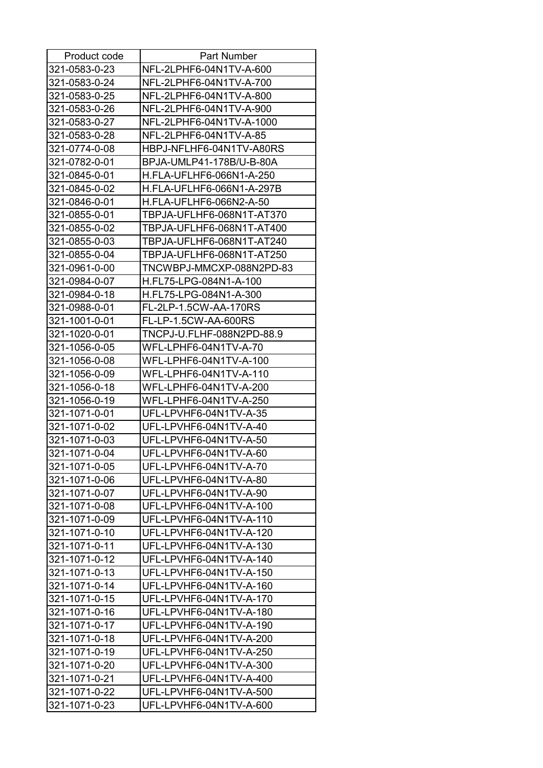| Product code | Part Number |
|---|---|
| 321-0583-0-23 | NFL-2LPHF6-04N1TV-A-600 |
| 321-0583-0-24 | NFL-2LPHF6-04N1TV-A-700 |
| 321-0583-0-25 | NFL-2LPHF6-04N1TV-A-800 |
| 321-0583-0-26 | NFL-2LPHF6-04N1TV-A-900 |
| 321-0583-0-27 | NFL-2LPHF6-04N1TV-A-1000 |
| 321-0583-0-28 | NFL-2LPHF6-04N1TV-A-85 |
| 321-0774-0-08 | HBPJ-NFLHF6-04N1TV-A80RS |
| 321-0782-0-01 | BPJA-UMLP41-178B/U-B-80A |
| 321-0845-0-01 | H.FLA-UFLHF6-066N1-A-250 |
| 321-0845-0-02 | H.FLA-UFLHF6-066N1-A-297B |
| 321-0846-0-01 | H.FLA-UFLHF6-066N2-A-50 |
| 321-0855-0-01 | TBPJA-UFLHF6-068N1T-AT370 |
| 321-0855-0-02 | TBPJA-UFLHF6-068N1T-AT400 |
| 321-0855-0-03 | TBPJA-UFLHF6-068N1T-AT240 |
| 321-0855-0-04 | TBPJA-UFLHF6-068N1T-AT250 |
| 321-0961-0-00 | TNCWBPJ-MMCXP-088N2PD-83 |
| 321-0984-0-07 | H.FL75-LPG-084N1-A-100 |
| 321-0984-0-18 | H.FL75-LPG-084N1-A-300 |
| 321-0988-0-01 | FL-2LP-1.5CW-AA-170RS |
| 321-1001-0-01 | FL-LP-1.5CW-AA-600RS |
| 321-1020-0-01 | TNCPJ-U.FLHF-088N2PD-88.9 |
| 321-1056-0-05 | WFL-LPHF6-04N1TV-A-70 |
| 321-1056-0-08 | WFL-LPHF6-04N1TV-A-100 |
| 321-1056-0-09 | WFL-LPHF6-04N1TV-A-110 |
| 321-1056-0-18 | WFL-LPHF6-04N1TV-A-200 |
| 321-1056-0-19 | WFL-LPHF6-04N1TV-A-250 |
| 321-1071-0-01 | UFL-LPVHF6-04N1TV-A-35 |
| 321-1071-0-02 | UFL-LPVHF6-04N1TV-A-40 |
| 321-1071-0-03 | UFL-LPVHF6-04N1TV-A-50 |
| 321-1071-0-04 | UFL-LPVHF6-04N1TV-A-60 |
| 321-1071-0-05 | UFL-LPVHF6-04N1TV-A-70 |
| 321-1071-0-06 | UFL-LPVHF6-04N1TV-A-80 |
| 321-1071-0-07 | UFL-LPVHF6-04N1TV-A-90 |
| 321-1071-0-08 | UFL-LPVHF6-04N1TV-A-100 |
| 321-1071-0-09 | UFL-LPVHF6-04N1TV-A-110 |
| 321-1071-0-10 | UFL-LPVHF6-04N1TV-A-120 |
| 321-1071-0-11 | UFL-LPVHF6-04N1TV-A-130 |
| 321-1071-0-12 | UFL-LPVHF6-04N1TV-A-140 |
| 321-1071-0-13 | UFL-LPVHF6-04N1TV-A-150 |
| 321-1071-0-14 | UFL-LPVHF6-04N1TV-A-160 |
| 321-1071-0-15 | UFL-LPVHF6-04N1TV-A-170 |
| 321-1071-0-16 | UFL-LPVHF6-04N1TV-A-180 |
| 321-1071-0-17 | UFL-LPVHF6-04N1TV-A-190 |
| 321-1071-0-18 | UFL-LPVHF6-04N1TV-A-200 |
| 321-1071-0-19 | UFL-LPVHF6-04N1TV-A-250 |
| 321-1071-0-20 | UFL-LPVHF6-04N1TV-A-300 |
| 321-1071-0-21 | UFL-LPVHF6-04N1TV-A-400 |
| 321-1071-0-22 | UFL-LPVHF6-04N1TV-A-500 |
| 321-1071-0-23 | UFL-LPVHF6-04N1TV-A-600 |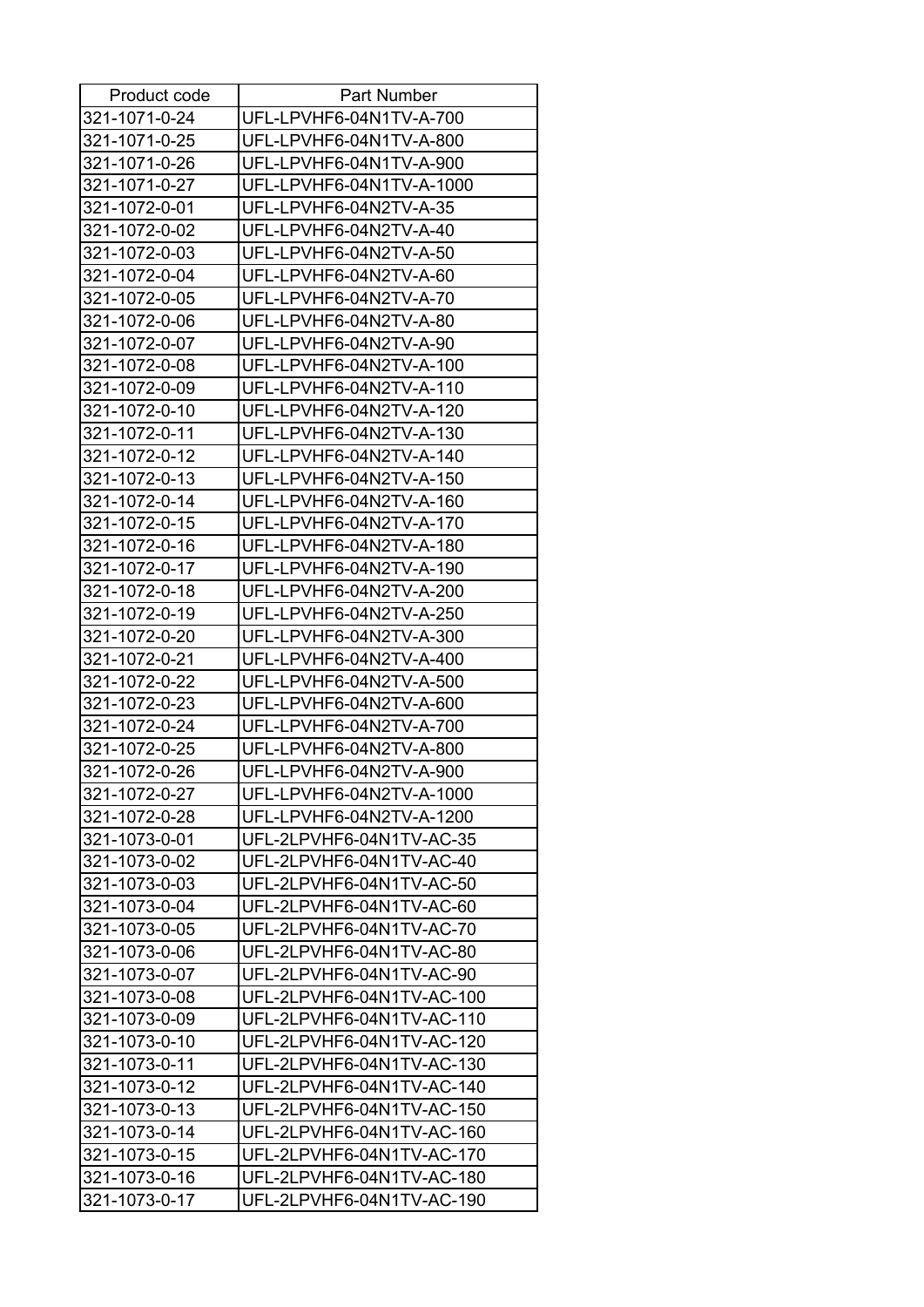| Product code | Part Number |
| --- | --- |
| 321-1071-0-24 | UFL-LPVHF6-04N1TV-A-700 |
| 321-1071-0-25 | UFL-LPVHF6-04N1TV-A-800 |
| 321-1071-0-26 | UFL-LPVHF6-04N1TV-A-900 |
| 321-1071-0-27 | UFL-LPVHF6-04N1TV-A-1000 |
| 321-1072-0-01 | UFL-LPVHF6-04N2TV-A-35 |
| 321-1072-0-02 | UFL-LPVHF6-04N2TV-A-40 |
| 321-1072-0-03 | UFL-LPVHF6-04N2TV-A-50 |
| 321-1072-0-04 | UFL-LPVHF6-04N2TV-A-60 |
| 321-1072-0-05 | UFL-LPVHF6-04N2TV-A-70 |
| 321-1072-0-06 | UFL-LPVHF6-04N2TV-A-80 |
| 321-1072-0-07 | UFL-LPVHF6-04N2TV-A-90 |
| 321-1072-0-08 | UFL-LPVHF6-04N2TV-A-100 |
| 321-1072-0-09 | UFL-LPVHF6-04N2TV-A-110 |
| 321-1072-0-10 | UFL-LPVHF6-04N2TV-A-120 |
| 321-1072-0-11 | UFL-LPVHF6-04N2TV-A-130 |
| 321-1072-0-12 | UFL-LPVHF6-04N2TV-A-140 |
| 321-1072-0-13 | UFL-LPVHF6-04N2TV-A-150 |
| 321-1072-0-14 | UFL-LPVHF6-04N2TV-A-160 |
| 321-1072-0-15 | UFL-LPVHF6-04N2TV-A-170 |
| 321-1072-0-16 | UFL-LPVHF6-04N2TV-A-180 |
| 321-1072-0-17 | UFL-LPVHF6-04N2TV-A-190 |
| 321-1072-0-18 | UFL-LPVHF6-04N2TV-A-200 |
| 321-1072-0-19 | UFL-LPVHF6-04N2TV-A-250 |
| 321-1072-0-20 | UFL-LPVHF6-04N2TV-A-300 |
| 321-1072-0-21 | UFL-LPVHF6-04N2TV-A-400 |
| 321-1072-0-22 | UFL-LPVHF6-04N2TV-A-500 |
| 321-1072-0-23 | UFL-LPVHF6-04N2TV-A-600 |
| 321-1072-0-24 | UFL-LPVHF6-04N2TV-A-700 |
| 321-1072-0-25 | UFL-LPVHF6-04N2TV-A-800 |
| 321-1072-0-26 | UFL-LPVHF6-04N2TV-A-900 |
| 321-1072-0-27 | UFL-LPVHF6-04N2TV-A-1000 |
| 321-1072-0-28 | UFL-LPVHF6-04N2TV-A-1200 |
| 321-1073-0-01 | UFL-2LPVHF6-04N1TV-AC-35 |
| 321-1073-0-02 | UFL-2LPVHF6-04N1TV-AC-40 |
| 321-1073-0-03 | UFL-2LPVHF6-04N1TV-AC-50 |
| 321-1073-0-04 | UFL-2LPVHF6-04N1TV-AC-60 |
| 321-1073-0-05 | UFL-2LPVHF6-04N1TV-AC-70 |
| 321-1073-0-06 | UFL-2LPVHF6-04N1TV-AC-80 |
| 321-1073-0-07 | UFL-2LPVHF6-04N1TV-AC-90 |
| 321-1073-0-08 | UFL-2LPVHF6-04N1TV-AC-100 |
| 321-1073-0-09 | UFL-2LPVHF6-04N1TV-AC-110 |
| 321-1073-0-10 | UFL-2LPVHF6-04N1TV-AC-120 |
| 321-1073-0-11 | UFL-2LPVHF6-04N1TV-AC-130 |
| 321-1073-0-12 | UFL-2LPVHF6-04N1TV-AC-140 |
| 321-1073-0-13 | UFL-2LPVHF6-04N1TV-AC-150 |
| 321-1073-0-14 | UFL-2LPVHF6-04N1TV-AC-160 |
| 321-1073-0-15 | UFL-2LPVHF6-04N1TV-AC-170 |
| 321-1073-0-16 | UFL-2LPVHF6-04N1TV-AC-180 |
| 321-1073-0-17 | UFL-2LPVHF6-04N1TV-AC-190 |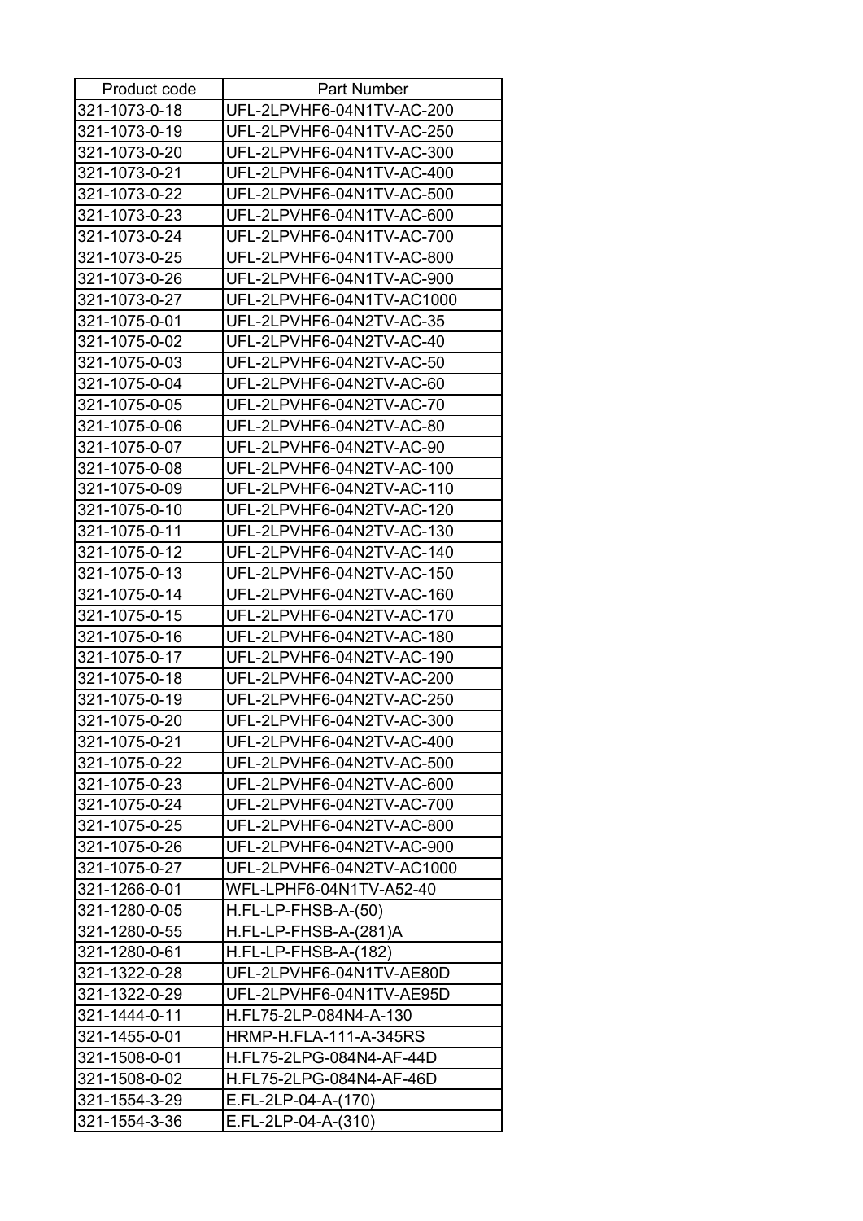| Product code | Part Number |
|---|---|
| 321-1073-0-18 | UFL-2LPVHF6-04N1TV-AC-200 |
| 321-1073-0-19 | UFL-2LPVHF6-04N1TV-AC-250 |
| 321-1073-0-20 | UFL-2LPVHF6-04N1TV-AC-300 |
| 321-1073-0-21 | UFL-2LPVHF6-04N1TV-AC-400 |
| 321-1073-0-22 | UFL-2LPVHF6-04N1TV-AC-500 |
| 321-1073-0-23 | UFL-2LPVHF6-04N1TV-AC-600 |
| 321-1073-0-24 | UFL-2LPVHF6-04N1TV-AC-700 |
| 321-1073-0-25 | UFL-2LPVHF6-04N1TV-AC-800 |
| 321-1073-0-26 | UFL-2LPVHF6-04N1TV-AC-900 |
| 321-1073-0-27 | UFL-2LPVHF6-04N1TV-AC1000 |
| 321-1075-0-01 | UFL-2LPVHF6-04N2TV-AC-35 |
| 321-1075-0-02 | UFL-2LPVHF6-04N2TV-AC-40 |
| 321-1075-0-03 | UFL-2LPVHF6-04N2TV-AC-50 |
| 321-1075-0-04 | UFL-2LPVHF6-04N2TV-AC-60 |
| 321-1075-0-05 | UFL-2LPVHF6-04N2TV-AC-70 |
| 321-1075-0-06 | UFL-2LPVHF6-04N2TV-AC-80 |
| 321-1075-0-07 | UFL-2LPVHF6-04N2TV-AC-90 |
| 321-1075-0-08 | UFL-2LPVHF6-04N2TV-AC-100 |
| 321-1075-0-09 | UFL-2LPVHF6-04N2TV-AC-110 |
| 321-1075-0-10 | UFL-2LPVHF6-04N2TV-AC-120 |
| 321-1075-0-11 | UFL-2LPVHF6-04N2TV-AC-130 |
| 321-1075-0-12 | UFL-2LPVHF6-04N2TV-AC-140 |
| 321-1075-0-13 | UFL-2LPVHF6-04N2TV-AC-150 |
| 321-1075-0-14 | UFL-2LPVHF6-04N2TV-AC-160 |
| 321-1075-0-15 | UFL-2LPVHF6-04N2TV-AC-170 |
| 321-1075-0-16 | UFL-2LPVHF6-04N2TV-AC-180 |
| 321-1075-0-17 | UFL-2LPVHF6-04N2TV-AC-190 |
| 321-1075-0-18 | UFL-2LPVHF6-04N2TV-AC-200 |
| 321-1075-0-19 | UFL-2LPVHF6-04N2TV-AC-250 |
| 321-1075-0-20 | UFL-2LPVHF6-04N2TV-AC-300 |
| 321-1075-0-21 | UFL-2LPVHF6-04N2TV-AC-400 |
| 321-1075-0-22 | UFL-2LPVHF6-04N2TV-AC-500 |
| 321-1075-0-23 | UFL-2LPVHF6-04N2TV-AC-600 |
| 321-1075-0-24 | UFL-2LPVHF6-04N2TV-AC-700 |
| 321-1075-0-25 | UFL-2LPVHF6-04N2TV-AC-800 |
| 321-1075-0-26 | UFL-2LPVHF6-04N2TV-AC-900 |
| 321-1075-0-27 | UFL-2LPVHF6-04N2TV-AC1000 |
| 321-1266-0-01 | WFL-LPHF6-04N1TV-A52-40 |
| 321-1280-0-05 | H.FL-LP-FHSB-A-(50) |
| 321-1280-0-55 | H.FL-LP-FHSB-A-(281)A |
| 321-1280-0-61 | H.FL-LP-FHSB-A-(182) |
| 321-1322-0-28 | UFL-2LPVHF6-04N1TV-AE80D |
| 321-1322-0-29 | UFL-2LPVHF6-04N1TV-AE95D |
| 321-1444-0-11 | H.FL75-2LP-084N4-A-130 |
| 321-1455-0-01 | HRMP-H.FLA-111-A-345RS |
| 321-1508-0-01 | H.FL75-2LPG-084N4-AF-44D |
| 321-1508-0-02 | H.FL75-2LPG-084N4-AF-46D |
| 321-1554-3-29 | E.FL-2LP-04-A-(170) |
| 321-1554-3-36 | E.FL-2LP-04-A-(310) |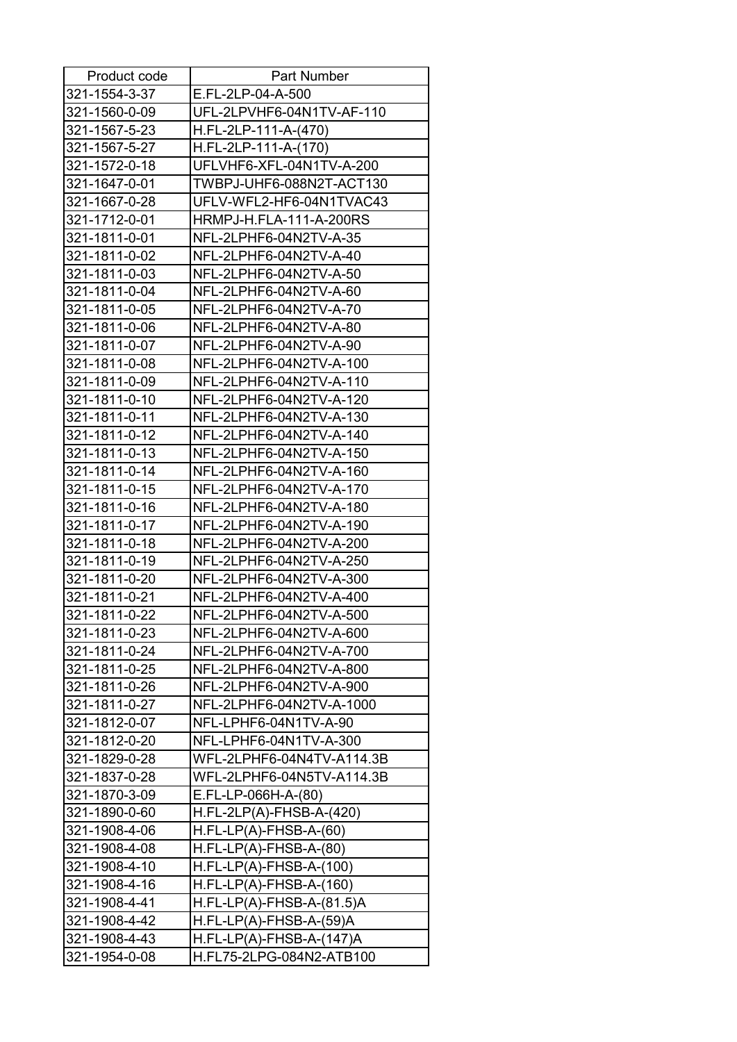| Product code | Part Number |
| --- | --- |
| 321-1554-3-37 | E.FL-2LP-04-A-500 |
| 321-1560-0-09 | UFL-2LPVHF6-04N1TV-AF-110 |
| 321-1567-5-23 | H.FL-2LP-111-A-(470) |
| 321-1567-5-27 | H.FL-2LP-111-A-(170) |
| 321-1572-0-18 | UFLVHF6-XFL-04N1TV-A-200 |
| 321-1647-0-01 | TWBPJ-UHF6-088N2T-ACT130 |
| 321-1667-0-28 | UFLV-WFL2-HF6-04N1TVAC43 |
| 321-1712-0-01 | HRMPJ-H.FLA-111-A-200RS |
| 321-1811-0-01 | NFL-2LPHF6-04N2TV-A-35 |
| 321-1811-0-02 | NFL-2LPHF6-04N2TV-A-40 |
| 321-1811-0-03 | NFL-2LPHF6-04N2TV-A-50 |
| 321-1811-0-04 | NFL-2LPHF6-04N2TV-A-60 |
| 321-1811-0-05 | NFL-2LPHF6-04N2TV-A-70 |
| 321-1811-0-06 | NFL-2LPHF6-04N2TV-A-80 |
| 321-1811-0-07 | NFL-2LPHF6-04N2TV-A-90 |
| 321-1811-0-08 | NFL-2LPHF6-04N2TV-A-100 |
| 321-1811-0-09 | NFL-2LPHF6-04N2TV-A-110 |
| 321-1811-0-10 | NFL-2LPHF6-04N2TV-A-120 |
| 321-1811-0-11 | NFL-2LPHF6-04N2TV-A-130 |
| 321-1811-0-12 | NFL-2LPHF6-04N2TV-A-140 |
| 321-1811-0-13 | NFL-2LPHF6-04N2TV-A-150 |
| 321-1811-0-14 | NFL-2LPHF6-04N2TV-A-160 |
| 321-1811-0-15 | NFL-2LPHF6-04N2TV-A-170 |
| 321-1811-0-16 | NFL-2LPHF6-04N2TV-A-180 |
| 321-1811-0-17 | NFL-2LPHF6-04N2TV-A-190 |
| 321-1811-0-18 | NFL-2LPHF6-04N2TV-A-200 |
| 321-1811-0-19 | NFL-2LPHF6-04N2TV-A-250 |
| 321-1811-0-20 | NFL-2LPHF6-04N2TV-A-300 |
| 321-1811-0-21 | NFL-2LPHF6-04N2TV-A-400 |
| 321-1811-0-22 | NFL-2LPHF6-04N2TV-A-500 |
| 321-1811-0-23 | NFL-2LPHF6-04N2TV-A-600 |
| 321-1811-0-24 | NFL-2LPHF6-04N2TV-A-700 |
| 321-1811-0-25 | NFL-2LPHF6-04N2TV-A-800 |
| 321-1811-0-26 | NFL-2LPHF6-04N2TV-A-900 |
| 321-1811-0-27 | NFL-2LPHF6-04N2TV-A-1000 |
| 321-1812-0-07 | NFL-LPHF6-04N1TV-A-90 |
| 321-1812-0-20 | NFL-LPHF6-04N1TV-A-300 |
| 321-1829-0-28 | WFL-2LPHF6-04N4TV-A114.3B |
| 321-1837-0-28 | WFL-2LPHF6-04N5TV-A114.3B |
| 321-1870-3-09 | E.FL-LP-066H-A-(80) |
| 321-1890-0-60 | H.FL-2LP(A)-FHSB-A-(420) |
| 321-1908-4-06 | H.FL-LP(A)-FHSB-A-(60) |
| 321-1908-4-08 | H.FL-LP(A)-FHSB-A-(80) |
| 321-1908-4-10 | H.FL-LP(A)-FHSB-A-(100) |
| 321-1908-4-16 | H.FL-LP(A)-FHSB-A-(160) |
| 321-1908-4-41 | H.FL-LP(A)-FHSB-A-(81.5)A |
| 321-1908-4-42 | H.FL-LP(A)-FHSB-A-(59)A |
| 321-1908-4-43 | H.FL-LP(A)-FHSB-A-(147)A |
| 321-1954-0-08 | H.FL75-2LPG-084N2-ATB100 |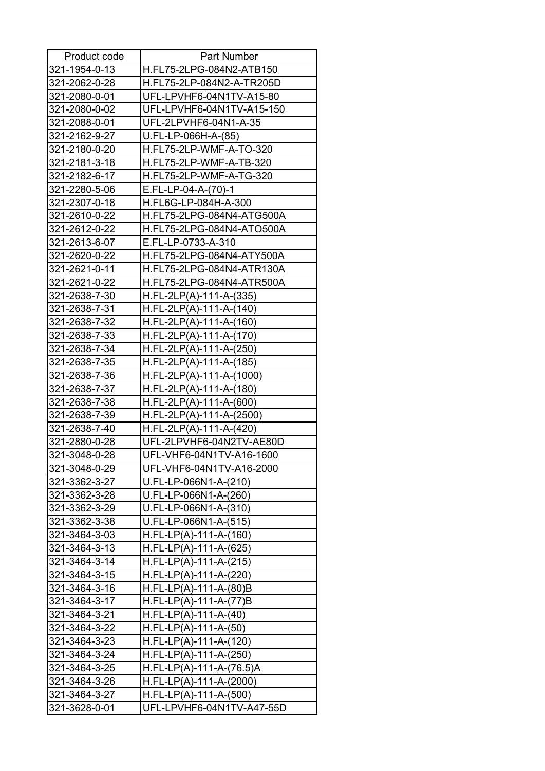| Product code | Part Number |
| --- | --- |
| 321-1954-0-13 | H.FL75-2LPG-084N2-ATB150 |
| 321-2062-0-28 | H.FL75-2LP-084N2-A-TR205D |
| 321-2080-0-01 | UFL-LPVHF6-04N1TV-A15-80 |
| 321-2080-0-02 | UFL-LPVHF6-04N1TV-A15-150 |
| 321-2088-0-01 | UFL-2LPVHF6-04N1-A-35 |
| 321-2162-9-27 | U.FL-LP-066H-A-(85) |
| 321-2180-0-20 | H.FL75-2LP-WMF-A-TO-320 |
| 321-2181-3-18 | H.FL75-2LP-WMF-A-TB-320 |
| 321-2182-6-17 | H.FL75-2LP-WMF-A-TG-320 |
| 321-2280-5-06 | E.FL-LP-04-A-(70)-1 |
| 321-2307-0-18 | H.FL6G-LP-084H-A-300 |
| 321-2610-0-22 | H.FL75-2LPG-084N4-ATG500A |
| 321-2612-0-22 | H.FL75-2LPG-084N4-ATO500A |
| 321-2613-6-07 | E.FL-LP-0733-A-310 |
| 321-2620-0-22 | H.FL75-2LPG-084N4-ATY500A |
| 321-2621-0-11 | H.FL75-2LPG-084N4-ATR130A |
| 321-2621-0-22 | H.FL75-2LPG-084N4-ATR500A |
| 321-2638-7-30 | H.FL-2LP(A)-111-A-(335) |
| 321-2638-7-31 | H.FL-2LP(A)-111-A-(140) |
| 321-2638-7-32 | H.FL-2LP(A)-111-A-(160) |
| 321-2638-7-33 | H.FL-2LP(A)-111-A-(170) |
| 321-2638-7-34 | H.FL-2LP(A)-111-A-(250) |
| 321-2638-7-35 | H.FL-2LP(A)-111-A-(185) |
| 321-2638-7-36 | H.FL-2LP(A)-111-A-(1000) |
| 321-2638-7-37 | H.FL-2LP(A)-111-A-(180) |
| 321-2638-7-38 | H.FL-2LP(A)-111-A-(600) |
| 321-2638-7-39 | H.FL-2LP(A)-111-A-(2500) |
| 321-2638-7-40 | H.FL-2LP(A)-111-A-(420) |
| 321-2880-0-28 | UFL-2LPVHF6-04N2TV-AE80D |
| 321-3048-0-28 | UFL-VHF6-04N1TV-A16-1600 |
| 321-3048-0-29 | UFL-VHF6-04N1TV-A16-2000 |
| 321-3362-3-27 | U.FL-LP-066N1-A-(210) |
| 321-3362-3-28 | U.FL-LP-066N1-A-(260) |
| 321-3362-3-29 | U.FL-LP-066N1-A-(310) |
| 321-3362-3-38 | U.FL-LP-066N1-A-(515) |
| 321-3464-3-03 | H.FL-LP(A)-111-A-(160) |
| 321-3464-3-13 | H.FL-LP(A)-111-A-(625) |
| 321-3464-3-14 | H.FL-LP(A)-111-A-(215) |
| 321-3464-3-15 | H.FL-LP(A)-111-A-(220) |
| 321-3464-3-16 | H.FL-LP(A)-111-A-(80)B |
| 321-3464-3-17 | H.FL-LP(A)-111-A-(77)B |
| 321-3464-3-21 | H.FL-LP(A)-111-A-(40) |
| 321-3464-3-22 | H.FL-LP(A)-111-A-(50) |
| 321-3464-3-23 | H.FL-LP(A)-111-A-(120) |
| 321-3464-3-24 | H.FL-LP(A)-111-A-(250) |
| 321-3464-3-25 | H.FL-LP(A)-111-A-(76.5)A |
| 321-3464-3-26 | H.FL-LP(A)-111-A-(2000) |
| 321-3464-3-27 | H.FL-LP(A)-111-A-(500) |
| 321-3628-0-01 | UFL-LPVHF6-04N1TV-A47-55D |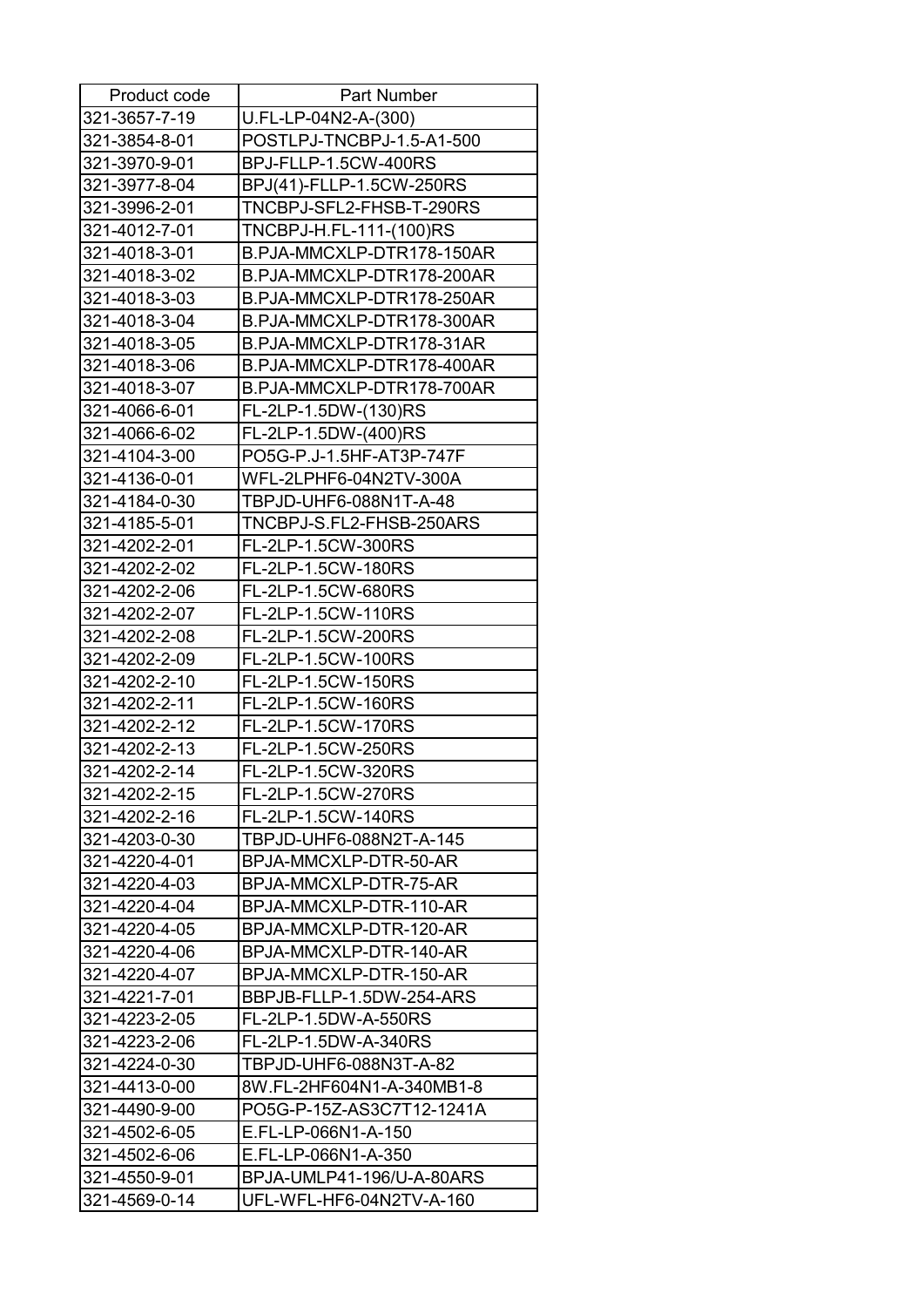| Product code | Part Number |
|---|---|
| 321-3657-7-19 | U.FL-LP-04N2-A-(300) |
| 321-3854-8-01 | POSTLPJ-TNCBPJ-1.5-A1-500 |
| 321-3970-9-01 | BPJ-FLLP-1.5CW-400RS |
| 321-3977-8-04 | BPJ(41)-FLLP-1.5CW-250RS |
| 321-3996-2-01 | TNCBPJ-SFL2-FHSB-T-290RS |
| 321-4012-7-01 | TNCBPJ-H.FL-111-(100)RS |
| 321-4018-3-01 | B.PJA-MMCXLP-DTR178-150AR |
| 321-4018-3-02 | B.PJA-MMCXLP-DTR178-200AR |
| 321-4018-3-03 | B.PJA-MMCXLP-DTR178-250AR |
| 321-4018-3-04 | B.PJA-MMCXLP-DTR178-300AR |
| 321-4018-3-05 | B.PJA-MMCXLP-DTR178-31AR |
| 321-4018-3-06 | B.PJA-MMCXLP-DTR178-400AR |
| 321-4018-3-07 | B.PJA-MMCXLP-DTR178-700AR |
| 321-4066-6-01 | FL-2LP-1.5DW-(130)RS |
| 321-4066-6-02 | FL-2LP-1.5DW-(400)RS |
| 321-4104-3-00 | PO5G-P.J-1.5HF-AT3P-747F |
| 321-4136-0-01 | WFL-2LPHF6-04N2TV-300A |
| 321-4184-0-30 | TBPJD-UHF6-088N1T-A-48 |
| 321-4185-5-01 | TNCBPJ-S.FL2-FHSB-250ARS |
| 321-4202-2-01 | FL-2LP-1.5CW-300RS |
| 321-4202-2-02 | FL-2LP-1.5CW-180RS |
| 321-4202-2-06 | FL-2LP-1.5CW-680RS |
| 321-4202-2-07 | FL-2LP-1.5CW-110RS |
| 321-4202-2-08 | FL-2LP-1.5CW-200RS |
| 321-4202-2-09 | FL-2LP-1.5CW-100RS |
| 321-4202-2-10 | FL-2LP-1.5CW-150RS |
| 321-4202-2-11 | FL-2LP-1.5CW-160RS |
| 321-4202-2-12 | FL-2LP-1.5CW-170RS |
| 321-4202-2-13 | FL-2LP-1.5CW-250RS |
| 321-4202-2-14 | FL-2LP-1.5CW-320RS |
| 321-4202-2-15 | FL-2LP-1.5CW-270RS |
| 321-4202-2-16 | FL-2LP-1.5CW-140RS |
| 321-4203-0-30 | TBPJD-UHF6-088N2T-A-145 |
| 321-4220-4-01 | BPJA-MMCXLP-DTR-50-AR |
| 321-4220-4-03 | BPJA-MMCXLP-DTR-75-AR |
| 321-4220-4-04 | BPJA-MMCXLP-DTR-110-AR |
| 321-4220-4-05 | BPJA-MMCXLP-DTR-120-AR |
| 321-4220-4-06 | BPJA-MMCXLP-DTR-140-AR |
| 321-4220-4-07 | BPJA-MMCXLP-DTR-150-AR |
| 321-4221-7-01 | BBPJB-FLLP-1.5DW-254-ARS |
| 321-4223-2-05 | FL-2LP-1.5DW-A-550RS |
| 321-4223-2-06 | FL-2LP-1.5DW-A-340RS |
| 321-4224-0-30 | TBPJD-UHF6-088N3T-A-82 |
| 321-4413-0-00 | 8W.FL-2HF604N1-A-340MB1-8 |
| 321-4490-9-00 | PO5G-P-15Z-AS3C7T12-1241A |
| 321-4502-6-05 | E.FL-LP-066N1-A-150 |
| 321-4502-6-06 | E.FL-LP-066N1-A-350 |
| 321-4550-9-01 | BPJA-UMLP41-196/U-A-80ARS |
| 321-4569-0-14 | UFL-WFL-HF6-04N2TV-A-160 |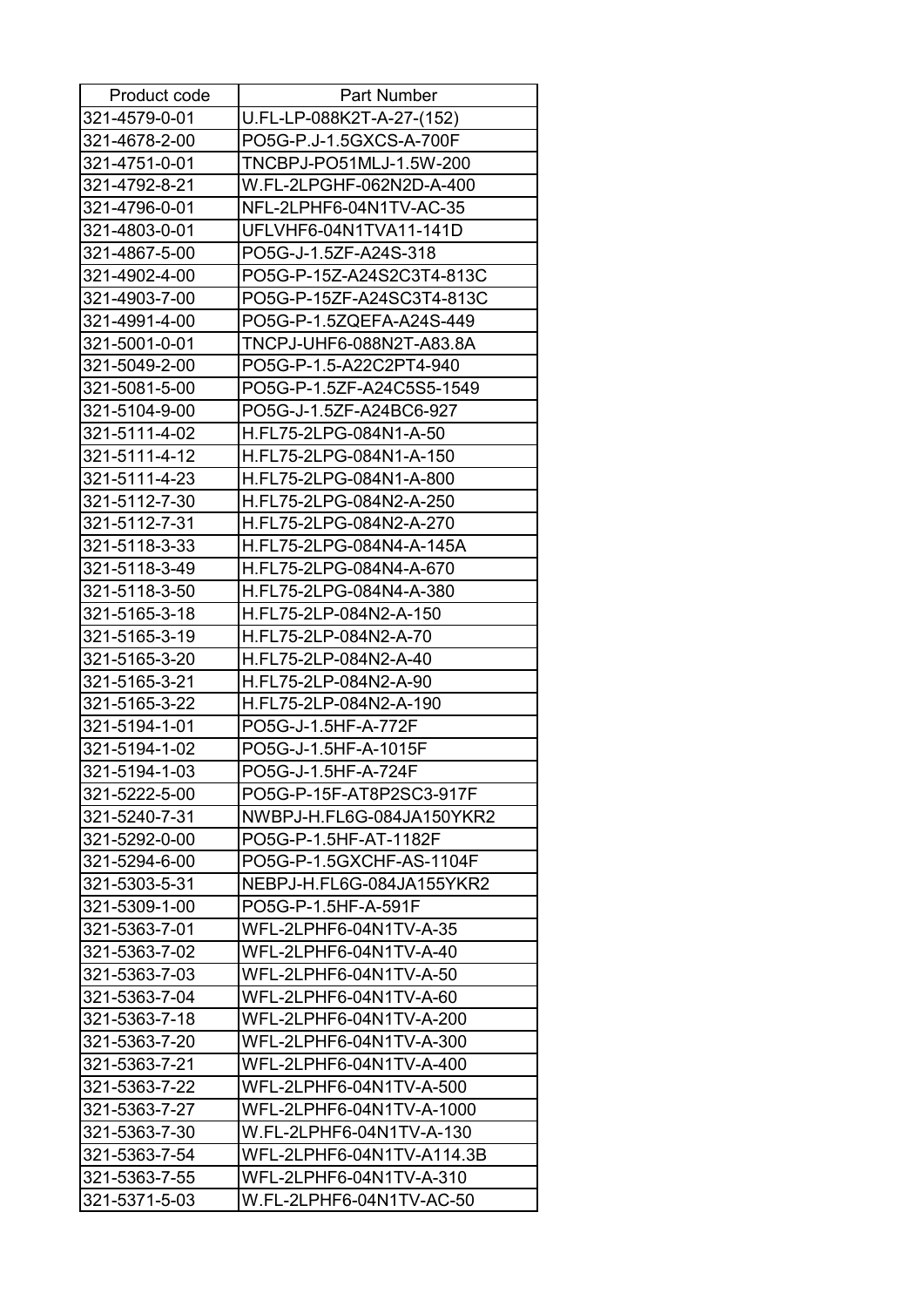| Product code | Part Number |
|---|---|
| 321-4579-0-01 | U.FL-LP-088K2T-A-27-(152) |
| 321-4678-2-00 | PO5G-P.J-1.5GXCS-A-700F |
| 321-4751-0-01 | TNCBPJ-PO51MLJ-1.5W-200 |
| 321-4792-8-21 | W.FL-2LPGHF-062N2D-A-400 |
| 321-4796-0-01 | NFL-2LPHF6-04N1TV-AC-35 |
| 321-4803-0-01 | UFLVHF6-04N1TVA11-141D |
| 321-4867-5-00 | PO5G-J-1.5ZF-A24S-318 |
| 321-4902-4-00 | PO5G-P-15Z-A24S2C3T4-813C |
| 321-4903-7-00 | PO5G-P-15ZF-A24SC3T4-813C |
| 321-4991-4-00 | PO5G-P-1.5ZQEFA-A24S-449 |
| 321-5001-0-01 | TNCPJ-UHF6-088N2T-A83.8A |
| 321-5049-2-00 | PO5G-P-1.5-A22C2PT4-940 |
| 321-5081-5-00 | PO5G-P-1.5ZF-A24C5S5-1549 |
| 321-5104-9-00 | PO5G-J-1.5ZF-A24BC6-927 |
| 321-5111-4-02 | H.FL75-2LPG-084N1-A-50 |
| 321-5111-4-12 | H.FL75-2LPG-084N1-A-150 |
| 321-5111-4-23 | H.FL75-2LPG-084N1-A-800 |
| 321-5112-7-30 | H.FL75-2LPG-084N2-A-250 |
| 321-5112-7-31 | H.FL75-2LPG-084N2-A-270 |
| 321-5118-3-33 | H.FL75-2LPG-084N4-A-145A |
| 321-5118-3-49 | H.FL75-2LPG-084N4-A-670 |
| 321-5118-3-50 | H.FL75-2LPG-084N4-A-380 |
| 321-5165-3-18 | H.FL75-2LP-084N2-A-150 |
| 321-5165-3-19 | H.FL75-2LP-084N2-A-70 |
| 321-5165-3-20 | H.FL75-2LP-084N2-A-40 |
| 321-5165-3-21 | H.FL75-2LP-084N2-A-90 |
| 321-5165-3-22 | H.FL75-2LP-084N2-A-190 |
| 321-5194-1-01 | PO5G-J-1.5HF-A-772F |
| 321-5194-1-02 | PO5G-J-1.5HF-A-1015F |
| 321-5194-1-03 | PO5G-J-1.5HF-A-724F |
| 321-5222-5-00 | PO5G-P-15F-AT8P2SC3-917F |
| 321-5240-7-31 | NWBPJ-H.FL6G-084JA150YKR2 |
| 321-5292-0-00 | PO5G-P-1.5HF-AT-1182F |
| 321-5294-6-00 | PO5G-P-1.5GXCHF-AS-1104F |
| 321-5303-5-31 | NEBPJ-H.FL6G-084JA155YKR2 |
| 321-5309-1-00 | PO5G-P-1.5HF-A-591F |
| 321-5363-7-01 | WFL-2LPHF6-04N1TV-A-35 |
| 321-5363-7-02 | WFL-2LPHF6-04N1TV-A-40 |
| 321-5363-7-03 | WFL-2LPHF6-04N1TV-A-50 |
| 321-5363-7-04 | WFL-2LPHF6-04N1TV-A-60 |
| 321-5363-7-18 | WFL-2LPHF6-04N1TV-A-200 |
| 321-5363-7-20 | WFL-2LPHF6-04N1TV-A-300 |
| 321-5363-7-21 | WFL-2LPHF6-04N1TV-A-400 |
| 321-5363-7-22 | WFL-2LPHF6-04N1TV-A-500 |
| 321-5363-7-27 | WFL-2LPHF6-04N1TV-A-1000 |
| 321-5363-7-30 | W.FL-2LPHF6-04N1TV-A-130 |
| 321-5363-7-54 | WFL-2LPHF6-04N1TV-A114.3B |
| 321-5363-7-55 | WFL-2LPHF6-04N1TV-A-310 |
| 321-5371-5-03 | W.FL-2LPHF6-04N1TV-AC-50 |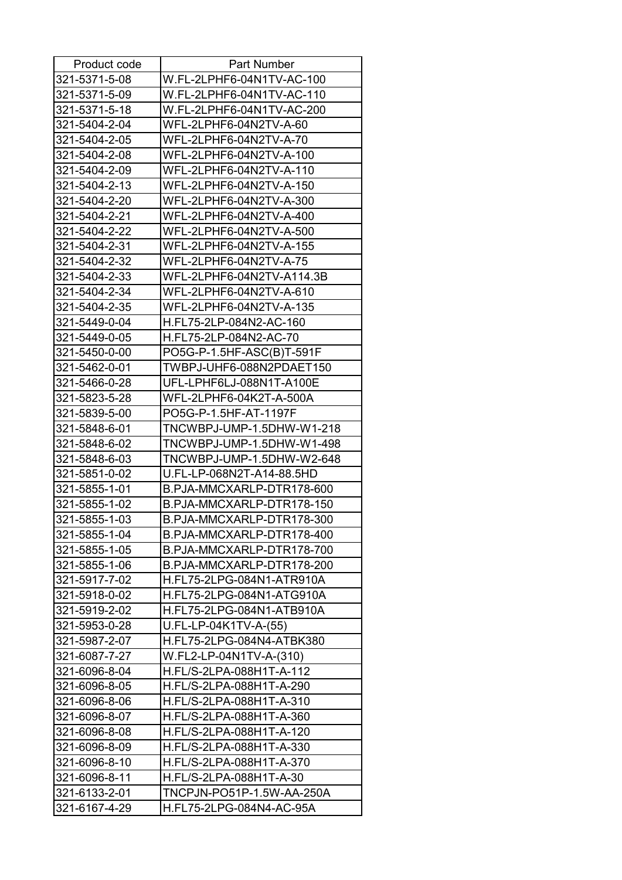| Product code | Part Number |
|---|---|
| 321-5371-5-08 | W.FL-2LPHF6-04N1TV-AC-100 |
| 321-5371-5-09 | W.FL-2LPHF6-04N1TV-AC-110 |
| 321-5371-5-18 | W.FL-2LPHF6-04N1TV-AC-200 |
| 321-5404-2-04 | WFL-2LPHF6-04N2TV-A-60 |
| 321-5404-2-05 | WFL-2LPHF6-04N2TV-A-70 |
| 321-5404-2-08 | WFL-2LPHF6-04N2TV-A-100 |
| 321-5404-2-09 | WFL-2LPHF6-04N2TV-A-110 |
| 321-5404-2-13 | WFL-2LPHF6-04N2TV-A-150 |
| 321-5404-2-20 | WFL-2LPHF6-04N2TV-A-300 |
| 321-5404-2-21 | WFL-2LPHF6-04N2TV-A-400 |
| 321-5404-2-22 | WFL-2LPHF6-04N2TV-A-500 |
| 321-5404-2-31 | WFL-2LPHF6-04N2TV-A-155 |
| 321-5404-2-32 | WFL-2LPHF6-04N2TV-A-75 |
| 321-5404-2-33 | WFL-2LPHF6-04N2TV-A114.3B |
| 321-5404-2-34 | WFL-2LPHF6-04N2TV-A-610 |
| 321-5404-2-35 | WFL-2LPHF6-04N2TV-A-135 |
| 321-5449-0-04 | H.FL75-2LP-084N2-AC-160 |
| 321-5449-0-05 | H.FL75-2LP-084N2-AC-70 |
| 321-5450-0-00 | PO5G-P-1.5HF-ASC(B)T-591F |
| 321-5462-0-01 | TWBPJ-UHF6-088N2PDAET150 |
| 321-5466-0-28 | UFL-LPHF6LJ-088N1T-A100E |
| 321-5823-5-28 | WFL-2LPHF6-04K2T-A-500A |
| 321-5839-5-00 | PO5G-P-1.5HF-AT-1197F |
| 321-5848-6-01 | TNCWBPJ-UMP-1.5DHW-W1-218 |
| 321-5848-6-02 | TNCWBPJ-UMP-1.5DHW-W1-498 |
| 321-5848-6-03 | TNCWBPJ-UMP-1.5DHW-W2-648 |
| 321-5851-0-02 | U.FL-LP-068N2T-A14-88.5HD |
| 321-5855-1-01 | B.PJA-MMCXARLP-DTR178-600 |
| 321-5855-1-02 | B.PJA-MMCXARLP-DTR178-150 |
| 321-5855-1-03 | B.PJA-MMCXARLP-DTR178-300 |
| 321-5855-1-04 | B.PJA-MMCXARLP-DTR178-400 |
| 321-5855-1-05 | B.PJA-MMCXARLP-DTR178-700 |
| 321-5855-1-06 | B.PJA-MMCXARLP-DTR178-200 |
| 321-5917-7-02 | H.FL75-2LPG-084N1-ATR910A |
| 321-5918-0-02 | H.FL75-2LPG-084N1-ATG910A |
| 321-5919-2-02 | H.FL75-2LPG-084N1-ATB910A |
| 321-5953-0-28 | U.FL-LP-04K1TV-A-(55) |
| 321-5987-2-07 | H.FL75-2LPG-084N4-ATBK380 |
| 321-6087-7-27 | W.FL2-LP-04N1TV-A-(310) |
| 321-6096-8-04 | H.FL/S-2LPA-088H1T-A-112 |
| 321-6096-8-05 | H.FL/S-2LPA-088H1T-A-290 |
| 321-6096-8-06 | H.FL/S-2LPA-088H1T-A-310 |
| 321-6096-8-07 | H.FL/S-2LPA-088H1T-A-360 |
| 321-6096-8-08 | H.FL/S-2LPA-088H1T-A-120 |
| 321-6096-8-09 | H.FL/S-2LPA-088H1T-A-330 |
| 321-6096-8-10 | H.FL/S-2LPA-088H1T-A-370 |
| 321-6096-8-11 | H.FL/S-2LPA-088H1T-A-30 |
| 321-6133-2-01 | TNCPJN-PO51P-1.5W-AA-250A |
| 321-6167-4-29 | H.FL75-2LPG-084N4-AC-95A |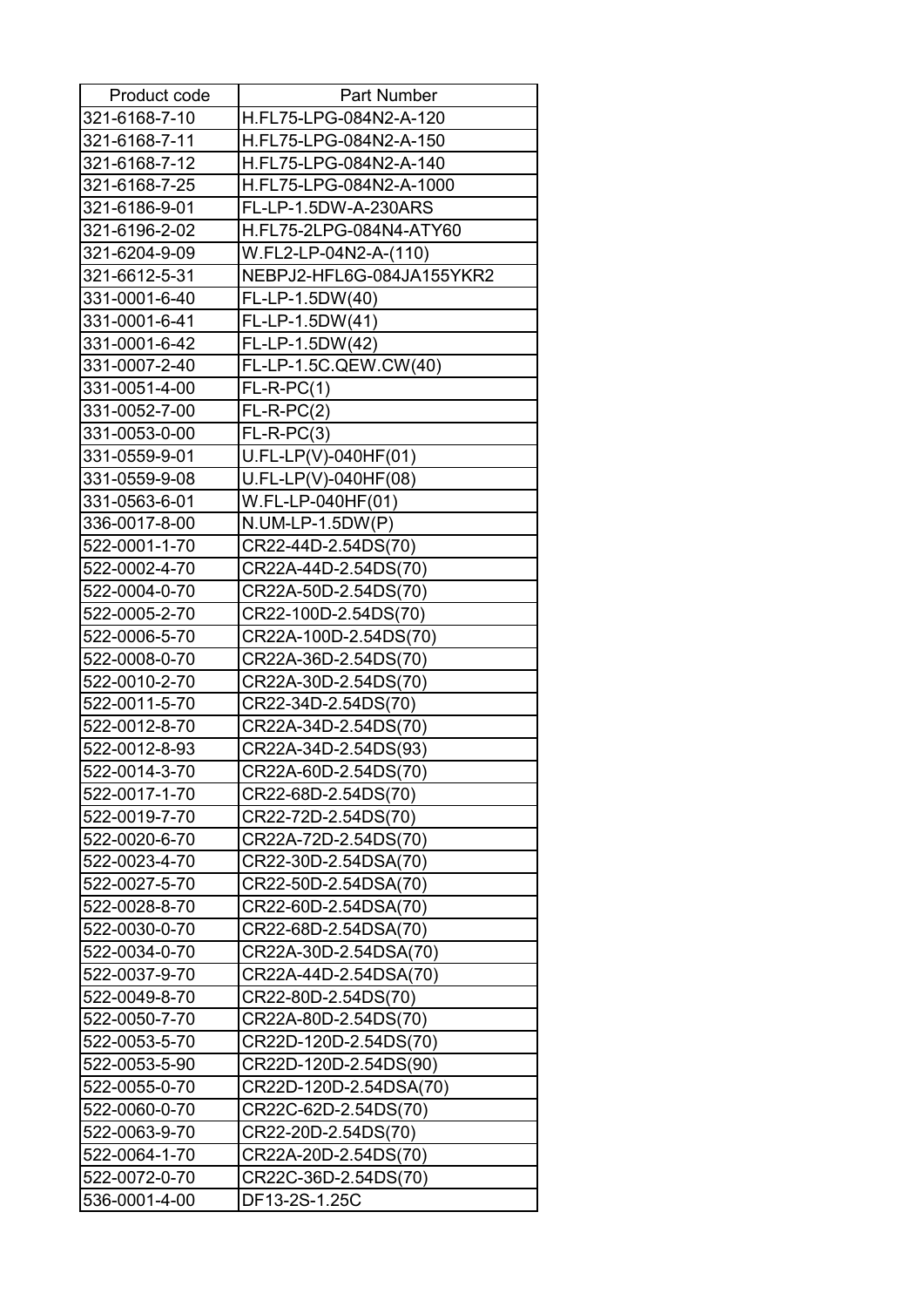| Product code | Part Number |
|---|---|
| 321-6168-7-10 | H.FL75-LPG-084N2-A-120 |
| 321-6168-7-11 | H.FL75-LPG-084N2-A-150 |
| 321-6168-7-12 | H.FL75-LPG-084N2-A-140 |
| 321-6168-7-25 | H.FL75-LPG-084N2-A-1000 |
| 321-6186-9-01 | FL-LP-1.5DW-A-230ARS |
| 321-6196-2-02 | H.FL75-2LPG-084N4-ATY60 |
| 321-6204-9-09 | W.FL2-LP-04N2-A-(110) |
| 321-6612-5-31 | NEBPJ2-HFL6G-084JA155YKR2 |
| 331-0001-6-40 | FL-LP-1.5DW(40) |
| 331-0001-6-41 | FL-LP-1.5DW(41) |
| 331-0001-6-42 | FL-LP-1.5DW(42) |
| 331-0007-2-40 | FL-LP-1.5C.QEW.CW(40) |
| 331-0051-4-00 | FL-R-PC(1) |
| 331-0052-7-00 | FL-R-PC(2) |
| 331-0053-0-00 | FL-R-PC(3) |
| 331-0559-9-01 | U.FL-LP(V)-040HF(01) |
| 331-0559-9-08 | U.FL-LP(V)-040HF(08) |
| 331-0563-6-01 | W.FL-LP-040HF(01) |
| 336-0017-8-00 | N.UM-LP-1.5DW(P) |
| 522-0001-1-70 | CR22-44D-2.54DS(70) |
| 522-0002-4-70 | CR22A-44D-2.54DS(70) |
| 522-0004-0-70 | CR22A-50D-2.54DS(70) |
| 522-0005-2-70 | CR22-100D-2.54DS(70) |
| 522-0006-5-70 | CR22A-100D-2.54DS(70) |
| 522-0008-0-70 | CR22A-36D-2.54DS(70) |
| 522-0010-2-70 | CR22A-30D-2.54DS(70) |
| 522-0011-5-70 | CR22-34D-2.54DS(70) |
| 522-0012-8-70 | CR22A-34D-2.54DS(70) |
| 522-0012-8-93 | CR22A-34D-2.54DS(93) |
| 522-0014-3-70 | CR22A-60D-2.54DS(70) |
| 522-0017-1-70 | CR22-68D-2.54DS(70) |
| 522-0019-7-70 | CR22-72D-2.54DS(70) |
| 522-0020-6-70 | CR22A-72D-2.54DS(70) |
| 522-0023-4-70 | CR22-30D-2.54DSA(70) |
| 522-0027-5-70 | CR22-50D-2.54DSA(70) |
| 522-0028-8-70 | CR22-60D-2.54DSA(70) |
| 522-0030-0-70 | CR22-68D-2.54DSA(70) |
| 522-0034-0-70 | CR22A-30D-2.54DSA(70) |
| 522-0037-9-70 | CR22A-44D-2.54DSA(70) |
| 522-0049-8-70 | CR22-80D-2.54DS(70) |
| 522-0050-7-70 | CR22A-80D-2.54DS(70) |
| 522-0053-5-70 | CR22D-120D-2.54DS(70) |
| 522-0053-5-90 | CR22D-120D-2.54DS(90) |
| 522-0055-0-70 | CR22D-120D-2.54DSA(70) |
| 522-0060-0-70 | CR22C-62D-2.54DS(70) |
| 522-0063-9-70 | CR22-20D-2.54DS(70) |
| 522-0064-1-70 | CR22A-20D-2.54DS(70) |
| 522-0072-0-70 | CR22C-36D-2.54DS(70) |
| 536-0001-4-00 | DF13-2S-1.25C |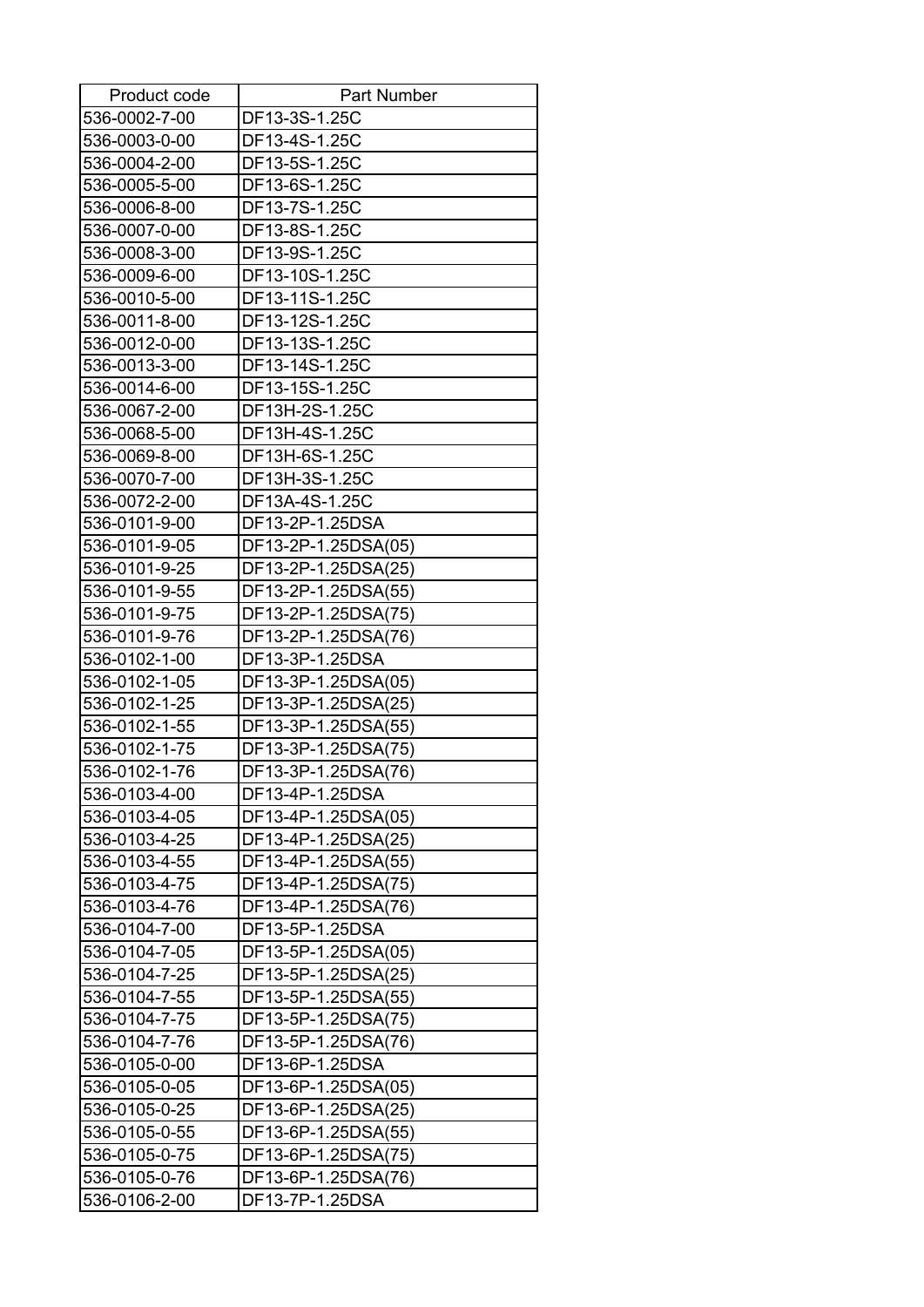| Product code | Part Number |
|---|---|
| 536-0002-7-00 | DF13-3S-1.25C |
| 536-0003-0-00 | DF13-4S-1.25C |
| 536-0004-2-00 | DF13-5S-1.25C |
| 536-0005-5-00 | DF13-6S-1.25C |
| 536-0006-8-00 | DF13-7S-1.25C |
| 536-0007-0-00 | DF13-8S-1.25C |
| 536-0008-3-00 | DF13-9S-1.25C |
| 536-0009-6-00 | DF13-10S-1.25C |
| 536-0010-5-00 | DF13-11S-1.25C |
| 536-0011-8-00 | DF13-12S-1.25C |
| 536-0012-0-00 | DF13-13S-1.25C |
| 536-0013-3-00 | DF13-14S-1.25C |
| 536-0014-6-00 | DF13-15S-1.25C |
| 536-0067-2-00 | DF13H-2S-1.25C |
| 536-0068-5-00 | DF13H-4S-1.25C |
| 536-0069-8-00 | DF13H-6S-1.25C |
| 536-0070-7-00 | DF13H-3S-1.25C |
| 536-0072-2-00 | DF13A-4S-1.25C |
| 536-0101-9-00 | DF13-2P-1.25DSA |
| 536-0101-9-05 | DF13-2P-1.25DSA(05) |
| 536-0101-9-25 | DF13-2P-1.25DSA(25) |
| 536-0101-9-55 | DF13-2P-1.25DSA(55) |
| 536-0101-9-75 | DF13-2P-1.25DSA(75) |
| 536-0101-9-76 | DF13-2P-1.25DSA(76) |
| 536-0102-1-00 | DF13-3P-1.25DSA |
| 536-0102-1-05 | DF13-3P-1.25DSA(05) |
| 536-0102-1-25 | DF13-3P-1.25DSA(25) |
| 536-0102-1-55 | DF13-3P-1.25DSA(55) |
| 536-0102-1-75 | DF13-3P-1.25DSA(75) |
| 536-0102-1-76 | DF13-3P-1.25DSA(76) |
| 536-0103-4-00 | DF13-4P-1.25DSA |
| 536-0103-4-05 | DF13-4P-1.25DSA(05) |
| 536-0103-4-25 | DF13-4P-1.25DSA(25) |
| 536-0103-4-55 | DF13-4P-1.25DSA(55) |
| 536-0103-4-75 | DF13-4P-1.25DSA(75) |
| 536-0103-4-76 | DF13-4P-1.25DSA(76) |
| 536-0104-7-00 | DF13-5P-1.25DSA |
| 536-0104-7-05 | DF13-5P-1.25DSA(05) |
| 536-0104-7-25 | DF13-5P-1.25DSA(25) |
| 536-0104-7-55 | DF13-5P-1.25DSA(55) |
| 536-0104-7-75 | DF13-5P-1.25DSA(75) |
| 536-0104-7-76 | DF13-5P-1.25DSA(76) |
| 536-0105-0-00 | DF13-6P-1.25DSA |
| 536-0105-0-05 | DF13-6P-1.25DSA(05) |
| 536-0105-0-25 | DF13-6P-1.25DSA(25) |
| 536-0105-0-55 | DF13-6P-1.25DSA(55) |
| 536-0105-0-75 | DF13-6P-1.25DSA(75) |
| 536-0105-0-76 | DF13-6P-1.25DSA(76) |
| 536-0106-2-00 | DF13-7P-1.25DSA |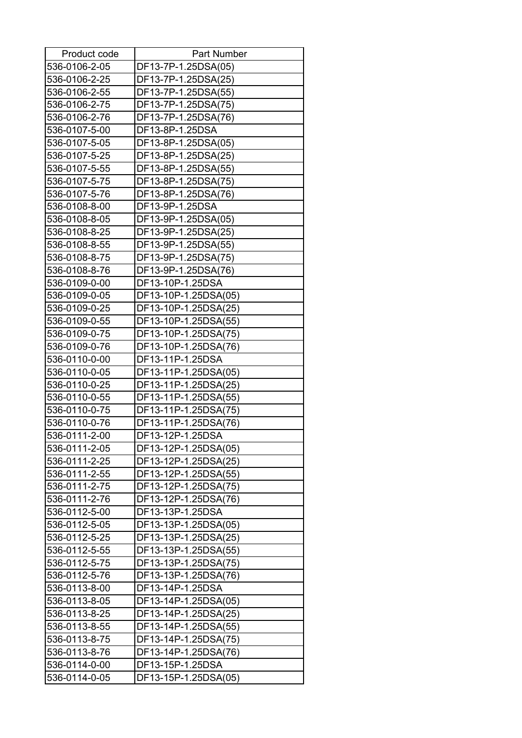| Product code | Part Number |
|---|---|
| 536-0106-2-05 | DF13-7P-1.25DSA(05) |
| 536-0106-2-25 | DF13-7P-1.25DSA(25) |
| 536-0106-2-55 | DF13-7P-1.25DSA(55) |
| 536-0106-2-75 | DF13-7P-1.25DSA(75) |
| 536-0106-2-76 | DF13-7P-1.25DSA(76) |
| 536-0107-5-00 | DF13-8P-1.25DSA |
| 536-0107-5-05 | DF13-8P-1.25DSA(05) |
| 536-0107-5-25 | DF13-8P-1.25DSA(25) |
| 536-0107-5-55 | DF13-8P-1.25DSA(55) |
| 536-0107-5-75 | DF13-8P-1.25DSA(75) |
| 536-0107-5-76 | DF13-8P-1.25DSA(76) |
| 536-0108-8-00 | DF13-9P-1.25DSA |
| 536-0108-8-05 | DF13-9P-1.25DSA(05) |
| 536-0108-8-25 | DF13-9P-1.25DSA(25) |
| 536-0108-8-55 | DF13-9P-1.25DSA(55) |
| 536-0108-8-75 | DF13-9P-1.25DSA(75) |
| 536-0108-8-76 | DF13-9P-1.25DSA(76) |
| 536-0109-0-00 | DF13-10P-1.25DSA |
| 536-0109-0-05 | DF13-10P-1.25DSA(05) |
| 536-0109-0-25 | DF13-10P-1.25DSA(25) |
| 536-0109-0-55 | DF13-10P-1.25DSA(55) |
| 536-0109-0-75 | DF13-10P-1.25DSA(75) |
| 536-0109-0-76 | DF13-10P-1.25DSA(76) |
| 536-0110-0-00 | DF13-11P-1.25DSA |
| 536-0110-0-05 | DF13-11P-1.25DSA(05) |
| 536-0110-0-25 | DF13-11P-1.25DSA(25) |
| 536-0110-0-55 | DF13-11P-1.25DSA(55) |
| 536-0110-0-75 | DF13-11P-1.25DSA(75) |
| 536-0110-0-76 | DF13-11P-1.25DSA(76) |
| 536-0111-2-00 | DF13-12P-1.25DSA |
| 536-0111-2-05 | DF13-12P-1.25DSA(05) |
| 536-0111-2-25 | DF13-12P-1.25DSA(25) |
| 536-0111-2-55 | DF13-12P-1.25DSA(55) |
| 536-0111-2-75 | DF13-12P-1.25DSA(75) |
| 536-0111-2-76 | DF13-12P-1.25DSA(76) |
| 536-0112-5-00 | DF13-13P-1.25DSA |
| 536-0112-5-05 | DF13-13P-1.25DSA(05) |
| 536-0112-5-25 | DF13-13P-1.25DSA(25) |
| 536-0112-5-55 | DF13-13P-1.25DSA(55) |
| 536-0112-5-75 | DF13-13P-1.25DSA(75) |
| 536-0112-5-76 | DF13-13P-1.25DSA(76) |
| 536-0113-8-00 | DF13-14P-1.25DSA |
| 536-0113-8-05 | DF13-14P-1.25DSA(05) |
| 536-0113-8-25 | DF13-14P-1.25DSA(25) |
| 536-0113-8-55 | DF13-14P-1.25DSA(55) |
| 536-0113-8-75 | DF13-14P-1.25DSA(75) |
| 536-0113-8-76 | DF13-14P-1.25DSA(76) |
| 536-0114-0-00 | DF13-15P-1.25DSA |
| 536-0114-0-05 | DF13-15P-1.25DSA(05) |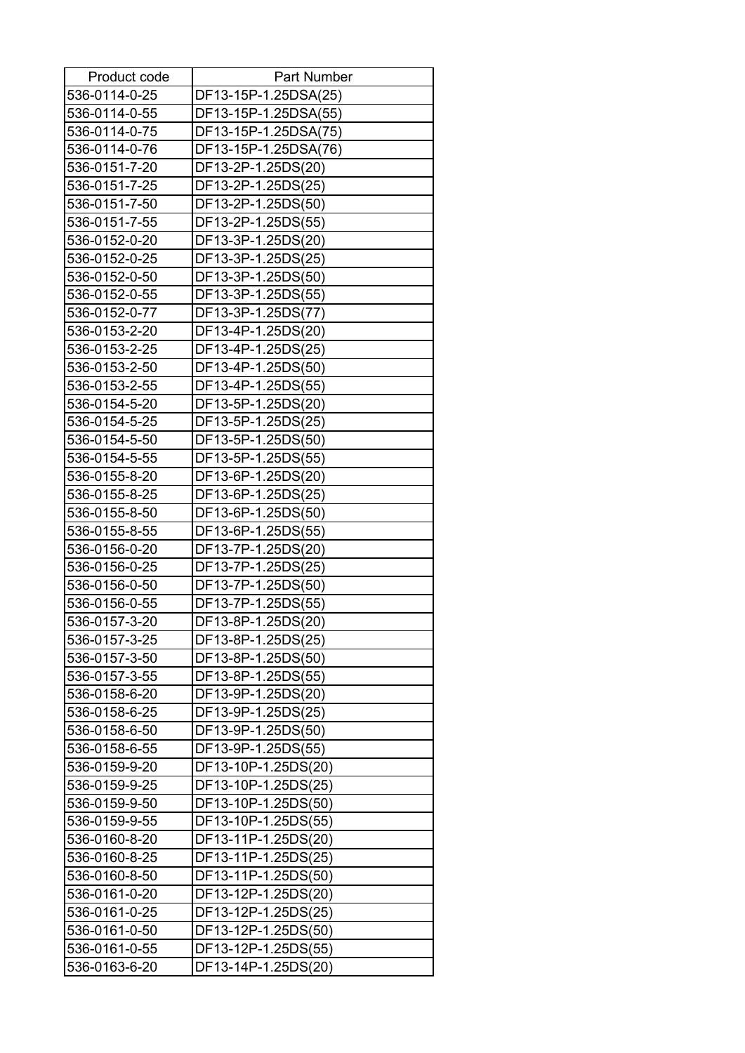| Product code | Part Number |
|---|---|
| 536-0114-0-25 | DF13-15P-1.25DSA(25) |
| 536-0114-0-55 | DF13-15P-1.25DSA(55) |
| 536-0114-0-75 | DF13-15P-1.25DSA(75) |
| 536-0114-0-76 | DF13-15P-1.25DSA(76) |
| 536-0151-7-20 | DF13-2P-1.25DS(20) |
| 536-0151-7-25 | DF13-2P-1.25DS(25) |
| 536-0151-7-50 | DF13-2P-1.25DS(50) |
| 536-0151-7-55 | DF13-2P-1.25DS(55) |
| 536-0152-0-20 | DF13-3P-1.25DS(20) |
| 536-0152-0-25 | DF13-3P-1.25DS(25) |
| 536-0152-0-50 | DF13-3P-1.25DS(50) |
| 536-0152-0-55 | DF13-3P-1.25DS(55) |
| 536-0152-0-77 | DF13-3P-1.25DS(77) |
| 536-0153-2-20 | DF13-4P-1.25DS(20) |
| 536-0153-2-25 | DF13-4P-1.25DS(25) |
| 536-0153-2-50 | DF13-4P-1.25DS(50) |
| 536-0153-2-55 | DF13-4P-1.25DS(55) |
| 536-0154-5-20 | DF13-5P-1.25DS(20) |
| 536-0154-5-25 | DF13-5P-1.25DS(25) |
| 536-0154-5-50 | DF13-5P-1.25DS(50) |
| 536-0154-5-55 | DF13-5P-1.25DS(55) |
| 536-0155-8-20 | DF13-6P-1.25DS(20) |
| 536-0155-8-25 | DF13-6P-1.25DS(25) |
| 536-0155-8-50 | DF13-6P-1.25DS(50) |
| 536-0155-8-55 | DF13-6P-1.25DS(55) |
| 536-0156-0-20 | DF13-7P-1.25DS(20) |
| 536-0156-0-25 | DF13-7P-1.25DS(25) |
| 536-0156-0-50 | DF13-7P-1.25DS(50) |
| 536-0156-0-55 | DF13-7P-1.25DS(55) |
| 536-0157-3-20 | DF13-8P-1.25DS(20) |
| 536-0157-3-25 | DF13-8P-1.25DS(25) |
| 536-0157-3-50 | DF13-8P-1.25DS(50) |
| 536-0157-3-55 | DF13-8P-1.25DS(55) |
| 536-0158-6-20 | DF13-9P-1.25DS(20) |
| 536-0158-6-25 | DF13-9P-1.25DS(25) |
| 536-0158-6-50 | DF13-9P-1.25DS(50) |
| 536-0158-6-55 | DF13-9P-1.25DS(55) |
| 536-0159-9-20 | DF13-10P-1.25DS(20) |
| 536-0159-9-25 | DF13-10P-1.25DS(25) |
| 536-0159-9-50 | DF13-10P-1.25DS(50) |
| 536-0159-9-55 | DF13-10P-1.25DS(55) |
| 536-0160-8-20 | DF13-11P-1.25DS(20) |
| 536-0160-8-25 | DF13-11P-1.25DS(25) |
| 536-0160-8-50 | DF13-11P-1.25DS(50) |
| 536-0161-0-20 | DF13-12P-1.25DS(20) |
| 536-0161-0-25 | DF13-12P-1.25DS(25) |
| 536-0161-0-50 | DF13-12P-1.25DS(50) |
| 536-0161-0-55 | DF13-12P-1.25DS(55) |
| 536-0163-6-20 | DF13-14P-1.25DS(20) |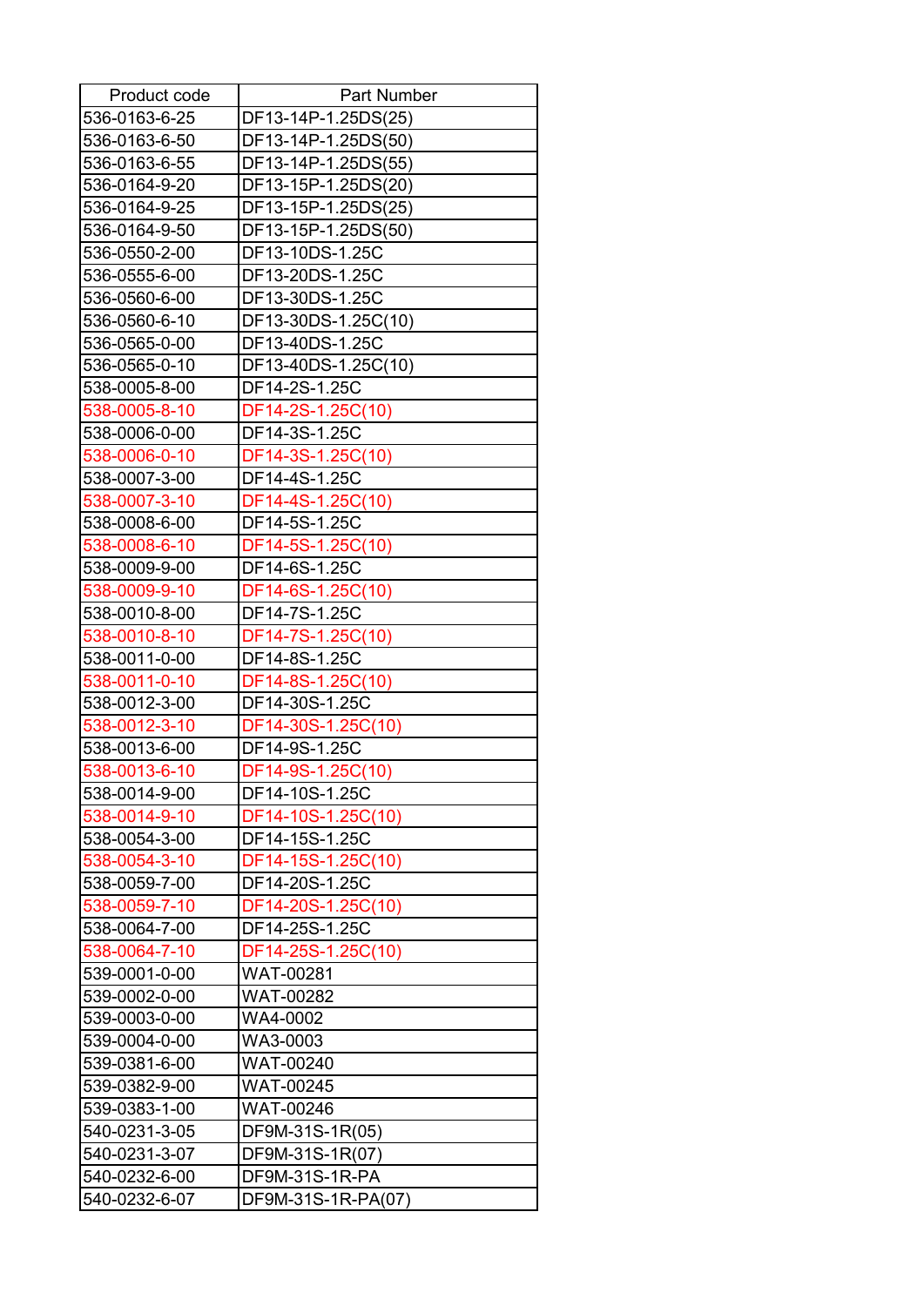| Product code | Part Number |
|---|---|
| 536-0163-6-25 | DF13-14P-1.25DS(25) |
| 536-0163-6-50 | DF13-14P-1.25DS(50) |
| 536-0163-6-55 | DF13-14P-1.25DS(55) |
| 536-0164-9-20 | DF13-15P-1.25DS(20) |
| 536-0164-9-25 | DF13-15P-1.25DS(25) |
| 536-0164-9-50 | DF13-15P-1.25DS(50) |
| 536-0550-2-00 | DF13-10DS-1.25C |
| 536-0555-6-00 | DF13-20DS-1.25C |
| 536-0560-6-00 | DF13-30DS-1.25C |
| 536-0560-6-10 | DF13-30DS-1.25C(10) |
| 536-0565-0-00 | DF13-40DS-1.25C |
| 536-0565-0-10 | DF13-40DS-1.25C(10) |
| 538-0005-8-00 | DF14-2S-1.25C |
| 538-0005-8-10 | DF14-2S-1.25C(10) |
| 538-0006-0-00 | DF14-3S-1.25C |
| 538-0006-0-10 | DF14-3S-1.25C(10) |
| 538-0007-3-00 | DF14-4S-1.25C |
| 538-0007-3-10 | DF14-4S-1.25C(10) |
| 538-0008-6-00 | DF14-5S-1.25C |
| 538-0008-6-10 | DF14-5S-1.25C(10) |
| 538-0009-9-00 | DF14-6S-1.25C |
| 538-0009-9-10 | DF14-6S-1.25C(10) |
| 538-0010-8-00 | DF14-7S-1.25C |
| 538-0010-8-10 | DF14-7S-1.25C(10) |
| 538-0011-0-00 | DF14-8S-1.25C |
| 538-0011-0-10 | DF14-8S-1.25C(10) |
| 538-0012-3-00 | DF14-30S-1.25C |
| 538-0012-3-10 | DF14-30S-1.25C(10) |
| 538-0013-6-00 | DF14-9S-1.25C |
| 538-0013-6-10 | DF14-9S-1.25C(10) |
| 538-0014-9-00 | DF14-10S-1.25C |
| 538-0014-9-10 | DF14-10S-1.25C(10) |
| 538-0054-3-00 | DF14-15S-1.25C |
| 538-0054-3-10 | DF14-15S-1.25C(10) |
| 538-0059-7-00 | DF14-20S-1.25C |
| 538-0059-7-10 | DF14-20S-1.25C(10) |
| 538-0064-7-00 | DF14-25S-1.25C |
| 538-0064-7-10 | DF14-25S-1.25C(10) |
| 539-0001-0-00 | WAT-00281 |
| 539-0002-0-00 | WAT-00282 |
| 539-0003-0-00 | WA4-0002 |
| 539-0004-0-00 | WA3-0003 |
| 539-0381-6-00 | WAT-00240 |
| 539-0382-9-00 | WAT-00245 |
| 539-0383-1-00 | WAT-00246 |
| 540-0231-3-05 | DF9M-31S-1R(05) |
| 540-0231-3-07 | DF9M-31S-1R(07) |
| 540-0232-6-00 | DF9M-31S-1R-PA |
| 540-0232-6-07 | DF9M-31S-1R-PA(07) |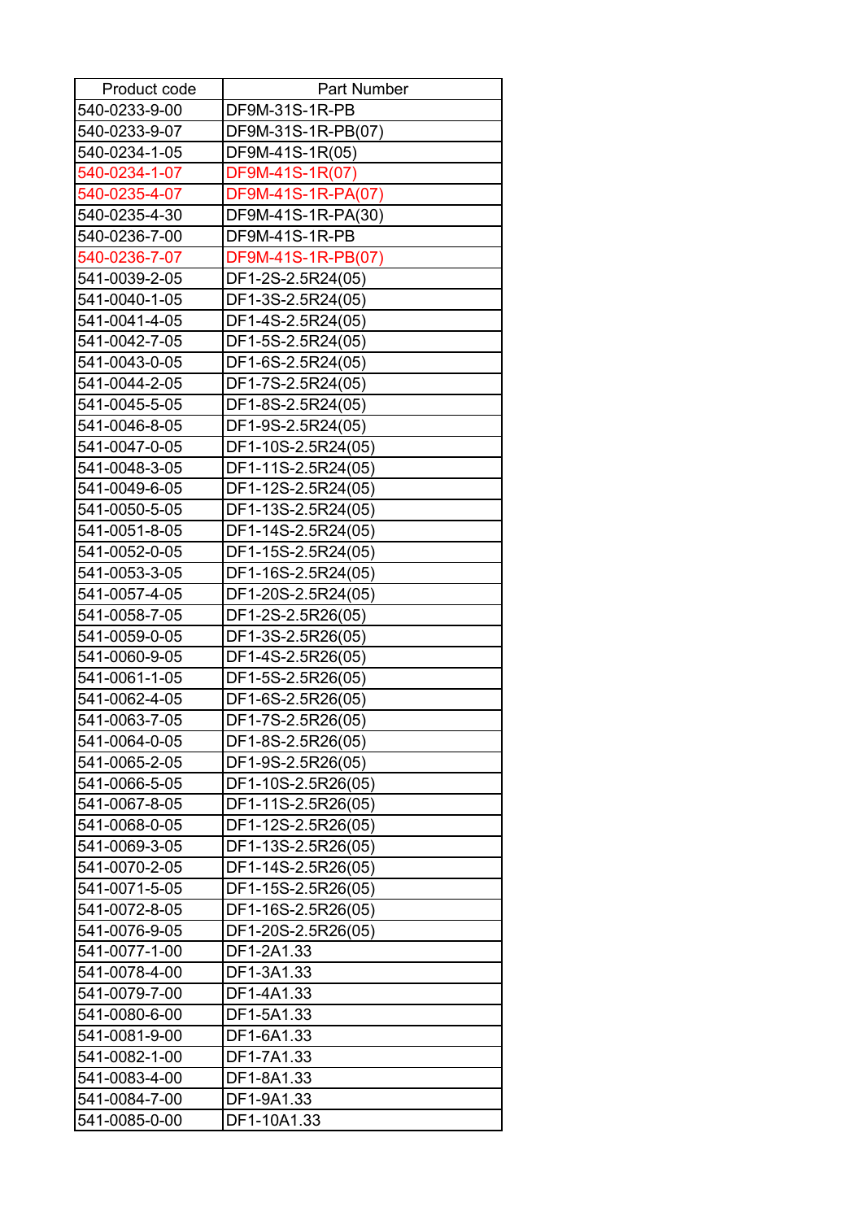| Product code | Part Number |
|---|---|
| 540-0233-9-00 | DF9M-31S-1R-PB |
| 540-0233-9-07 | DF9M-31S-1R-PB(07) |
| 540-0234-1-05 | DF9M-41S-1R(05) |
| 540-0234-1-07 | DF9M-41S-1R(07) |
| 540-0235-4-07 | DF9M-41S-1R-PA(07) |
| 540-0235-4-30 | DF9M-41S-1R-PA(30) |
| 540-0236-7-00 | DF9M-41S-1R-PB |
| 540-0236-7-07 | DF9M-41S-1R-PB(07) |
| 541-0039-2-05 | DF1-2S-2.5R24(05) |
| 541-0040-1-05 | DF1-3S-2.5R24(05) |
| 541-0041-4-05 | DF1-4S-2.5R24(05) |
| 541-0042-7-05 | DF1-5S-2.5R24(05) |
| 541-0043-0-05 | DF1-6S-2.5R24(05) |
| 541-0044-2-05 | DF1-7S-2.5R24(05) |
| 541-0045-5-05 | DF1-8S-2.5R24(05) |
| 541-0046-8-05 | DF1-9S-2.5R24(05) |
| 541-0047-0-05 | DF1-10S-2.5R24(05) |
| 541-0048-3-05 | DF1-11S-2.5R24(05) |
| 541-0049-6-05 | DF1-12S-2.5R24(05) |
| 541-0050-5-05 | DF1-13S-2.5R24(05) |
| 541-0051-8-05 | DF1-14S-2.5R24(05) |
| 541-0052-0-05 | DF1-15S-2.5R24(05) |
| 541-0053-3-05 | DF1-16S-2.5R24(05) |
| 541-0057-4-05 | DF1-20S-2.5R24(05) |
| 541-0058-7-05 | DF1-2S-2.5R26(05) |
| 541-0059-0-05 | DF1-3S-2.5R26(05) |
| 541-0060-9-05 | DF1-4S-2.5R26(05) |
| 541-0061-1-05 | DF1-5S-2.5R26(05) |
| 541-0062-4-05 | DF1-6S-2.5R26(05) |
| 541-0063-7-05 | DF1-7S-2.5R26(05) |
| 541-0064-0-05 | DF1-8S-2.5R26(05) |
| 541-0065-2-05 | DF1-9S-2.5R26(05) |
| 541-0066-5-05 | DF1-10S-2.5R26(05) |
| 541-0067-8-05 | DF1-11S-2.5R26(05) |
| 541-0068-0-05 | DF1-12S-2.5R26(05) |
| 541-0069-3-05 | DF1-13S-2.5R26(05) |
| 541-0070-2-05 | DF1-14S-2.5R26(05) |
| 541-0071-5-05 | DF1-15S-2.5R26(05) |
| 541-0072-8-05 | DF1-16S-2.5R26(05) |
| 541-0076-9-05 | DF1-20S-2.5R26(05) |
| 541-0077-1-00 | DF1-2A1.33 |
| 541-0078-4-00 | DF1-3A1.33 |
| 541-0079-7-00 | DF1-4A1.33 |
| 541-0080-6-00 | DF1-5A1.33 |
| 541-0081-9-00 | DF1-6A1.33 |
| 541-0082-1-00 | DF1-7A1.33 |
| 541-0083-4-00 | DF1-8A1.33 |
| 541-0084-7-00 | DF1-9A1.33 |
| 541-0085-0-00 | DF1-10A1.33 |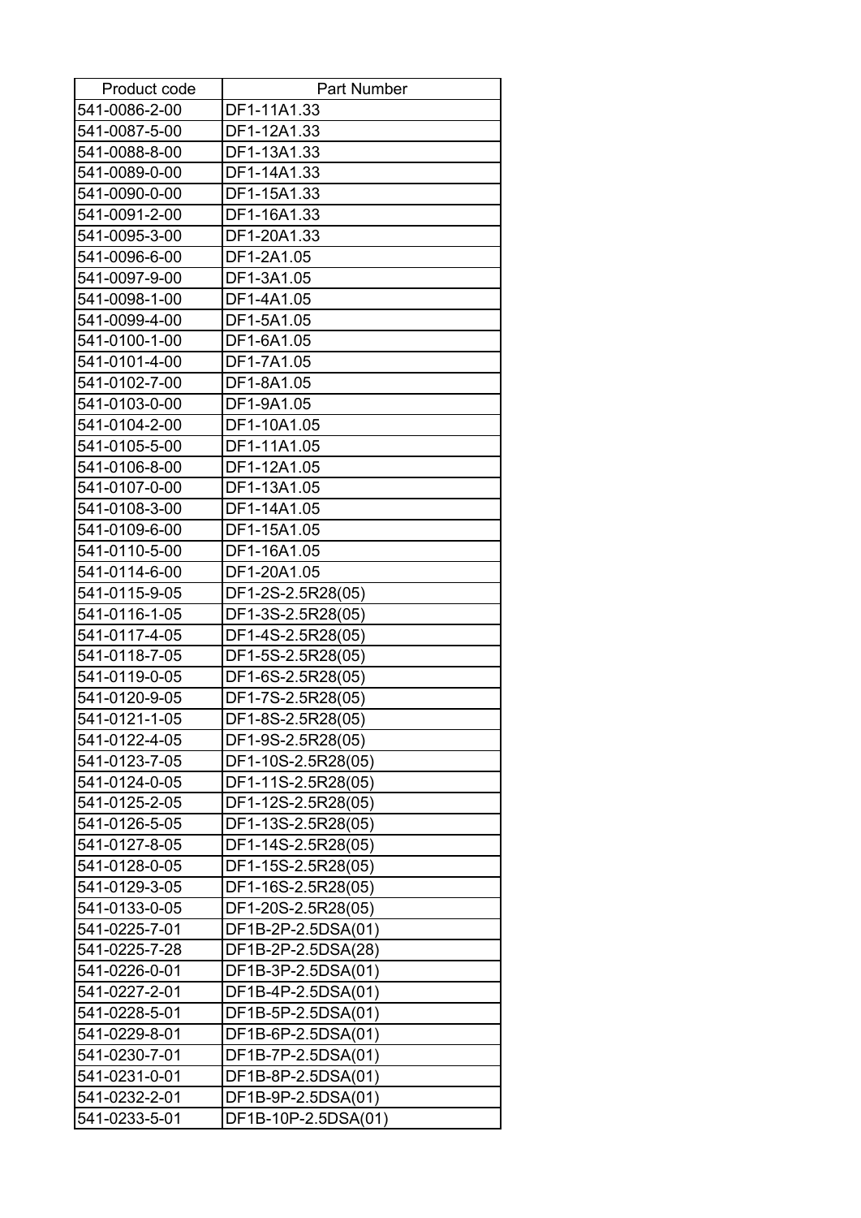| Product code | Part Number |
| --- | --- |
| 541-0086-2-00 | DF1-11A1.33 |
| 541-0087-5-00 | DF1-12A1.33 |
| 541-0088-8-00 | DF1-13A1.33 |
| 541-0089-0-00 | DF1-14A1.33 |
| 541-0090-0-00 | DF1-15A1.33 |
| 541-0091-2-00 | DF1-16A1.33 |
| 541-0095-3-00 | DF1-20A1.33 |
| 541-0096-6-00 | DF1-2A1.05 |
| 541-0097-9-00 | DF1-3A1.05 |
| 541-0098-1-00 | DF1-4A1.05 |
| 541-0099-4-00 | DF1-5A1.05 |
| 541-0100-1-00 | DF1-6A1.05 |
| 541-0101-4-00 | DF1-7A1.05 |
| 541-0102-7-00 | DF1-8A1.05 |
| 541-0103-0-00 | DF1-9A1.05 |
| 541-0104-2-00 | DF1-10A1.05 |
| 541-0105-5-00 | DF1-11A1.05 |
| 541-0106-8-00 | DF1-12A1.05 |
| 541-0107-0-00 | DF1-13A1.05 |
| 541-0108-3-00 | DF1-14A1.05 |
| 541-0109-6-00 | DF1-15A1.05 |
| 541-0110-5-00 | DF1-16A1.05 |
| 541-0114-6-00 | DF1-20A1.05 |
| 541-0115-9-05 | DF1-2S-2.5R28(05) |
| 541-0116-1-05 | DF1-3S-2.5R28(05) |
| 541-0117-4-05 | DF1-4S-2.5R28(05) |
| 541-0118-7-05 | DF1-5S-2.5R28(05) |
| 541-0119-0-05 | DF1-6S-2.5R28(05) |
| 541-0120-9-05 | DF1-7S-2.5R28(05) |
| 541-0121-1-05 | DF1-8S-2.5R28(05) |
| 541-0122-4-05 | DF1-9S-2.5R28(05) |
| 541-0123-7-05 | DF1-10S-2.5R28(05) |
| 541-0124-0-05 | DF1-11S-2.5R28(05) |
| 541-0125-2-05 | DF1-12S-2.5R28(05) |
| 541-0126-5-05 | DF1-13S-2.5R28(05) |
| 541-0127-8-05 | DF1-14S-2.5R28(05) |
| 541-0128-0-05 | DF1-15S-2.5R28(05) |
| 541-0129-3-05 | DF1-16S-2.5R28(05) |
| 541-0133-0-05 | DF1-20S-2.5R28(05) |
| 541-0225-7-01 | DF1B-2P-2.5DSA(01) |
| 541-0225-7-28 | DF1B-2P-2.5DSA(28) |
| 541-0226-0-01 | DF1B-3P-2.5DSA(01) |
| 541-0227-2-01 | DF1B-4P-2.5DSA(01) |
| 541-0228-5-01 | DF1B-5P-2.5DSA(01) |
| 541-0229-8-01 | DF1B-6P-2.5DSA(01) |
| 541-0230-7-01 | DF1B-7P-2.5DSA(01) |
| 541-0231-0-01 | DF1B-8P-2.5DSA(01) |
| 541-0232-2-01 | DF1B-9P-2.5DSA(01) |
| 541-0233-5-01 | DF1B-10P-2.5DSA(01) |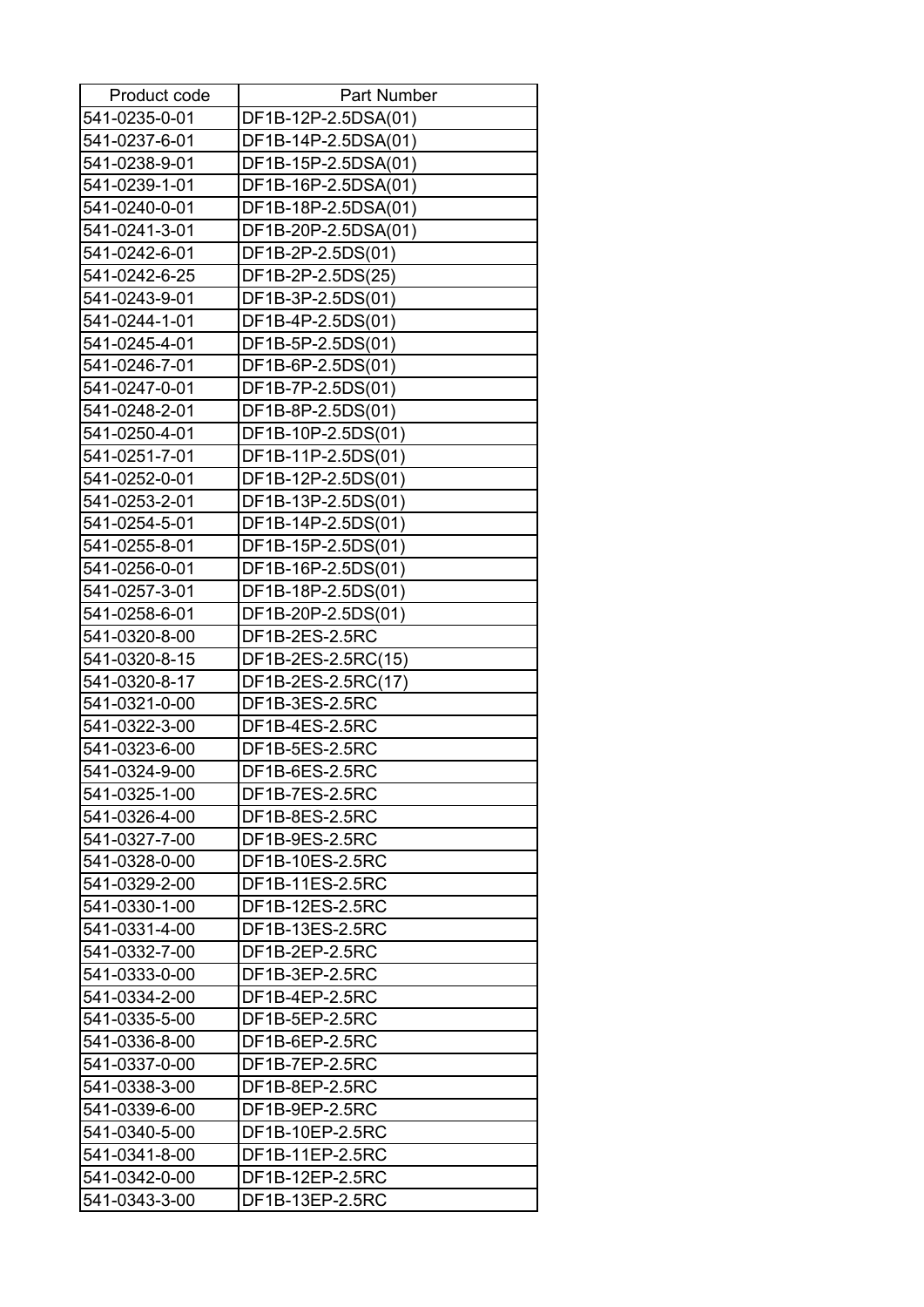| Product code | Part Number |
|---|---|
| 541-0235-0-01 | DF1B-12P-2.5DSA(01) |
| 541-0237-6-01 | DF1B-14P-2.5DSA(01) |
| 541-0238-9-01 | DF1B-15P-2.5DSA(01) |
| 541-0239-1-01 | DF1B-16P-2.5DSA(01) |
| 541-0240-0-01 | DF1B-18P-2.5DSA(01) |
| 541-0241-3-01 | DF1B-20P-2.5DSA(01) |
| 541-0242-6-01 | DF1B-2P-2.5DS(01) |
| 541-0242-6-25 | DF1B-2P-2.5DS(25) |
| 541-0243-9-01 | DF1B-3P-2.5DS(01) |
| 541-0244-1-01 | DF1B-4P-2.5DS(01) |
| 541-0245-4-01 | DF1B-5P-2.5DS(01) |
| 541-0246-7-01 | DF1B-6P-2.5DS(01) |
| 541-0247-0-01 | DF1B-7P-2.5DS(01) |
| 541-0248-2-01 | DF1B-8P-2.5DS(01) |
| 541-0250-4-01 | DF1B-10P-2.5DS(01) |
| 541-0251-7-01 | DF1B-11P-2.5DS(01) |
| 541-0252-0-01 | DF1B-12P-2.5DS(01) |
| 541-0253-2-01 | DF1B-13P-2.5DS(01) |
| 541-0254-5-01 | DF1B-14P-2.5DS(01) |
| 541-0255-8-01 | DF1B-15P-2.5DS(01) |
| 541-0256-0-01 | DF1B-16P-2.5DS(01) |
| 541-0257-3-01 | DF1B-18P-2.5DS(01) |
| 541-0258-6-01 | DF1B-20P-2.5DS(01) |
| 541-0320-8-00 | DF1B-2ES-2.5RC |
| 541-0320-8-15 | DF1B-2ES-2.5RC(15) |
| 541-0320-8-17 | DF1B-2ES-2.5RC(17) |
| 541-0321-0-00 | DF1B-3ES-2.5RC |
| 541-0322-3-00 | DF1B-4ES-2.5RC |
| 541-0323-6-00 | DF1B-5ES-2.5RC |
| 541-0324-9-00 | DF1B-6ES-2.5RC |
| 541-0325-1-00 | DF1B-7ES-2.5RC |
| 541-0326-4-00 | DF1B-8ES-2.5RC |
| 541-0327-7-00 | DF1B-9ES-2.5RC |
| 541-0328-0-00 | DF1B-10ES-2.5RC |
| 541-0329-2-00 | DF1B-11ES-2.5RC |
| 541-0330-1-00 | DF1B-12ES-2.5RC |
| 541-0331-4-00 | DF1B-13ES-2.5RC |
| 541-0332-7-00 | DF1B-2EP-2.5RC |
| 541-0333-0-00 | DF1B-3EP-2.5RC |
| 541-0334-2-00 | DF1B-4EP-2.5RC |
| 541-0335-5-00 | DF1B-5EP-2.5RC |
| 541-0336-8-00 | DF1B-6EP-2.5RC |
| 541-0337-0-00 | DF1B-7EP-2.5RC |
| 541-0338-3-00 | DF1B-8EP-2.5RC |
| 541-0339-6-00 | DF1B-9EP-2.5RC |
| 541-0340-5-00 | DF1B-10EP-2.5RC |
| 541-0341-8-00 | DF1B-11EP-2.5RC |
| 541-0342-0-00 | DF1B-12EP-2.5RC |
| 541-0343-3-00 | DF1B-13EP-2.5RC |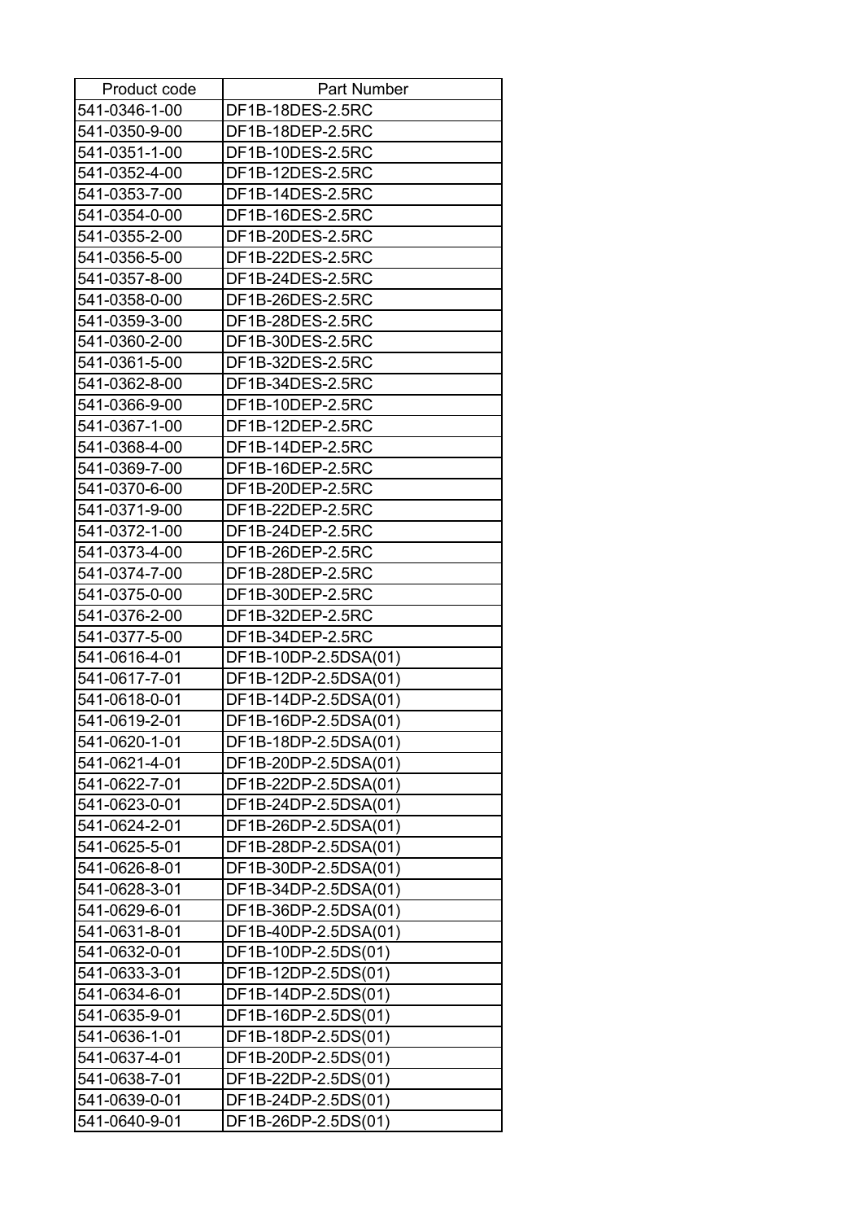| Product code | Part Number |
|---|---|
| 541-0346-1-00 | DF1B-18DES-2.5RC |
| 541-0350-9-00 | DF1B-18DEP-2.5RC |
| 541-0351-1-00 | DF1B-10DES-2.5RC |
| 541-0352-4-00 | DF1B-12DES-2.5RC |
| 541-0353-7-00 | DF1B-14DES-2.5RC |
| 541-0354-0-00 | DF1B-16DES-2.5RC |
| 541-0355-2-00 | DF1B-20DES-2.5RC |
| 541-0356-5-00 | DF1B-22DES-2.5RC |
| 541-0357-8-00 | DF1B-24DES-2.5RC |
| 541-0358-0-00 | DF1B-26DES-2.5RC |
| 541-0359-3-00 | DF1B-28DES-2.5RC |
| 541-0360-2-00 | DF1B-30DES-2.5RC |
| 541-0361-5-00 | DF1B-32DES-2.5RC |
| 541-0362-8-00 | DF1B-34DES-2.5RC |
| 541-0366-9-00 | DF1B-10DEP-2.5RC |
| 541-0367-1-00 | DF1B-12DEP-2.5RC |
| 541-0368-4-00 | DF1B-14DEP-2.5RC |
| 541-0369-7-00 | DF1B-16DEP-2.5RC |
| 541-0370-6-00 | DF1B-20DEP-2.5RC |
| 541-0371-9-00 | DF1B-22DEP-2.5RC |
| 541-0372-1-00 | DF1B-24DEP-2.5RC |
| 541-0373-4-00 | DF1B-26DEP-2.5RC |
| 541-0374-7-00 | DF1B-28DEP-2.5RC |
| 541-0375-0-00 | DF1B-30DEP-2.5RC |
| 541-0376-2-00 | DF1B-32DEP-2.5RC |
| 541-0377-5-00 | DF1B-34DEP-2.5RC |
| 541-0616-4-01 | DF1B-10DP-2.5DSA(01) |
| 541-0617-7-01 | DF1B-12DP-2.5DSA(01) |
| 541-0618-0-01 | DF1B-14DP-2.5DSA(01) |
| 541-0619-2-01 | DF1B-16DP-2.5DSA(01) |
| 541-0620-1-01 | DF1B-18DP-2.5DSA(01) |
| 541-0621-4-01 | DF1B-20DP-2.5DSA(01) |
| 541-0622-7-01 | DF1B-22DP-2.5DSA(01) |
| 541-0623-0-01 | DF1B-24DP-2.5DSA(01) |
| 541-0624-2-01 | DF1B-26DP-2.5DSA(01) |
| 541-0625-5-01 | DF1B-28DP-2.5DSA(01) |
| 541-0626-8-01 | DF1B-30DP-2.5DSA(01) |
| 541-0628-3-01 | DF1B-34DP-2.5DSA(01) |
| 541-0629-6-01 | DF1B-36DP-2.5DSA(01) |
| 541-0631-8-01 | DF1B-40DP-2.5DSA(01) |
| 541-0632-0-01 | DF1B-10DP-2.5DS(01) |
| 541-0633-3-01 | DF1B-12DP-2.5DS(01) |
| 541-0634-6-01 | DF1B-14DP-2.5DS(01) |
| 541-0635-9-01 | DF1B-16DP-2.5DS(01) |
| 541-0636-1-01 | DF1B-18DP-2.5DS(01) |
| 541-0637-4-01 | DF1B-20DP-2.5DS(01) |
| 541-0638-7-01 | DF1B-22DP-2.5DS(01) |
| 541-0639-0-01 | DF1B-24DP-2.5DS(01) |
| 541-0640-9-01 | DF1B-26DP-2.5DS(01) |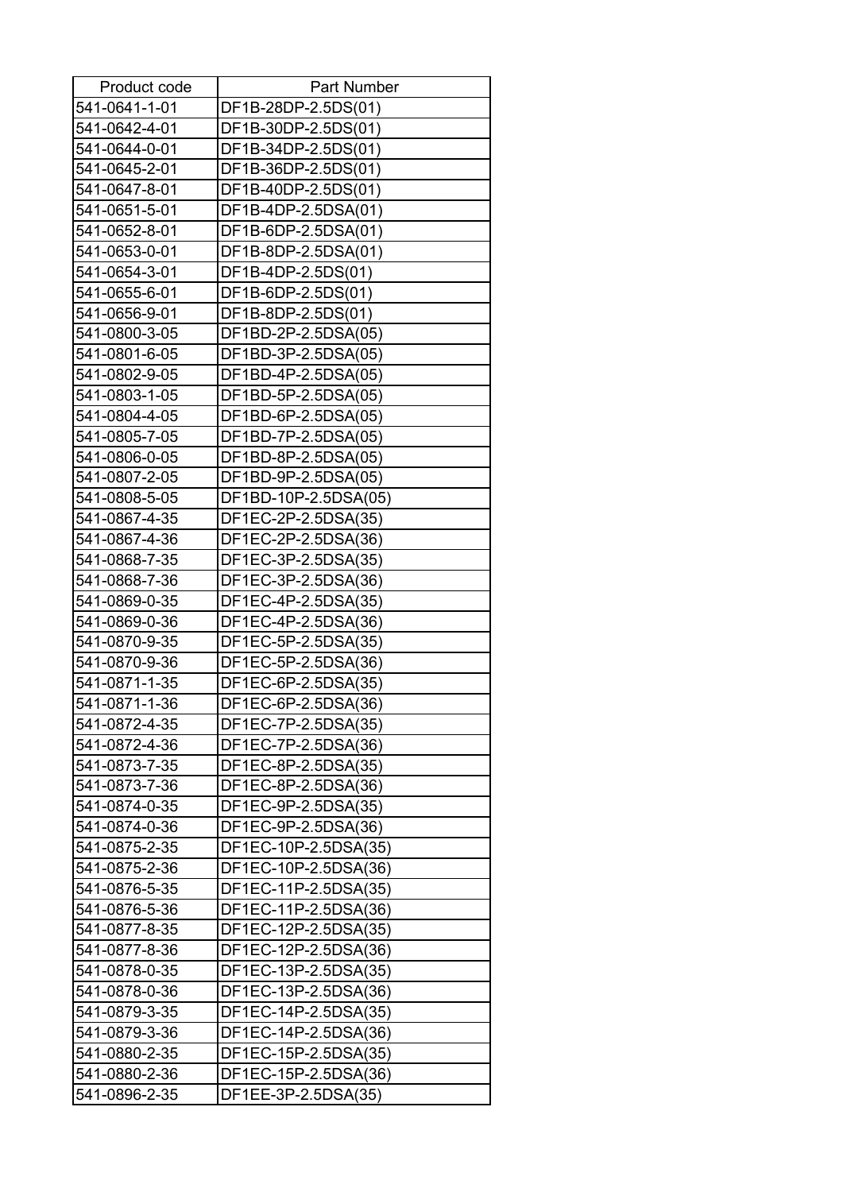| Product code | Part Number |
|---|---|
| 541-0641-1-01 | DF1B-28DP-2.5DS(01) |
| 541-0642-4-01 | DF1B-30DP-2.5DS(01) |
| 541-0644-0-01 | DF1B-34DP-2.5DS(01) |
| 541-0645-2-01 | DF1B-36DP-2.5DS(01) |
| 541-0647-8-01 | DF1B-40DP-2.5DS(01) |
| 541-0651-5-01 | DF1B-4DP-2.5DSA(01) |
| 541-0652-8-01 | DF1B-6DP-2.5DSA(01) |
| 541-0653-0-01 | DF1B-8DP-2.5DSA(01) |
| 541-0654-3-01 | DF1B-4DP-2.5DS(01) |
| 541-0655-6-01 | DF1B-6DP-2.5DS(01) |
| 541-0656-9-01 | DF1B-8DP-2.5DS(01) |
| 541-0800-3-05 | DF1BD-2P-2.5DSA(05) |
| 541-0801-6-05 | DF1BD-3P-2.5DSA(05) |
| 541-0802-9-05 | DF1BD-4P-2.5DSA(05) |
| 541-0803-1-05 | DF1BD-5P-2.5DSA(05) |
| 541-0804-4-05 | DF1BD-6P-2.5DSA(05) |
| 541-0805-7-05 | DF1BD-7P-2.5DSA(05) |
| 541-0806-0-05 | DF1BD-8P-2.5DSA(05) |
| 541-0807-2-05 | DF1BD-9P-2.5DSA(05) |
| 541-0808-5-05 | DF1BD-10P-2.5DSA(05) |
| 541-0867-4-35 | DF1EC-2P-2.5DSA(35) |
| 541-0867-4-36 | DF1EC-2P-2.5DSA(36) |
| 541-0868-7-35 | DF1EC-3P-2.5DSA(35) |
| 541-0868-7-36 | DF1EC-3P-2.5DSA(36) |
| 541-0869-0-35 | DF1EC-4P-2.5DSA(35) |
| 541-0869-0-36 | DF1EC-4P-2.5DSA(36) |
| 541-0870-9-35 | DF1EC-5P-2.5DSA(35) |
| 541-0870-9-36 | DF1EC-5P-2.5DSA(36) |
| 541-0871-1-35 | DF1EC-6P-2.5DSA(35) |
| 541-0871-1-36 | DF1EC-6P-2.5DSA(36) |
| 541-0872-4-35 | DF1EC-7P-2.5DSA(35) |
| 541-0872-4-36 | DF1EC-7P-2.5DSA(36) |
| 541-0873-7-35 | DF1EC-8P-2.5DSA(35) |
| 541-0873-7-36 | DF1EC-8P-2.5DSA(36) |
| 541-0874-0-35 | DF1EC-9P-2.5DSA(35) |
| 541-0874-0-36 | DF1EC-9P-2.5DSA(36) |
| 541-0875-2-35 | DF1EC-10P-2.5DSA(35) |
| 541-0875-2-36 | DF1EC-10P-2.5DSA(36) |
| 541-0876-5-35 | DF1EC-11P-2.5DSA(35) |
| 541-0876-5-36 | DF1EC-11P-2.5DSA(36) |
| 541-0877-8-35 | DF1EC-12P-2.5DSA(35) |
| 541-0877-8-36 | DF1EC-12P-2.5DSA(36) |
| 541-0878-0-35 | DF1EC-13P-2.5DSA(35) |
| 541-0878-0-36 | DF1EC-13P-2.5DSA(36) |
| 541-0879-3-35 | DF1EC-14P-2.5DSA(35) |
| 541-0879-3-36 | DF1EC-14P-2.5DSA(36) |
| 541-0880-2-35 | DF1EC-15P-2.5DSA(35) |
| 541-0880-2-36 | DF1EC-15P-2.5DSA(36) |
| 541-0896-2-35 | DF1EE-3P-2.5DSA(35) |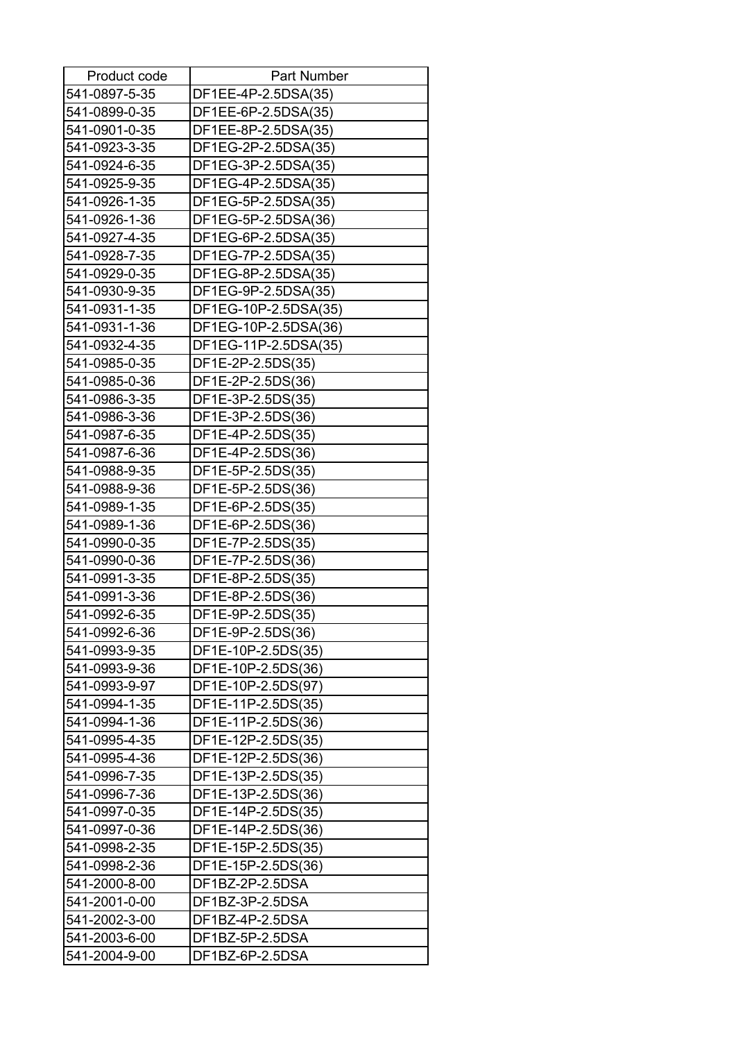| Product code | Part Number |
|---|---|
| 541-0897-5-35 | DF1EE-4P-2.5DSA(35) |
| 541-0899-0-35 | DF1EE-6P-2.5DSA(35) |
| 541-0901-0-35 | DF1EE-8P-2.5DSA(35) |
| 541-0923-3-35 | DF1EG-2P-2.5DSA(35) |
| 541-0924-6-35 | DF1EG-3P-2.5DSA(35) |
| 541-0925-9-35 | DF1EG-4P-2.5DSA(35) |
| 541-0926-1-35 | DF1EG-5P-2.5DSA(35) |
| 541-0926-1-36 | DF1EG-5P-2.5DSA(36) |
| 541-0927-4-35 | DF1EG-6P-2.5DSA(35) |
| 541-0928-7-35 | DF1EG-7P-2.5DSA(35) |
| 541-0929-0-35 | DF1EG-8P-2.5DSA(35) |
| 541-0930-9-35 | DF1EG-9P-2.5DSA(35) |
| 541-0931-1-35 | DF1EG-10P-2.5DSA(35) |
| 541-0931-1-36 | DF1EG-10P-2.5DSA(36) |
| 541-0932-4-35 | DF1EG-11P-2.5DSA(35) |
| 541-0985-0-35 | DF1E-2P-2.5DS(35) |
| 541-0985-0-36 | DF1E-2P-2.5DS(36) |
| 541-0986-3-35 | DF1E-3P-2.5DS(35) |
| 541-0986-3-36 | DF1E-3P-2.5DS(36) |
| 541-0987-6-35 | DF1E-4P-2.5DS(35) |
| 541-0987-6-36 | DF1E-4P-2.5DS(36) |
| 541-0988-9-35 | DF1E-5P-2.5DS(35) |
| 541-0988-9-36 | DF1E-5P-2.5DS(36) |
| 541-0989-1-35 | DF1E-6P-2.5DS(35) |
| 541-0989-1-36 | DF1E-6P-2.5DS(36) |
| 541-0990-0-35 | DF1E-7P-2.5DS(35) |
| 541-0990-0-36 | DF1E-7P-2.5DS(36) |
| 541-0991-3-35 | DF1E-8P-2.5DS(35) |
| 541-0991-3-36 | DF1E-8P-2.5DS(36) |
| 541-0992-6-35 | DF1E-9P-2.5DS(35) |
| 541-0992-6-36 | DF1E-9P-2.5DS(36) |
| 541-0993-9-35 | DF1E-10P-2.5DS(35) |
| 541-0993-9-36 | DF1E-10P-2.5DS(36) |
| 541-0993-9-97 | DF1E-10P-2.5DS(97) |
| 541-0994-1-35 | DF1E-11P-2.5DS(35) |
| 541-0994-1-36 | DF1E-11P-2.5DS(36) |
| 541-0995-4-35 | DF1E-12P-2.5DS(35) |
| 541-0995-4-36 | DF1E-12P-2.5DS(36) |
| 541-0996-7-35 | DF1E-13P-2.5DS(35) |
| 541-0996-7-36 | DF1E-13P-2.5DS(36) |
| 541-0997-0-35 | DF1E-14P-2.5DS(35) |
| 541-0997-0-36 | DF1E-14P-2.5DS(36) |
| 541-0998-2-35 | DF1E-15P-2.5DS(35) |
| 541-0998-2-36 | DF1E-15P-2.5DS(36) |
| 541-2000-8-00 | DF1BZ-2P-2.5DSA |
| 541-2001-0-00 | DF1BZ-3P-2.5DSA |
| 541-2002-3-00 | DF1BZ-4P-2.5DSA |
| 541-2003-6-00 | DF1BZ-5P-2.5DSA |
| 541-2004-9-00 | DF1BZ-6P-2.5DSA |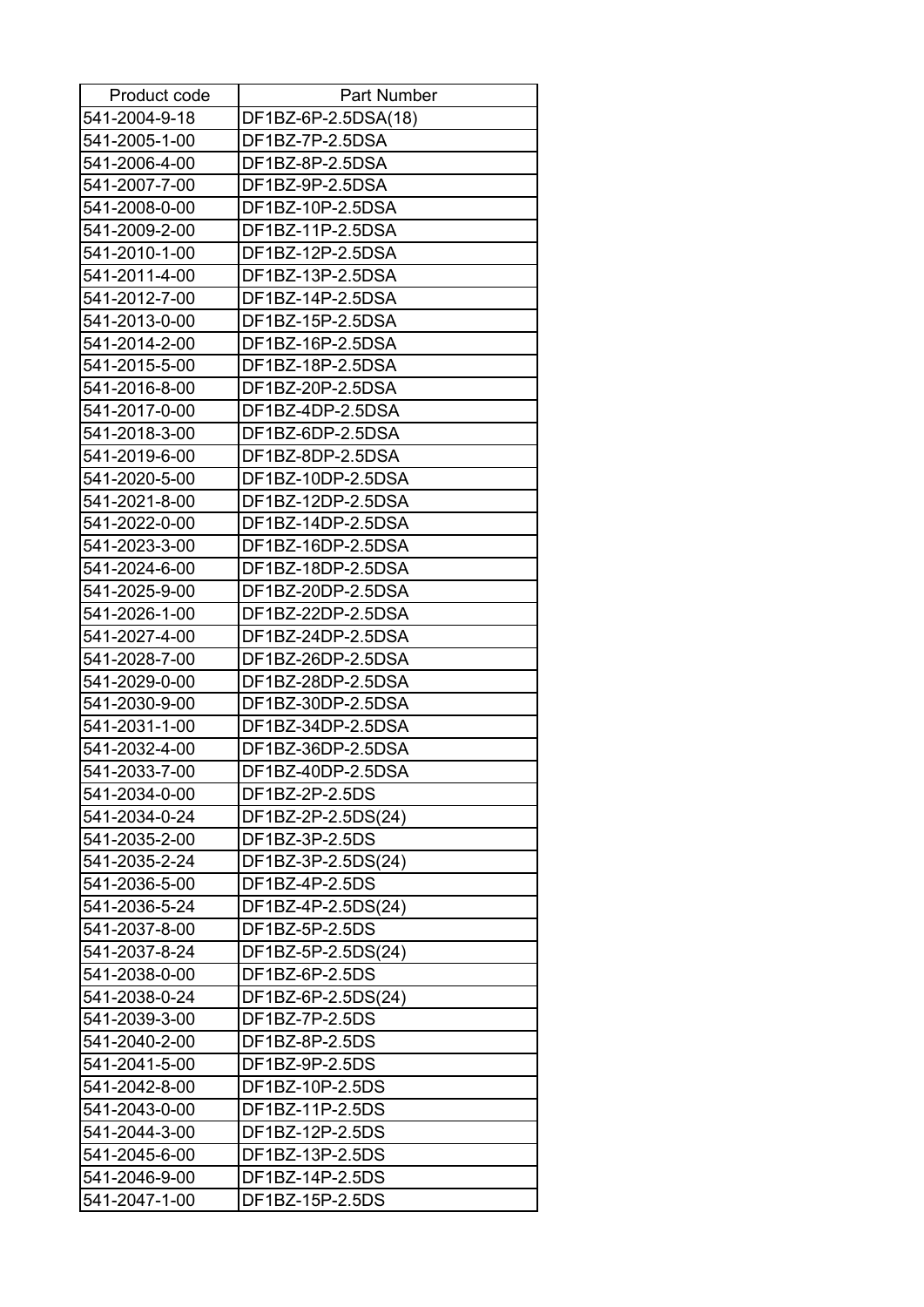| Product code | Part Number |
| --- | --- |
| 541-2004-9-18 | DF1BZ-6P-2.5DSA(18) |
| 541-2005-1-00 | DF1BZ-7P-2.5DSA |
| 541-2006-4-00 | DF1BZ-8P-2.5DSA |
| 541-2007-7-00 | DF1BZ-9P-2.5DSA |
| 541-2008-0-00 | DF1BZ-10P-2.5DSA |
| 541-2009-2-00 | DF1BZ-11P-2.5DSA |
| 541-2010-1-00 | DF1BZ-12P-2.5DSA |
| 541-2011-4-00 | DF1BZ-13P-2.5DSA |
| 541-2012-7-00 | DF1BZ-14P-2.5DSA |
| 541-2013-0-00 | DF1BZ-15P-2.5DSA |
| 541-2014-2-00 | DF1BZ-16P-2.5DSA |
| 541-2015-5-00 | DF1BZ-18P-2.5DSA |
| 541-2016-8-00 | DF1BZ-20P-2.5DSA |
| 541-2017-0-00 | DF1BZ-4DP-2.5DSA |
| 541-2018-3-00 | DF1BZ-6DP-2.5DSA |
| 541-2019-6-00 | DF1BZ-8DP-2.5DSA |
| 541-2020-5-00 | DF1BZ-10DP-2.5DSA |
| 541-2021-8-00 | DF1BZ-12DP-2.5DSA |
| 541-2022-0-00 | DF1BZ-14DP-2.5DSA |
| 541-2023-3-00 | DF1BZ-16DP-2.5DSA |
| 541-2024-6-00 | DF1BZ-18DP-2.5DSA |
| 541-2025-9-00 | DF1BZ-20DP-2.5DSA |
| 541-2026-1-00 | DF1BZ-22DP-2.5DSA |
| 541-2027-4-00 | DF1BZ-24DP-2.5DSA |
| 541-2028-7-00 | DF1BZ-26DP-2.5DSA |
| 541-2029-0-00 | DF1BZ-28DP-2.5DSA |
| 541-2030-9-00 | DF1BZ-30DP-2.5DSA |
| 541-2031-1-00 | DF1BZ-34DP-2.5DSA |
| 541-2032-4-00 | DF1BZ-36DP-2.5DSA |
| 541-2033-7-00 | DF1BZ-40DP-2.5DSA |
| 541-2034-0-00 | DF1BZ-2P-2.5DS |
| 541-2034-0-24 | DF1BZ-2P-2.5DS(24) |
| 541-2035-2-00 | DF1BZ-3P-2.5DS |
| 541-2035-2-24 | DF1BZ-3P-2.5DS(24) |
| 541-2036-5-00 | DF1BZ-4P-2.5DS |
| 541-2036-5-24 | DF1BZ-4P-2.5DS(24) |
| 541-2037-8-00 | DF1BZ-5P-2.5DS |
| 541-2037-8-24 | DF1BZ-5P-2.5DS(24) |
| 541-2038-0-00 | DF1BZ-6P-2.5DS |
| 541-2038-0-24 | DF1BZ-6P-2.5DS(24) |
| 541-2039-3-00 | DF1BZ-7P-2.5DS |
| 541-2040-2-00 | DF1BZ-8P-2.5DS |
| 541-2041-5-00 | DF1BZ-9P-2.5DS |
| 541-2042-8-00 | DF1BZ-10P-2.5DS |
| 541-2043-0-00 | DF1BZ-11P-2.5DS |
| 541-2044-3-00 | DF1BZ-12P-2.5DS |
| 541-2045-6-00 | DF1BZ-13P-2.5DS |
| 541-2046-9-00 | DF1BZ-14P-2.5DS |
| 541-2047-1-00 | DF1BZ-15P-2.5DS |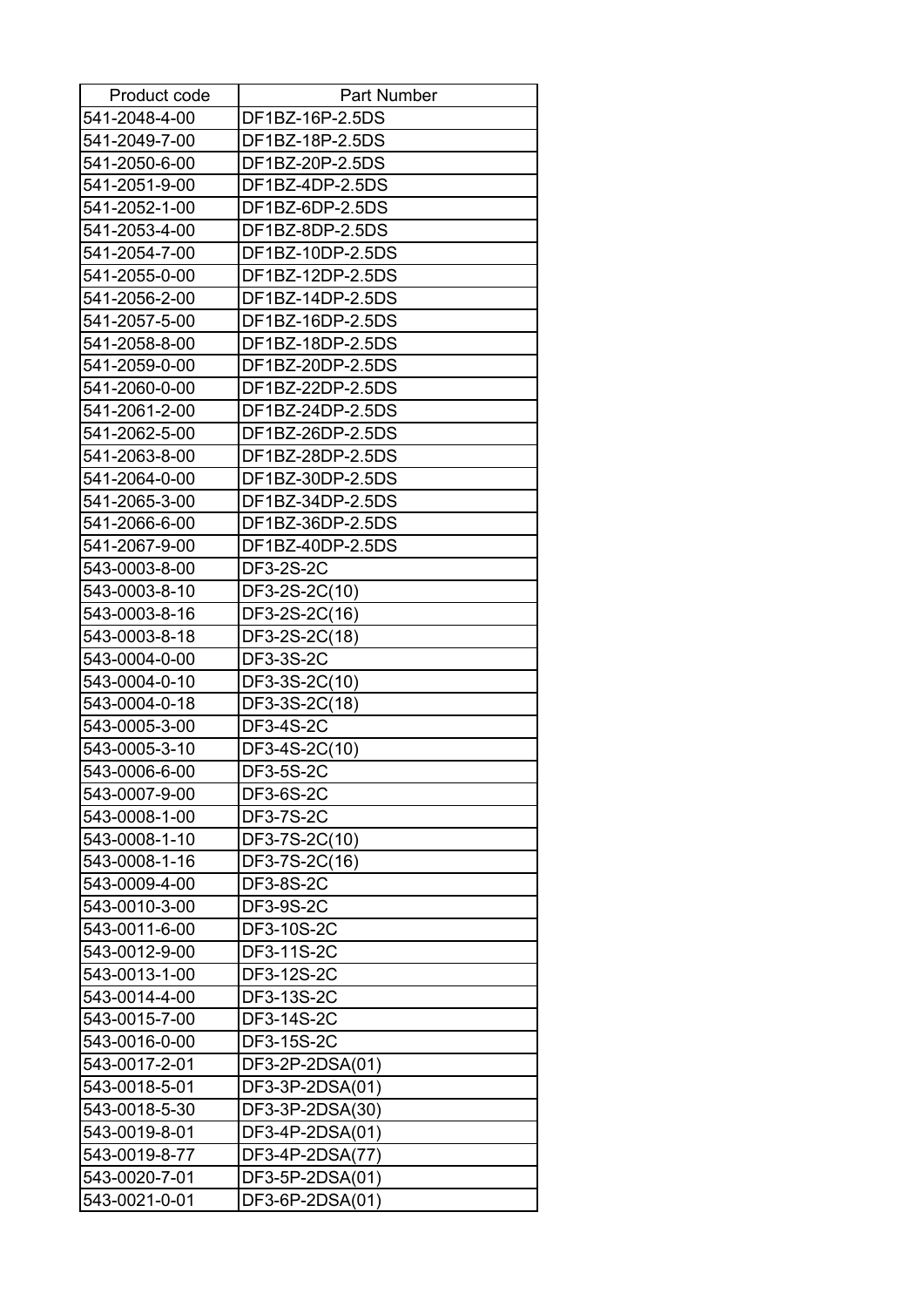| Product code | Part Number |
|---|---|
| 541-2048-4-00 | DF1BZ-16P-2.5DS |
| 541-2049-7-00 | DF1BZ-18P-2.5DS |
| 541-2050-6-00 | DF1BZ-20P-2.5DS |
| 541-2051-9-00 | DF1BZ-4DP-2.5DS |
| 541-2052-1-00 | DF1BZ-6DP-2.5DS |
| 541-2053-4-00 | DF1BZ-8DP-2.5DS |
| 541-2054-7-00 | DF1BZ-10DP-2.5DS |
| 541-2055-0-00 | DF1BZ-12DP-2.5DS |
| 541-2056-2-00 | DF1BZ-14DP-2.5DS |
| 541-2057-5-00 | DF1BZ-16DP-2.5DS |
| 541-2058-8-00 | DF1BZ-18DP-2.5DS |
| 541-2059-0-00 | DF1BZ-20DP-2.5DS |
| 541-2060-0-00 | DF1BZ-22DP-2.5DS |
| 541-2061-2-00 | DF1BZ-24DP-2.5DS |
| 541-2062-5-00 | DF1BZ-26DP-2.5DS |
| 541-2063-8-00 | DF1BZ-28DP-2.5DS |
| 541-2064-0-00 | DF1BZ-30DP-2.5DS |
| 541-2065-3-00 | DF1BZ-34DP-2.5DS |
| 541-2066-6-00 | DF1BZ-36DP-2.5DS |
| 541-2067-9-00 | DF1BZ-40DP-2.5DS |
| 543-0003-8-00 | DF3-2S-2C |
| 543-0003-8-10 | DF3-2S-2C(10) |
| 543-0003-8-16 | DF3-2S-2C(16) |
| 543-0003-8-18 | DF3-2S-2C(18) |
| 543-0004-0-00 | DF3-3S-2C |
| 543-0004-0-10 | DF3-3S-2C(10) |
| 543-0004-0-18 | DF3-3S-2C(18) |
| 543-0005-3-00 | DF3-4S-2C |
| 543-0005-3-10 | DF3-4S-2C(10) |
| 543-0006-6-00 | DF3-5S-2C |
| 543-0007-9-00 | DF3-6S-2C |
| 543-0008-1-00 | DF3-7S-2C |
| 543-0008-1-10 | DF3-7S-2C(10) |
| 543-0008-1-16 | DF3-7S-2C(16) |
| 543-0009-4-00 | DF3-8S-2C |
| 543-0010-3-00 | DF3-9S-2C |
| 543-0011-6-00 | DF3-10S-2C |
| 543-0012-9-00 | DF3-11S-2C |
| 543-0013-1-00 | DF3-12S-2C |
| 543-0014-4-00 | DF3-13S-2C |
| 543-0015-7-00 | DF3-14S-2C |
| 543-0016-0-00 | DF3-15S-2C |
| 543-0017-2-01 | DF3-2P-2DSA(01) |
| 543-0018-5-01 | DF3-3P-2DSA(01) |
| 543-0018-5-30 | DF3-3P-2DSA(30) |
| 543-0019-8-01 | DF3-4P-2DSA(01) |
| 543-0019-8-77 | DF3-4P-2DSA(77) |
| 543-0020-7-01 | DF3-5P-2DSA(01) |
| 543-0021-0-01 | DF3-6P-2DSA(01) |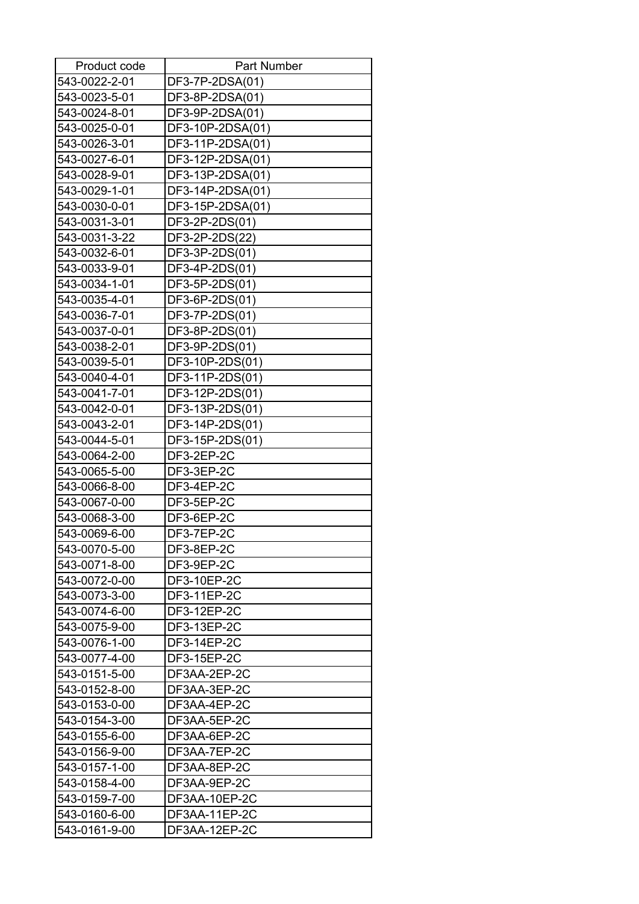| Product code | Part Number |
|---|---|
| 543-0022-2-01 | DF3-7P-2DSA(01) |
| 543-0023-5-01 | DF3-8P-2DSA(01) |
| 543-0024-8-01 | DF3-9P-2DSA(01) |
| 543-0025-0-01 | DF3-10P-2DSA(01) |
| 543-0026-3-01 | DF3-11P-2DSA(01) |
| 543-0027-6-01 | DF3-12P-2DSA(01) |
| 543-0028-9-01 | DF3-13P-2DSA(01) |
| 543-0029-1-01 | DF3-14P-2DSA(01) |
| 543-0030-0-01 | DF3-15P-2DSA(01) |
| 543-0031-3-01 | DF3-2P-2DS(01) |
| 543-0031-3-22 | DF3-2P-2DS(22) |
| 543-0032-6-01 | DF3-3P-2DS(01) |
| 543-0033-9-01 | DF3-4P-2DS(01) |
| 543-0034-1-01 | DF3-5P-2DS(01) |
| 543-0035-4-01 | DF3-6P-2DS(01) |
| 543-0036-7-01 | DF3-7P-2DS(01) |
| 543-0037-0-01 | DF3-8P-2DS(01) |
| 543-0038-2-01 | DF3-9P-2DS(01) |
| 543-0039-5-01 | DF3-10P-2DS(01) |
| 543-0040-4-01 | DF3-11P-2DS(01) |
| 543-0041-7-01 | DF3-12P-2DS(01) |
| 543-0042-0-01 | DF3-13P-2DS(01) |
| 543-0043-2-01 | DF3-14P-2DS(01) |
| 543-0044-5-01 | DF3-15P-2DS(01) |
| 543-0064-2-00 | DF3-2EP-2C |
| 543-0065-5-00 | DF3-3EP-2C |
| 543-0066-8-00 | DF3-4EP-2C |
| 543-0067-0-00 | DF3-5EP-2C |
| 543-0068-3-00 | DF3-6EP-2C |
| 543-0069-6-00 | DF3-7EP-2C |
| 543-0070-5-00 | DF3-8EP-2C |
| 543-0071-8-00 | DF3-9EP-2C |
| 543-0072-0-00 | DF3-10EP-2C |
| 543-0073-3-00 | DF3-11EP-2C |
| 543-0074-6-00 | DF3-12EP-2C |
| 543-0075-9-00 | DF3-13EP-2C |
| 543-0076-1-00 | DF3-14EP-2C |
| 543-0077-4-00 | DF3-15EP-2C |
| 543-0151-5-00 | DF3AA-2EP-2C |
| 543-0152-8-00 | DF3AA-3EP-2C |
| 543-0153-0-00 | DF3AA-4EP-2C |
| 543-0154-3-00 | DF3AA-5EP-2C |
| 543-0155-6-00 | DF3AA-6EP-2C |
| 543-0156-9-00 | DF3AA-7EP-2C |
| 543-0157-1-00 | DF3AA-8EP-2C |
| 543-0158-4-00 | DF3AA-9EP-2C |
| 543-0159-7-00 | DF3AA-10EP-2C |
| 543-0160-6-00 | DF3AA-11EP-2C |
| 543-0161-9-00 | DF3AA-12EP-2C |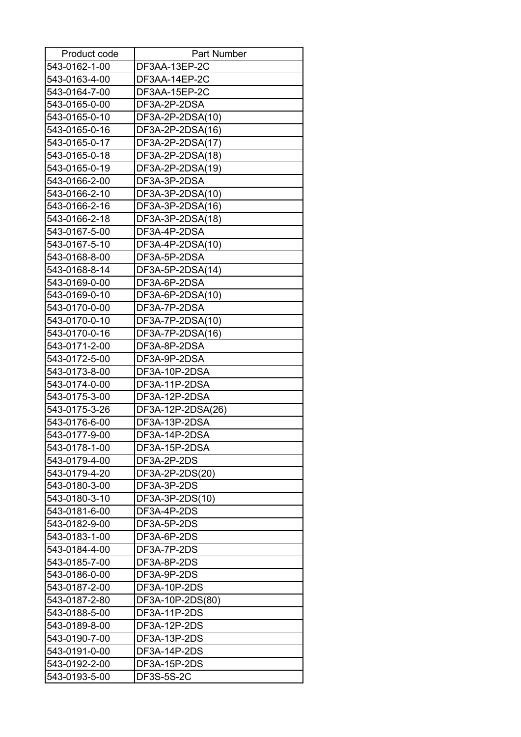| Product code | Part Number |
|---|---|
| 543-0162-1-00 | DF3AA-13EP-2C |
| 543-0163-4-00 | DF3AA-14EP-2C |
| 543-0164-7-00 | DF3AA-15EP-2C |
| 543-0165-0-00 | DF3A-2P-2DSA |
| 543-0165-0-10 | DF3A-2P-2DSA(10) |
| 543-0165-0-16 | DF3A-2P-2DSA(16) |
| 543-0165-0-17 | DF3A-2P-2DSA(17) |
| 543-0165-0-18 | DF3A-2P-2DSA(18) |
| 543-0165-0-19 | DF3A-2P-2DSA(19) |
| 543-0166-2-00 | DF3A-3P-2DSA |
| 543-0166-2-10 | DF3A-3P-2DSA(10) |
| 543-0166-2-16 | DF3A-3P-2DSA(16) |
| 543-0166-2-18 | DF3A-3P-2DSA(18) |
| 543-0167-5-00 | DF3A-4P-2DSA |
| 543-0167-5-10 | DF3A-4P-2DSA(10) |
| 543-0168-8-00 | DF3A-5P-2DSA |
| 543-0168-8-14 | DF3A-5P-2DSA(14) |
| 543-0169-0-00 | DF3A-6P-2DSA |
| 543-0169-0-10 | DF3A-6P-2DSA(10) |
| 543-0170-0-00 | DF3A-7P-2DSA |
| 543-0170-0-10 | DF3A-7P-2DSA(10) |
| 543-0170-0-16 | DF3A-7P-2DSA(16) |
| 543-0171-2-00 | DF3A-8P-2DSA |
| 543-0172-5-00 | DF3A-9P-2DSA |
| 543-0173-8-00 | DF3A-10P-2DSA |
| 543-0174-0-00 | DF3A-11P-2DSA |
| 543-0175-3-00 | DF3A-12P-2DSA |
| 543-0175-3-26 | DF3A-12P-2DSA(26) |
| 543-0176-6-00 | DF3A-13P-2DSA |
| 543-0177-9-00 | DF3A-14P-2DSA |
| 543-0178-1-00 | DF3A-15P-2DSA |
| 543-0179-4-00 | DF3A-2P-2DS |
| 543-0179-4-20 | DF3A-2P-2DS(20) |
| 543-0180-3-00 | DF3A-3P-2DS |
| 543-0180-3-10 | DF3A-3P-2DS(10) |
| 543-0181-6-00 | DF3A-4P-2DS |
| 543-0182-9-00 | DF3A-5P-2DS |
| 543-0183-1-00 | DF3A-6P-2DS |
| 543-0184-4-00 | DF3A-7P-2DS |
| 543-0185-7-00 | DF3A-8P-2DS |
| 543-0186-0-00 | DF3A-9P-2DS |
| 543-0187-2-00 | DF3A-10P-2DS |
| 543-0187-2-80 | DF3A-10P-2DS(80) |
| 543-0188-5-00 | DF3A-11P-2DS |
| 543-0189-8-00 | DF3A-12P-2DS |
| 543-0190-7-00 | DF3A-13P-2DS |
| 543-0191-0-00 | DF3A-14P-2DS |
| 543-0192-2-00 | DF3A-15P-2DS |
| 543-0193-5-00 | DF3S-5S-2C |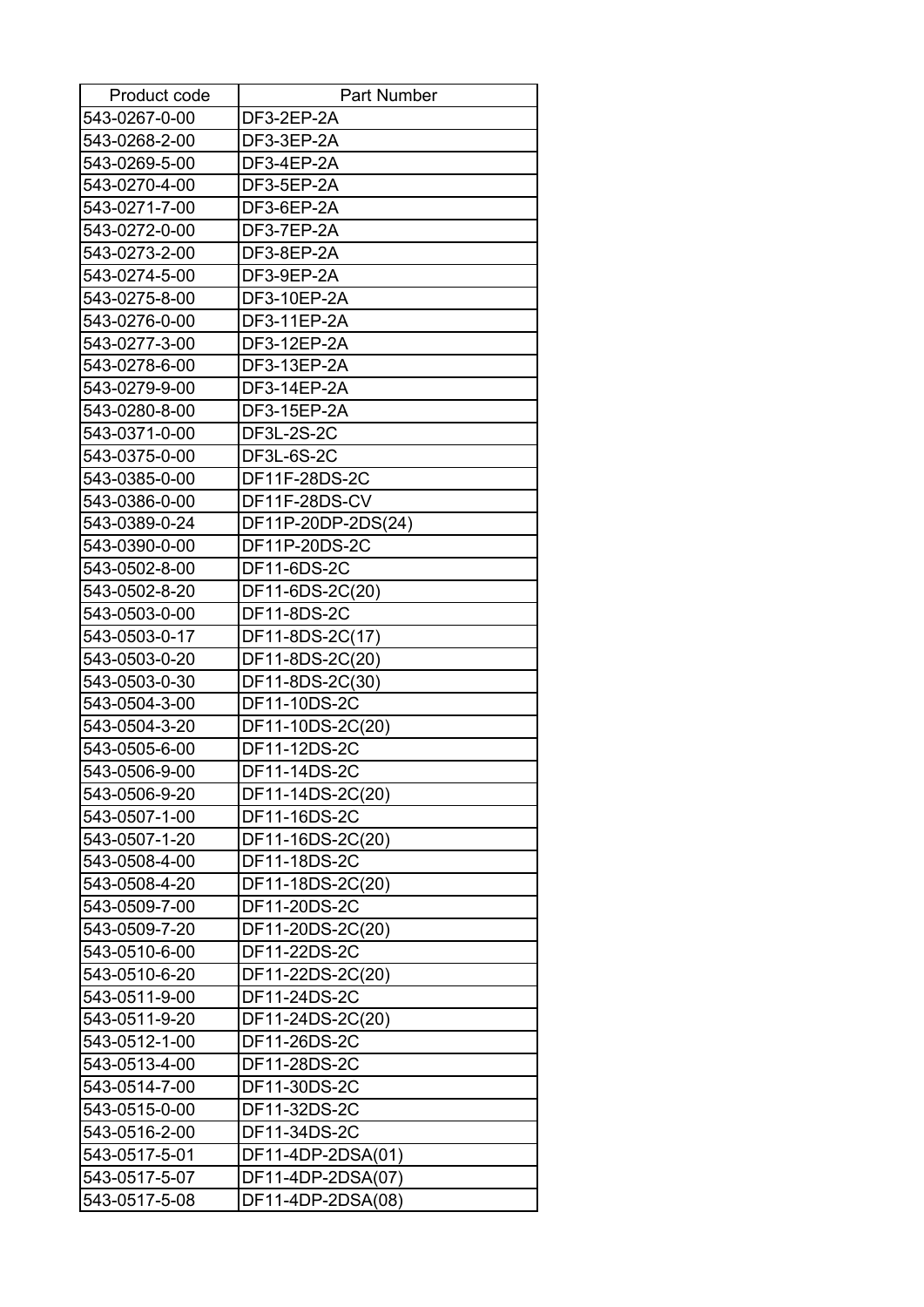| Product code | Part Number |
|---|---|
| 543-0267-0-00 | DF3-2EP-2A |
| 543-0268-2-00 | DF3-3EP-2A |
| 543-0269-5-00 | DF3-4EP-2A |
| 543-0270-4-00 | DF3-5EP-2A |
| 543-0271-7-00 | DF3-6EP-2A |
| 543-0272-0-00 | DF3-7EP-2A |
| 543-0273-2-00 | DF3-8EP-2A |
| 543-0274-5-00 | DF3-9EP-2A |
| 543-0275-8-00 | DF3-10EP-2A |
| 543-0276-0-00 | DF3-11EP-2A |
| 543-0277-3-00 | DF3-12EP-2A |
| 543-0278-6-00 | DF3-13EP-2A |
| 543-0279-9-00 | DF3-14EP-2A |
| 543-0280-8-00 | DF3-15EP-2A |
| 543-0371-0-00 | DF3L-2S-2C |
| 543-0375-0-00 | DF3L-6S-2C |
| 543-0385-0-00 | DF11F-28DS-2C |
| 543-0386-0-00 | DF11F-28DS-CV |
| 543-0389-0-24 | DF11P-20DP-2DS(24) |
| 543-0390-0-00 | DF11P-20DS-2C |
| 543-0502-8-00 | DF11-6DS-2C |
| 543-0502-8-20 | DF11-6DS-2C(20) |
| 543-0503-0-00 | DF11-8DS-2C |
| 543-0503-0-17 | DF11-8DS-2C(17) |
| 543-0503-0-20 | DF11-8DS-2C(20) |
| 543-0503-0-30 | DF11-8DS-2C(30) |
| 543-0504-3-00 | DF11-10DS-2C |
| 543-0504-3-20 | DF11-10DS-2C(20) |
| 543-0505-6-00 | DF11-12DS-2C |
| 543-0506-9-00 | DF11-14DS-2C |
| 543-0506-9-20 | DF11-14DS-2C(20) |
| 543-0507-1-00 | DF11-16DS-2C |
| 543-0507-1-20 | DF11-16DS-2C(20) |
| 543-0508-4-00 | DF11-18DS-2C |
| 543-0508-4-20 | DF11-18DS-2C(20) |
| 543-0509-7-00 | DF11-20DS-2C |
| 543-0509-7-20 | DF11-20DS-2C(20) |
| 543-0510-6-00 | DF11-22DS-2C |
| 543-0510-6-20 | DF11-22DS-2C(20) |
| 543-0511-9-00 | DF11-24DS-2C |
| 543-0511-9-20 | DF11-24DS-2C(20) |
| 543-0512-1-00 | DF11-26DS-2C |
| 543-0513-4-00 | DF11-28DS-2C |
| 543-0514-7-00 | DF11-30DS-2C |
| 543-0515-0-00 | DF11-32DS-2C |
| 543-0516-2-00 | DF11-34DS-2C |
| 543-0517-5-01 | DF11-4DP-2DSA(01) |
| 543-0517-5-07 | DF11-4DP-2DSA(07) |
| 543-0517-5-08 | DF11-4DP-2DSA(08) |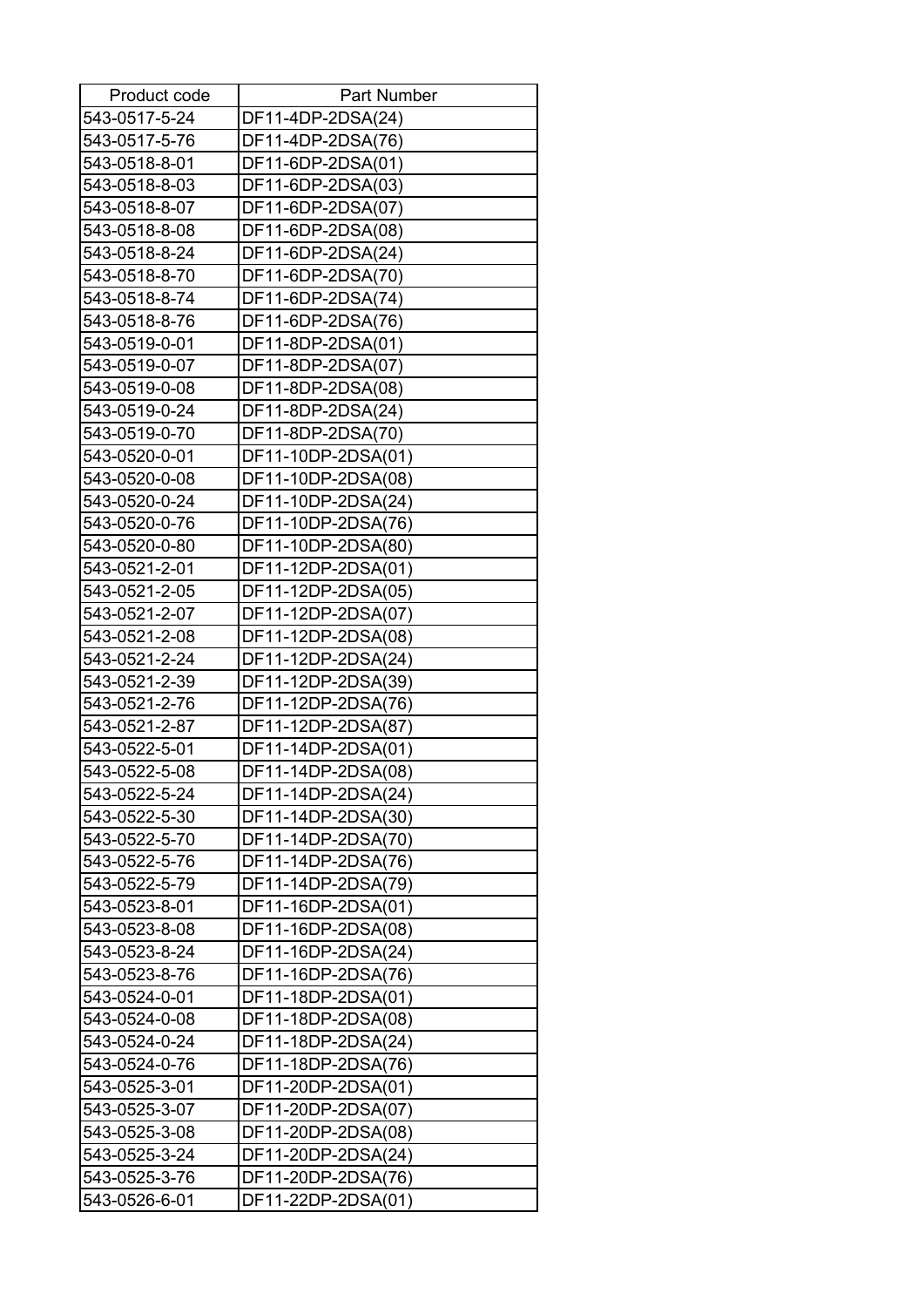| Product code | Part Number |
|---|---|
| 543-0517-5-24 | DF11-4DP-2DSA(24) |
| 543-0517-5-76 | DF11-4DP-2DSA(76) |
| 543-0518-8-01 | DF11-6DP-2DSA(01) |
| 543-0518-8-03 | DF11-6DP-2DSA(03) |
| 543-0518-8-07 | DF11-6DP-2DSA(07) |
| 543-0518-8-08 | DF11-6DP-2DSA(08) |
| 543-0518-8-24 | DF11-6DP-2DSA(24) |
| 543-0518-8-70 | DF11-6DP-2DSA(70) |
| 543-0518-8-74 | DF11-6DP-2DSA(74) |
| 543-0518-8-76 | DF11-6DP-2DSA(76) |
| 543-0519-0-01 | DF11-8DP-2DSA(01) |
| 543-0519-0-07 | DF11-8DP-2DSA(07) |
| 543-0519-0-08 | DF11-8DP-2DSA(08) |
| 543-0519-0-24 | DF11-8DP-2DSA(24) |
| 543-0519-0-70 | DF11-8DP-2DSA(70) |
| 543-0520-0-01 | DF11-10DP-2DSA(01) |
| 543-0520-0-08 | DF11-10DP-2DSA(08) |
| 543-0520-0-24 | DF11-10DP-2DSA(24) |
| 543-0520-0-76 | DF11-10DP-2DSA(76) |
| 543-0520-0-80 | DF11-10DP-2DSA(80) |
| 543-0521-2-01 | DF11-12DP-2DSA(01) |
| 543-0521-2-05 | DF11-12DP-2DSA(05) |
| 543-0521-2-07 | DF11-12DP-2DSA(07) |
| 543-0521-2-08 | DF11-12DP-2DSA(08) |
| 543-0521-2-24 | DF11-12DP-2DSA(24) |
| 543-0521-2-39 | DF11-12DP-2DSA(39) |
| 543-0521-2-76 | DF11-12DP-2DSA(76) |
| 543-0521-2-87 | DF11-12DP-2DSA(87) |
| 543-0522-5-01 | DF11-14DP-2DSA(01) |
| 543-0522-5-08 | DF11-14DP-2DSA(08) |
| 543-0522-5-24 | DF11-14DP-2DSA(24) |
| 543-0522-5-30 | DF11-14DP-2DSA(30) |
| 543-0522-5-70 | DF11-14DP-2DSA(70) |
| 543-0522-5-76 | DF11-14DP-2DSA(76) |
| 543-0522-5-79 | DF11-14DP-2DSA(79) |
| 543-0523-8-01 | DF11-16DP-2DSA(01) |
| 543-0523-8-08 | DF11-16DP-2DSA(08) |
| 543-0523-8-24 | DF11-16DP-2DSA(24) |
| 543-0523-8-76 | DF11-16DP-2DSA(76) |
| 543-0524-0-01 | DF11-18DP-2DSA(01) |
| 543-0524-0-08 | DF11-18DP-2DSA(08) |
| 543-0524-0-24 | DF11-18DP-2DSA(24) |
| 543-0524-0-76 | DF11-18DP-2DSA(76) |
| 543-0525-3-01 | DF11-20DP-2DSA(01) |
| 543-0525-3-07 | DF11-20DP-2DSA(07) |
| 543-0525-3-08 | DF11-20DP-2DSA(08) |
| 543-0525-3-24 | DF11-20DP-2DSA(24) |
| 543-0525-3-76 | DF11-20DP-2DSA(76) |
| 543-0526-6-01 | DF11-22DP-2DSA(01) |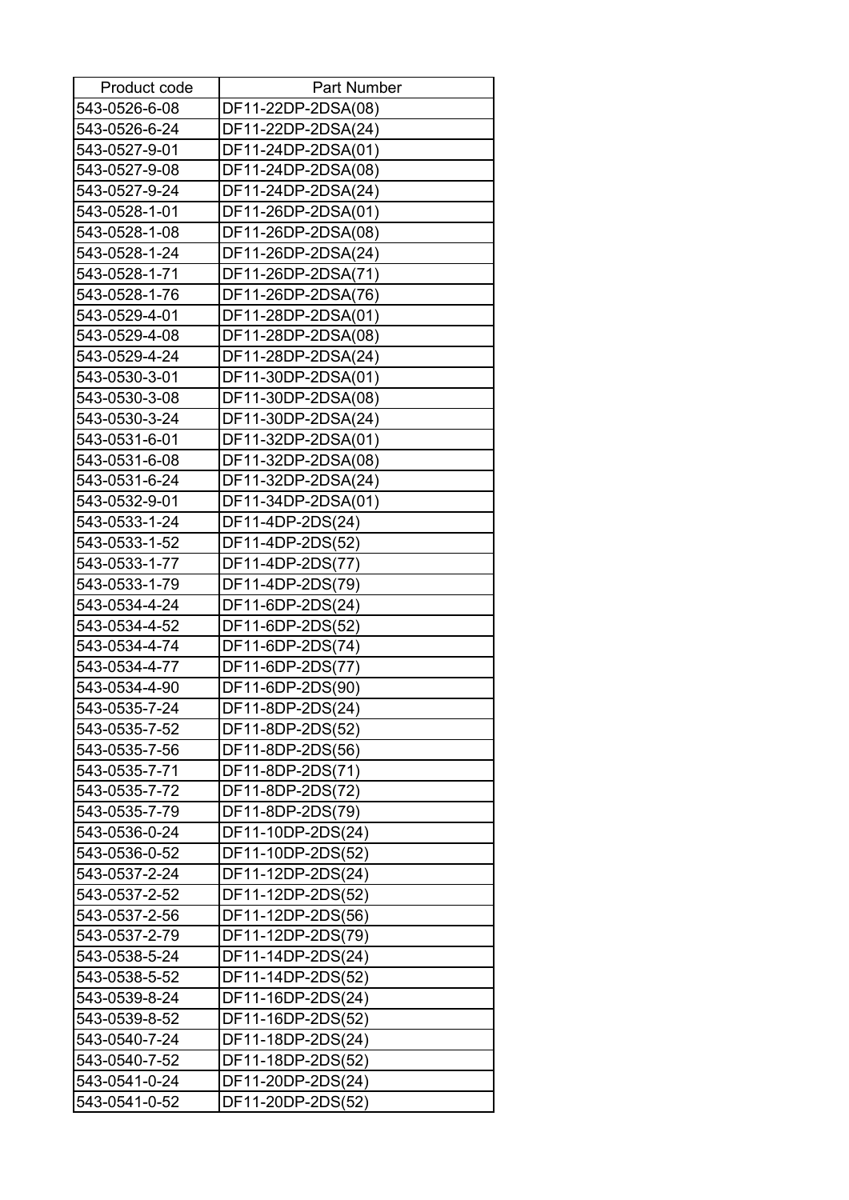| Product code | Part Number |
|---|---|
| 543-0526-6-08 | DF11-22DP-2DSA(08) |
| 543-0526-6-24 | DF11-22DP-2DSA(24) |
| 543-0527-9-01 | DF11-24DP-2DSA(01) |
| 543-0527-9-08 | DF11-24DP-2DSA(08) |
| 543-0527-9-24 | DF11-24DP-2DSA(24) |
| 543-0528-1-01 | DF11-26DP-2DSA(01) |
| 543-0528-1-08 | DF11-26DP-2DSA(08) |
| 543-0528-1-24 | DF11-26DP-2DSA(24) |
| 543-0528-1-71 | DF11-26DP-2DSA(71) |
| 543-0528-1-76 | DF11-26DP-2DSA(76) |
| 543-0529-4-01 | DF11-28DP-2DSA(01) |
| 543-0529-4-08 | DF11-28DP-2DSA(08) |
| 543-0529-4-24 | DF11-28DP-2DSA(24) |
| 543-0530-3-01 | DF11-30DP-2DSA(01) |
| 543-0530-3-08 | DF11-30DP-2DSA(08) |
| 543-0530-3-24 | DF11-30DP-2DSA(24) |
| 543-0531-6-01 | DF11-32DP-2DSA(01) |
| 543-0531-6-08 | DF11-32DP-2DSA(08) |
| 543-0531-6-24 | DF11-32DP-2DSA(24) |
| 543-0532-9-01 | DF11-34DP-2DSA(01) |
| 543-0533-1-24 | DF11-4DP-2DS(24) |
| 543-0533-1-52 | DF11-4DP-2DS(52) |
| 543-0533-1-77 | DF11-4DP-2DS(77) |
| 543-0533-1-79 | DF11-4DP-2DS(79) |
| 543-0534-4-24 | DF11-6DP-2DS(24) |
| 543-0534-4-52 | DF11-6DP-2DS(52) |
| 543-0534-4-74 | DF11-6DP-2DS(74) |
| 543-0534-4-77 | DF11-6DP-2DS(77) |
| 543-0534-4-90 | DF11-6DP-2DS(90) |
| 543-0535-7-24 | DF11-8DP-2DS(24) |
| 543-0535-7-52 | DF11-8DP-2DS(52) |
| 543-0535-7-56 | DF11-8DP-2DS(56) |
| 543-0535-7-71 | DF11-8DP-2DS(71) |
| 543-0535-7-72 | DF11-8DP-2DS(72) |
| 543-0535-7-79 | DF11-8DP-2DS(79) |
| 543-0536-0-24 | DF11-10DP-2DS(24) |
| 543-0536-0-52 | DF11-10DP-2DS(52) |
| 543-0537-2-24 | DF11-12DP-2DS(24) |
| 543-0537-2-52 | DF11-12DP-2DS(52) |
| 543-0537-2-56 | DF11-12DP-2DS(56) |
| 543-0537-2-79 | DF11-12DP-2DS(79) |
| 543-0538-5-24 | DF11-14DP-2DS(24) |
| 543-0538-5-52 | DF11-14DP-2DS(52) |
| 543-0539-8-24 | DF11-16DP-2DS(24) |
| 543-0539-8-52 | DF11-16DP-2DS(52) |
| 543-0540-7-24 | DF11-18DP-2DS(24) |
| 543-0540-7-52 | DF11-18DP-2DS(52) |
| 543-0541-0-24 | DF11-20DP-2DS(24) |
| 543-0541-0-52 | DF11-20DP-2DS(52) |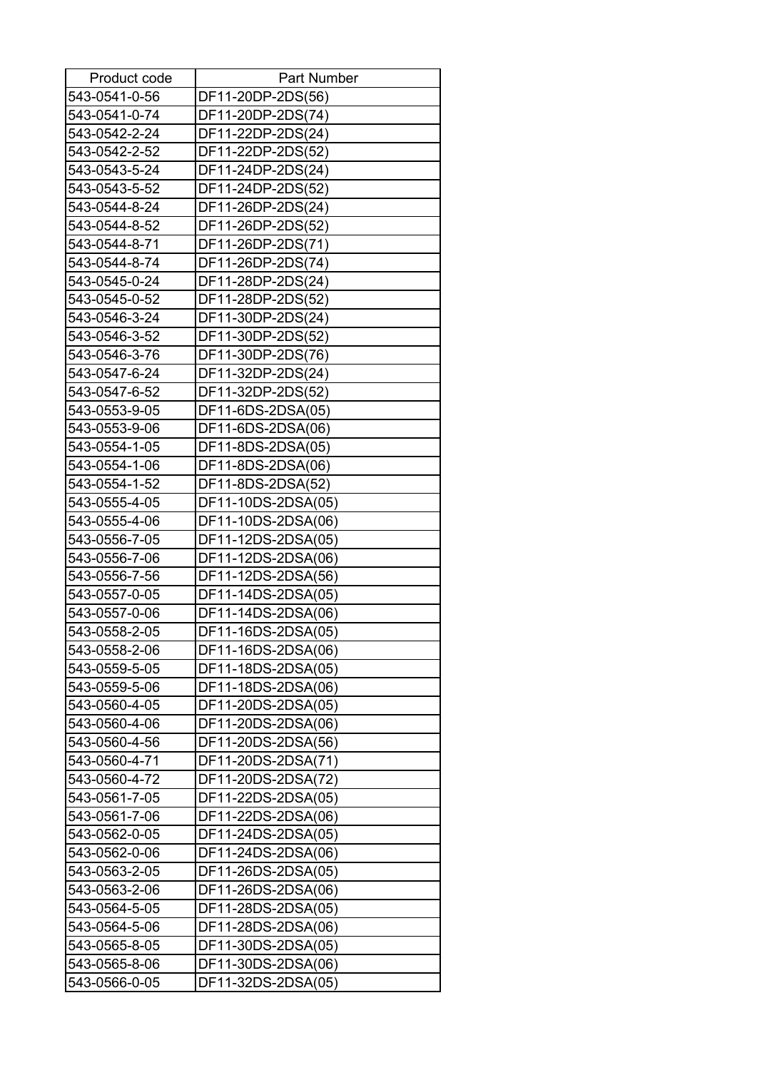| Product code | Part Number |
|---|---|
| 543-0541-0-56 | DF11-20DP-2DS(56) |
| 543-0541-0-74 | DF11-20DP-2DS(74) |
| 543-0542-2-24 | DF11-22DP-2DS(24) |
| 543-0542-2-52 | DF11-22DP-2DS(52) |
| 543-0543-5-24 | DF11-24DP-2DS(24) |
| 543-0543-5-52 | DF11-24DP-2DS(52) |
| 543-0544-8-24 | DF11-26DP-2DS(24) |
| 543-0544-8-52 | DF11-26DP-2DS(52) |
| 543-0544-8-71 | DF11-26DP-2DS(71) |
| 543-0544-8-74 | DF11-26DP-2DS(74) |
| 543-0545-0-24 | DF11-28DP-2DS(24) |
| 543-0545-0-52 | DF11-28DP-2DS(52) |
| 543-0546-3-24 | DF11-30DP-2DS(24) |
| 543-0546-3-52 | DF11-30DP-2DS(52) |
| 543-0546-3-76 | DF11-30DP-2DS(76) |
| 543-0547-6-24 | DF11-32DP-2DS(24) |
| 543-0547-6-52 | DF11-32DP-2DS(52) |
| 543-0553-9-05 | DF11-6DS-2DSA(05) |
| 543-0553-9-06 | DF11-6DS-2DSA(06) |
| 543-0554-1-05 | DF11-8DS-2DSA(05) |
| 543-0554-1-06 | DF11-8DS-2DSA(06) |
| 543-0554-1-52 | DF11-8DS-2DSA(52) |
| 543-0555-4-05 | DF11-10DS-2DSA(05) |
| 543-0555-4-06 | DF11-10DS-2DSA(06) |
| 543-0556-7-05 | DF11-12DS-2DSA(05) |
| 543-0556-7-06 | DF11-12DS-2DSA(06) |
| 543-0556-7-56 | DF11-12DS-2DSA(56) |
| 543-0557-0-05 | DF11-14DS-2DSA(05) |
| 543-0557-0-06 | DF11-14DS-2DSA(06) |
| 543-0558-2-05 | DF11-16DS-2DSA(05) |
| 543-0558-2-06 | DF11-16DS-2DSA(06) |
| 543-0559-5-05 | DF11-18DS-2DSA(05) |
| 543-0559-5-06 | DF11-18DS-2DSA(06) |
| 543-0560-4-05 | DF11-20DS-2DSA(05) |
| 543-0560-4-06 | DF11-20DS-2DSA(06) |
| 543-0560-4-56 | DF11-20DS-2DSA(56) |
| 543-0560-4-71 | DF11-20DS-2DSA(71) |
| 543-0560-4-72 | DF11-20DS-2DSA(72) |
| 543-0561-7-05 | DF11-22DS-2DSA(05) |
| 543-0561-7-06 | DF11-22DS-2DSA(06) |
| 543-0562-0-05 | DF11-24DS-2DSA(05) |
| 543-0562-0-06 | DF11-24DS-2DSA(06) |
| 543-0563-2-05 | DF11-26DS-2DSA(05) |
| 543-0563-2-06 | DF11-26DS-2DSA(06) |
| 543-0564-5-05 | DF11-28DS-2DSA(05) |
| 543-0564-5-06 | DF11-28DS-2DSA(06) |
| 543-0565-8-05 | DF11-30DS-2DSA(05) |
| 543-0565-8-06 | DF11-30DS-2DSA(06) |
| 543-0566-0-05 | DF11-32DS-2DSA(05) |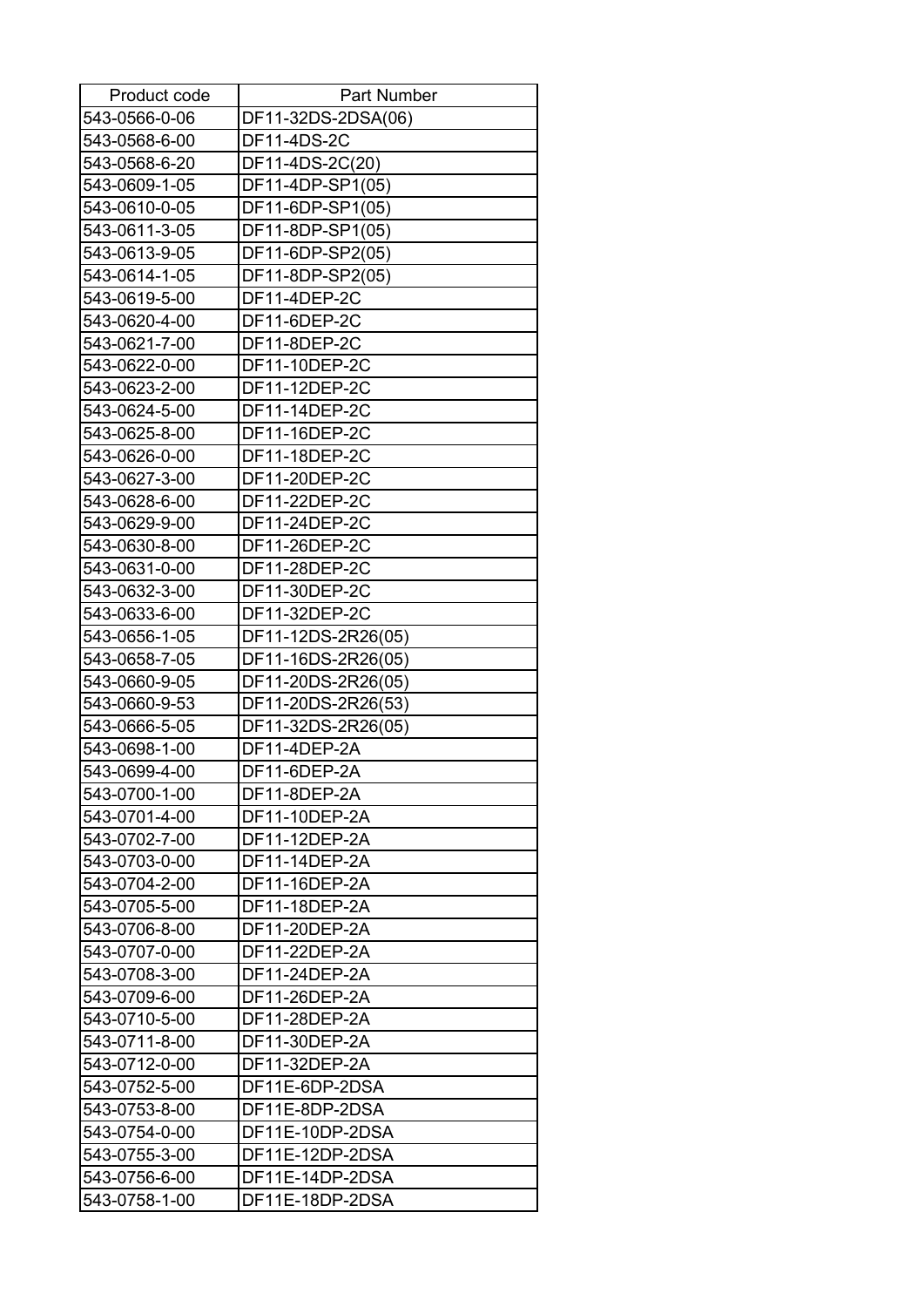| Product code | Part Number |
|---|---|
| 543-0566-0-06 | DF11-32DS-2DSA(06) |
| 543-0568-6-00 | DF11-4DS-2C |
| 543-0568-6-20 | DF11-4DS-2C(20) |
| 543-0609-1-05 | DF11-4DP-SP1(05) |
| 543-0610-0-05 | DF11-6DP-SP1(05) |
| 543-0611-3-05 | DF11-8DP-SP1(05) |
| 543-0613-9-05 | DF11-6DP-SP2(05) |
| 543-0614-1-05 | DF11-8DP-SP2(05) |
| 543-0619-5-00 | DF11-4DEP-2C |
| 543-0620-4-00 | DF11-6DEP-2C |
| 543-0621-7-00 | DF11-8DEP-2C |
| 543-0622-0-00 | DF11-10DEP-2C |
| 543-0623-2-00 | DF11-12DEP-2C |
| 543-0624-5-00 | DF11-14DEP-2C |
| 543-0625-8-00 | DF11-16DEP-2C |
| 543-0626-0-00 | DF11-18DEP-2C |
| 543-0627-3-00 | DF11-20DEP-2C |
| 543-0628-6-00 | DF11-22DEP-2C |
| 543-0629-9-00 | DF11-24DEP-2C |
| 543-0630-8-00 | DF11-26DEP-2C |
| 543-0631-0-00 | DF11-28DEP-2C |
| 543-0632-3-00 | DF11-30DEP-2C |
| 543-0633-6-00 | DF11-32DEP-2C |
| 543-0656-1-05 | DF11-12DS-2R26(05) |
| 543-0658-7-05 | DF11-16DS-2R26(05) |
| 543-0660-9-05 | DF11-20DS-2R26(05) |
| 543-0660-9-53 | DF11-20DS-2R26(53) |
| 543-0666-5-05 | DF11-32DS-2R26(05) |
| 543-0698-1-00 | DF11-4DEP-2A |
| 543-0699-4-00 | DF11-6DEP-2A |
| 543-0700-1-00 | DF11-8DEP-2A |
| 543-0701-4-00 | DF11-10DEP-2A |
| 543-0702-7-00 | DF11-12DEP-2A |
| 543-0703-0-00 | DF11-14DEP-2A |
| 543-0704-2-00 | DF11-16DEP-2A |
| 543-0705-5-00 | DF11-18DEP-2A |
| 543-0706-8-00 | DF11-20DEP-2A |
| 543-0707-0-00 | DF11-22DEP-2A |
| 543-0708-3-00 | DF11-24DEP-2A |
| 543-0709-6-00 | DF11-26DEP-2A |
| 543-0710-5-00 | DF11-28DEP-2A |
| 543-0711-8-00 | DF11-30DEP-2A |
| 543-0712-0-00 | DF11-32DEP-2A |
| 543-0752-5-00 | DF11E-6DP-2DSA |
| 543-0753-8-00 | DF11E-8DP-2DSA |
| 543-0754-0-00 | DF11E-10DP-2DSA |
| 543-0755-3-00 | DF11E-12DP-2DSA |
| 543-0756-6-00 | DF11E-14DP-2DSA |
| 543-0758-1-00 | DF11E-18DP-2DSA |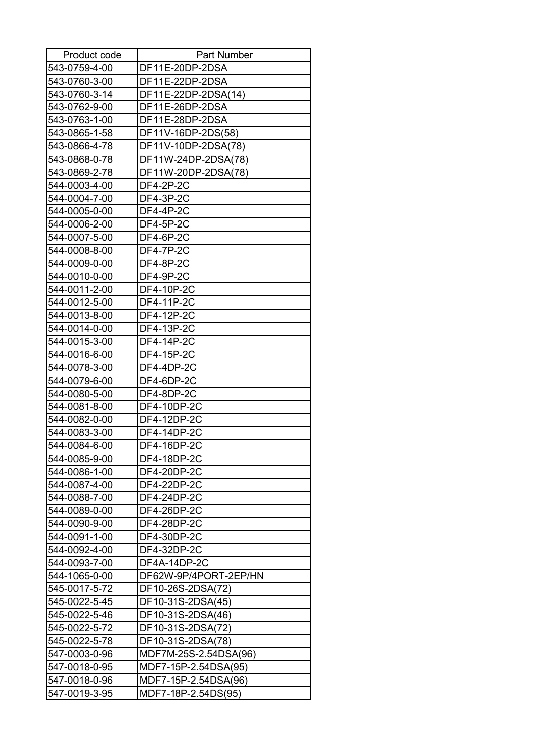| Product code | Part Number |
|---|---|
| 543-0759-4-00 | DF11E-20DP-2DSA |
| 543-0760-3-00 | DF11E-22DP-2DSA |
| 543-0760-3-14 | DF11E-22DP-2DSA(14) |
| 543-0762-9-00 | DF11E-26DP-2DSA |
| 543-0763-1-00 | DF11E-28DP-2DSA |
| 543-0865-1-58 | DF11V-16DP-2DS(58) |
| 543-0866-4-78 | DF11V-10DP-2DSA(78) |
| 543-0868-0-78 | DF11W-24DP-2DSA(78) |
| 543-0869-2-78 | DF11W-20DP-2DSA(78) |
| 544-0003-4-00 | DF4-2P-2C |
| 544-0004-7-00 | DF4-3P-2C |
| 544-0005-0-00 | DF4-4P-2C |
| 544-0006-2-00 | DF4-5P-2C |
| 544-0007-5-00 | DF4-6P-2C |
| 544-0008-8-00 | DF4-7P-2C |
| 544-0009-0-00 | DF4-8P-2C |
| 544-0010-0-00 | DF4-9P-2C |
| 544-0011-2-00 | DF4-10P-2C |
| 544-0012-5-00 | DF4-11P-2C |
| 544-0013-8-00 | DF4-12P-2C |
| 544-0014-0-00 | DF4-13P-2C |
| 544-0015-3-00 | DF4-14P-2C |
| 544-0016-6-00 | DF4-15P-2C |
| 544-0078-3-00 | DF4-4DP-2C |
| 544-0079-6-00 | DF4-6DP-2C |
| 544-0080-5-00 | DF4-8DP-2C |
| 544-0081-8-00 | DF4-10DP-2C |
| 544-0082-0-00 | DF4-12DP-2C |
| 544-0083-3-00 | DF4-14DP-2C |
| 544-0084-6-00 | DF4-16DP-2C |
| 544-0085-9-00 | DF4-18DP-2C |
| 544-0086-1-00 | DF4-20DP-2C |
| 544-0087-4-00 | DF4-22DP-2C |
| 544-0088-7-00 | DF4-24DP-2C |
| 544-0089-0-00 | DF4-26DP-2C |
| 544-0090-9-00 | DF4-28DP-2C |
| 544-0091-1-00 | DF4-30DP-2C |
| 544-0092-4-00 | DF4-32DP-2C |
| 544-0093-7-00 | DF4A-14DP-2C |
| 544-1065-0-00 | DF62W-9P/4PORT-2EP/HN |
| 545-0017-5-72 | DF10-26S-2DSA(72) |
| 545-0022-5-45 | DF10-31S-2DSA(45) |
| 545-0022-5-46 | DF10-31S-2DSA(46) |
| 545-0022-5-72 | DF10-31S-2DSA(72) |
| 545-0022-5-78 | DF10-31S-2DSA(78) |
| 547-0003-0-96 | MDF7M-25S-2.54DSA(96) |
| 547-0018-0-95 | MDF7-15P-2.54DSA(95) |
| 547-0018-0-96 | MDF7-15P-2.54DSA(96) |
| 547-0019-3-95 | MDF7-18P-2.54DS(95) |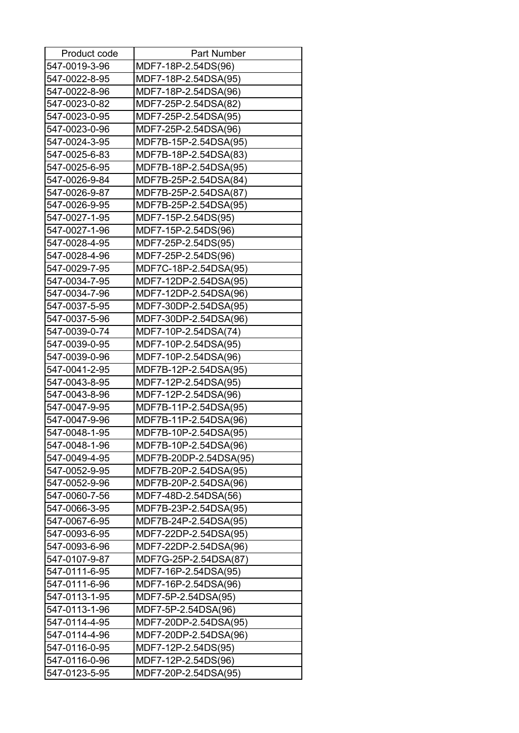| Product code | Part Number |
|---|---|
| 547-0019-3-96 | MDF7-18P-2.54DS(96) |
| 547-0022-8-95 | MDF7-18P-2.54DSA(95) |
| 547-0022-8-96 | MDF7-18P-2.54DSA(96) |
| 547-0023-0-82 | MDF7-25P-2.54DSA(82) |
| 547-0023-0-95 | MDF7-25P-2.54DSA(95) |
| 547-0023-0-96 | MDF7-25P-2.54DSA(96) |
| 547-0024-3-95 | MDF7B-15P-2.54DSA(95) |
| 547-0025-6-83 | MDF7B-18P-2.54DSA(83) |
| 547-0025-6-95 | MDF7B-18P-2.54DSA(95) |
| 547-0026-9-84 | MDF7B-25P-2.54DSA(84) |
| 547-0026-9-87 | MDF7B-25P-2.54DSA(87) |
| 547-0026-9-95 | MDF7B-25P-2.54DSA(95) |
| 547-0027-1-95 | MDF7-15P-2.54DS(95) |
| 547-0027-1-96 | MDF7-15P-2.54DS(96) |
| 547-0028-4-95 | MDF7-25P-2.54DS(95) |
| 547-0028-4-96 | MDF7-25P-2.54DS(96) |
| 547-0029-7-95 | MDF7C-18P-2.54DSA(95) |
| 547-0034-7-95 | MDF7-12DP-2.54DSA(95) |
| 547-0034-7-96 | MDF7-12DP-2.54DSA(96) |
| 547-0037-5-95 | MDF7-30DP-2.54DSA(95) |
| 547-0037-5-96 | MDF7-30DP-2.54DSA(96) |
| 547-0039-0-74 | MDF7-10P-2.54DSA(74) |
| 547-0039-0-95 | MDF7-10P-2.54DSA(95) |
| 547-0039-0-96 | MDF7-10P-2.54DSA(96) |
| 547-0041-2-95 | MDF7B-12P-2.54DSA(95) |
| 547-0043-8-95 | MDF7-12P-2.54DSA(95) |
| 547-0043-8-96 | MDF7-12P-2.54DSA(96) |
| 547-0047-9-95 | MDF7B-11P-2.54DSA(95) |
| 547-0047-9-96 | MDF7B-11P-2.54DSA(96) |
| 547-0048-1-95 | MDF7B-10P-2.54DSA(95) |
| 547-0048-1-96 | MDF7B-10P-2.54DSA(96) |
| 547-0049-4-95 | MDF7B-20DP-2.54DSA(95) |
| 547-0052-9-95 | MDF7B-20P-2.54DSA(95) |
| 547-0052-9-96 | MDF7B-20P-2.54DSA(96) |
| 547-0060-7-56 | MDF7-48D-2.54DSA(56) |
| 547-0066-3-95 | MDF7B-23P-2.54DSA(95) |
| 547-0067-6-95 | MDF7B-24P-2.54DSA(95) |
| 547-0093-6-95 | MDF7-22DP-2.54DSA(95) |
| 547-0093-6-96 | MDF7-22DP-2.54DSA(96) |
| 547-0107-9-87 | MDF7G-25P-2.54DSA(87) |
| 547-0111-6-95 | MDF7-16P-2.54DSA(95) |
| 547-0111-6-96 | MDF7-16P-2.54DSA(96) |
| 547-0113-1-95 | MDF7-5P-2.54DSA(95) |
| 547-0113-1-96 | MDF7-5P-2.54DSA(96) |
| 547-0114-4-95 | MDF7-20DP-2.54DSA(95) |
| 547-0114-4-96 | MDF7-20DP-2.54DSA(96) |
| 547-0116-0-95 | MDF7-12P-2.54DS(95) |
| 547-0116-0-96 | MDF7-12P-2.54DS(96) |
| 547-0123-5-95 | MDF7-20P-2.54DSA(95) |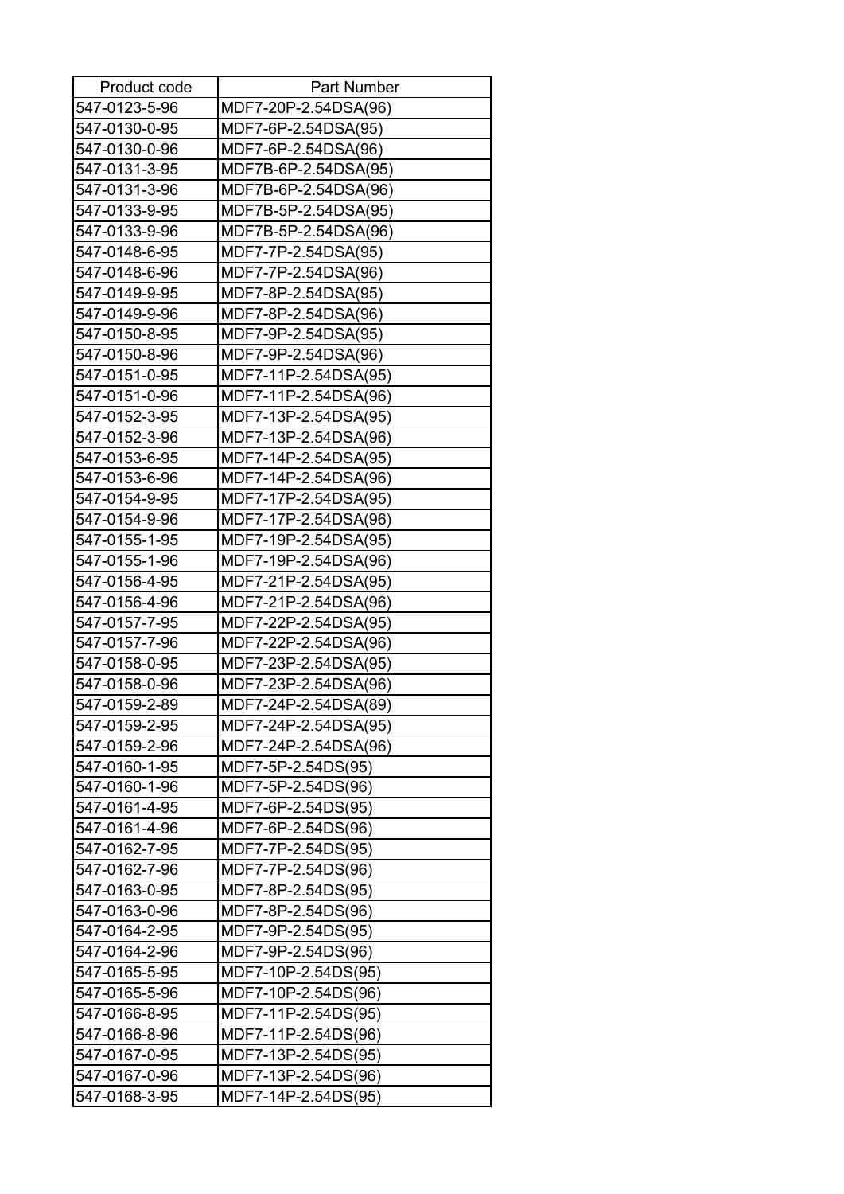| Product code | Part Number |
|---|---|
| 547-0123-5-96 | MDF7-20P-2.54DSA(96) |
| 547-0130-0-95 | MDF7-6P-2.54DSA(95) |
| 547-0130-0-96 | MDF7-6P-2.54DSA(96) |
| 547-0131-3-95 | MDF7B-6P-2.54DSA(95) |
| 547-0131-3-96 | MDF7B-6P-2.54DSA(96) |
| 547-0133-9-95 | MDF7B-5P-2.54DSA(95) |
| 547-0133-9-96 | MDF7B-5P-2.54DSA(96) |
| 547-0148-6-95 | MDF7-7P-2.54DSA(95) |
| 547-0148-6-96 | MDF7-7P-2.54DSA(96) |
| 547-0149-9-95 | MDF7-8P-2.54DSA(95) |
| 547-0149-9-96 | MDF7-8P-2.54DSA(96) |
| 547-0150-8-95 | MDF7-9P-2.54DSA(95) |
| 547-0150-8-96 | MDF7-9P-2.54DSA(96) |
| 547-0151-0-95 | MDF7-11P-2.54DSA(95) |
| 547-0151-0-96 | MDF7-11P-2.54DSA(96) |
| 547-0152-3-95 | MDF7-13P-2.54DSA(95) |
| 547-0152-3-96 | MDF7-13P-2.54DSA(96) |
| 547-0153-6-95 | MDF7-14P-2.54DSA(95) |
| 547-0153-6-96 | MDF7-14P-2.54DSA(96) |
| 547-0154-9-95 | MDF7-17P-2.54DSA(95) |
| 547-0154-9-96 | MDF7-17P-2.54DSA(96) |
| 547-0155-1-95 | MDF7-19P-2.54DSA(95) |
| 547-0155-1-96 | MDF7-19P-2.54DSA(96) |
| 547-0156-4-95 | MDF7-21P-2.54DSA(95) |
| 547-0156-4-96 | MDF7-21P-2.54DSA(96) |
| 547-0157-7-95 | MDF7-22P-2.54DSA(95) |
| 547-0157-7-96 | MDF7-22P-2.54DSA(96) |
| 547-0158-0-95 | MDF7-23P-2.54DSA(95) |
| 547-0158-0-96 | MDF7-23P-2.54DSA(96) |
| 547-0159-2-89 | MDF7-24P-2.54DSA(89) |
| 547-0159-2-95 | MDF7-24P-2.54DSA(95) |
| 547-0159-2-96 | MDF7-24P-2.54DSA(96) |
| 547-0160-1-95 | MDF7-5P-2.54DS(95) |
| 547-0160-1-96 | MDF7-5P-2.54DS(96) |
| 547-0161-4-95 | MDF7-6P-2.54DS(95) |
| 547-0161-4-96 | MDF7-6P-2.54DS(96) |
| 547-0162-7-95 | MDF7-7P-2.54DS(95) |
| 547-0162-7-96 | MDF7-7P-2.54DS(96) |
| 547-0163-0-95 | MDF7-8P-2.54DS(95) |
| 547-0163-0-96 | MDF7-8P-2.54DS(96) |
| 547-0164-2-95 | MDF7-9P-2.54DS(95) |
| 547-0164-2-96 | MDF7-9P-2.54DS(96) |
| 547-0165-5-95 | MDF7-10P-2.54DS(95) |
| 547-0165-5-96 | MDF7-10P-2.54DS(96) |
| 547-0166-8-95 | MDF7-11P-2.54DS(95) |
| 547-0166-8-96 | MDF7-11P-2.54DS(96) |
| 547-0167-0-95 | MDF7-13P-2.54DS(95) |
| 547-0167-0-96 | MDF7-13P-2.54DS(96) |
| 547-0168-3-95 | MDF7-14P-2.54DS(95) |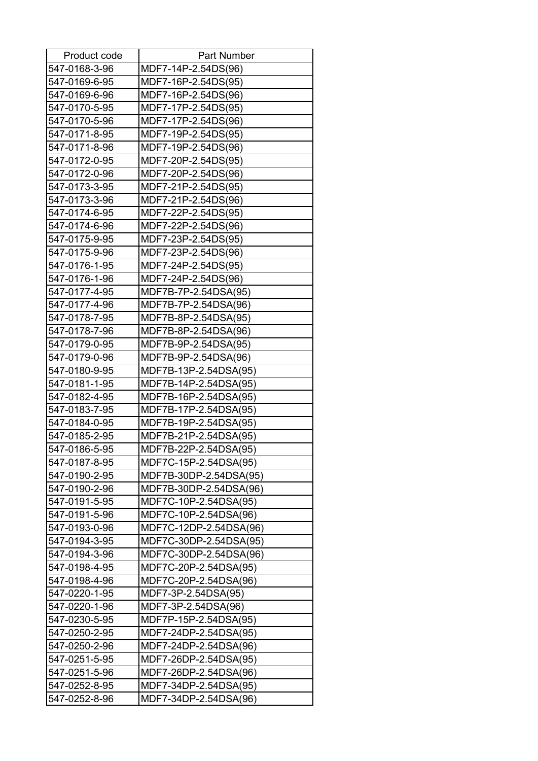| Product code | Part Number |
| --- | --- |
| 547-0168-3-96 | MDF7-14P-2.54DS(96) |
| 547-0169-6-95 | MDF7-16P-2.54DS(95) |
| 547-0169-6-96 | MDF7-16P-2.54DS(96) |
| 547-0170-5-95 | MDF7-17P-2.54DS(95) |
| 547-0170-5-96 | MDF7-17P-2.54DS(96) |
| 547-0171-8-95 | MDF7-19P-2.54DS(95) |
| 547-0171-8-96 | MDF7-19P-2.54DS(96) |
| 547-0172-0-95 | MDF7-20P-2.54DS(95) |
| 547-0172-0-96 | MDF7-20P-2.54DS(96) |
| 547-0173-3-95 | MDF7-21P-2.54DS(95) |
| 547-0173-3-96 | MDF7-21P-2.54DS(96) |
| 547-0174-6-95 | MDF7-22P-2.54DS(95) |
| 547-0174-6-96 | MDF7-22P-2.54DS(96) |
| 547-0175-9-95 | MDF7-23P-2.54DS(95) |
| 547-0175-9-96 | MDF7-23P-2.54DS(96) |
| 547-0176-1-95 | MDF7-24P-2.54DS(95) |
| 547-0176-1-96 | MDF7-24P-2.54DS(96) |
| 547-0177-4-95 | MDF7B-7P-2.54DSA(95) |
| 547-0177-4-96 | MDF7B-7P-2.54DSA(96) |
| 547-0178-7-95 | MDF7B-8P-2.54DSA(95) |
| 547-0178-7-96 | MDF7B-8P-2.54DSA(96) |
| 547-0179-0-95 | MDF7B-9P-2.54DSA(95) |
| 547-0179-0-96 | MDF7B-9P-2.54DSA(96) |
| 547-0180-9-95 | MDF7B-13P-2.54DSA(95) |
| 547-0181-1-95 | MDF7B-14P-2.54DSA(95) |
| 547-0182-4-95 | MDF7B-16P-2.54DSA(95) |
| 547-0183-7-95 | MDF7B-17P-2.54DSA(95) |
| 547-0184-0-95 | MDF7B-19P-2.54DSA(95) |
| 547-0185-2-95 | MDF7B-21P-2.54DSA(95) |
| 547-0186-5-95 | MDF7B-22P-2.54DSA(95) |
| 547-0187-8-95 | MDF7C-15P-2.54DSA(95) |
| 547-0190-2-95 | MDF7B-30DP-2.54DSA(95) |
| 547-0190-2-96 | MDF7B-30DP-2.54DSA(96) |
| 547-0191-5-95 | MDF7C-10P-2.54DSA(95) |
| 547-0191-5-96 | MDF7C-10P-2.54DSA(96) |
| 547-0193-0-96 | MDF7C-12DP-2.54DSA(96) |
| 547-0194-3-95 | MDF7C-30DP-2.54DSA(95) |
| 547-0194-3-96 | MDF7C-30DP-2.54DSA(96) |
| 547-0198-4-95 | MDF7C-20P-2.54DSA(95) |
| 547-0198-4-96 | MDF7C-20P-2.54DSA(96) |
| 547-0220-1-95 | MDF7-3P-2.54DSA(95) |
| 547-0220-1-96 | MDF7-3P-2.54DSA(96) |
| 547-0230-5-95 | MDF7P-15P-2.54DSA(95) |
| 547-0250-2-95 | MDF7-24DP-2.54DSA(95) |
| 547-0250-2-96 | MDF7-24DP-2.54DSA(96) |
| 547-0251-5-95 | MDF7-26DP-2.54DSA(95) |
| 547-0251-5-96 | MDF7-26DP-2.54DSA(96) |
| 547-0252-8-95 | MDF7-34DP-2.54DSA(95) |
| 547-0252-8-96 | MDF7-34DP-2.54DSA(96) |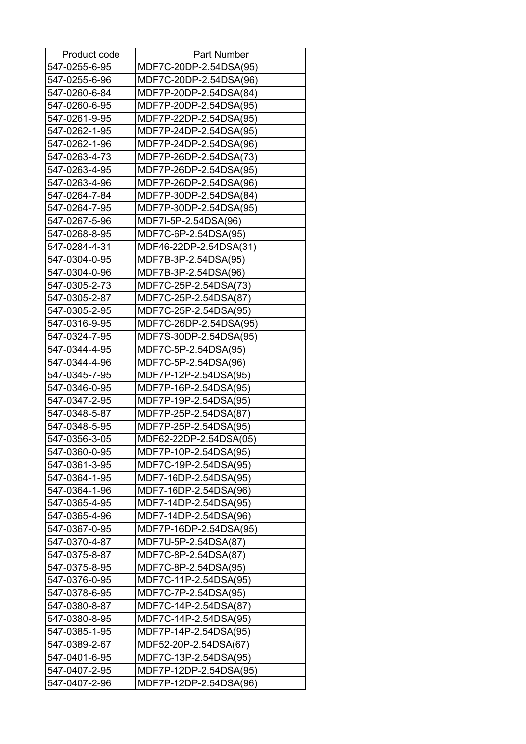| Product code | Part Number |
| --- | --- |
| 547-0255-6-95 | MDF7C-20DP-2.54DSA(95) |
| 547-0255-6-96 | MDF7C-20DP-2.54DSA(96) |
| 547-0260-6-84 | MDF7P-20DP-2.54DSA(84) |
| 547-0260-6-95 | MDF7P-20DP-2.54DSA(95) |
| 547-0261-9-95 | MDF7P-22DP-2.54DSA(95) |
| 547-0262-1-95 | MDF7P-24DP-2.54DSA(95) |
| 547-0262-1-96 | MDF7P-24DP-2.54DSA(96) |
| 547-0263-4-73 | MDF7P-26DP-2.54DSA(73) |
| 547-0263-4-95 | MDF7P-26DP-2.54DSA(95) |
| 547-0263-4-96 | MDF7P-26DP-2.54DSA(96) |
| 547-0264-7-84 | MDF7P-30DP-2.54DSA(84) |
| 547-0264-7-95 | MDF7P-30DP-2.54DSA(95) |
| 547-0267-5-96 | MDF7I-5P-2.54DSA(96) |
| 547-0268-8-95 | MDF7C-6P-2.54DSA(95) |
| 547-0284-4-31 | MDF46-22DP-2.54DSA(31) |
| 547-0304-0-95 | MDF7B-3P-2.54DSA(95) |
| 547-0304-0-96 | MDF7B-3P-2.54DSA(96) |
| 547-0305-2-73 | MDF7C-25P-2.54DSA(73) |
| 547-0305-2-87 | MDF7C-25P-2.54DSA(87) |
| 547-0305-2-95 | MDF7C-25P-2.54DSA(95) |
| 547-0316-9-95 | MDF7C-26DP-2.54DSA(95) |
| 547-0324-7-95 | MDF7S-30DP-2.54DSA(95) |
| 547-0344-4-95 | MDF7C-5P-2.54DSA(95) |
| 547-0344-4-96 | MDF7C-5P-2.54DSA(96) |
| 547-0345-7-95 | MDF7P-12P-2.54DSA(95) |
| 547-0346-0-95 | MDF7P-16P-2.54DSA(95) |
| 547-0347-2-95 | MDF7P-19P-2.54DSA(95) |
| 547-0348-5-87 | MDF7P-25P-2.54DSA(87) |
| 547-0348-5-95 | MDF7P-25P-2.54DSA(95) |
| 547-0356-3-05 | MDF62-22DP-2.54DSA(05) |
| 547-0360-0-95 | MDF7P-10P-2.54DSA(95) |
| 547-0361-3-95 | MDF7C-19P-2.54DSA(95) |
| 547-0364-1-95 | MDF7-16DP-2.54DSA(95) |
| 547-0364-1-96 | MDF7-16DP-2.54DSA(96) |
| 547-0365-4-95 | MDF7-14DP-2.54DSA(95) |
| 547-0365-4-96 | MDF7-14DP-2.54DSA(96) |
| 547-0367-0-95 | MDF7P-16DP-2.54DSA(95) |
| 547-0370-4-87 | MDF7U-5P-2.54DSA(87) |
| 547-0375-8-87 | MDF7C-8P-2.54DSA(87) |
| 547-0375-8-95 | MDF7C-8P-2.54DSA(95) |
| 547-0376-0-95 | MDF7C-11P-2.54DSA(95) |
| 547-0378-6-95 | MDF7C-7P-2.54DSA(95) |
| 547-0380-8-87 | MDF7C-14P-2.54DSA(87) |
| 547-0380-8-95 | MDF7C-14P-2.54DSA(95) |
| 547-0385-1-95 | MDF7P-14P-2.54DSA(95) |
| 547-0389-2-67 | MDF52-20P-2.54DSA(67) |
| 547-0401-6-95 | MDF7C-13P-2.54DSA(95) |
| 547-0407-2-95 | MDF7P-12DP-2.54DSA(95) |
| 547-0407-2-96 | MDF7P-12DP-2.54DSA(96) |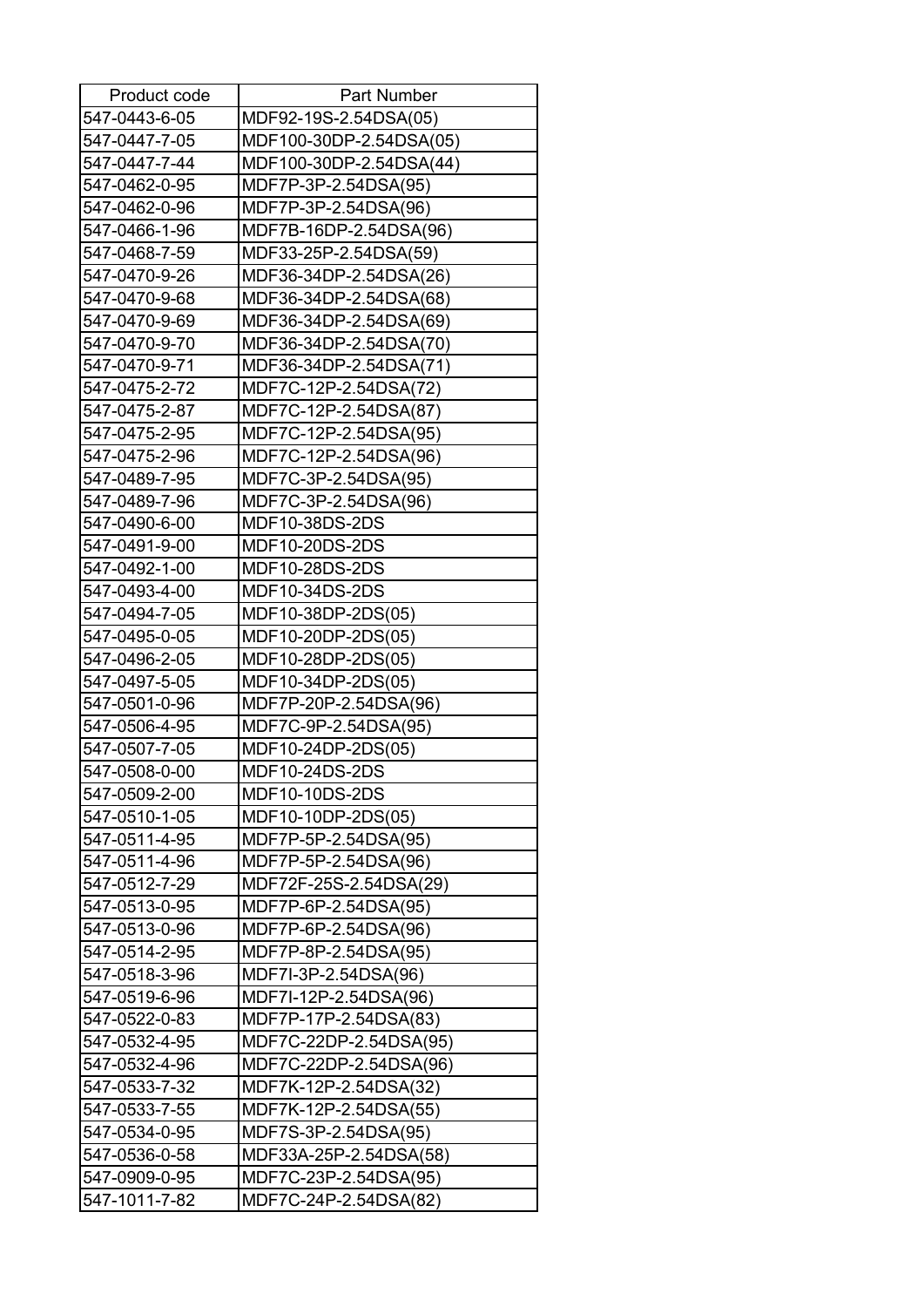| Product code | Part Number |
|---|---|
| 547-0443-6-05 | MDF92-19S-2.54DSA(05) |
| 547-0447-7-05 | MDF100-30DP-2.54DSA(05) |
| 547-0447-7-44 | MDF100-30DP-2.54DSA(44) |
| 547-0462-0-95 | MDF7P-3P-2.54DSA(95) |
| 547-0462-0-96 | MDF7P-3P-2.54DSA(96) |
| 547-0466-1-96 | MDF7B-16DP-2.54DSA(96) |
| 547-0468-7-59 | MDF33-25P-2.54DSA(59) |
| 547-0470-9-26 | MDF36-34DP-2.54DSA(26) |
| 547-0470-9-68 | MDF36-34DP-2.54DSA(68) |
| 547-0470-9-69 | MDF36-34DP-2.54DSA(69) |
| 547-0470-9-70 | MDF36-34DP-2.54DSA(70) |
| 547-0470-9-71 | MDF36-34DP-2.54DSA(71) |
| 547-0475-2-72 | MDF7C-12P-2.54DSA(72) |
| 547-0475-2-87 | MDF7C-12P-2.54DSA(87) |
| 547-0475-2-95 | MDF7C-12P-2.54DSA(95) |
| 547-0475-2-96 | MDF7C-12P-2.54DSA(96) |
| 547-0489-7-95 | MDF7C-3P-2.54DSA(95) |
| 547-0489-7-96 | MDF7C-3P-2.54DSA(96) |
| 547-0490-6-00 | MDF10-38DS-2DS |
| 547-0491-9-00 | MDF10-20DS-2DS |
| 547-0492-1-00 | MDF10-28DS-2DS |
| 547-0493-4-00 | MDF10-34DS-2DS |
| 547-0494-7-05 | MDF10-38DP-2DS(05) |
| 547-0495-0-05 | MDF10-20DP-2DS(05) |
| 547-0496-2-05 | MDF10-28DP-2DS(05) |
| 547-0497-5-05 | MDF10-34DP-2DS(05) |
| 547-0501-0-96 | MDF7P-20P-2.54DSA(96) |
| 547-0506-4-95 | MDF7C-9P-2.54DSA(95) |
| 547-0507-7-05 | MDF10-24DP-2DS(05) |
| 547-0508-0-00 | MDF10-24DS-2DS |
| 547-0509-2-00 | MDF10-10DS-2DS |
| 547-0510-1-05 | MDF10-10DP-2DS(05) |
| 547-0511-4-95 | MDF7P-5P-2.54DSA(95) |
| 547-0511-4-96 | MDF7P-5P-2.54DSA(96) |
| 547-0512-7-29 | MDF72F-25S-2.54DSA(29) |
| 547-0513-0-95 | MDF7P-6P-2.54DSA(95) |
| 547-0513-0-96 | MDF7P-6P-2.54DSA(96) |
| 547-0514-2-95 | MDF7P-8P-2.54DSA(95) |
| 547-0518-3-96 | MDF7I-3P-2.54DSA(96) |
| 547-0519-6-96 | MDF7I-12P-2.54DSA(96) |
| 547-0522-0-83 | MDF7P-17P-2.54DSA(83) |
| 547-0532-4-95 | MDF7C-22DP-2.54DSA(95) |
| 547-0532-4-96 | MDF7C-22DP-2.54DSA(96) |
| 547-0533-7-32 | MDF7K-12P-2.54DSA(32) |
| 547-0533-7-55 | MDF7K-12P-2.54DSA(55) |
| 547-0534-0-95 | MDF7S-3P-2.54DSA(95) |
| 547-0536-0-58 | MDF33A-25P-2.54DSA(58) |
| 547-0909-0-95 | MDF7C-23P-2.54DSA(95) |
| 547-1011-7-82 | MDF7C-24P-2.54DSA(82) |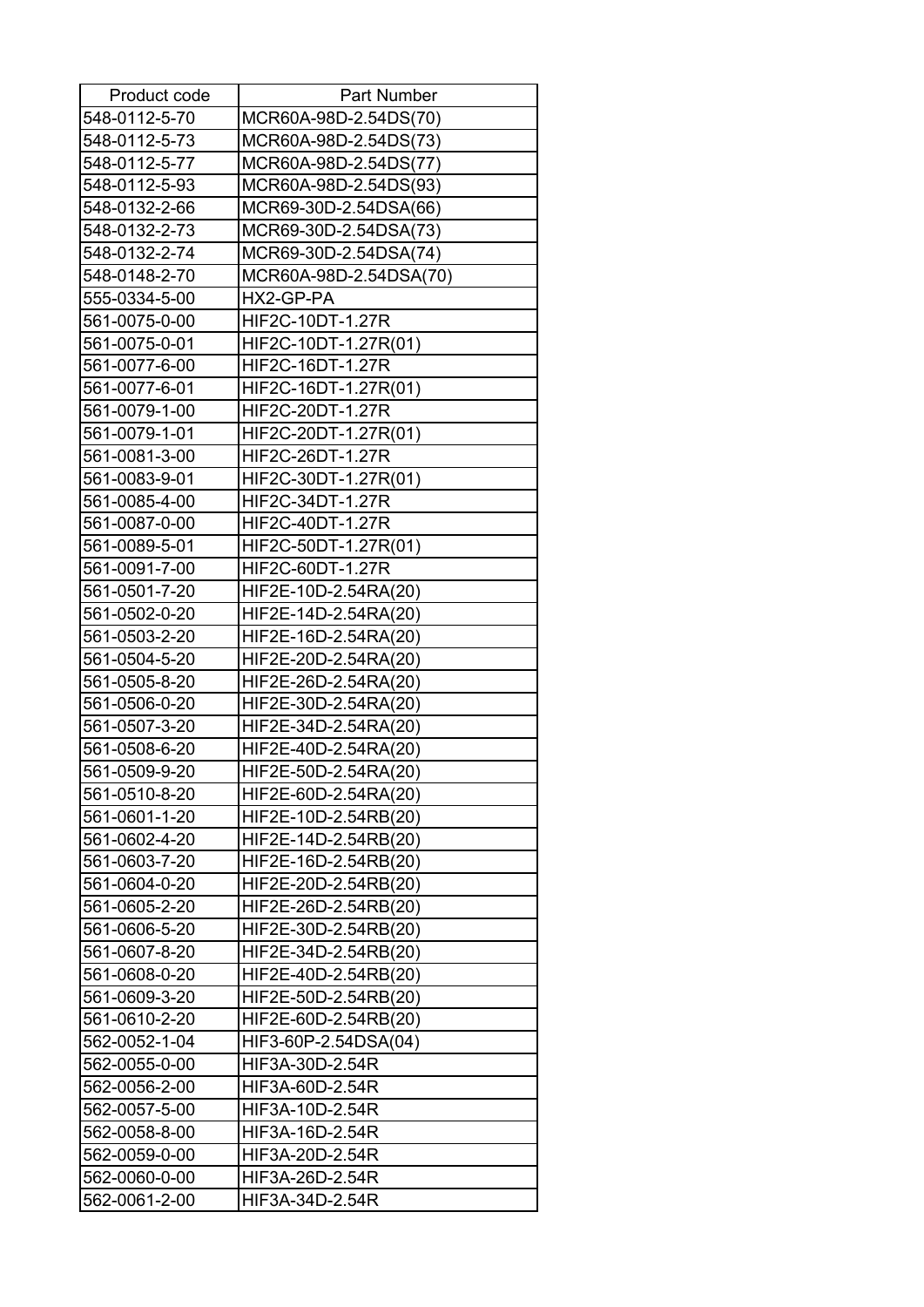| Product code | Part Number |
|---|---|
| 548-0112-5-70 | MCR60A-98D-2.54DS(70) |
| 548-0112-5-73 | MCR60A-98D-2.54DS(73) |
| 548-0112-5-77 | MCR60A-98D-2.54DS(77) |
| 548-0112-5-93 | MCR60A-98D-2.54DS(93) |
| 548-0132-2-66 | MCR69-30D-2.54DSA(66) |
| 548-0132-2-73 | MCR69-30D-2.54DSA(73) |
| 548-0132-2-74 | MCR69-30D-2.54DSA(74) |
| 548-0148-2-70 | MCR60A-98D-2.54DSA(70) |
| 555-0334-5-00 | HX2-GP-PA |
| 561-0075-0-00 | HIF2C-10DT-1.27R |
| 561-0075-0-01 | HIF2C-10DT-1.27R(01) |
| 561-0077-6-00 | HIF2C-16DT-1.27R |
| 561-0077-6-01 | HIF2C-16DT-1.27R(01) |
| 561-0079-1-00 | HIF2C-20DT-1.27R |
| 561-0079-1-01 | HIF2C-20DT-1.27R(01) |
| 561-0081-3-00 | HIF2C-26DT-1.27R |
| 561-0083-9-01 | HIF2C-30DT-1.27R(01) |
| 561-0085-4-00 | HIF2C-34DT-1.27R |
| 561-0087-0-00 | HIF2C-40DT-1.27R |
| 561-0089-5-01 | HIF2C-50DT-1.27R(01) |
| 561-0091-7-00 | HIF2C-60DT-1.27R |
| 561-0501-7-20 | HIF2E-10D-2.54RA(20) |
| 561-0502-0-20 | HIF2E-14D-2.54RA(20) |
| 561-0503-2-20 | HIF2E-16D-2.54RA(20) |
| 561-0504-5-20 | HIF2E-20D-2.54RA(20) |
| 561-0505-8-20 | HIF2E-26D-2.54RA(20) |
| 561-0506-0-20 | HIF2E-30D-2.54RA(20) |
| 561-0507-3-20 | HIF2E-34D-2.54RA(20) |
| 561-0508-6-20 | HIF2E-40D-2.54RA(20) |
| 561-0509-9-20 | HIF2E-50D-2.54RA(20) |
| 561-0510-8-20 | HIF2E-60D-2.54RA(20) |
| 561-0601-1-20 | HIF2E-10D-2.54RB(20) |
| 561-0602-4-20 | HIF2E-14D-2.54RB(20) |
| 561-0603-7-20 | HIF2E-16D-2.54RB(20) |
| 561-0604-0-20 | HIF2E-20D-2.54RB(20) |
| 561-0605-2-20 | HIF2E-26D-2.54RB(20) |
| 561-0606-5-20 | HIF2E-30D-2.54RB(20) |
| 561-0607-8-20 | HIF2E-34D-2.54RB(20) |
| 561-0608-0-20 | HIF2E-40D-2.54RB(20) |
| 561-0609-3-20 | HIF2E-50D-2.54RB(20) |
| 561-0610-2-20 | HIF2E-60D-2.54RB(20) |
| 562-0052-1-04 | HIF3-60P-2.54DSA(04) |
| 562-0055-0-00 | HIF3A-30D-2.54R |
| 562-0056-2-00 | HIF3A-60D-2.54R |
| 562-0057-5-00 | HIF3A-10D-2.54R |
| 562-0058-8-00 | HIF3A-16D-2.54R |
| 562-0059-0-00 | HIF3A-20D-2.54R |
| 562-0060-0-00 | HIF3A-26D-2.54R |
| 562-0061-2-00 | HIF3A-34D-2.54R |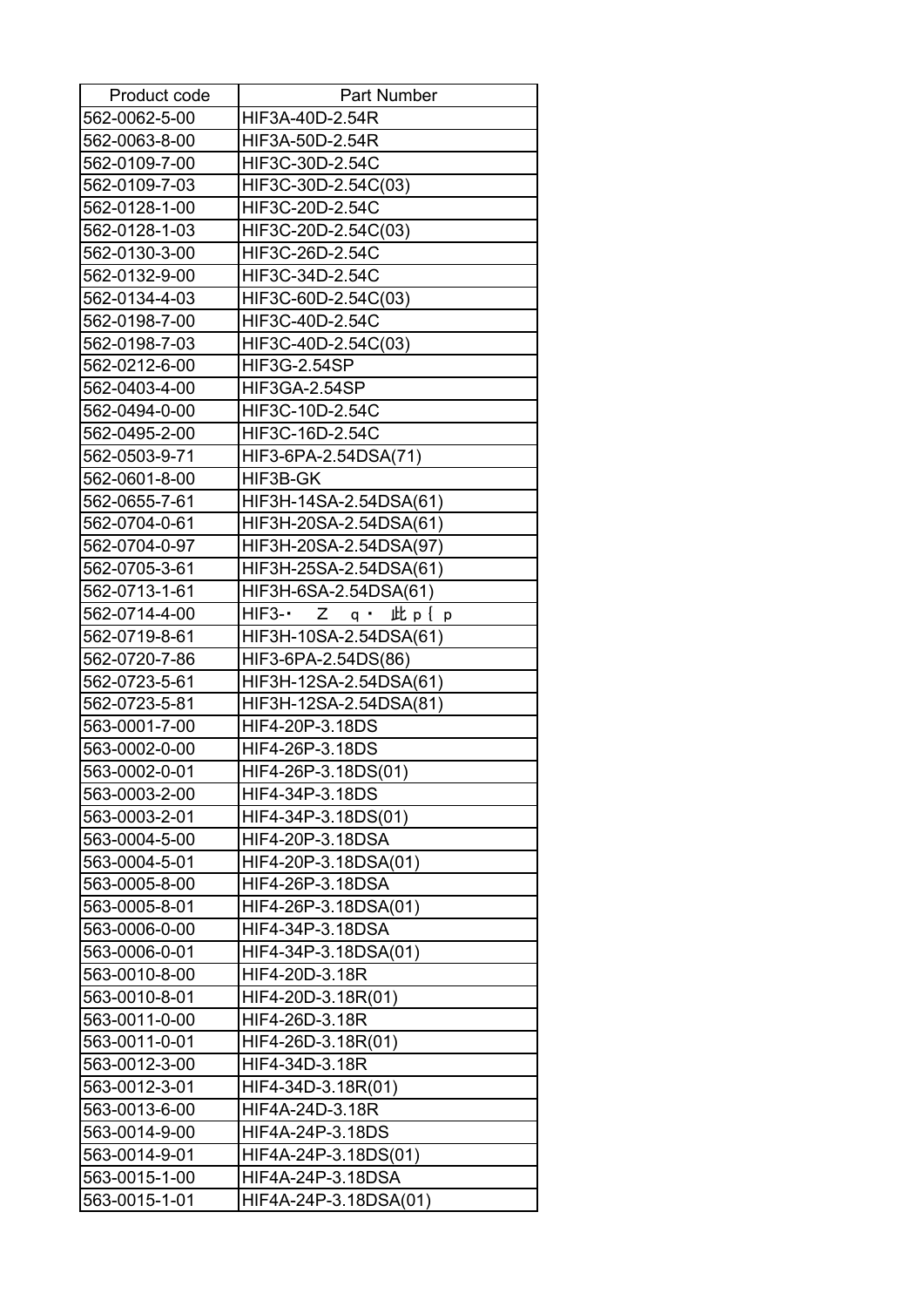| Product code | Part Number |
|---|---|
| 562-0062-5-00 | HIF3A-40D-2.54R |
| 562-0063-8-00 | HIF3A-50D-2.54R |
| 562-0109-7-00 | HIF3C-30D-2.54C |
| 562-0109-7-03 | HIF3C-30D-2.54C(03) |
| 562-0128-1-00 | HIF3C-20D-2.54C |
| 562-0128-1-03 | HIF3C-20D-2.54C(03) |
| 562-0130-3-00 | HIF3C-26D-2.54C |
| 562-0132-9-00 | HIF3C-34D-2.54C |
| 562-0134-4-03 | HIF3C-60D-2.54C(03) |
| 562-0198-7-00 | HIF3C-40D-2.54C |
| 562-0198-7-03 | HIF3C-40D-2.54C(03) |
| 562-0212-6-00 | HIF3G-2.54SP |
| 562-0403-4-00 | HIF3GA-2.54SP |
| 562-0494-0-00 | HIF3C-10D-2.54C |
| 562-0495-2-00 | HIF3C-16D-2.54C |
| 562-0503-9-71 | HIF3-6PA-2.54DSA(71) |
| 562-0601-8-00 | HIF3B-GK |
| 562-0655-7-61 | HIF3H-14SA-2.54DSA(61) |
| 562-0704-0-61 | HIF3H-20SA-2.54DSA(61) |
| 562-0704-0-97 | HIF3H-20SA-2.54DSA(97) |
| 562-0705-3-61 | HIF3H-25SA-2.54DSA(61) |
| 562-0713-1-61 | HIF3H-6SA-2.54DSA(61) |
| 562-0714-4-00 | HIF3-･ Z q･ 此 p { p |
| 562-0719-8-61 | HIF3H-10SA-2.54DSA(61) |
| 562-0720-7-86 | HIF3-6PA-2.54DS(86) |
| 562-0723-5-61 | HIF3H-12SA-2.54DSA(61) |
| 562-0723-5-81 | HIF3H-12SA-2.54DSA(81) |
| 563-0001-7-00 | HIF4-20P-3.18DS |
| 563-0002-0-00 | HIF4-26P-3.18DS |
| 563-0002-0-01 | HIF4-26P-3.18DS(01) |
| 563-0003-2-00 | HIF4-34P-3.18DS |
| 563-0003-2-01 | HIF4-34P-3.18DS(01) |
| 563-0004-5-00 | HIF4-20P-3.18DSA |
| 563-0004-5-01 | HIF4-20P-3.18DSA(01) |
| 563-0005-8-00 | HIF4-26P-3.18DSA |
| 563-0005-8-01 | HIF4-26P-3.18DSA(01) |
| 563-0006-0-00 | HIF4-34P-3.18DSA |
| 563-0006-0-01 | HIF4-34P-3.18DSA(01) |
| 563-0010-8-00 | HIF4-20D-3.18R |
| 563-0010-8-01 | HIF4-20D-3.18R(01) |
| 563-0011-0-00 | HIF4-26D-3.18R |
| 563-0011-0-01 | HIF4-26D-3.18R(01) |
| 563-0012-3-00 | HIF4-34D-3.18R |
| 563-0012-3-01 | HIF4-34D-3.18R(01) |
| 563-0013-6-00 | HIF4A-24D-3.18R |
| 563-0014-9-00 | HIF4A-24P-3.18DS |
| 563-0014-9-01 | HIF4A-24P-3.18DS(01) |
| 563-0015-1-00 | HIF4A-24P-3.18DSA |
| 563-0015-1-01 | HIF4A-24P-3.18DSA(01) |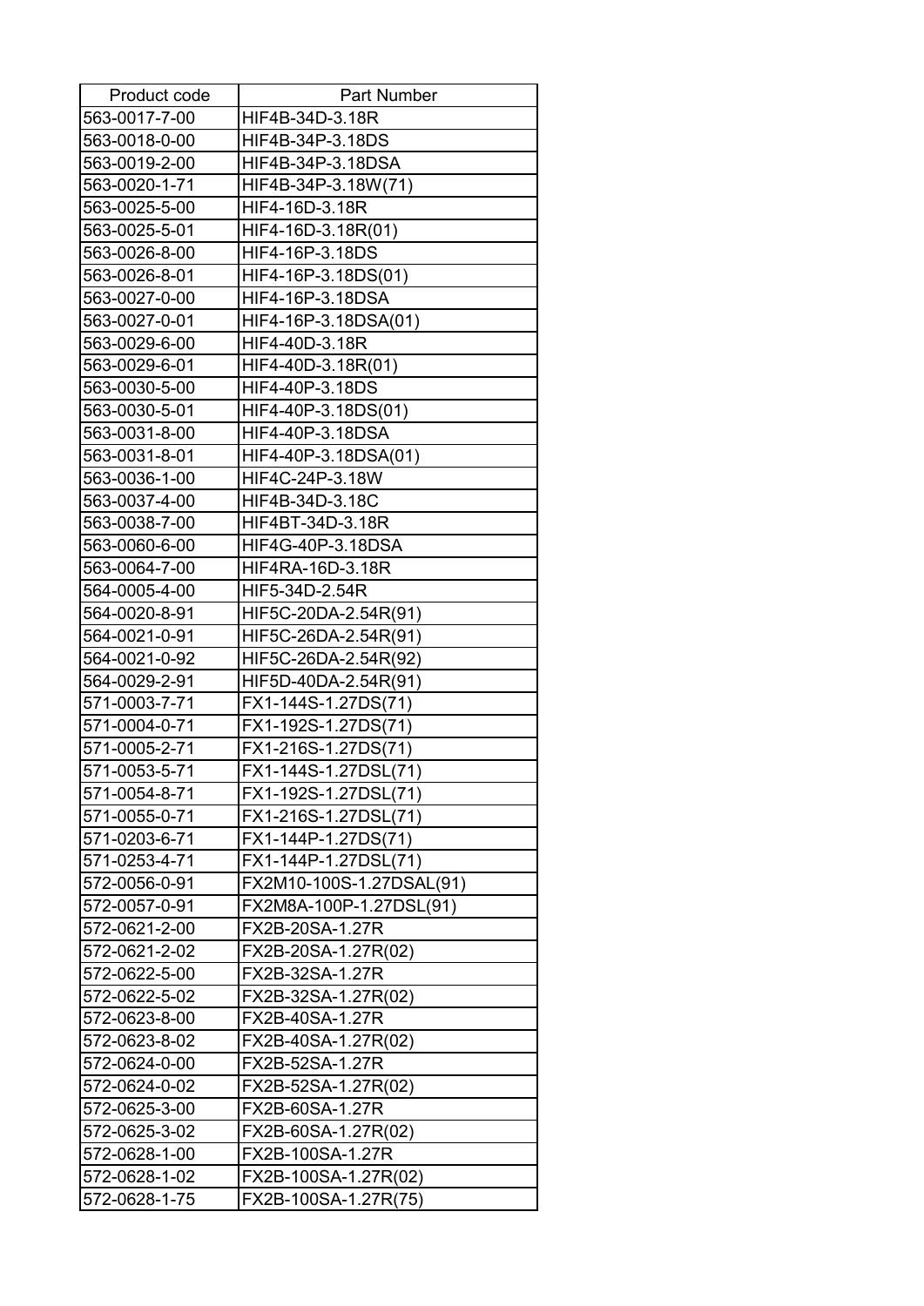| Product code | Part Number |
|---|---|
| 563-0017-7-00 | HIF4B-34D-3.18R |
| 563-0018-0-00 | HIF4B-34P-3.18DS |
| 563-0019-2-00 | HIF4B-34P-3.18DSA |
| 563-0020-1-71 | HIF4B-34P-3.18W(71) |
| 563-0025-5-00 | HIF4-16D-3.18R |
| 563-0025-5-01 | HIF4-16D-3.18R(01) |
| 563-0026-8-00 | HIF4-16P-3.18DS |
| 563-0026-8-01 | HIF4-16P-3.18DS(01) |
| 563-0027-0-00 | HIF4-16P-3.18DSA |
| 563-0027-0-01 | HIF4-16P-3.18DSA(01) |
| 563-0029-6-00 | HIF4-40D-3.18R |
| 563-0029-6-01 | HIF4-40D-3.18R(01) |
| 563-0030-5-00 | HIF4-40P-3.18DS |
| 563-0030-5-01 | HIF4-40P-3.18DS(01) |
| 563-0031-8-00 | HIF4-40P-3.18DSA |
| 563-0031-8-01 | HIF4-40P-3.18DSA(01) |
| 563-0036-1-00 | HIF4C-24P-3.18W |
| 563-0037-4-00 | HIF4B-34D-3.18C |
| 563-0038-7-00 | HIF4BT-34D-3.18R |
| 563-0060-6-00 | HIF4G-40P-3.18DSA |
| 563-0064-7-00 | HIF4RA-16D-3.18R |
| 564-0005-4-00 | HIF5-34D-2.54R |
| 564-0020-8-91 | HIF5C-20DA-2.54R(91) |
| 564-0021-0-91 | HIF5C-26DA-2.54R(91) |
| 564-0021-0-92 | HIF5C-26DA-2.54R(92) |
| 564-0029-2-91 | HIF5D-40DA-2.54R(91) |
| 571-0003-7-71 | FX1-144S-1.27DS(71) |
| 571-0004-0-71 | FX1-192S-1.27DS(71) |
| 571-0005-2-71 | FX1-216S-1.27DS(71) |
| 571-0053-5-71 | FX1-144S-1.27DSL(71) |
| 571-0054-8-71 | FX1-192S-1.27DSL(71) |
| 571-0055-0-71 | FX1-216S-1.27DSL(71) |
| 571-0203-6-71 | FX1-144P-1.27DS(71) |
| 571-0253-4-71 | FX1-144P-1.27DSL(71) |
| 572-0056-0-91 | FX2M10-100S-1.27DSAL(91) |
| 572-0057-0-91 | FX2M8A-100P-1.27DSL(91) |
| 572-0621-2-00 | FX2B-20SA-1.27R |
| 572-0621-2-02 | FX2B-20SA-1.27R(02) |
| 572-0622-5-00 | FX2B-32SA-1.27R |
| 572-0622-5-02 | FX2B-32SA-1.27R(02) |
| 572-0623-8-00 | FX2B-40SA-1.27R |
| 572-0623-8-02 | FX2B-40SA-1.27R(02) |
| 572-0624-0-00 | FX2B-52SA-1.27R |
| 572-0624-0-02 | FX2B-52SA-1.27R(02) |
| 572-0625-3-00 | FX2B-60SA-1.27R |
| 572-0625-3-02 | FX2B-60SA-1.27R(02) |
| 572-0628-1-00 | FX2B-100SA-1.27R |
| 572-0628-1-02 | FX2B-100SA-1.27R(02) |
| 572-0628-1-75 | FX2B-100SA-1.27R(75) |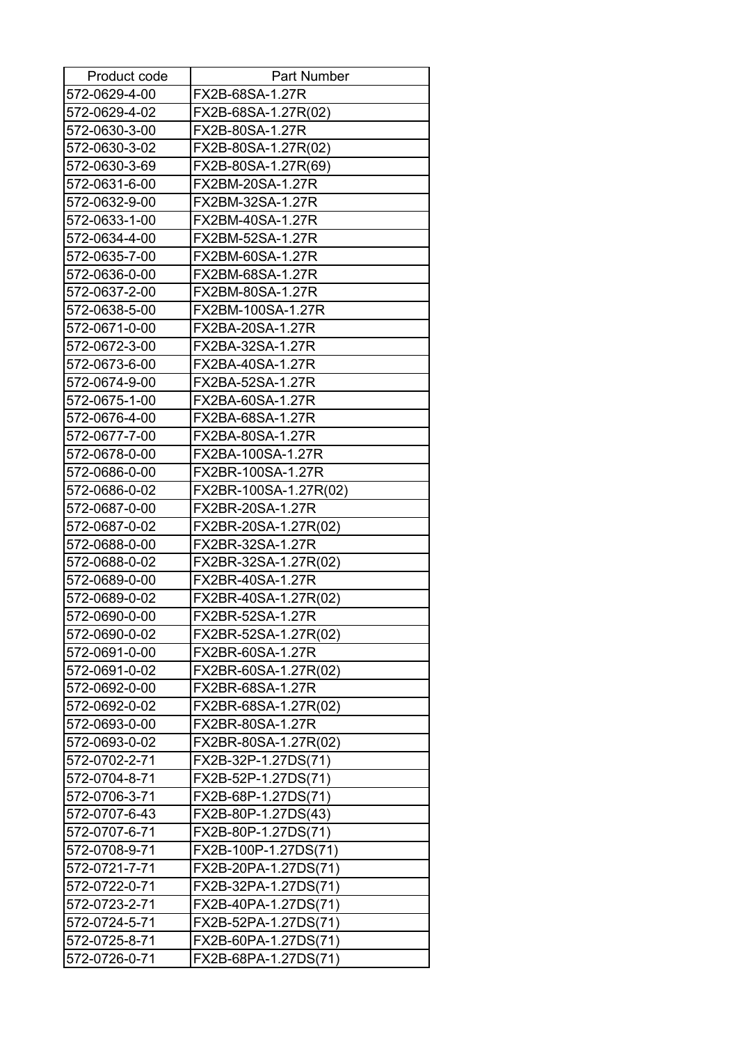| Product code | Part Number |
|---|---|
| 572-0629-4-00 | FX2B-68SA-1.27R |
| 572-0629-4-02 | FX2B-68SA-1.27R(02) |
| 572-0630-3-00 | FX2B-80SA-1.27R |
| 572-0630-3-02 | FX2B-80SA-1.27R(02) |
| 572-0630-3-69 | FX2B-80SA-1.27R(69) |
| 572-0631-6-00 | FX2BM-20SA-1.27R |
| 572-0632-9-00 | FX2BM-32SA-1.27R |
| 572-0633-1-00 | FX2BM-40SA-1.27R |
| 572-0634-4-00 | FX2BM-52SA-1.27R |
| 572-0635-7-00 | FX2BM-60SA-1.27R |
| 572-0636-0-00 | FX2BM-68SA-1.27R |
| 572-0637-2-00 | FX2BM-80SA-1.27R |
| 572-0638-5-00 | FX2BM-100SA-1.27R |
| 572-0671-0-00 | FX2BA-20SA-1.27R |
| 572-0672-3-00 | FX2BA-32SA-1.27R |
| 572-0673-6-00 | FX2BA-40SA-1.27R |
| 572-0674-9-00 | FX2BA-52SA-1.27R |
| 572-0675-1-00 | FX2BA-60SA-1.27R |
| 572-0676-4-00 | FX2BA-68SA-1.27R |
| 572-0677-7-00 | FX2BA-80SA-1.27R |
| 572-0678-0-00 | FX2BA-100SA-1.27R |
| 572-0686-0-00 | FX2BR-100SA-1.27R |
| 572-0686-0-02 | FX2BR-100SA-1.27R(02) |
| 572-0687-0-00 | FX2BR-20SA-1.27R |
| 572-0687-0-02 | FX2BR-20SA-1.27R(02) |
| 572-0688-0-00 | FX2BR-32SA-1.27R |
| 572-0688-0-02 | FX2BR-32SA-1.27R(02) |
| 572-0689-0-00 | FX2BR-40SA-1.27R |
| 572-0689-0-02 | FX2BR-40SA-1.27R(02) |
| 572-0690-0-00 | FX2BR-52SA-1.27R |
| 572-0690-0-02 | FX2BR-52SA-1.27R(02) |
| 572-0691-0-00 | FX2BR-60SA-1.27R |
| 572-0691-0-02 | FX2BR-60SA-1.27R(02) |
| 572-0692-0-00 | FX2BR-68SA-1.27R |
| 572-0692-0-02 | FX2BR-68SA-1.27R(02) |
| 572-0693-0-00 | FX2BR-80SA-1.27R |
| 572-0693-0-02 | FX2BR-80SA-1.27R(02) |
| 572-0702-2-71 | FX2B-32P-1.27DS(71) |
| 572-0704-8-71 | FX2B-52P-1.27DS(71) |
| 572-0706-3-71 | FX2B-68P-1.27DS(71) |
| 572-0707-6-43 | FX2B-80P-1.27DS(43) |
| 572-0707-6-71 | FX2B-80P-1.27DS(71) |
| 572-0708-9-71 | FX2B-100P-1.27DS(71) |
| 572-0721-7-71 | FX2B-20PA-1.27DS(71) |
| 572-0722-0-71 | FX2B-32PA-1.27DS(71) |
| 572-0723-2-71 | FX2B-40PA-1.27DS(71) |
| 572-0724-5-71 | FX2B-52PA-1.27DS(71) |
| 572-0725-8-71 | FX2B-60PA-1.27DS(71) |
| 572-0726-0-71 | FX2B-68PA-1.27DS(71) |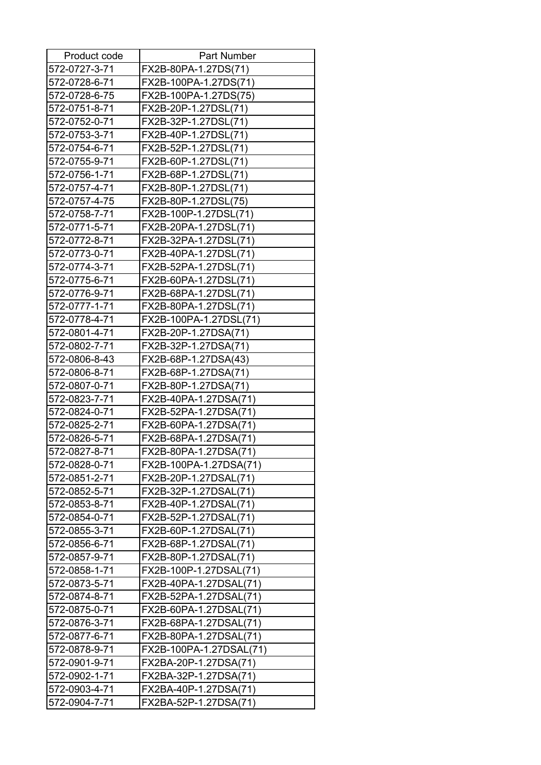| Product code | Part Number |
|---|---|
| 572-0727-3-71 | FX2B-80PA-1.27DS(71) |
| 572-0728-6-71 | FX2B-100PA-1.27DS(71) |
| 572-0728-6-75 | FX2B-100PA-1.27DS(75) |
| 572-0751-8-71 | FX2B-20P-1.27DSL(71) |
| 572-0752-0-71 | FX2B-32P-1.27DSL(71) |
| 572-0753-3-71 | FX2B-40P-1.27DSL(71) |
| 572-0754-6-71 | FX2B-52P-1.27DSL(71) |
| 572-0755-9-71 | FX2B-60P-1.27DSL(71) |
| 572-0756-1-71 | FX2B-68P-1.27DSL(71) |
| 572-0757-4-71 | FX2B-80P-1.27DSL(71) |
| 572-0757-4-75 | FX2B-80P-1.27DSL(75) |
| 572-0758-7-71 | FX2B-100P-1.27DSL(71) |
| 572-0771-5-71 | FX2B-20PA-1.27DSL(71) |
| 572-0772-8-71 | FX2B-32PA-1.27DSL(71) |
| 572-0773-0-71 | FX2B-40PA-1.27DSL(71) |
| 572-0774-3-71 | FX2B-52PA-1.27DSL(71) |
| 572-0775-6-71 | FX2B-60PA-1.27DSL(71) |
| 572-0776-9-71 | FX2B-68PA-1.27DSL(71) |
| 572-0777-1-71 | FX2B-80PA-1.27DSL(71) |
| 572-0778-4-71 | FX2B-100PA-1.27DSL(71) |
| 572-0801-4-71 | FX2B-20P-1.27DSA(71) |
| 572-0802-7-71 | FX2B-32P-1.27DSA(71) |
| 572-0806-8-43 | FX2B-68P-1.27DSA(43) |
| 572-0806-8-71 | FX2B-68P-1.27DSA(71) |
| 572-0807-0-71 | FX2B-80P-1.27DSA(71) |
| 572-0823-7-71 | FX2B-40PA-1.27DSA(71) |
| 572-0824-0-71 | FX2B-52PA-1.27DSA(71) |
| 572-0825-2-71 | FX2B-60PA-1.27DSA(71) |
| 572-0826-5-71 | FX2B-68PA-1.27DSA(71) |
| 572-0827-8-71 | FX2B-80PA-1.27DSA(71) |
| 572-0828-0-71 | FX2B-100PA-1.27DSA(71) |
| 572-0851-2-71 | FX2B-20P-1.27DSAL(71) |
| 572-0852-5-71 | FX2B-32P-1.27DSAL(71) |
| 572-0853-8-71 | FX2B-40P-1.27DSAL(71) |
| 572-0854-0-71 | FX2B-52P-1.27DSAL(71) |
| 572-0855-3-71 | FX2B-60P-1.27DSAL(71) |
| 572-0856-6-71 | FX2B-68P-1.27DSAL(71) |
| 572-0857-9-71 | FX2B-80P-1.27DSAL(71) |
| 572-0858-1-71 | FX2B-100P-1.27DSAL(71) |
| 572-0873-5-71 | FX2B-40PA-1.27DSAL(71) |
| 572-0874-8-71 | FX2B-52PA-1.27DSAL(71) |
| 572-0875-0-71 | FX2B-60PA-1.27DSAL(71) |
| 572-0876-3-71 | FX2B-68PA-1.27DSAL(71) |
| 572-0877-6-71 | FX2B-80PA-1.27DSAL(71) |
| 572-0878-9-71 | FX2B-100PA-1.27DSAL(71) |
| 572-0901-9-71 | FX2BA-20P-1.27DSA(71) |
| 572-0902-1-71 | FX2BA-32P-1.27DSA(71) |
| 572-0903-4-71 | FX2BA-40P-1.27DSA(71) |
| 572-0904-7-71 | FX2BA-52P-1.27DSA(71) |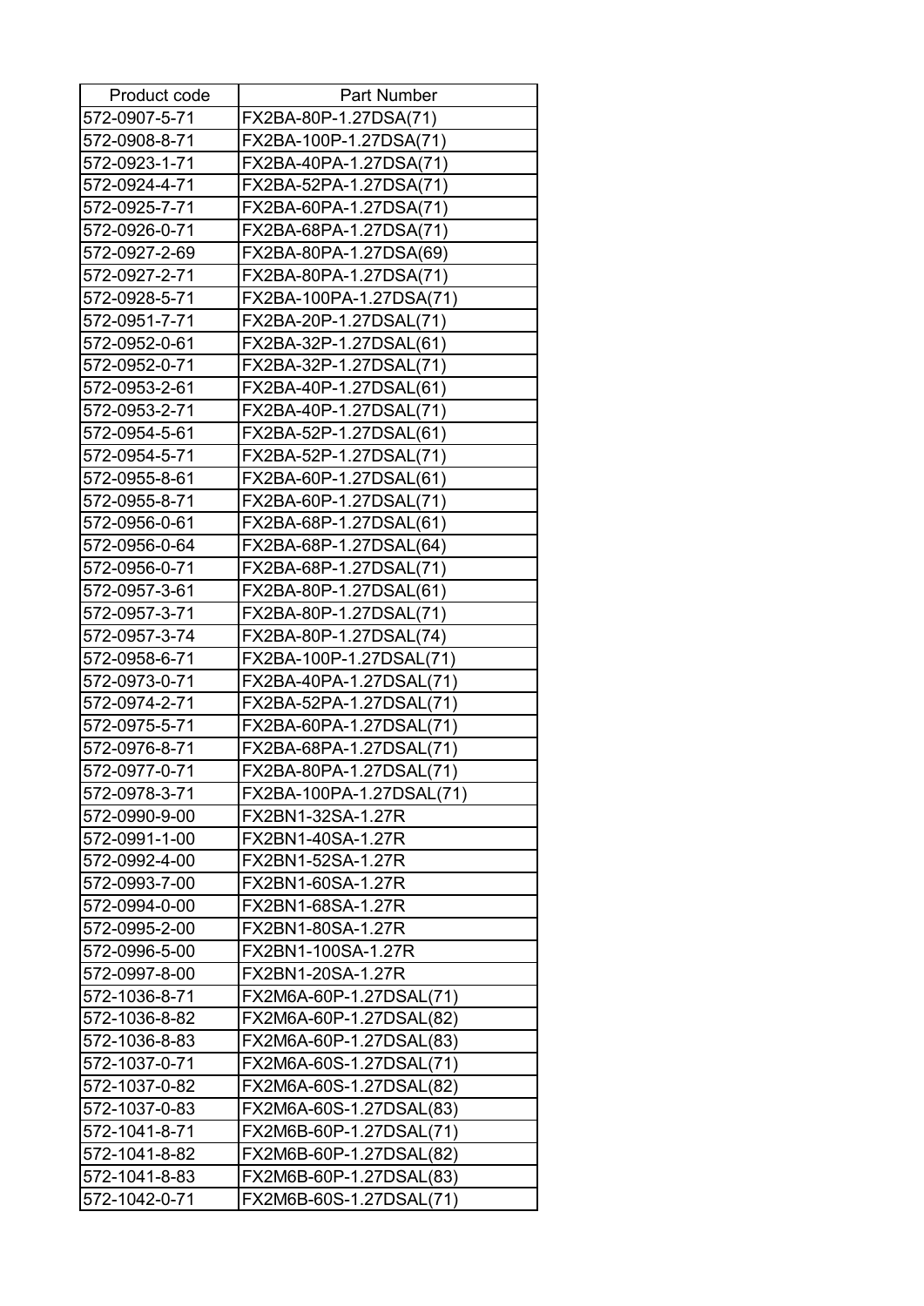| Product code | Part Number |
|---|---|
| 572-0907-5-71 | FX2BA-80P-1.27DSA(71) |
| 572-0908-8-71 | FX2BA-100P-1.27DSA(71) |
| 572-0923-1-71 | FX2BA-40PA-1.27DSA(71) |
| 572-0924-4-71 | FX2BA-52PA-1.27DSA(71) |
| 572-0925-7-71 | FX2BA-60PA-1.27DSA(71) |
| 572-0926-0-71 | FX2BA-68PA-1.27DSA(71) |
| 572-0927-2-69 | FX2BA-80PA-1.27DSA(69) |
| 572-0927-2-71 | FX2BA-80PA-1.27DSA(71) |
| 572-0928-5-71 | FX2BA-100PA-1.27DSA(71) |
| 572-0951-7-71 | FX2BA-20P-1.27DSAL(71) |
| 572-0952-0-61 | FX2BA-32P-1.27DSAL(61) |
| 572-0952-0-71 | FX2BA-32P-1.27DSAL(71) |
| 572-0953-2-61 | FX2BA-40P-1.27DSAL(61) |
| 572-0953-2-71 | FX2BA-40P-1.27DSAL(71) |
| 572-0954-5-61 | FX2BA-52P-1.27DSAL(61) |
| 572-0954-5-71 | FX2BA-52P-1.27DSAL(71) |
| 572-0955-8-61 | FX2BA-60P-1.27DSAL(61) |
| 572-0955-8-71 | FX2BA-60P-1.27DSAL(71) |
| 572-0956-0-61 | FX2BA-68P-1.27DSAL(61) |
| 572-0956-0-64 | FX2BA-68P-1.27DSAL(64) |
| 572-0956-0-71 | FX2BA-68P-1.27DSAL(71) |
| 572-0957-3-61 | FX2BA-80P-1.27DSAL(61) |
| 572-0957-3-71 | FX2BA-80P-1.27DSAL(71) |
| 572-0957-3-74 | FX2BA-80P-1.27DSAL(74) |
| 572-0958-6-71 | FX2BA-100P-1.27DSAL(71) |
| 572-0973-0-71 | FX2BA-40PA-1.27DSAL(71) |
| 572-0974-2-71 | FX2BA-52PA-1.27DSAL(71) |
| 572-0975-5-71 | FX2BA-60PA-1.27DSAL(71) |
| 572-0976-8-71 | FX2BA-68PA-1.27DSAL(71) |
| 572-0977-0-71 | FX2BA-80PA-1.27DSAL(71) |
| 572-0978-3-71 | FX2BA-100PA-1.27DSAL(71) |
| 572-0990-9-00 | FX2BN1-32SA-1.27R |
| 572-0991-1-00 | FX2BN1-40SA-1.27R |
| 572-0992-4-00 | FX2BN1-52SA-1.27R |
| 572-0993-7-00 | FX2BN1-60SA-1.27R |
| 572-0994-0-00 | FX2BN1-68SA-1.27R |
| 572-0995-2-00 | FX2BN1-80SA-1.27R |
| 572-0996-5-00 | FX2BN1-100SA-1.27R |
| 572-0997-8-00 | FX2BN1-20SA-1.27R |
| 572-1036-8-71 | FX2M6A-60P-1.27DSAL(71) |
| 572-1036-8-82 | FX2M6A-60P-1.27DSAL(82) |
| 572-1036-8-83 | FX2M6A-60P-1.27DSAL(83) |
| 572-1037-0-71 | FX2M6A-60S-1.27DSAL(71) |
| 572-1037-0-82 | FX2M6A-60S-1.27DSAL(82) |
| 572-1037-0-83 | FX2M6A-60S-1.27DSAL(83) |
| 572-1041-8-71 | FX2M6B-60P-1.27DSAL(71) |
| 572-1041-8-82 | FX2M6B-60P-1.27DSAL(82) |
| 572-1041-8-83 | FX2M6B-60P-1.27DSAL(83) |
| 572-1042-0-71 | FX2M6B-60S-1.27DSAL(71) |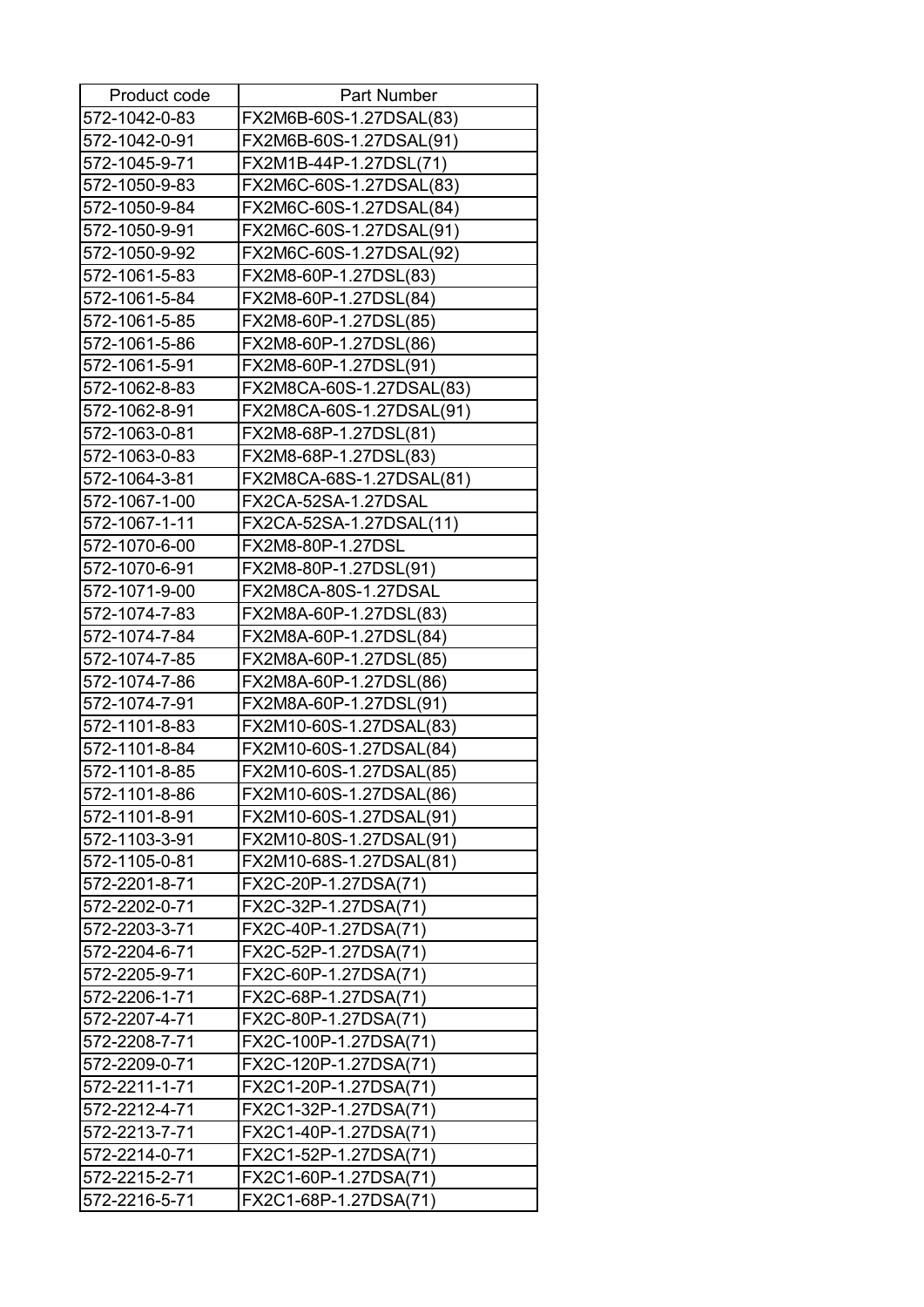| Product code | Part Number |
|---|---|
| 572-1042-0-83 | FX2M6B-60S-1.27DSAL(83) |
| 572-1042-0-91 | FX2M6B-60S-1.27DSAL(91) |
| 572-1045-9-71 | FX2M1B-44P-1.27DSL(71) |
| 572-1050-9-83 | FX2M6C-60S-1.27DSAL(83) |
| 572-1050-9-84 | FX2M6C-60S-1.27DSAL(84) |
| 572-1050-9-91 | FX2M6C-60S-1.27DSAL(91) |
| 572-1050-9-92 | FX2M6C-60S-1.27DSAL(92) |
| 572-1061-5-83 | FX2M8-60P-1.27DSL(83) |
| 572-1061-5-84 | FX2M8-60P-1.27DSL(84) |
| 572-1061-5-85 | FX2M8-60P-1.27DSL(85) |
| 572-1061-5-86 | FX2M8-60P-1.27DSL(86) |
| 572-1061-5-91 | FX2M8-60P-1.27DSL(91) |
| 572-1062-8-83 | FX2M8CA-60S-1.27DSAL(83) |
| 572-1062-8-91 | FX2M8CA-60S-1.27DSAL(91) |
| 572-1063-0-81 | FX2M8-68P-1.27DSL(81) |
| 572-1063-0-83 | FX2M8-68P-1.27DSL(83) |
| 572-1064-3-81 | FX2M8CA-68S-1.27DSAL(81) |
| 572-1067-1-00 | FX2CA-52SA-1.27DSAL |
| 572-1067-1-11 | FX2CA-52SA-1.27DSAL(11) |
| 572-1070-6-00 | FX2M8-80P-1.27DSL |
| 572-1070-6-91 | FX2M8-80P-1.27DSL(91) |
| 572-1071-9-00 | FX2M8CA-80S-1.27DSAL |
| 572-1074-7-83 | FX2M8A-60P-1.27DSL(83) |
| 572-1074-7-84 | FX2M8A-60P-1.27DSL(84) |
| 572-1074-7-85 | FX2M8A-60P-1.27DSL(85) |
| 572-1074-7-86 | FX2M8A-60P-1.27DSL(86) |
| 572-1074-7-91 | FX2M8A-60P-1.27DSL(91) |
| 572-1101-8-83 | FX2M10-60S-1.27DSAL(83) |
| 572-1101-8-84 | FX2M10-60S-1.27DSAL(84) |
| 572-1101-8-85 | FX2M10-60S-1.27DSAL(85) |
| 572-1101-8-86 | FX2M10-60S-1.27DSAL(86) |
| 572-1101-8-91 | FX2M10-60S-1.27DSAL(91) |
| 572-1103-3-91 | FX2M10-80S-1.27DSAL(91) |
| 572-1105-0-81 | FX2M10-68S-1.27DSAL(81) |
| 572-2201-8-71 | FX2C-20P-1.27DSA(71) |
| 572-2202-0-71 | FX2C-32P-1.27DSA(71) |
| 572-2203-3-71 | FX2C-40P-1.27DSA(71) |
| 572-2204-6-71 | FX2C-52P-1.27DSA(71) |
| 572-2205-9-71 | FX2C-60P-1.27DSA(71) |
| 572-2206-1-71 | FX2C-68P-1.27DSA(71) |
| 572-2207-4-71 | FX2C-80P-1.27DSA(71) |
| 572-2208-7-71 | FX2C-100P-1.27DSA(71) |
| 572-2209-0-71 | FX2C-120P-1.27DSA(71) |
| 572-2211-1-71 | FX2C1-20P-1.27DSA(71) |
| 572-2212-4-71 | FX2C1-32P-1.27DSA(71) |
| 572-2213-7-71 | FX2C1-40P-1.27DSA(71) |
| 572-2214-0-71 | FX2C1-52P-1.27DSA(71) |
| 572-2215-2-71 | FX2C1-60P-1.27DSA(71) |
| 572-2216-5-71 | FX2C1-68P-1.27DSA(71) |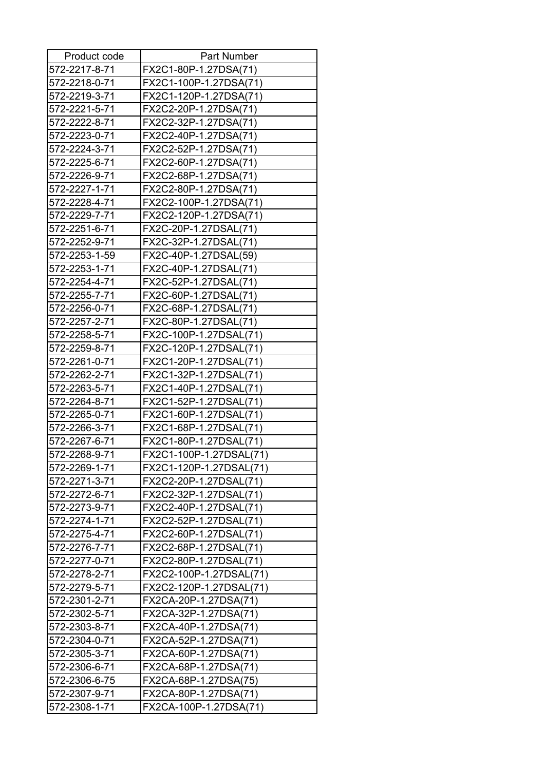| Product code | Part Number |
|---|---|
| 572-2217-8-71 | FX2C1-80P-1.27DSA(71) |
| 572-2218-0-71 | FX2C1-100P-1.27DSA(71) |
| 572-2219-3-71 | FX2C1-120P-1.27DSA(71) |
| 572-2221-5-71 | FX2C2-20P-1.27DSA(71) |
| 572-2222-8-71 | FX2C2-32P-1.27DSA(71) |
| 572-2223-0-71 | FX2C2-40P-1.27DSA(71) |
| 572-2224-3-71 | FX2C2-52P-1.27DSA(71) |
| 572-2225-6-71 | FX2C2-60P-1.27DSA(71) |
| 572-2226-9-71 | FX2C2-68P-1.27DSA(71) |
| 572-2227-1-71 | FX2C2-80P-1.27DSA(71) |
| 572-2228-4-71 | FX2C2-100P-1.27DSA(71) |
| 572-2229-7-71 | FX2C2-120P-1.27DSA(71) |
| 572-2251-6-71 | FX2C-20P-1.27DSAL(71) |
| 572-2252-9-71 | FX2C-32P-1.27DSAL(71) |
| 572-2253-1-59 | FX2C-40P-1.27DSAL(59) |
| 572-2253-1-71 | FX2C-40P-1.27DSAL(71) |
| 572-2254-4-71 | FX2C-52P-1.27DSAL(71) |
| 572-2255-7-71 | FX2C-60P-1.27DSAL(71) |
| 572-2256-0-71 | FX2C-68P-1.27DSAL(71) |
| 572-2257-2-71 | FX2C-80P-1.27DSAL(71) |
| 572-2258-5-71 | FX2C-100P-1.27DSAL(71) |
| 572-2259-8-71 | FX2C-120P-1.27DSAL(71) |
| 572-2261-0-71 | FX2C1-20P-1.27DSAL(71) |
| 572-2262-2-71 | FX2C1-32P-1.27DSAL(71) |
| 572-2263-5-71 | FX2C1-40P-1.27DSAL(71) |
| 572-2264-8-71 | FX2C1-52P-1.27DSAL(71) |
| 572-2265-0-71 | FX2C1-60P-1.27DSAL(71) |
| 572-2266-3-71 | FX2C1-68P-1.27DSAL(71) |
| 572-2267-6-71 | FX2C1-80P-1.27DSAL(71) |
| 572-2268-9-71 | FX2C1-100P-1.27DSAL(71) |
| 572-2269-1-71 | FX2C1-120P-1.27DSAL(71) |
| 572-2271-3-71 | FX2C2-20P-1.27DSAL(71) |
| 572-2272-6-71 | FX2C2-32P-1.27DSAL(71) |
| 572-2273-9-71 | FX2C2-40P-1.27DSAL(71) |
| 572-2274-1-71 | FX2C2-52P-1.27DSAL(71) |
| 572-2275-4-71 | FX2C2-60P-1.27DSAL(71) |
| 572-2276-7-71 | FX2C2-68P-1.27DSAL(71) |
| 572-2277-0-71 | FX2C2-80P-1.27DSAL(71) |
| 572-2278-2-71 | FX2C2-100P-1.27DSAL(71) |
| 572-2279-5-71 | FX2C2-120P-1.27DSAL(71) |
| 572-2301-2-71 | FX2CA-20P-1.27DSA(71) |
| 572-2302-5-71 | FX2CA-32P-1.27DSA(71) |
| 572-2303-8-71 | FX2CA-40P-1.27DSA(71) |
| 572-2304-0-71 | FX2CA-52P-1.27DSA(71) |
| 572-2305-3-71 | FX2CA-60P-1.27DSA(71) |
| 572-2306-6-71 | FX2CA-68P-1.27DSA(71) |
| 572-2306-6-75 | FX2CA-68P-1.27DSA(75) |
| 572-2307-9-71 | FX2CA-80P-1.27DSA(71) |
| 572-2308-1-71 | FX2CA-100P-1.27DSA(71) |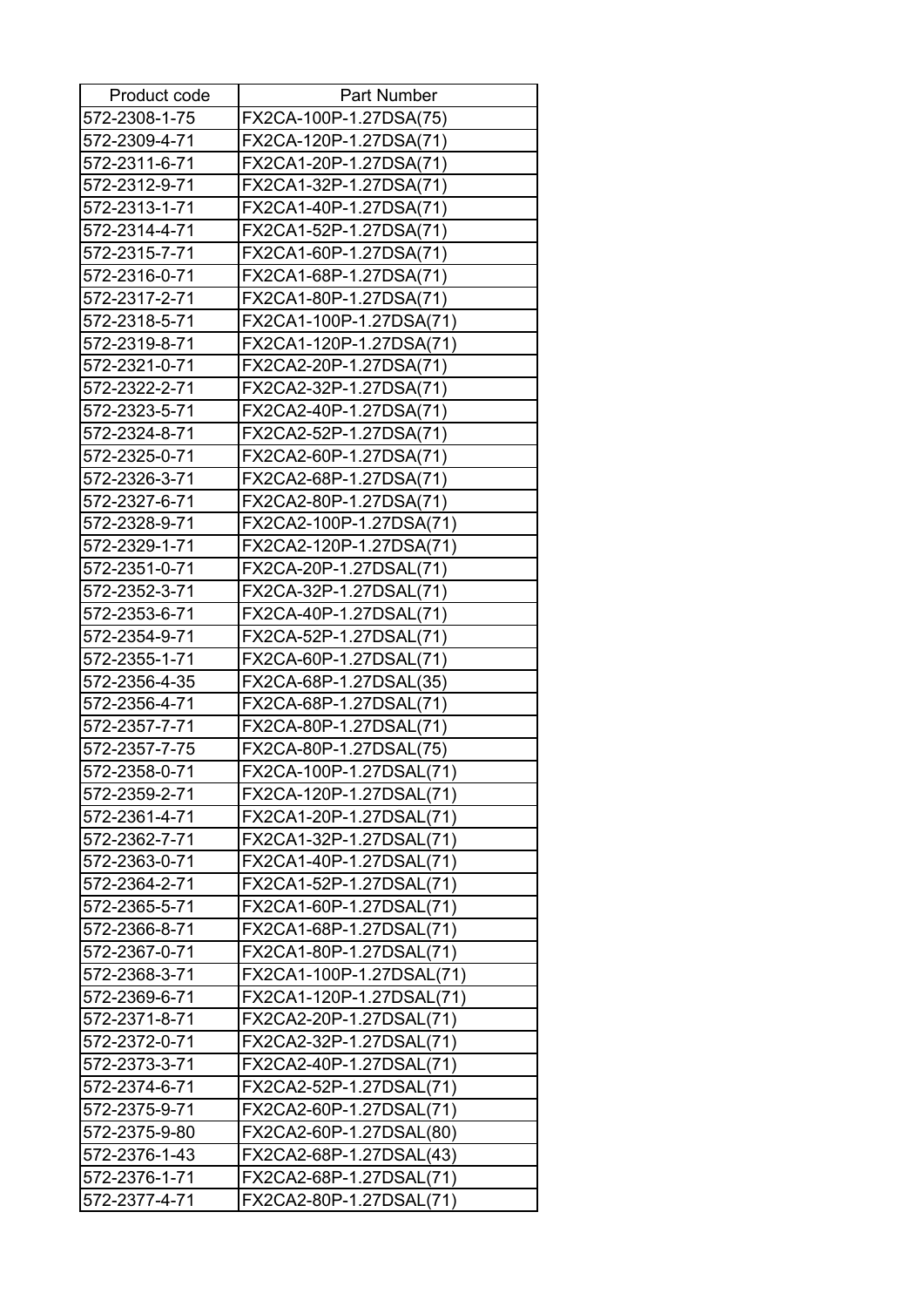| Product code | Part Number |
|---|---|
| 572-2308-1-75 | FX2CA-100P-1.27DSA(75) |
| 572-2309-4-71 | FX2CA-120P-1.27DSA(71) |
| 572-2311-6-71 | FX2CA1-20P-1.27DSA(71) |
| 572-2312-9-71 | FX2CA1-32P-1.27DSA(71) |
| 572-2313-1-71 | FX2CA1-40P-1.27DSA(71) |
| 572-2314-4-71 | FX2CA1-52P-1.27DSA(71) |
| 572-2315-7-71 | FX2CA1-60P-1.27DSA(71) |
| 572-2316-0-71 | FX2CA1-68P-1.27DSA(71) |
| 572-2317-2-71 | FX2CA1-80P-1.27DSA(71) |
| 572-2318-5-71 | FX2CA1-100P-1.27DSA(71) |
| 572-2319-8-71 | FX2CA1-120P-1.27DSA(71) |
| 572-2321-0-71 | FX2CA2-20P-1.27DSA(71) |
| 572-2322-2-71 | FX2CA2-32P-1.27DSA(71) |
| 572-2323-5-71 | FX2CA2-40P-1.27DSA(71) |
| 572-2324-8-71 | FX2CA2-52P-1.27DSA(71) |
| 572-2325-0-71 | FX2CA2-60P-1.27DSA(71) |
| 572-2326-3-71 | FX2CA2-68P-1.27DSA(71) |
| 572-2327-6-71 | FX2CA2-80P-1.27DSA(71) |
| 572-2328-9-71 | FX2CA2-100P-1.27DSA(71) |
| 572-2329-1-71 | FX2CA2-120P-1.27DSA(71) |
| 572-2351-0-71 | FX2CA-20P-1.27DSAL(71) |
| 572-2352-3-71 | FX2CA-32P-1.27DSAL(71) |
| 572-2353-6-71 | FX2CA-40P-1.27DSAL(71) |
| 572-2354-9-71 | FX2CA-52P-1.27DSAL(71) |
| 572-2355-1-71 | FX2CA-60P-1.27DSAL(71) |
| 572-2356-4-35 | FX2CA-68P-1.27DSAL(35) |
| 572-2356-4-71 | FX2CA-68P-1.27DSAL(71) |
| 572-2357-7-71 | FX2CA-80P-1.27DSAL(71) |
| 572-2357-7-75 | FX2CA-80P-1.27DSAL(75) |
| 572-2358-0-71 | FX2CA-100P-1.27DSAL(71) |
| 572-2359-2-71 | FX2CA-120P-1.27DSAL(71) |
| 572-2361-4-71 | FX2CA1-20P-1.27DSAL(71) |
| 572-2362-7-71 | FX2CA1-32P-1.27DSAL(71) |
| 572-2363-0-71 | FX2CA1-40P-1.27DSAL(71) |
| 572-2364-2-71 | FX2CA1-52P-1.27DSAL(71) |
| 572-2365-5-71 | FX2CA1-60P-1.27DSAL(71) |
| 572-2366-8-71 | FX2CA1-68P-1.27DSAL(71) |
| 572-2367-0-71 | FX2CA1-80P-1.27DSAL(71) |
| 572-2368-3-71 | FX2CA1-100P-1.27DSAL(71) |
| 572-2369-6-71 | FX2CA1-120P-1.27DSAL(71) |
| 572-2371-8-71 | FX2CA2-20P-1.27DSAL(71) |
| 572-2372-0-71 | FX2CA2-32P-1.27DSAL(71) |
| 572-2373-3-71 | FX2CA2-40P-1.27DSAL(71) |
| 572-2374-6-71 | FX2CA2-52P-1.27DSAL(71) |
| 572-2375-9-71 | FX2CA2-60P-1.27DSAL(71) |
| 572-2375-9-80 | FX2CA2-60P-1.27DSAL(80) |
| 572-2376-1-43 | FX2CA2-68P-1.27DSAL(43) |
| 572-2376-1-71 | FX2CA2-68P-1.27DSAL(71) |
| 572-2377-4-71 | FX2CA2-80P-1.27DSAL(71) |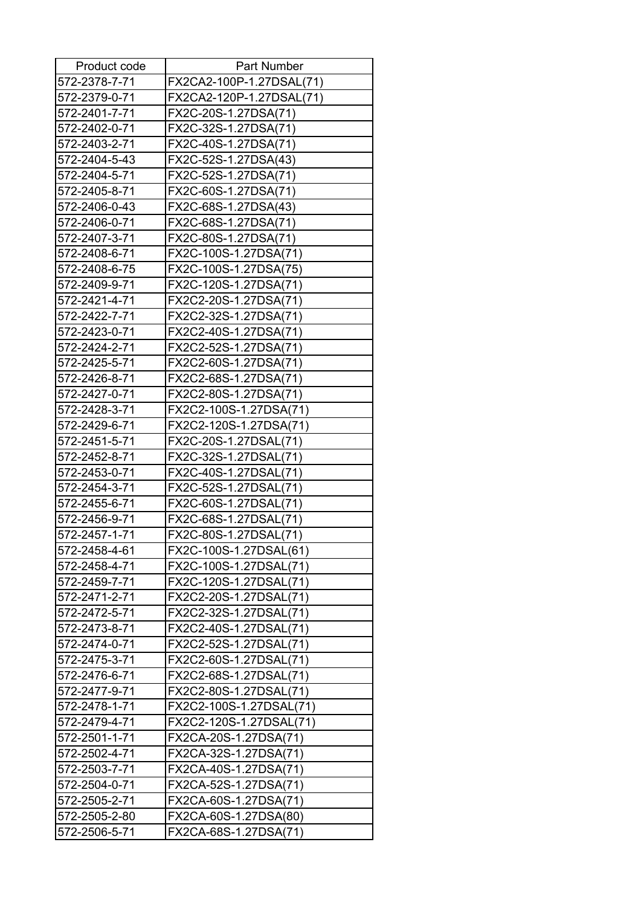| Product code | Part Number |
|---|---|
| 572-2378-7-71 | FX2CA2-100P-1.27DSAL(71) |
| 572-2379-0-71 | FX2CA2-120P-1.27DSAL(71) |
| 572-2401-7-71 | FX2C-20S-1.27DSA(71) |
| 572-2402-0-71 | FX2C-32S-1.27DSA(71) |
| 572-2403-2-71 | FX2C-40S-1.27DSA(71) |
| 572-2404-5-43 | FX2C-52S-1.27DSA(43) |
| 572-2404-5-71 | FX2C-52S-1.27DSA(71) |
| 572-2405-8-71 | FX2C-60S-1.27DSA(71) |
| 572-2406-0-43 | FX2C-68S-1.27DSA(43) |
| 572-2406-0-71 | FX2C-68S-1.27DSA(71) |
| 572-2407-3-71 | FX2C-80S-1.27DSA(71) |
| 572-2408-6-71 | FX2C-100S-1.27DSA(71) |
| 572-2408-6-75 | FX2C-100S-1.27DSA(75) |
| 572-2409-9-71 | FX2C-120S-1.27DSA(71) |
| 572-2421-4-71 | FX2C2-20S-1.27DSA(71) |
| 572-2422-7-71 | FX2C2-32S-1.27DSA(71) |
| 572-2423-0-71 | FX2C2-40S-1.27DSA(71) |
| 572-2424-2-71 | FX2C2-52S-1.27DSA(71) |
| 572-2425-5-71 | FX2C2-60S-1.27DSA(71) |
| 572-2426-8-71 | FX2C2-68S-1.27DSA(71) |
| 572-2427-0-71 | FX2C2-80S-1.27DSA(71) |
| 572-2428-3-71 | FX2C2-100S-1.27DSA(71) |
| 572-2429-6-71 | FX2C2-120S-1.27DSA(71) |
| 572-2451-5-71 | FX2C-20S-1.27DSAL(71) |
| 572-2452-8-71 | FX2C-32S-1.27DSAL(71) |
| 572-2453-0-71 | FX2C-40S-1.27DSAL(71) |
| 572-2454-3-71 | FX2C-52S-1.27DSAL(71) |
| 572-2455-6-71 | FX2C-60S-1.27DSAL(71) |
| 572-2456-9-71 | FX2C-68S-1.27DSAL(71) |
| 572-2457-1-71 | FX2C-80S-1.27DSAL(71) |
| 572-2458-4-61 | FX2C-100S-1.27DSAL(61) |
| 572-2458-4-71 | FX2C-100S-1.27DSAL(71) |
| 572-2459-7-71 | FX2C-120S-1.27DSAL(71) |
| 572-2471-2-71 | FX2C2-20S-1.27DSAL(71) |
| 572-2472-5-71 | FX2C2-32S-1.27DSAL(71) |
| 572-2473-8-71 | FX2C2-40S-1.27DSAL(71) |
| 572-2474-0-71 | FX2C2-52S-1.27DSAL(71) |
| 572-2475-3-71 | FX2C2-60S-1.27DSAL(71) |
| 572-2476-6-71 | FX2C2-68S-1.27DSAL(71) |
| 572-2477-9-71 | FX2C2-80S-1.27DSAL(71) |
| 572-2478-1-71 | FX2C2-100S-1.27DSAL(71) |
| 572-2479-4-71 | FX2C2-120S-1.27DSAL(71) |
| 572-2501-1-71 | FX2CA-20S-1.27DSA(71) |
| 572-2502-4-71 | FX2CA-32S-1.27DSA(71) |
| 572-2503-7-71 | FX2CA-40S-1.27DSA(71) |
| 572-2504-0-71 | FX2CA-52S-1.27DSA(71) |
| 572-2505-2-71 | FX2CA-60S-1.27DSA(71) |
| 572-2505-2-80 | FX2CA-60S-1.27DSA(80) |
| 572-2506-5-71 | FX2CA-68S-1.27DSA(71) |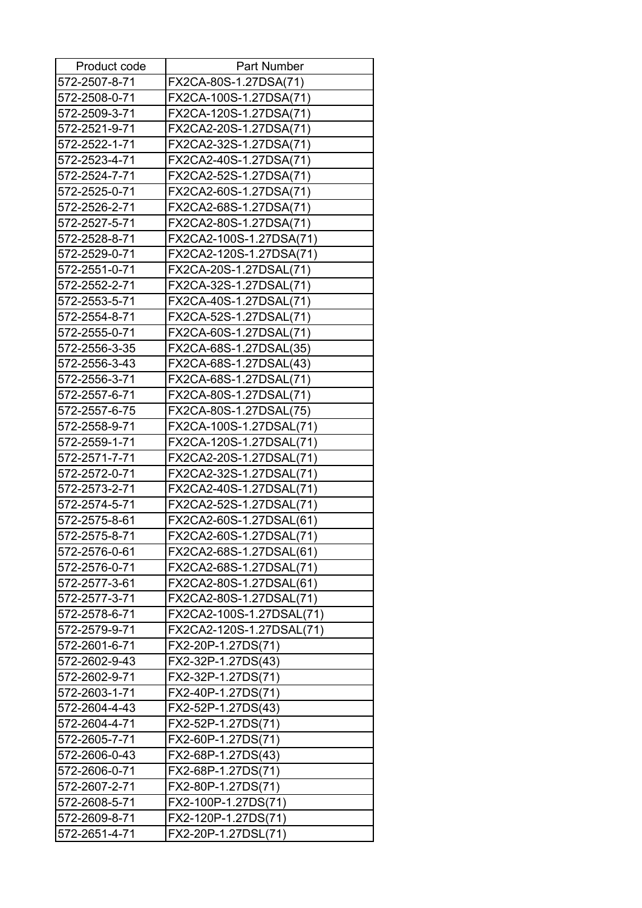| Product code | Part Number |
|---|---|
| 572-2507-8-71 | FX2CA-80S-1.27DSA(71) |
| 572-2508-0-71 | FX2CA-100S-1.27DSA(71) |
| 572-2509-3-71 | FX2CA-120S-1.27DSA(71) |
| 572-2521-9-71 | FX2CA2-20S-1.27DSA(71) |
| 572-2522-1-71 | FX2CA2-32S-1.27DSA(71) |
| 572-2523-4-71 | FX2CA2-40S-1.27DSA(71) |
| 572-2524-7-71 | FX2CA2-52S-1.27DSA(71) |
| 572-2525-0-71 | FX2CA2-60S-1.27DSA(71) |
| 572-2526-2-71 | FX2CA2-68S-1.27DSA(71) |
| 572-2527-5-71 | FX2CA2-80S-1.27DSA(71) |
| 572-2528-8-71 | FX2CA2-100S-1.27DSA(71) |
| 572-2529-0-71 | FX2CA2-120S-1.27DSA(71) |
| 572-2551-0-71 | FX2CA-20S-1.27DSAL(71) |
| 572-2552-2-71 | FX2CA-32S-1.27DSAL(71) |
| 572-2553-5-71 | FX2CA-40S-1.27DSAL(71) |
| 572-2554-8-71 | FX2CA-52S-1.27DSAL(71) |
| 572-2555-0-71 | FX2CA-60S-1.27DSAL(71) |
| 572-2556-3-35 | FX2CA-68S-1.27DSAL(35) |
| 572-2556-3-43 | FX2CA-68S-1.27DSAL(43) |
| 572-2556-3-71 | FX2CA-68S-1.27DSAL(71) |
| 572-2557-6-71 | FX2CA-80S-1.27DSAL(71) |
| 572-2557-6-75 | FX2CA-80S-1.27DSAL(75) |
| 572-2558-9-71 | FX2CA-100S-1.27DSAL(71) |
| 572-2559-1-71 | FX2CA-120S-1.27DSAL(71) |
| 572-2571-7-71 | FX2CA2-20S-1.27DSAL(71) |
| 572-2572-0-71 | FX2CA2-32S-1.27DSAL(71) |
| 572-2573-2-71 | FX2CA2-40S-1.27DSAL(71) |
| 572-2574-5-71 | FX2CA2-52S-1.27DSAL(71) |
| 572-2575-8-61 | FX2CA2-60S-1.27DSAL(61) |
| 572-2575-8-71 | FX2CA2-60S-1.27DSAL(71) |
| 572-2576-0-61 | FX2CA2-68S-1.27DSAL(61) |
| 572-2576-0-71 | FX2CA2-68S-1.27DSAL(71) |
| 572-2577-3-61 | FX2CA2-80S-1.27DSAL(61) |
| 572-2577-3-71 | FX2CA2-80S-1.27DSAL(71) |
| 572-2578-6-71 | FX2CA2-100S-1.27DSAL(71) |
| 572-2579-9-71 | FX2CA2-120S-1.27DSAL(71) |
| 572-2601-6-71 | FX2-20P-1.27DS(71) |
| 572-2602-9-43 | FX2-32P-1.27DS(43) |
| 572-2602-9-71 | FX2-32P-1.27DS(71) |
| 572-2603-1-71 | FX2-40P-1.27DS(71) |
| 572-2604-4-43 | FX2-52P-1.27DS(43) |
| 572-2604-4-71 | FX2-52P-1.27DS(71) |
| 572-2605-7-71 | FX2-60P-1.27DS(71) |
| 572-2606-0-43 | FX2-68P-1.27DS(43) |
| 572-2606-0-71 | FX2-68P-1.27DS(71) |
| 572-2607-2-71 | FX2-80P-1.27DS(71) |
| 572-2608-5-71 | FX2-100P-1.27DS(71) |
| 572-2609-8-71 | FX2-120P-1.27DS(71) |
| 572-2651-4-71 | FX2-20P-1.27DSL(71) |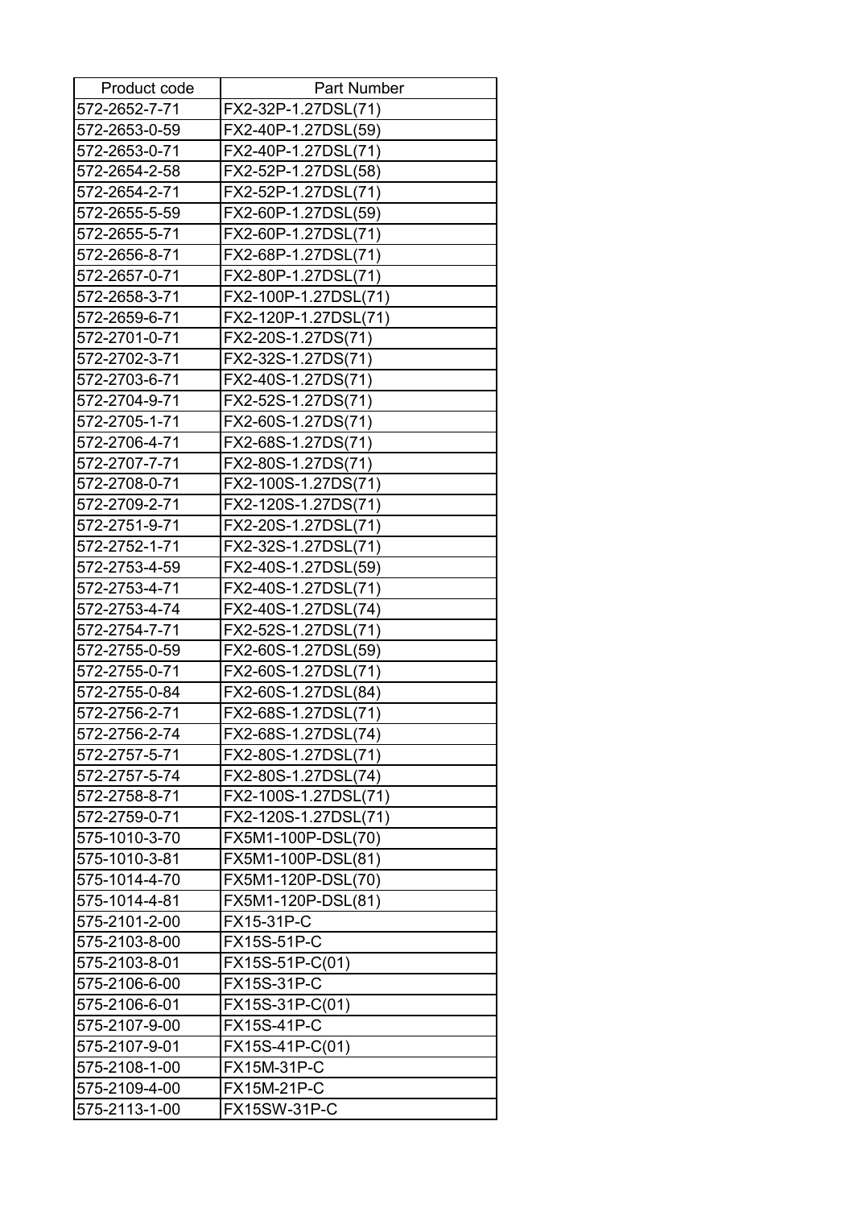| Product code | Part Number |
|---|---|
| 572-2652-7-71 | FX2-32P-1.27DSL(71) |
| 572-2653-0-59 | FX2-40P-1.27DSL(59) |
| 572-2653-0-71 | FX2-40P-1.27DSL(71) |
| 572-2654-2-58 | FX2-52P-1.27DSL(58) |
| 572-2654-2-71 | FX2-52P-1.27DSL(71) |
| 572-2655-5-59 | FX2-60P-1.27DSL(59) |
| 572-2655-5-71 | FX2-60P-1.27DSL(71) |
| 572-2656-8-71 | FX2-68P-1.27DSL(71) |
| 572-2657-0-71 | FX2-80P-1.27DSL(71) |
| 572-2658-3-71 | FX2-100P-1.27DSL(71) |
| 572-2659-6-71 | FX2-120P-1.27DSL(71) |
| 572-2701-0-71 | FX2-20S-1.27DS(71) |
| 572-2702-3-71 | FX2-32S-1.27DS(71) |
| 572-2703-6-71 | FX2-40S-1.27DS(71) |
| 572-2704-9-71 | FX2-52S-1.27DS(71) |
| 572-2705-1-71 | FX2-60S-1.27DS(71) |
| 572-2706-4-71 | FX2-68S-1.27DS(71) |
| 572-2707-7-71 | FX2-80S-1.27DS(71) |
| 572-2708-0-71 | FX2-100S-1.27DS(71) |
| 572-2709-2-71 | FX2-120S-1.27DS(71) |
| 572-2751-9-71 | FX2-20S-1.27DSL(71) |
| 572-2752-1-71 | FX2-32S-1.27DSL(71) |
| 572-2753-4-59 | FX2-40S-1.27DSL(59) |
| 572-2753-4-71 | FX2-40S-1.27DSL(71) |
| 572-2753-4-74 | FX2-40S-1.27DSL(74) |
| 572-2754-7-71 | FX2-52S-1.27DSL(71) |
| 572-2755-0-59 | FX2-60S-1.27DSL(59) |
| 572-2755-0-71 | FX2-60S-1.27DSL(71) |
| 572-2755-0-84 | FX2-60S-1.27DSL(84) |
| 572-2756-2-71 | FX2-68S-1.27DSL(71) |
| 572-2756-2-74 | FX2-68S-1.27DSL(74) |
| 572-2757-5-71 | FX2-80S-1.27DSL(71) |
| 572-2757-5-74 | FX2-80S-1.27DSL(74) |
| 572-2758-8-71 | FX2-100S-1.27DSL(71) |
| 572-2759-0-71 | FX2-120S-1.27DSL(71) |
| 575-1010-3-70 | FX5M1-100P-DSL(70) |
| 575-1010-3-81 | FX5M1-100P-DSL(81) |
| 575-1014-4-70 | FX5M1-120P-DSL(70) |
| 575-1014-4-81 | FX5M1-120P-DSL(81) |
| 575-2101-2-00 | FX15-31P-C |
| 575-2103-8-00 | FX15S-51P-C |
| 575-2103-8-01 | FX15S-51P-C(01) |
| 575-2106-6-00 | FX15S-31P-C |
| 575-2106-6-01 | FX15S-31P-C(01) |
| 575-2107-9-00 | FX15S-41P-C |
| 575-2107-9-01 | FX15S-41P-C(01) |
| 575-2108-1-00 | FX15M-31P-C |
| 575-2109-4-00 | FX15M-21P-C |
| 575-2113-1-00 | FX15SW-31P-C |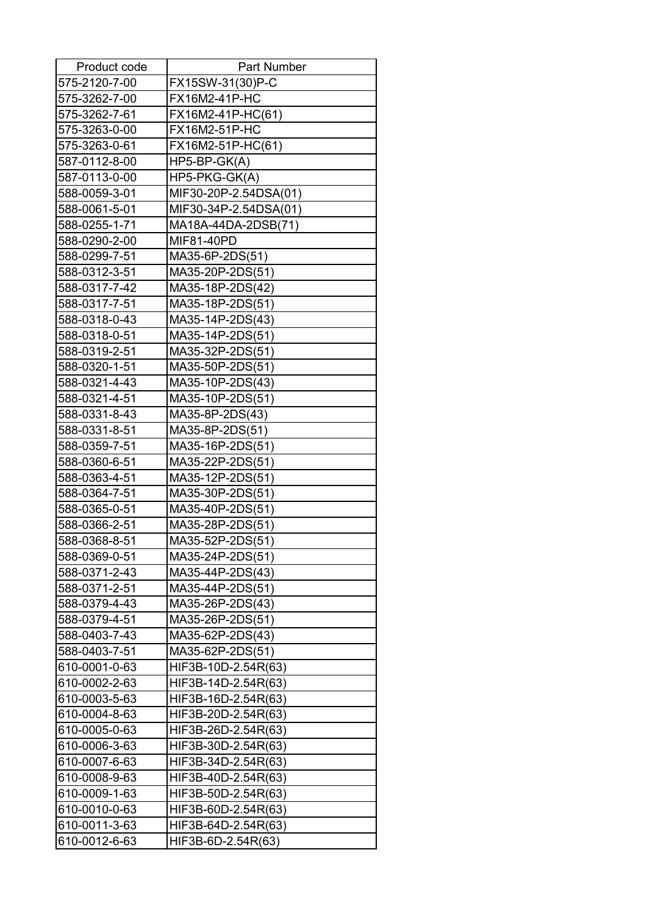| Product code | Part Number |
| --- | --- |
| 575-2120-7-00 | FX15SW-31(30)P-C |
| 575-3262-7-00 | FX16M2-41P-HC |
| 575-3262-7-61 | FX16M2-41P-HC(61) |
| 575-3263-0-00 | FX16M2-51P-HC |
| 575-3263-0-61 | FX16M2-51P-HC(61) |
| 587-0112-8-00 | HP5-BP-GK(A) |
| 587-0113-0-00 | HP5-PKG-GK(A) |
| 588-0059-3-01 | MIF30-20P-2.54DSA(01) |
| 588-0061-5-01 | MIF30-34P-2.54DSA(01) |
| 588-0255-1-71 | MA18A-44DA-2DSB(71) |
| 588-0290-2-00 | MIF81-40PD |
| 588-0299-7-51 | MA35-6P-2DS(51) |
| 588-0312-3-51 | MA35-20P-2DS(51) |
| 588-0317-7-42 | MA35-18P-2DS(42) |
| 588-0317-7-51 | MA35-18P-2DS(51) |
| 588-0318-0-43 | MA35-14P-2DS(43) |
| 588-0318-0-51 | MA35-14P-2DS(51) |
| 588-0319-2-51 | MA35-32P-2DS(51) |
| 588-0320-1-51 | MA35-50P-2DS(51) |
| 588-0321-4-43 | MA35-10P-2DS(43) |
| 588-0321-4-51 | MA35-10P-2DS(51) |
| 588-0331-8-43 | MA35-8P-2DS(43) |
| 588-0331-8-51 | MA35-8P-2DS(51) |
| 588-0359-7-51 | MA35-16P-2DS(51) |
| 588-0360-6-51 | MA35-22P-2DS(51) |
| 588-0363-4-51 | MA35-12P-2DS(51) |
| 588-0364-7-51 | MA35-30P-2DS(51) |
| 588-0365-0-51 | MA35-40P-2DS(51) |
| 588-0366-2-51 | MA35-28P-2DS(51) |
| 588-0368-8-51 | MA35-52P-2DS(51) |
| 588-0369-0-51 | MA35-24P-2DS(51) |
| 588-0371-2-43 | MA35-44P-2DS(43) |
| 588-0371-2-51 | MA35-44P-2DS(51) |
| 588-0379-4-43 | MA35-26P-2DS(43) |
| 588-0379-4-51 | MA35-26P-2DS(51) |
| 588-0403-7-43 | MA35-62P-2DS(43) |
| 588-0403-7-51 | MA35-62P-2DS(51) |
| 610-0001-0-63 | HIF3B-10D-2.54R(63) |
| 610-0002-2-63 | HIF3B-14D-2.54R(63) |
| 610-0003-5-63 | HIF3B-16D-2.54R(63) |
| 610-0004-8-63 | HIF3B-20D-2.54R(63) |
| 610-0005-0-63 | HIF3B-26D-2.54R(63) |
| 610-0006-3-63 | HIF3B-30D-2.54R(63) |
| 610-0007-6-63 | HIF3B-34D-2.54R(63) |
| 610-0008-9-63 | HIF3B-40D-2.54R(63) |
| 610-0009-1-63 | HIF3B-50D-2.54R(63) |
| 610-0010-0-63 | HIF3B-60D-2.54R(63) |
| 610-0011-3-63 | HIF3B-64D-2.54R(63) |
| 610-0012-6-63 | HIF3B-6D-2.54R(63) |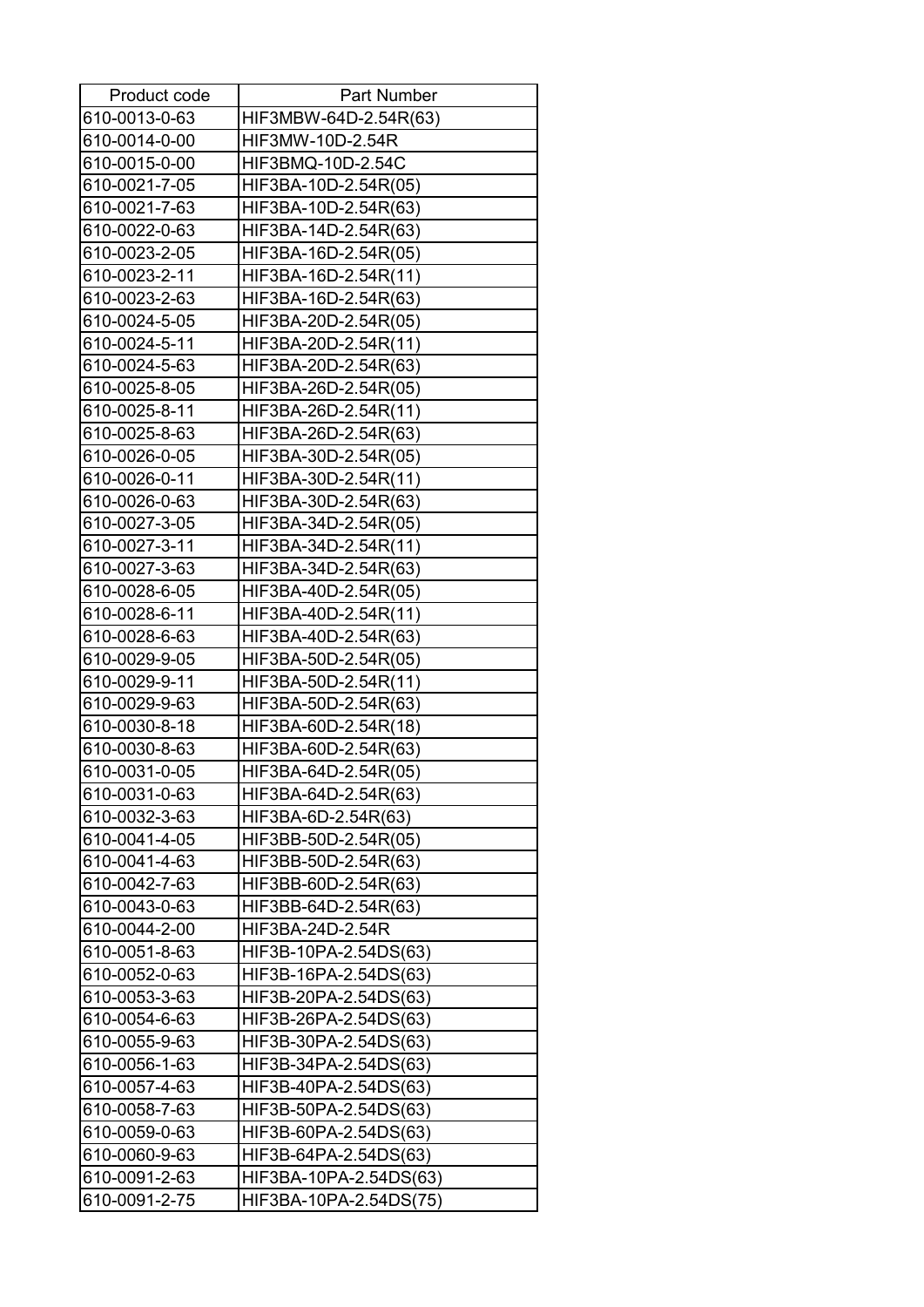| Product code | Part Number |
|---|---|
| 610-0013-0-63 | HIF3MBW-64D-2.54R(63) |
| 610-0014-0-00 | HIF3MW-10D-2.54R |
| 610-0015-0-00 | HIF3BMQ-10D-2.54C |
| 610-0021-7-05 | HIF3BA-10D-2.54R(05) |
| 610-0021-7-63 | HIF3BA-10D-2.54R(63) |
| 610-0022-0-63 | HIF3BA-14D-2.54R(63) |
| 610-0023-2-05 | HIF3BA-16D-2.54R(05) |
| 610-0023-2-11 | HIF3BA-16D-2.54R(11) |
| 610-0023-2-63 | HIF3BA-16D-2.54R(63) |
| 610-0024-5-05 | HIF3BA-20D-2.54R(05) |
| 610-0024-5-11 | HIF3BA-20D-2.54R(11) |
| 610-0024-5-63 | HIF3BA-20D-2.54R(63) |
| 610-0025-8-05 | HIF3BA-26D-2.54R(05) |
| 610-0025-8-11 | HIF3BA-26D-2.54R(11) |
| 610-0025-8-63 | HIF3BA-26D-2.54R(63) |
| 610-0026-0-05 | HIF3BA-30D-2.54R(05) |
| 610-0026-0-11 | HIF3BA-30D-2.54R(11) |
| 610-0026-0-63 | HIF3BA-30D-2.54R(63) |
| 610-0027-3-05 | HIF3BA-34D-2.54R(05) |
| 610-0027-3-11 | HIF3BA-34D-2.54R(11) |
| 610-0027-3-63 | HIF3BA-34D-2.54R(63) |
| 610-0028-6-05 | HIF3BA-40D-2.54R(05) |
| 610-0028-6-11 | HIF3BA-40D-2.54R(11) |
| 610-0028-6-63 | HIF3BA-40D-2.54R(63) |
| 610-0029-9-05 | HIF3BA-50D-2.54R(05) |
| 610-0029-9-11 | HIF3BA-50D-2.54R(11) |
| 610-0029-9-63 | HIF3BA-50D-2.54R(63) |
| 610-0030-8-18 | HIF3BA-60D-2.54R(18) |
| 610-0030-8-63 | HIF3BA-60D-2.54R(63) |
| 610-0031-0-05 | HIF3BA-64D-2.54R(05) |
| 610-0031-0-63 | HIF3BA-64D-2.54R(63) |
| 610-0032-3-63 | HIF3BA-6D-2.54R(63) |
| 610-0041-4-05 | HIF3BB-50D-2.54R(05) |
| 610-0041-4-63 | HIF3BB-50D-2.54R(63) |
| 610-0042-7-63 | HIF3BB-60D-2.54R(63) |
| 610-0043-0-63 | HIF3BB-64D-2.54R(63) |
| 610-0044-2-00 | HIF3BA-24D-2.54R |
| 610-0051-8-63 | HIF3B-10PA-2.54DS(63) |
| 610-0052-0-63 | HIF3B-16PA-2.54DS(63) |
| 610-0053-3-63 | HIF3B-20PA-2.54DS(63) |
| 610-0054-6-63 | HIF3B-26PA-2.54DS(63) |
| 610-0055-9-63 | HIF3B-30PA-2.54DS(63) |
| 610-0056-1-63 | HIF3B-34PA-2.54DS(63) |
| 610-0057-4-63 | HIF3B-40PA-2.54DS(63) |
| 610-0058-7-63 | HIF3B-50PA-2.54DS(63) |
| 610-0059-0-63 | HIF3B-60PA-2.54DS(63) |
| 610-0060-9-63 | HIF3B-64PA-2.54DS(63) |
| 610-0091-2-63 | HIF3BA-10PA-2.54DS(63) |
| 610-0091-2-75 | HIF3BA-10PA-2.54DS(75) |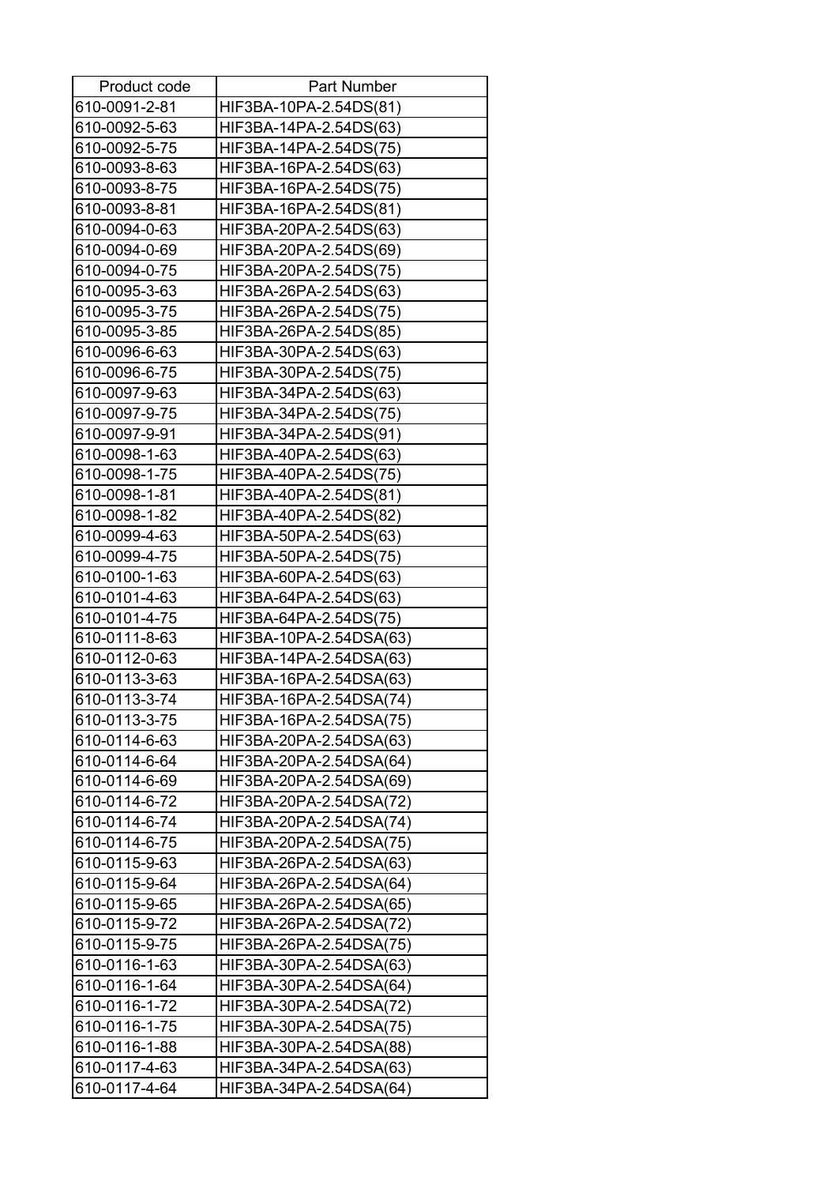| Product code | Part Number |
|---|---|
| 610-0091-2-81 | HIF3BA-10PA-2.54DS(81) |
| 610-0092-5-63 | HIF3BA-14PA-2.54DS(63) |
| 610-0092-5-75 | HIF3BA-14PA-2.54DS(75) |
| 610-0093-8-63 | HIF3BA-16PA-2.54DS(63) |
| 610-0093-8-75 | HIF3BA-16PA-2.54DS(75) |
| 610-0093-8-81 | HIF3BA-16PA-2.54DS(81) |
| 610-0094-0-63 | HIF3BA-20PA-2.54DS(63) |
| 610-0094-0-69 | HIF3BA-20PA-2.54DS(69) |
| 610-0094-0-75 | HIF3BA-20PA-2.54DS(75) |
| 610-0095-3-63 | HIF3BA-26PA-2.54DS(63) |
| 610-0095-3-75 | HIF3BA-26PA-2.54DS(75) |
| 610-0095-3-85 | HIF3BA-26PA-2.54DS(85) |
| 610-0096-6-63 | HIF3BA-30PA-2.54DS(63) |
| 610-0096-6-75 | HIF3BA-30PA-2.54DS(75) |
| 610-0097-9-63 | HIF3BA-34PA-2.54DS(63) |
| 610-0097-9-75 | HIF3BA-34PA-2.54DS(75) |
| 610-0097-9-91 | HIF3BA-34PA-2.54DS(91) |
| 610-0098-1-63 | HIF3BA-40PA-2.54DS(63) |
| 610-0098-1-75 | HIF3BA-40PA-2.54DS(75) |
| 610-0098-1-81 | HIF3BA-40PA-2.54DS(81) |
| 610-0098-1-82 | HIF3BA-40PA-2.54DS(82) |
| 610-0099-4-63 | HIF3BA-50PA-2.54DS(63) |
| 610-0099-4-75 | HIF3BA-50PA-2.54DS(75) |
| 610-0100-1-63 | HIF3BA-60PA-2.54DS(63) |
| 610-0101-4-63 | HIF3BA-64PA-2.54DS(63) |
| 610-0101-4-75 | HIF3BA-64PA-2.54DS(75) |
| 610-0111-8-63 | HIF3BA-10PA-2.54DSA(63) |
| 610-0112-0-63 | HIF3BA-14PA-2.54DSA(63) |
| 610-0113-3-63 | HIF3BA-16PA-2.54DSA(63) |
| 610-0113-3-74 | HIF3BA-16PA-2.54DSA(74) |
| 610-0113-3-75 | HIF3BA-16PA-2.54DSA(75) |
| 610-0114-6-63 | HIF3BA-20PA-2.54DSA(63) |
| 610-0114-6-64 | HIF3BA-20PA-2.54DSA(64) |
| 610-0114-6-69 | HIF3BA-20PA-2.54DSA(69) |
| 610-0114-6-72 | HIF3BA-20PA-2.54DSA(72) |
| 610-0114-6-74 | HIF3BA-20PA-2.54DSA(74) |
| 610-0114-6-75 | HIF3BA-20PA-2.54DSA(75) |
| 610-0115-9-63 | HIF3BA-26PA-2.54DSA(63) |
| 610-0115-9-64 | HIF3BA-26PA-2.54DSA(64) |
| 610-0115-9-65 | HIF3BA-26PA-2.54DSA(65) |
| 610-0115-9-72 | HIF3BA-26PA-2.54DSA(72) |
| 610-0115-9-75 | HIF3BA-26PA-2.54DSA(75) |
| 610-0116-1-63 | HIF3BA-30PA-2.54DSA(63) |
| 610-0116-1-64 | HIF3BA-30PA-2.54DSA(64) |
| 610-0116-1-72 | HIF3BA-30PA-2.54DSA(72) |
| 610-0116-1-75 | HIF3BA-30PA-2.54DSA(75) |
| 610-0116-1-88 | HIF3BA-30PA-2.54DSA(88) |
| 610-0117-4-63 | HIF3BA-34PA-2.54DSA(63) |
| 610-0117-4-64 | HIF3BA-34PA-2.54DSA(64) |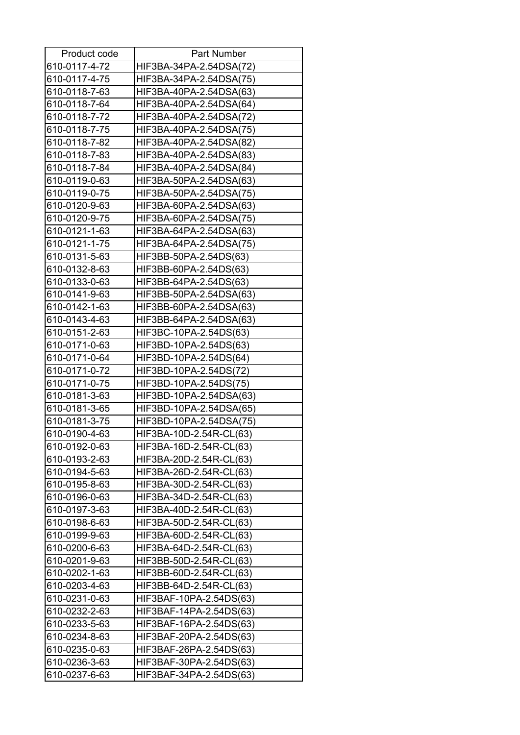| Product code | Part Number |
|---|---|
| 610-0117-4-72 | HIF3BA-34PA-2.54DSA(72) |
| 610-0117-4-75 | HIF3BA-34PA-2.54DSA(75) |
| 610-0118-7-63 | HIF3BA-40PA-2.54DSA(63) |
| 610-0118-7-64 | HIF3BA-40PA-2.54DSA(64) |
| 610-0118-7-72 | HIF3BA-40PA-2.54DSA(72) |
| 610-0118-7-75 | HIF3BA-40PA-2.54DSA(75) |
| 610-0118-7-82 | HIF3BA-40PA-2.54DSA(82) |
| 610-0118-7-83 | HIF3BA-40PA-2.54DSA(83) |
| 610-0118-7-84 | HIF3BA-40PA-2.54DSA(84) |
| 610-0119-0-63 | HIF3BA-50PA-2.54DSA(63) |
| 610-0119-0-75 | HIF3BA-50PA-2.54DSA(75) |
| 610-0120-9-63 | HIF3BA-60PA-2.54DSA(63) |
| 610-0120-9-75 | HIF3BA-60PA-2.54DSA(75) |
| 610-0121-1-63 | HIF3BA-64PA-2.54DSA(63) |
| 610-0121-1-75 | HIF3BA-64PA-2.54DSA(75) |
| 610-0131-5-63 | HIF3BB-50PA-2.54DS(63) |
| 610-0132-8-63 | HIF3BB-60PA-2.54DS(63) |
| 610-0133-0-63 | HIF3BB-64PA-2.54DS(63) |
| 610-0141-9-63 | HIF3BB-50PA-2.54DSA(63) |
| 610-0142-1-63 | HIF3BB-60PA-2.54DSA(63) |
| 610-0143-4-63 | HIF3BB-64PA-2.54DSA(63) |
| 610-0151-2-63 | HIF3BC-10PA-2.54DS(63) |
| 610-0171-0-63 | HIF3BD-10PA-2.54DS(63) |
| 610-0171-0-64 | HIF3BD-10PA-2.54DS(64) |
| 610-0171-0-72 | HIF3BD-10PA-2.54DS(72) |
| 610-0171-0-75 | HIF3BD-10PA-2.54DS(75) |
| 610-0181-3-63 | HIF3BD-10PA-2.54DSA(63) |
| 610-0181-3-65 | HIF3BD-10PA-2.54DSA(65) |
| 610-0181-3-75 | HIF3BD-10PA-2.54DSA(75) |
| 610-0190-4-63 | HIF3BA-10D-2.54R-CL(63) |
| 610-0192-0-63 | HIF3BA-16D-2.54R-CL(63) |
| 610-0193-2-63 | HIF3BA-20D-2.54R-CL(63) |
| 610-0194-5-63 | HIF3BA-26D-2.54R-CL(63) |
| 610-0195-8-63 | HIF3BA-30D-2.54R-CL(63) |
| 610-0196-0-63 | HIF3BA-34D-2.54R-CL(63) |
| 610-0197-3-63 | HIF3BA-40D-2.54R-CL(63) |
| 610-0198-6-63 | HIF3BA-50D-2.54R-CL(63) |
| 610-0199-9-63 | HIF3BA-60D-2.54R-CL(63) |
| 610-0200-6-63 | HIF3BA-64D-2.54R-CL(63) |
| 610-0201-9-63 | HIF3BB-50D-2.54R-CL(63) |
| 610-0202-1-63 | HIF3BB-60D-2.54R-CL(63) |
| 610-0203-4-63 | HIF3BB-64D-2.54R-CL(63) |
| 610-0231-0-63 | HIF3BAF-10PA-2.54DS(63) |
| 610-0232-2-63 | HIF3BAF-14PA-2.54DS(63) |
| 610-0233-5-63 | HIF3BAF-16PA-2.54DS(63) |
| 610-0234-8-63 | HIF3BAF-20PA-2.54DS(63) |
| 610-0235-0-63 | HIF3BAF-26PA-2.54DS(63) |
| 610-0236-3-63 | HIF3BAF-30PA-2.54DS(63) |
| 610-0237-6-63 | HIF3BAF-34PA-2.54DS(63) |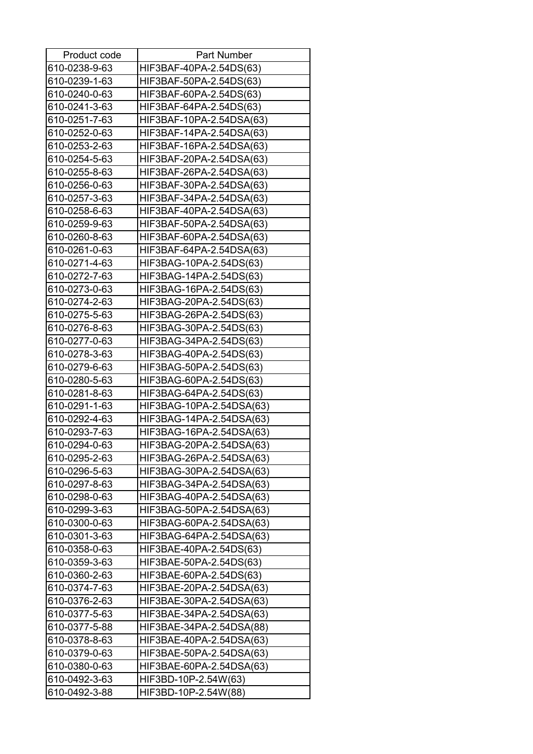| Product code | Part Number |
|---|---|
| 610-0238-9-63 | HIF3BAF-40PA-2.54DS(63) |
| 610-0239-1-63 | HIF3BAF-50PA-2.54DS(63) |
| 610-0240-0-63 | HIF3BAF-60PA-2.54DS(63) |
| 610-0241-3-63 | HIF3BAF-64PA-2.54DS(63) |
| 610-0251-7-63 | HIF3BAF-10PA-2.54DSA(63) |
| 610-0252-0-63 | HIF3BAF-14PA-2.54DSA(63) |
| 610-0253-2-63 | HIF3BAF-16PA-2.54DSA(63) |
| 610-0254-5-63 | HIF3BAF-20PA-2.54DSA(63) |
| 610-0255-8-63 | HIF3BAF-26PA-2.54DSA(63) |
| 610-0256-0-63 | HIF3BAF-30PA-2.54DSA(63) |
| 610-0257-3-63 | HIF3BAF-34PA-2.54DSA(63) |
| 610-0258-6-63 | HIF3BAF-40PA-2.54DSA(63) |
| 610-0259-9-63 | HIF3BAF-50PA-2.54DSA(63) |
| 610-0260-8-63 | HIF3BAF-60PA-2.54DSA(63) |
| 610-0261-0-63 | HIF3BAF-64PA-2.54DSA(63) |
| 610-0271-4-63 | HIF3BAG-10PA-2.54DS(63) |
| 610-0272-7-63 | HIF3BAG-14PA-2.54DS(63) |
| 610-0273-0-63 | HIF3BAG-16PA-2.54DS(63) |
| 610-0274-2-63 | HIF3BAG-20PA-2.54DS(63) |
| 610-0275-5-63 | HIF3BAG-26PA-2.54DS(63) |
| 610-0276-8-63 | HIF3BAG-30PA-2.54DS(63) |
| 610-0277-0-63 | HIF3BAG-34PA-2.54DS(63) |
| 610-0278-3-63 | HIF3BAG-40PA-2.54DS(63) |
| 610-0279-6-63 | HIF3BAG-50PA-2.54DS(63) |
| 610-0280-5-63 | HIF3BAG-60PA-2.54DS(63) |
| 610-0281-8-63 | HIF3BAG-64PA-2.54DS(63) |
| 610-0291-1-63 | HIF3BAG-10PA-2.54DSA(63) |
| 610-0292-4-63 | HIF3BAG-14PA-2.54DSA(63) |
| 610-0293-7-63 | HIF3BAG-16PA-2.54DSA(63) |
| 610-0294-0-63 | HIF3BAG-20PA-2.54DSA(63) |
| 610-0295-2-63 | HIF3BAG-26PA-2.54DSA(63) |
| 610-0296-5-63 | HIF3BAG-30PA-2.54DSA(63) |
| 610-0297-8-63 | HIF3BAG-34PA-2.54DSA(63) |
| 610-0298-0-63 | HIF3BAG-40PA-2.54DSA(63) |
| 610-0299-3-63 | HIF3BAG-50PA-2.54DSA(63) |
| 610-0300-0-63 | HIF3BAG-60PA-2.54DSA(63) |
| 610-0301-3-63 | HIF3BAG-64PA-2.54DSA(63) |
| 610-0358-0-63 | HIF3BAE-40PA-2.54DS(63) |
| 610-0359-3-63 | HIF3BAE-50PA-2.54DS(63) |
| 610-0360-2-63 | HIF3BAE-60PA-2.54DS(63) |
| 610-0374-7-63 | HIF3BAE-20PA-2.54DSA(63) |
| 610-0376-2-63 | HIF3BAE-30PA-2.54DSA(63) |
| 610-0377-5-63 | HIF3BAE-34PA-2.54DSA(63) |
| 610-0377-5-88 | HIF3BAE-34PA-2.54DSA(88) |
| 610-0378-8-63 | HIF3BAE-40PA-2.54DSA(63) |
| 610-0379-0-63 | HIF3BAE-50PA-2.54DSA(63) |
| 610-0380-0-63 | HIF3BAE-60PA-2.54DSA(63) |
| 610-0492-3-63 | HIF3BD-10P-2.54W(63) |
| 610-0492-3-88 | HIF3BD-10P-2.54W(88) |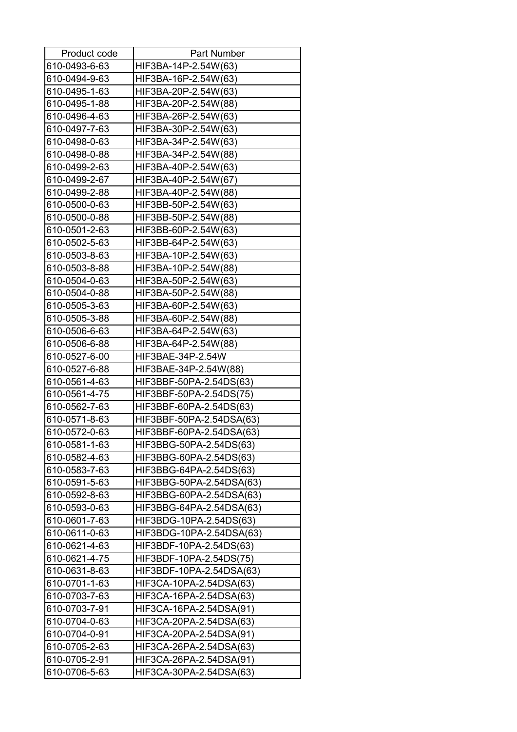| Product code | Part Number |
|---|---|
| 610-0493-6-63 | HIF3BA-14P-2.54W(63) |
| 610-0494-9-63 | HIF3BA-16P-2.54W(63) |
| 610-0495-1-63 | HIF3BA-20P-2.54W(63) |
| 610-0495-1-88 | HIF3BA-20P-2.54W(88) |
| 610-0496-4-63 | HIF3BA-26P-2.54W(63) |
| 610-0497-7-63 | HIF3BA-30P-2.54W(63) |
| 610-0498-0-63 | HIF3BA-34P-2.54W(63) |
| 610-0498-0-88 | HIF3BA-34P-2.54W(88) |
| 610-0499-2-63 | HIF3BA-40P-2.54W(63) |
| 610-0499-2-67 | HIF3BA-40P-2.54W(67) |
| 610-0499-2-88 | HIF3BA-40P-2.54W(88) |
| 610-0500-0-63 | HIF3BB-50P-2.54W(63) |
| 610-0500-0-88 | HIF3BB-50P-2.54W(88) |
| 610-0501-2-63 | HIF3BB-60P-2.54W(63) |
| 610-0502-5-63 | HIF3BB-64P-2.54W(63) |
| 610-0503-8-63 | HIF3BA-10P-2.54W(63) |
| 610-0503-8-88 | HIF3BA-10P-2.54W(88) |
| 610-0504-0-63 | HIF3BA-50P-2.54W(63) |
| 610-0504-0-88 | HIF3BA-50P-2.54W(88) |
| 610-0505-3-63 | HIF3BA-60P-2.54W(63) |
| 610-0505-3-88 | HIF3BA-60P-2.54W(88) |
| 610-0506-6-63 | HIF3BA-64P-2.54W(63) |
| 610-0506-6-88 | HIF3BA-64P-2.54W(88) |
| 610-0527-6-00 | HIF3BAE-34P-2.54W |
| 610-0527-6-88 | HIF3BAE-34P-2.54W(88) |
| 610-0561-4-63 | HIF3BBF-50PA-2.54DS(63) |
| 610-0561-4-75 | HIF3BBF-50PA-2.54DS(75) |
| 610-0562-7-63 | HIF3BBF-60PA-2.54DS(63) |
| 610-0571-8-63 | HIF3BBF-50PA-2.54DSA(63) |
| 610-0572-0-63 | HIF3BBF-60PA-2.54DSA(63) |
| 610-0581-1-63 | HIF3BBG-50PA-2.54DS(63) |
| 610-0582-4-63 | HIF3BBG-60PA-2.54DS(63) |
| 610-0583-7-63 | HIF3BBG-64PA-2.54DS(63) |
| 610-0591-5-63 | HIF3BBG-50PA-2.54DSA(63) |
| 610-0592-8-63 | HIF3BBG-60PA-2.54DSA(63) |
| 610-0593-0-63 | HIF3BBG-64PA-2.54DSA(63) |
| 610-0601-7-63 | HIF3BDG-10PA-2.54DS(63) |
| 610-0611-0-63 | HIF3BDG-10PA-2.54DSA(63) |
| 610-0621-4-63 | HIF3BDF-10PA-2.54DS(63) |
| 610-0621-4-75 | HIF3BDF-10PA-2.54DS(75) |
| 610-0631-8-63 | HIF3BDF-10PA-2.54DSA(63) |
| 610-0701-1-63 | HIF3CA-10PA-2.54DSA(63) |
| 610-0703-7-63 | HIF3CA-16PA-2.54DSA(63) |
| 610-0703-7-91 | HIF3CA-16PA-2.54DSA(91) |
| 610-0704-0-63 | HIF3CA-20PA-2.54DSA(63) |
| 610-0704-0-91 | HIF3CA-20PA-2.54DSA(91) |
| 610-0705-2-63 | HIF3CA-26PA-2.54DSA(63) |
| 610-0705-2-91 | HIF3CA-26PA-2.54DSA(91) |
| 610-0706-5-63 | HIF3CA-30PA-2.54DSA(63) |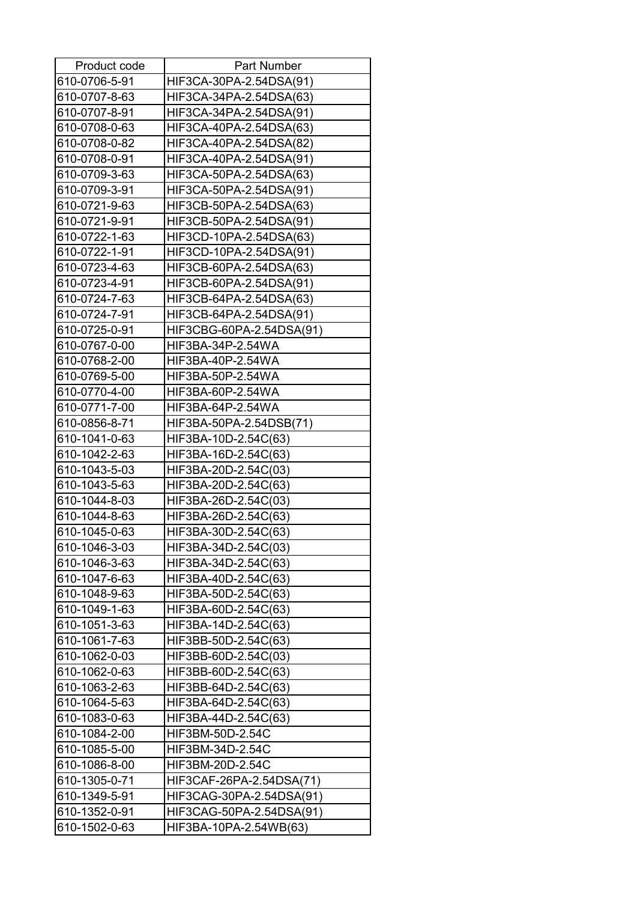| Product code | Part Number |
| --- | --- |
| 610-0706-5-91 | HIF3CA-30PA-2.54DSA(91) |
| 610-0707-8-63 | HIF3CA-34PA-2.54DSA(63) |
| 610-0707-8-91 | HIF3CA-34PA-2.54DSA(91) |
| 610-0708-0-63 | HIF3CA-40PA-2.54DSA(63) |
| 610-0708-0-82 | HIF3CA-40PA-2.54DSA(82) |
| 610-0708-0-91 | HIF3CA-40PA-2.54DSA(91) |
| 610-0709-3-63 | HIF3CA-50PA-2.54DSA(63) |
| 610-0709-3-91 | HIF3CA-50PA-2.54DSA(91) |
| 610-0721-9-63 | HIF3CB-50PA-2.54DSA(63) |
| 610-0721-9-91 | HIF3CB-50PA-2.54DSA(91) |
| 610-0722-1-63 | HIF3CD-10PA-2.54DSA(63) |
| 610-0722-1-91 | HIF3CD-10PA-2.54DSA(91) |
| 610-0723-4-63 | HIF3CB-60PA-2.54DSA(63) |
| 610-0723-4-91 | HIF3CB-60PA-2.54DSA(91) |
| 610-0724-7-63 | HIF3CB-64PA-2.54DSA(63) |
| 610-0724-7-91 | HIF3CB-64PA-2.54DSA(91) |
| 610-0725-0-91 | HIF3CBG-60PA-2.54DSA(91) |
| 610-0767-0-00 | HIF3BA-34P-2.54WA |
| 610-0768-2-00 | HIF3BA-40P-2.54WA |
| 610-0769-5-00 | HIF3BA-50P-2.54WA |
| 610-0770-4-00 | HIF3BA-60P-2.54WA |
| 610-0771-7-00 | HIF3BA-64P-2.54WA |
| 610-0856-8-71 | HIF3BA-50PA-2.54DSB(71) |
| 610-1041-0-63 | HIF3BA-10D-2.54C(63) |
| 610-1042-2-63 | HIF3BA-16D-2.54C(63) |
| 610-1043-5-03 | HIF3BA-20D-2.54C(03) |
| 610-1043-5-63 | HIF3BA-20D-2.54C(63) |
| 610-1044-8-03 | HIF3BA-26D-2.54C(03) |
| 610-1044-8-63 | HIF3BA-26D-2.54C(63) |
| 610-1045-0-63 | HIF3BA-30D-2.54C(63) |
| 610-1046-3-03 | HIF3BA-34D-2.54C(03) |
| 610-1046-3-63 | HIF3BA-34D-2.54C(63) |
| 610-1047-6-63 | HIF3BA-40D-2.54C(63) |
| 610-1048-9-63 | HIF3BA-50D-2.54C(63) |
| 610-1049-1-63 | HIF3BA-60D-2.54C(63) |
| 610-1051-3-63 | HIF3BA-14D-2.54C(63) |
| 610-1061-7-63 | HIF3BB-50D-2.54C(63) |
| 610-1062-0-03 | HIF3BB-60D-2.54C(03) |
| 610-1062-0-63 | HIF3BB-60D-2.54C(63) |
| 610-1063-2-63 | HIF3BB-64D-2.54C(63) |
| 610-1064-5-63 | HIF3BA-64D-2.54C(63) |
| 610-1083-0-63 | HIF3BA-44D-2.54C(63) |
| 610-1084-2-00 | HIF3BM-50D-2.54C |
| 610-1085-5-00 | HIF3BM-34D-2.54C |
| 610-1086-8-00 | HIF3BM-20D-2.54C |
| 610-1305-0-71 | HIF3CAF-26PA-2.54DSA(71) |
| 610-1349-5-91 | HIF3CAG-30PA-2.54DSA(91) |
| 610-1352-0-91 | HIF3CAG-50PA-2.54DSA(91) |
| 610-1502-0-63 | HIF3BA-10PA-2.54WB(63) |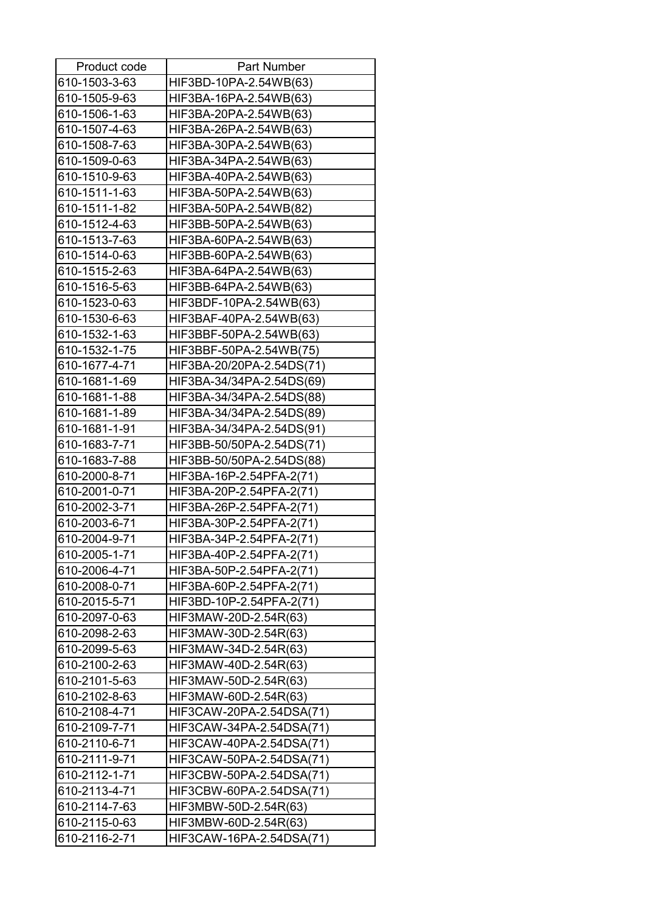| Product code | Part Number |
|---|---|
| 610-1503-3-63 | HIF3BD-10PA-2.54WB(63) |
| 610-1505-9-63 | HIF3BA-16PA-2.54WB(63) |
| 610-1506-1-63 | HIF3BA-20PA-2.54WB(63) |
| 610-1507-4-63 | HIF3BA-26PA-2.54WB(63) |
| 610-1508-7-63 | HIF3BA-30PA-2.54WB(63) |
| 610-1509-0-63 | HIF3BA-34PA-2.54WB(63) |
| 610-1510-9-63 | HIF3BA-40PA-2.54WB(63) |
| 610-1511-1-63 | HIF3BA-50PA-2.54WB(63) |
| 610-1511-1-82 | HIF3BA-50PA-2.54WB(82) |
| 610-1512-4-63 | HIF3BB-50PA-2.54WB(63) |
| 610-1513-7-63 | HIF3BA-60PA-2.54WB(63) |
| 610-1514-0-63 | HIF3BB-60PA-2.54WB(63) |
| 610-1515-2-63 | HIF3BA-64PA-2.54WB(63) |
| 610-1516-5-63 | HIF3BB-64PA-2.54WB(63) |
| 610-1523-0-63 | HIF3BDF-10PA-2.54WB(63) |
| 610-1530-6-63 | HIF3BAF-40PA-2.54WB(63) |
| 610-1532-1-63 | HIF3BBF-50PA-2.54WB(63) |
| 610-1532-1-75 | HIF3BBF-50PA-2.54WB(75) |
| 610-1677-4-71 | HIF3BA-20/20PA-2.54DS(71) |
| 610-1681-1-69 | HIF3BA-34/34PA-2.54DS(69) |
| 610-1681-1-88 | HIF3BA-34/34PA-2.54DS(88) |
| 610-1681-1-89 | HIF3BA-34/34PA-2.54DS(89) |
| 610-1681-1-91 | HIF3BA-34/34PA-2.54DS(91) |
| 610-1683-7-71 | HIF3BB-50/50PA-2.54DS(71) |
| 610-1683-7-88 | HIF3BB-50/50PA-2.54DS(88) |
| 610-2000-8-71 | HIF3BA-16P-2.54PFA-2(71) |
| 610-2001-0-71 | HIF3BA-20P-2.54PFA-2(71) |
| 610-2002-3-71 | HIF3BA-26P-2.54PFA-2(71) |
| 610-2003-6-71 | HIF3BA-30P-2.54PFA-2(71) |
| 610-2004-9-71 | HIF3BA-34P-2.54PFA-2(71) |
| 610-2005-1-71 | HIF3BA-40P-2.54PFA-2(71) |
| 610-2006-4-71 | HIF3BA-50P-2.54PFA-2(71) |
| 610-2008-0-71 | HIF3BA-60P-2.54PFA-2(71) |
| 610-2015-5-71 | HIF3BD-10P-2.54PFA-2(71) |
| 610-2097-0-63 | HIF3MAW-20D-2.54R(63) |
| 610-2098-2-63 | HIF3MAW-30D-2.54R(63) |
| 610-2099-5-63 | HIF3MAW-34D-2.54R(63) |
| 610-2100-2-63 | HIF3MAW-40D-2.54R(63) |
| 610-2101-5-63 | HIF3MAW-50D-2.54R(63) |
| 610-2102-8-63 | HIF3MAW-60D-2.54R(63) |
| 610-2108-4-71 | HIF3CAW-20PA-2.54DSA(71) |
| 610-2109-7-71 | HIF3CAW-34PA-2.54DSA(71) |
| 610-2110-6-71 | HIF3CAW-40PA-2.54DSA(71) |
| 610-2111-9-71 | HIF3CAW-50PA-2.54DSA(71) |
| 610-2112-1-71 | HIF3CBW-50PA-2.54DSA(71) |
| 610-2113-4-71 | HIF3CBW-60PA-2.54DSA(71) |
| 610-2114-7-63 | HIF3MBW-50D-2.54R(63) |
| 610-2115-0-63 | HIF3MBW-60D-2.54R(63) |
| 610-2116-2-71 | HIF3CAW-16PA-2.54DSA(71) |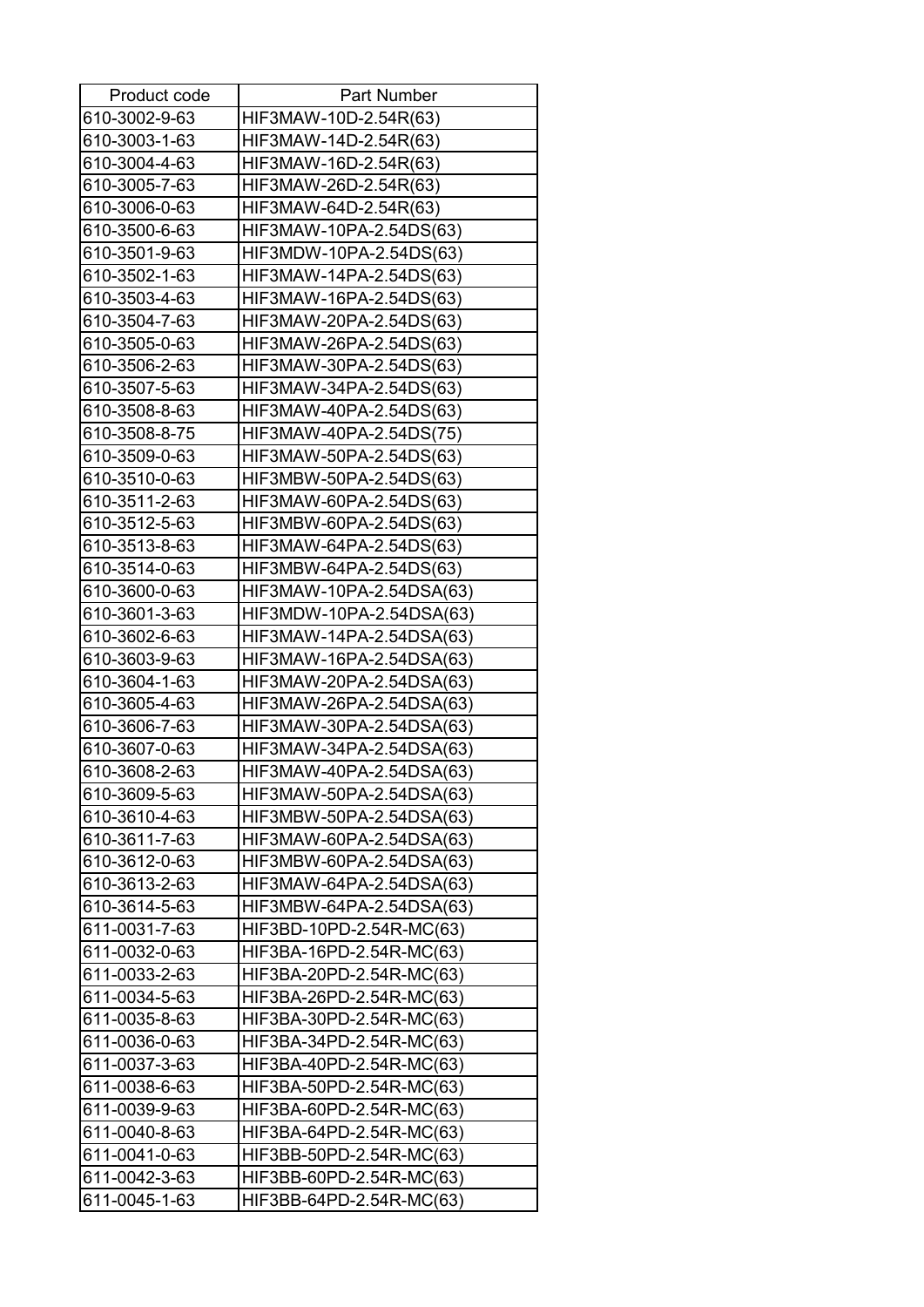| Product code | Part Number |
|---|---|
| 610-3002-9-63 | HIF3MAW-10D-2.54R(63) |
| 610-3003-1-63 | HIF3MAW-14D-2.54R(63) |
| 610-3004-4-63 | HIF3MAW-16D-2.54R(63) |
| 610-3005-7-63 | HIF3MAW-26D-2.54R(63) |
| 610-3006-0-63 | HIF3MAW-64D-2.54R(63) |
| 610-3500-6-63 | HIF3MAW-10PA-2.54DS(63) |
| 610-3501-9-63 | HIF3MDW-10PA-2.54DS(63) |
| 610-3502-1-63 | HIF3MAW-14PA-2.54DS(63) |
| 610-3503-4-63 | HIF3MAW-16PA-2.54DS(63) |
| 610-3504-7-63 | HIF3MAW-20PA-2.54DS(63) |
| 610-3505-0-63 | HIF3MAW-26PA-2.54DS(63) |
| 610-3506-2-63 | HIF3MAW-30PA-2.54DS(63) |
| 610-3507-5-63 | HIF3MAW-34PA-2.54DS(63) |
| 610-3508-8-63 | HIF3MAW-40PA-2.54DS(63) |
| 610-3508-8-75 | HIF3MAW-40PA-2.54DS(75) |
| 610-3509-0-63 | HIF3MAW-50PA-2.54DS(63) |
| 610-3510-0-63 | HIF3MBW-50PA-2.54DS(63) |
| 610-3511-2-63 | HIF3MAW-60PA-2.54DS(63) |
| 610-3512-5-63 | HIF3MBW-60PA-2.54DS(63) |
| 610-3513-8-63 | HIF3MAW-64PA-2.54DS(63) |
| 610-3514-0-63 | HIF3MBW-64PA-2.54DS(63) |
| 610-3600-0-63 | HIF3MAW-10PA-2.54DSA(63) |
| 610-3601-3-63 | HIF3MDW-10PA-2.54DSA(63) |
| 610-3602-6-63 | HIF3MAW-14PA-2.54DSA(63) |
| 610-3603-9-63 | HIF3MAW-16PA-2.54DSA(63) |
| 610-3604-1-63 | HIF3MAW-20PA-2.54DSA(63) |
| 610-3605-4-63 | HIF3MAW-26PA-2.54DSA(63) |
| 610-3606-7-63 | HIF3MAW-30PA-2.54DSA(63) |
| 610-3607-0-63 | HIF3MAW-34PA-2.54DSA(63) |
| 610-3608-2-63 | HIF3MAW-40PA-2.54DSA(63) |
| 610-3609-5-63 | HIF3MAW-50PA-2.54DSA(63) |
| 610-3610-4-63 | HIF3MBW-50PA-2.54DSA(63) |
| 610-3611-7-63 | HIF3MAW-60PA-2.54DSA(63) |
| 610-3612-0-63 | HIF3MBW-60PA-2.54DSA(63) |
| 610-3613-2-63 | HIF3MAW-64PA-2.54DSA(63) |
| 610-3614-5-63 | HIF3MBW-64PA-2.54DSA(63) |
| 611-0031-7-63 | HIF3BD-10PD-2.54R-MC(63) |
| 611-0032-0-63 | HIF3BA-16PD-2.54R-MC(63) |
| 611-0033-2-63 | HIF3BA-20PD-2.54R-MC(63) |
| 611-0034-5-63 | HIF3BA-26PD-2.54R-MC(63) |
| 611-0035-8-63 | HIF3BA-30PD-2.54R-MC(63) |
| 611-0036-0-63 | HIF3BA-34PD-2.54R-MC(63) |
| 611-0037-3-63 | HIF3BA-40PD-2.54R-MC(63) |
| 611-0038-6-63 | HIF3BA-50PD-2.54R-MC(63) |
| 611-0039-9-63 | HIF3BA-60PD-2.54R-MC(63) |
| 611-0040-8-63 | HIF3BA-64PD-2.54R-MC(63) |
| 611-0041-0-63 | HIF3BB-50PD-2.54R-MC(63) |
| 611-0042-3-63 | HIF3BB-60PD-2.54R-MC(63) |
| 611-0045-1-63 | HIF3BB-64PD-2.54R-MC(63) |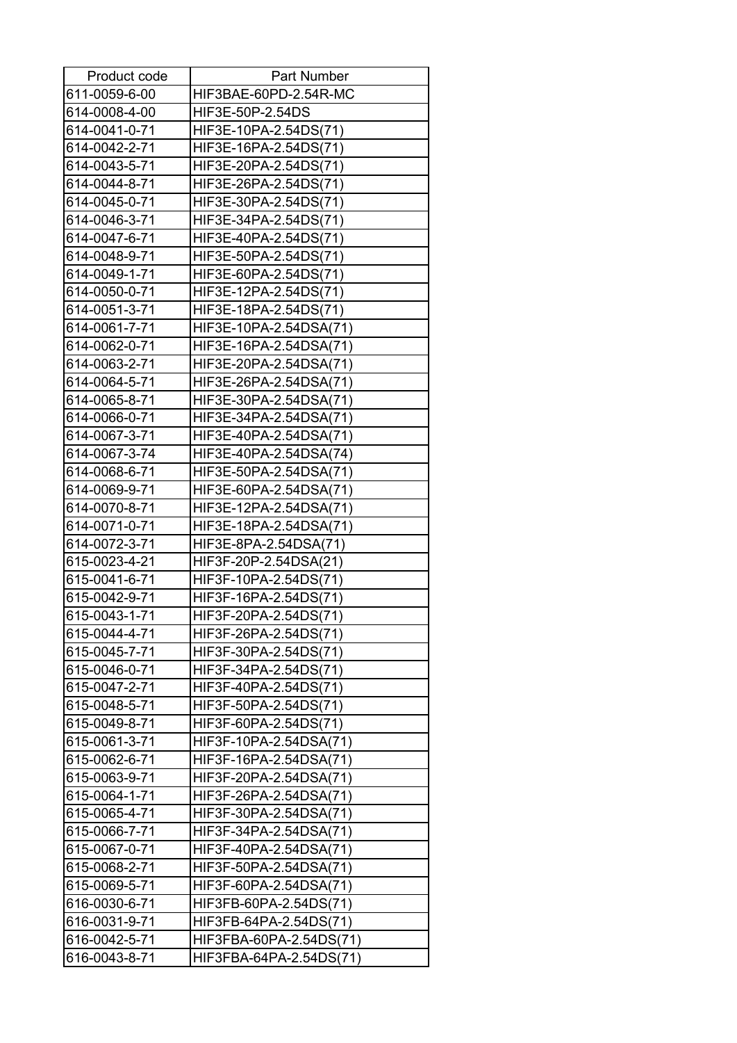| Product code | Part Number |
| --- | --- |
| 611-0059-6-00 | HIF3BAE-60PD-2.54R-MC |
| 614-0008-4-00 | HIF3E-50P-2.54DS |
| 614-0041-0-71 | HIF3E-10PA-2.54DS(71) |
| 614-0042-2-71 | HIF3E-16PA-2.54DS(71) |
| 614-0043-5-71 | HIF3E-20PA-2.54DS(71) |
| 614-0044-8-71 | HIF3E-26PA-2.54DS(71) |
| 614-0045-0-71 | HIF3E-30PA-2.54DS(71) |
| 614-0046-3-71 | HIF3E-34PA-2.54DS(71) |
| 614-0047-6-71 | HIF3E-40PA-2.54DS(71) |
| 614-0048-9-71 | HIF3E-50PA-2.54DS(71) |
| 614-0049-1-71 | HIF3E-60PA-2.54DS(71) |
| 614-0050-0-71 | HIF3E-12PA-2.54DS(71) |
| 614-0051-3-71 | HIF3E-18PA-2.54DS(71) |
| 614-0061-7-71 | HIF3E-10PA-2.54DSA(71) |
| 614-0062-0-71 | HIF3E-16PA-2.54DSA(71) |
| 614-0063-2-71 | HIF3E-20PA-2.54DSA(71) |
| 614-0064-5-71 | HIF3E-26PA-2.54DSA(71) |
| 614-0065-8-71 | HIF3E-30PA-2.54DSA(71) |
| 614-0066-0-71 | HIF3E-34PA-2.54DSA(71) |
| 614-0067-3-71 | HIF3E-40PA-2.54DSA(71) |
| 614-0067-3-74 | HIF3E-40PA-2.54DSA(74) |
| 614-0068-6-71 | HIF3E-50PA-2.54DSA(71) |
| 614-0069-9-71 | HIF3E-60PA-2.54DSA(71) |
| 614-0070-8-71 | HIF3E-12PA-2.54DSA(71) |
| 614-0071-0-71 | HIF3E-18PA-2.54DSA(71) |
| 614-0072-3-71 | HIF3E-8PA-2.54DSA(71) |
| 615-0023-4-21 | HIF3F-20P-2.54DSA(21) |
| 615-0041-6-71 | HIF3F-10PA-2.54DS(71) |
| 615-0042-9-71 | HIF3F-16PA-2.54DS(71) |
| 615-0043-1-71 | HIF3F-20PA-2.54DS(71) |
| 615-0044-4-71 | HIF3F-26PA-2.54DS(71) |
| 615-0045-7-71 | HIF3F-30PA-2.54DS(71) |
| 615-0046-0-71 | HIF3F-34PA-2.54DS(71) |
| 615-0047-2-71 | HIF3F-40PA-2.54DS(71) |
| 615-0048-5-71 | HIF3F-50PA-2.54DS(71) |
| 615-0049-8-71 | HIF3F-60PA-2.54DS(71) |
| 615-0061-3-71 | HIF3F-10PA-2.54DSA(71) |
| 615-0062-6-71 | HIF3F-16PA-2.54DSA(71) |
| 615-0063-9-71 | HIF3F-20PA-2.54DSA(71) |
| 615-0064-1-71 | HIF3F-26PA-2.54DSA(71) |
| 615-0065-4-71 | HIF3F-30PA-2.54DSA(71) |
| 615-0066-7-71 | HIF3F-34PA-2.54DSA(71) |
| 615-0067-0-71 | HIF3F-40PA-2.54DSA(71) |
| 615-0068-2-71 | HIF3F-50PA-2.54DSA(71) |
| 615-0069-5-71 | HIF3F-60PA-2.54DSA(71) |
| 616-0030-6-71 | HIF3FB-60PA-2.54DS(71) |
| 616-0031-9-71 | HIF3FB-64PA-2.54DS(71) |
| 616-0042-5-71 | HIF3FBA-60PA-2.54DS(71) |
| 616-0043-8-71 | HIF3FBA-64PA-2.54DS(71) |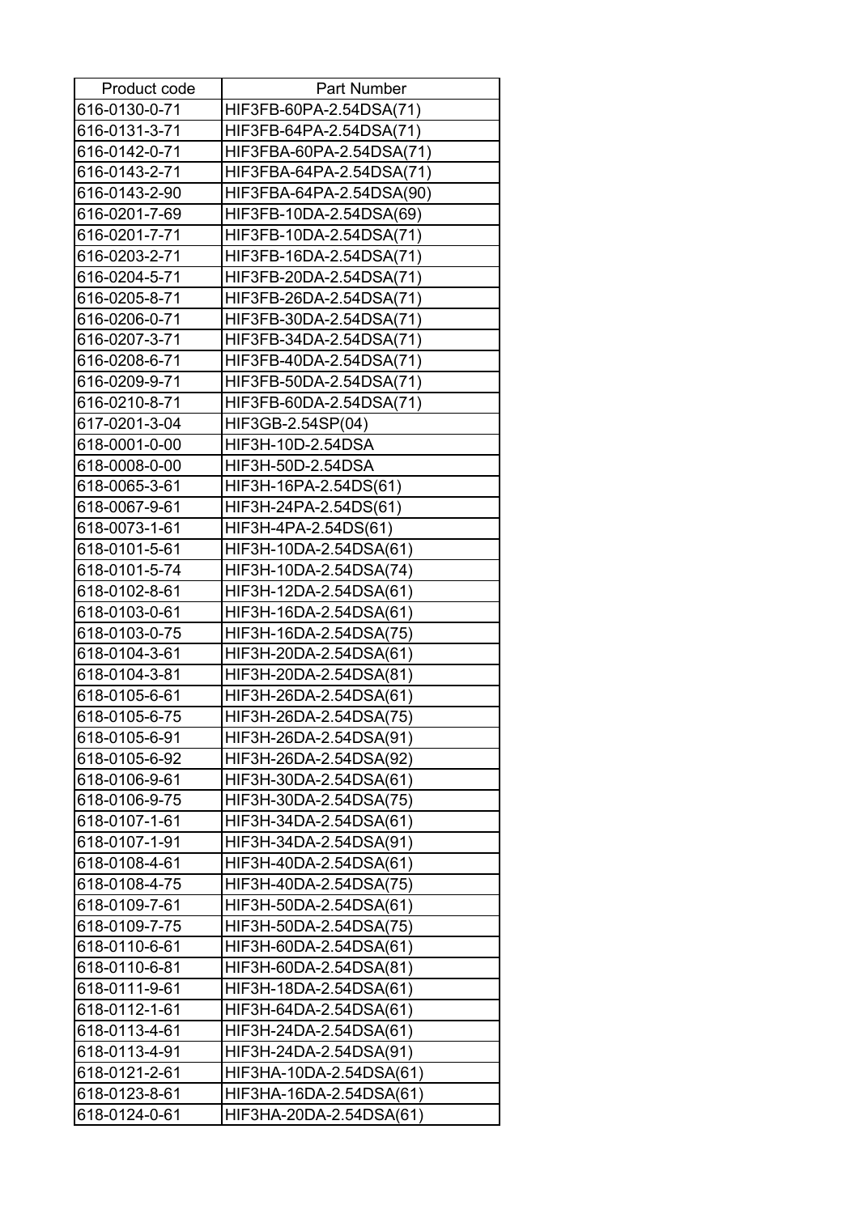| Product code | Part Number |
|---|---|
| 616-0130-0-71 | HIF3FB-60PA-2.54DSA(71) |
| 616-0131-3-71 | HIF3FB-64PA-2.54DSA(71) |
| 616-0142-0-71 | HIF3FBA-60PA-2.54DSA(71) |
| 616-0143-2-71 | HIF3FBA-64PA-2.54DSA(71) |
| 616-0143-2-90 | HIF3FBA-64PA-2.54DSA(90) |
| 616-0201-7-69 | HIF3FB-10DA-2.54DSA(69) |
| 616-0201-7-71 | HIF3FB-10DA-2.54DSA(71) |
| 616-0203-2-71 | HIF3FB-16DA-2.54DSA(71) |
| 616-0204-5-71 | HIF3FB-20DA-2.54DSA(71) |
| 616-0205-8-71 | HIF3FB-26DA-2.54DSA(71) |
| 616-0206-0-71 | HIF3FB-30DA-2.54DSA(71) |
| 616-0207-3-71 | HIF3FB-34DA-2.54DSA(71) |
| 616-0208-6-71 | HIF3FB-40DA-2.54DSA(71) |
| 616-0209-9-71 | HIF3FB-50DA-2.54DSA(71) |
| 616-0210-8-71 | HIF3FB-60DA-2.54DSA(71) |
| 617-0201-3-04 | HIF3GB-2.54SP(04) |
| 618-0001-0-00 | HIF3H-10D-2.54DSA |
| 618-0008-0-00 | HIF3H-50D-2.54DSA |
| 618-0065-3-61 | HIF3H-16PA-2.54DS(61) |
| 618-0067-9-61 | HIF3H-24PA-2.54DS(61) |
| 618-0073-1-61 | HIF3H-4PA-2.54DS(61) |
| 618-0101-5-61 | HIF3H-10DA-2.54DSA(61) |
| 618-0101-5-74 | HIF3H-10DA-2.54DSA(74) |
| 618-0102-8-61 | HIF3H-12DA-2.54DSA(61) |
| 618-0103-0-61 | HIF3H-16DA-2.54DSA(61) |
| 618-0103-0-75 | HIF3H-16DA-2.54DSA(75) |
| 618-0104-3-61 | HIF3H-20DA-2.54DSA(61) |
| 618-0104-3-81 | HIF3H-20DA-2.54DSA(81) |
| 618-0105-6-61 | HIF3H-26DA-2.54DSA(61) |
| 618-0105-6-75 | HIF3H-26DA-2.54DSA(75) |
| 618-0105-6-91 | HIF3H-26DA-2.54DSA(91) |
| 618-0105-6-92 | HIF3H-26DA-2.54DSA(92) |
| 618-0106-9-61 | HIF3H-30DA-2.54DSA(61) |
| 618-0106-9-75 | HIF3H-30DA-2.54DSA(75) |
| 618-0107-1-61 | HIF3H-34DA-2.54DSA(61) |
| 618-0107-1-91 | HIF3H-34DA-2.54DSA(91) |
| 618-0108-4-61 | HIF3H-40DA-2.54DSA(61) |
| 618-0108-4-75 | HIF3H-40DA-2.54DSA(75) |
| 618-0109-7-61 | HIF3H-50DA-2.54DSA(61) |
| 618-0109-7-75 | HIF3H-50DA-2.54DSA(75) |
| 618-0110-6-61 | HIF3H-60DA-2.54DSA(61) |
| 618-0110-6-81 | HIF3H-60DA-2.54DSA(81) |
| 618-0111-9-61 | HIF3H-18DA-2.54DSA(61) |
| 618-0112-1-61 | HIF3H-64DA-2.54DSA(61) |
| 618-0113-4-61 | HIF3H-24DA-2.54DSA(61) |
| 618-0113-4-91 | HIF3H-24DA-2.54DSA(91) |
| 618-0121-2-61 | HIF3HA-10DA-2.54DSA(61) |
| 618-0123-8-61 | HIF3HA-16DA-2.54DSA(61) |
| 618-0124-0-61 | HIF3HA-20DA-2.54DSA(61) |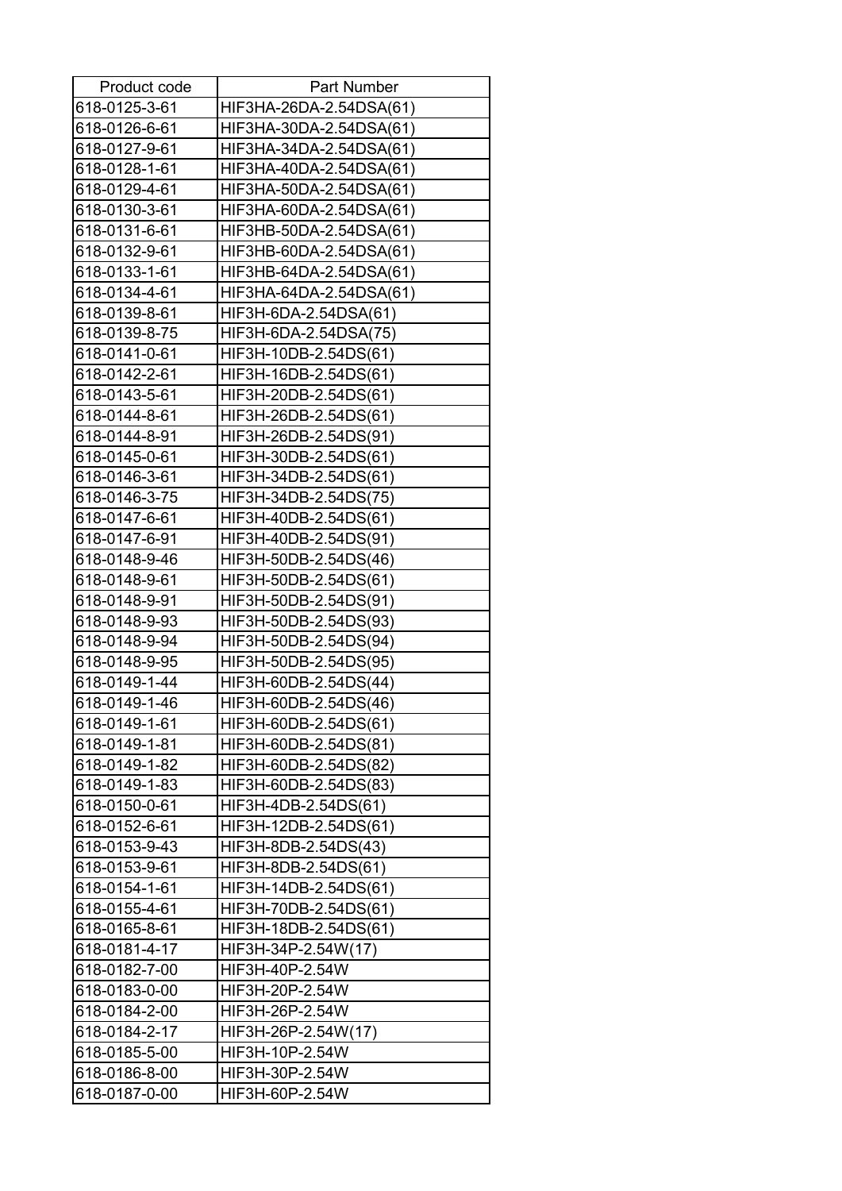| Product code | Part Number |
|---|---|
| 618-0125-3-61 | HIF3HA-26DA-2.54DSA(61) |
| 618-0126-6-61 | HIF3HA-30DA-2.54DSA(61) |
| 618-0127-9-61 | HIF3HA-34DA-2.54DSA(61) |
| 618-0128-1-61 | HIF3HA-40DA-2.54DSA(61) |
| 618-0129-4-61 | HIF3HA-50DA-2.54DSA(61) |
| 618-0130-3-61 | HIF3HA-60DA-2.54DSA(61) |
| 618-0131-6-61 | HIF3HB-50DA-2.54DSA(61) |
| 618-0132-9-61 | HIF3HB-60DA-2.54DSA(61) |
| 618-0133-1-61 | HIF3HB-64DA-2.54DSA(61) |
| 618-0134-4-61 | HIF3HA-64DA-2.54DSA(61) |
| 618-0139-8-61 | HIF3H-6DA-2.54DSA(61) |
| 618-0139-8-75 | HIF3H-6DA-2.54DSA(75) |
| 618-0141-0-61 | HIF3H-10DB-2.54DS(61) |
| 618-0142-2-61 | HIF3H-16DB-2.54DS(61) |
| 618-0143-5-61 | HIF3H-20DB-2.54DS(61) |
| 618-0144-8-61 | HIF3H-26DB-2.54DS(61) |
| 618-0144-8-91 | HIF3H-26DB-2.54DS(91) |
| 618-0145-0-61 | HIF3H-30DB-2.54DS(61) |
| 618-0146-3-61 | HIF3H-34DB-2.54DS(61) |
| 618-0146-3-75 | HIF3H-34DB-2.54DS(75) |
| 618-0147-6-61 | HIF3H-40DB-2.54DS(61) |
| 618-0147-6-91 | HIF3H-40DB-2.54DS(91) |
| 618-0148-9-46 | HIF3H-50DB-2.54DS(46) |
| 618-0148-9-61 | HIF3H-50DB-2.54DS(61) |
| 618-0148-9-91 | HIF3H-50DB-2.54DS(91) |
| 618-0148-9-93 | HIF3H-50DB-2.54DS(93) |
| 618-0148-9-94 | HIF3H-50DB-2.54DS(94) |
| 618-0148-9-95 | HIF3H-50DB-2.54DS(95) |
| 618-0149-1-44 | HIF3H-60DB-2.54DS(44) |
| 618-0149-1-46 | HIF3H-60DB-2.54DS(46) |
| 618-0149-1-61 | HIF3H-60DB-2.54DS(61) |
| 618-0149-1-81 | HIF3H-60DB-2.54DS(81) |
| 618-0149-1-82 | HIF3H-60DB-2.54DS(82) |
| 618-0149-1-83 | HIF3H-60DB-2.54DS(83) |
| 618-0150-0-61 | HIF3H-4DB-2.54DS(61) |
| 618-0152-6-61 | HIF3H-12DB-2.54DS(61) |
| 618-0153-9-43 | HIF3H-8DB-2.54DS(43) |
| 618-0153-9-61 | HIF3H-8DB-2.54DS(61) |
| 618-0154-1-61 | HIF3H-14DB-2.54DS(61) |
| 618-0155-4-61 | HIF3H-70DB-2.54DS(61) |
| 618-0165-8-61 | HIF3H-18DB-2.54DS(61) |
| 618-0181-4-17 | HIF3H-34P-2.54W(17) |
| 618-0182-7-00 | HIF3H-40P-2.54W |
| 618-0183-0-00 | HIF3H-20P-2.54W |
| 618-0184-2-00 | HIF3H-26P-2.54W |
| 618-0184-2-17 | HIF3H-26P-2.54W(17) |
| 618-0185-5-00 | HIF3H-10P-2.54W |
| 618-0186-8-00 | HIF3H-30P-2.54W |
| 618-0187-0-00 | HIF3H-60P-2.54W |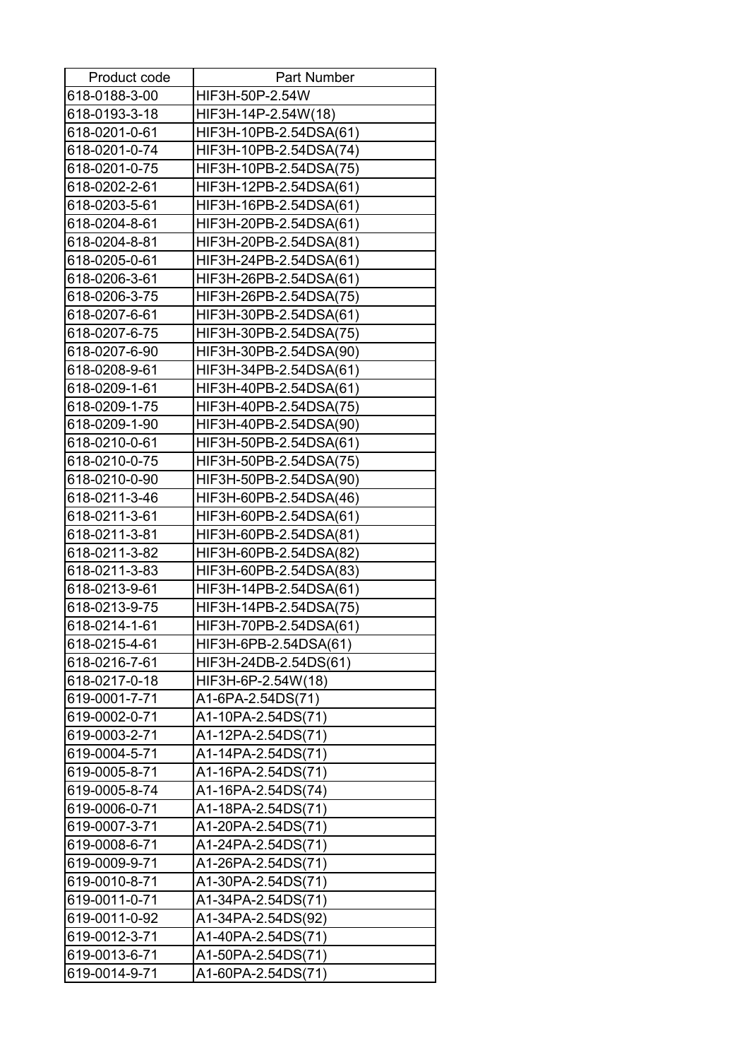| Product code | Part Number |
| --- | --- |
| 618-0188-3-00 | HIF3H-50P-2.54W |
| 618-0193-3-18 | HIF3H-14P-2.54W(18) |
| 618-0201-0-61 | HIF3H-10PB-2.54DSA(61) |
| 618-0201-0-74 | HIF3H-10PB-2.54DSA(74) |
| 618-0201-0-75 | HIF3H-10PB-2.54DSA(75) |
| 618-0202-2-61 | HIF3H-12PB-2.54DSA(61) |
| 618-0203-5-61 | HIF3H-16PB-2.54DSA(61) |
| 618-0204-8-61 | HIF3H-20PB-2.54DSA(61) |
| 618-0204-8-81 | HIF3H-20PB-2.54DSA(81) |
| 618-0205-0-61 | HIF3H-24PB-2.54DSA(61) |
| 618-0206-3-61 | HIF3H-26PB-2.54DSA(61) |
| 618-0206-3-75 | HIF3H-26PB-2.54DSA(75) |
| 618-0207-6-61 | HIF3H-30PB-2.54DSA(61) |
| 618-0207-6-75 | HIF3H-30PB-2.54DSA(75) |
| 618-0207-6-90 | HIF3H-30PB-2.54DSA(90) |
| 618-0208-9-61 | HIF3H-34PB-2.54DSA(61) |
| 618-0209-1-61 | HIF3H-40PB-2.54DSA(61) |
| 618-0209-1-75 | HIF3H-40PB-2.54DSA(75) |
| 618-0209-1-90 | HIF3H-40PB-2.54DSA(90) |
| 618-0210-0-61 | HIF3H-50PB-2.54DSA(61) |
| 618-0210-0-75 | HIF3H-50PB-2.54DSA(75) |
| 618-0210-0-90 | HIF3H-50PB-2.54DSA(90) |
| 618-0211-3-46 | HIF3H-60PB-2.54DSA(46) |
| 618-0211-3-61 | HIF3H-60PB-2.54DSA(61) |
| 618-0211-3-81 | HIF3H-60PB-2.54DSA(81) |
| 618-0211-3-82 | HIF3H-60PB-2.54DSA(82) |
| 618-0211-3-83 | HIF3H-60PB-2.54DSA(83) |
| 618-0213-9-61 | HIF3H-14PB-2.54DSA(61) |
| 618-0213-9-75 | HIF3H-14PB-2.54DSA(75) |
| 618-0214-1-61 | HIF3H-70PB-2.54DSA(61) |
| 618-0215-4-61 | HIF3H-6PB-2.54DSA(61) |
| 618-0216-7-61 | HIF3H-24DB-2.54DS(61) |
| 618-0217-0-18 | HIF3H-6P-2.54W(18) |
| 619-0001-7-71 | A1-6PA-2.54DS(71) |
| 619-0002-0-71 | A1-10PA-2.54DS(71) |
| 619-0003-2-71 | A1-12PA-2.54DS(71) |
| 619-0004-5-71 | A1-14PA-2.54DS(71) |
| 619-0005-8-71 | A1-16PA-2.54DS(71) |
| 619-0005-8-74 | A1-16PA-2.54DS(74) |
| 619-0006-0-71 | A1-18PA-2.54DS(71) |
| 619-0007-3-71 | A1-20PA-2.54DS(71) |
| 619-0008-6-71 | A1-24PA-2.54DS(71) |
| 619-0009-9-71 | A1-26PA-2.54DS(71) |
| 619-0010-8-71 | A1-30PA-2.54DS(71) |
| 619-0011-0-71 | A1-34PA-2.54DS(71) |
| 619-0011-0-92 | A1-34PA-2.54DS(92) |
| 619-0012-3-71 | A1-40PA-2.54DS(71) |
| 619-0013-6-71 | A1-50PA-2.54DS(71) |
| 619-0014-9-71 | A1-60PA-2.54DS(71) |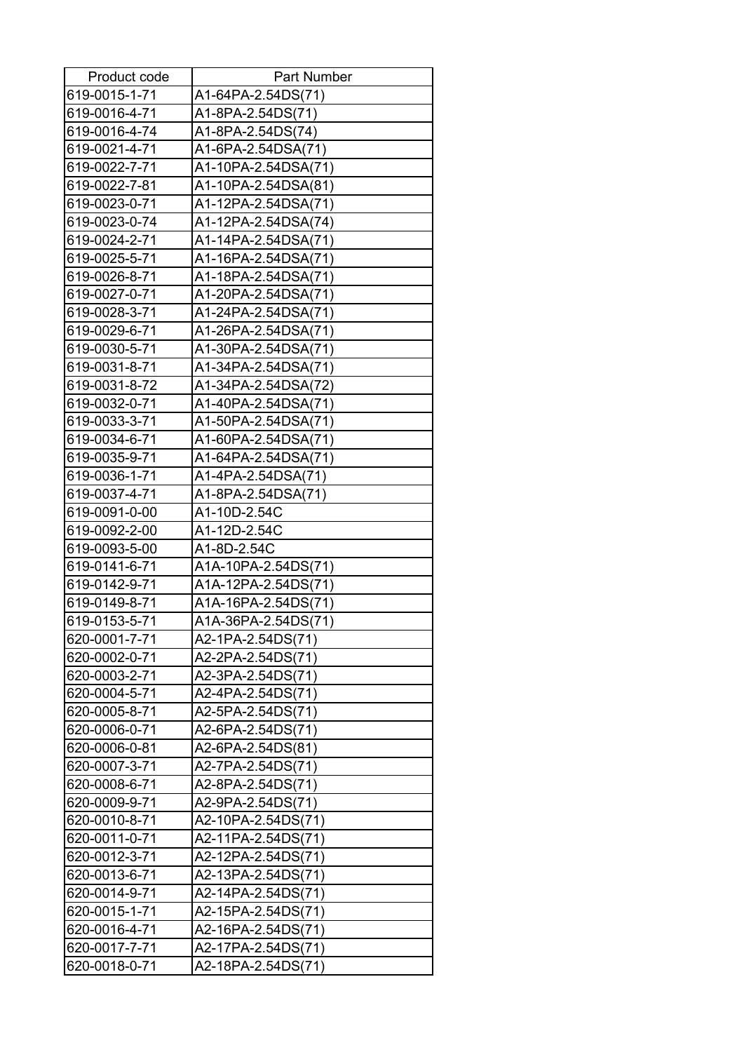| Product code | Part Number |
|---|---|
| 619-0015-1-71 | A1-64PA-2.54DS(71) |
| 619-0016-4-71 | A1-8PA-2.54DS(71) |
| 619-0016-4-74 | A1-8PA-2.54DS(74) |
| 619-0021-4-71 | A1-6PA-2.54DSA(71) |
| 619-0022-7-71 | A1-10PA-2.54DSA(71) |
| 619-0022-7-81 | A1-10PA-2.54DSA(81) |
| 619-0023-0-71 | A1-12PA-2.54DSA(71) |
| 619-0023-0-74 | A1-12PA-2.54DSA(74) |
| 619-0024-2-71 | A1-14PA-2.54DSA(71) |
| 619-0025-5-71 | A1-16PA-2.54DSA(71) |
| 619-0026-8-71 | A1-18PA-2.54DSA(71) |
| 619-0027-0-71 | A1-20PA-2.54DSA(71) |
| 619-0028-3-71 | A1-24PA-2.54DSA(71) |
| 619-0029-6-71 | A1-26PA-2.54DSA(71) |
| 619-0030-5-71 | A1-30PA-2.54DSA(71) |
| 619-0031-8-71 | A1-34PA-2.54DSA(71) |
| 619-0031-8-72 | A1-34PA-2.54DSA(72) |
| 619-0032-0-71 | A1-40PA-2.54DSA(71) |
| 619-0033-3-71 | A1-50PA-2.54DSA(71) |
| 619-0034-6-71 | A1-60PA-2.54DSA(71) |
| 619-0035-9-71 | A1-64PA-2.54DSA(71) |
| 619-0036-1-71 | A1-4PA-2.54DSA(71) |
| 619-0037-4-71 | A1-8PA-2.54DSA(71) |
| 619-0091-0-00 | A1-10D-2.54C |
| 619-0092-2-00 | A1-12D-2.54C |
| 619-0093-5-00 | A1-8D-2.54C |
| 619-0141-6-71 | A1A-10PA-2.54DS(71) |
| 619-0142-9-71 | A1A-12PA-2.54DS(71) |
| 619-0149-8-71 | A1A-16PA-2.54DS(71) |
| 619-0153-5-71 | A1A-36PA-2.54DS(71) |
| 620-0001-7-71 | A2-1PA-2.54DS(71) |
| 620-0002-0-71 | A2-2PA-2.54DS(71) |
| 620-0003-2-71 | A2-3PA-2.54DS(71) |
| 620-0004-5-71 | A2-4PA-2.54DS(71) |
| 620-0005-8-71 | A2-5PA-2.54DS(71) |
| 620-0006-0-71 | A2-6PA-2.54DS(71) |
| 620-0006-0-81 | A2-6PA-2.54DS(81) |
| 620-0007-3-71 | A2-7PA-2.54DS(71) |
| 620-0008-6-71 | A2-8PA-2.54DS(71) |
| 620-0009-9-71 | A2-9PA-2.54DS(71) |
| 620-0010-8-71 | A2-10PA-2.54DS(71) |
| 620-0011-0-71 | A2-11PA-2.54DS(71) |
| 620-0012-3-71 | A2-12PA-2.54DS(71) |
| 620-0013-6-71 | A2-13PA-2.54DS(71) |
| 620-0014-9-71 | A2-14PA-2.54DS(71) |
| 620-0015-1-71 | A2-15PA-2.54DS(71) |
| 620-0016-4-71 | A2-16PA-2.54DS(71) |
| 620-0017-7-71 | A2-17PA-2.54DS(71) |
| 620-0018-0-71 | A2-18PA-2.54DS(71) |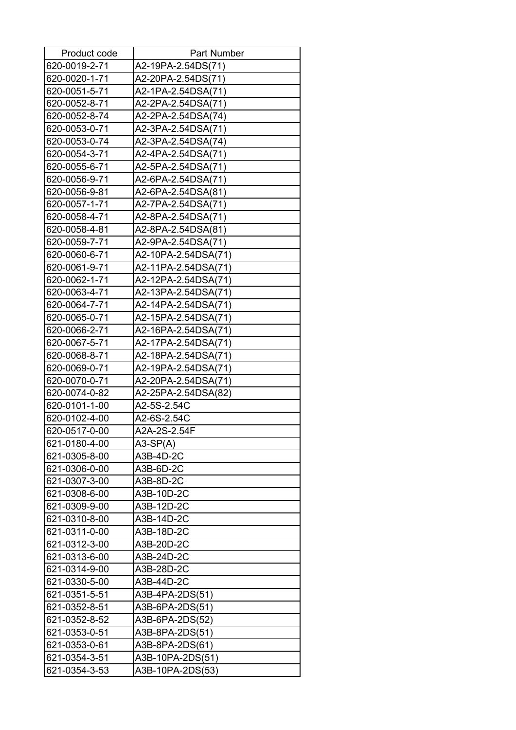| Product code | Part Number |
|---|---|
| 620-0019-2-71 | A2-19PA-2.54DS(71) |
| 620-0020-1-71 | A2-20PA-2.54DS(71) |
| 620-0051-5-71 | A2-1PA-2.54DSA(71) |
| 620-0052-8-71 | A2-2PA-2.54DSA(71) |
| 620-0052-8-74 | A2-2PA-2.54DSA(74) |
| 620-0053-0-71 | A2-3PA-2.54DSA(71) |
| 620-0053-0-74 | A2-3PA-2.54DSA(74) |
| 620-0054-3-71 | A2-4PA-2.54DSA(71) |
| 620-0055-6-71 | A2-5PA-2.54DSA(71) |
| 620-0056-9-71 | A2-6PA-2.54DSA(71) |
| 620-0056-9-81 | A2-6PA-2.54DSA(81) |
| 620-0057-1-71 | A2-7PA-2.54DSA(71) |
| 620-0058-4-71 | A2-8PA-2.54DSA(71) |
| 620-0058-4-81 | A2-8PA-2.54DSA(81) |
| 620-0059-7-71 | A2-9PA-2.54DSA(71) |
| 620-0060-6-71 | A2-10PA-2.54DSA(71) |
| 620-0061-9-71 | A2-11PA-2.54DSA(71) |
| 620-0062-1-71 | A2-12PA-2.54DSA(71) |
| 620-0063-4-71 | A2-13PA-2.54DSA(71) |
| 620-0064-7-71 | A2-14PA-2.54DSA(71) |
| 620-0065-0-71 | A2-15PA-2.54DSA(71) |
| 620-0066-2-71 | A2-16PA-2.54DSA(71) |
| 620-0067-5-71 | A2-17PA-2.54DSA(71) |
| 620-0068-8-71 | A2-18PA-2.54DSA(71) |
| 620-0069-0-71 | A2-19PA-2.54DSA(71) |
| 620-0070-0-71 | A2-20PA-2.54DSA(71) |
| 620-0074-0-82 | A2-25PA-2.54DSA(82) |
| 620-0101-1-00 | A2-5S-2.54C |
| 620-0102-4-00 | A2-6S-2.54C |
| 620-0517-0-00 | A2A-2S-2.54F |
| 621-0180-4-00 | A3-SP(A) |
| 621-0305-8-00 | A3B-4D-2C |
| 621-0306-0-00 | A3B-6D-2C |
| 621-0307-3-00 | A3B-8D-2C |
| 621-0308-6-00 | A3B-10D-2C |
| 621-0309-9-00 | A3B-12D-2C |
| 621-0310-8-00 | A3B-14D-2C |
| 621-0311-0-00 | A3B-18D-2C |
| 621-0312-3-00 | A3B-20D-2C |
| 621-0313-6-00 | A3B-24D-2C |
| 621-0314-9-00 | A3B-28D-2C |
| 621-0330-5-00 | A3B-44D-2C |
| 621-0351-5-51 | A3B-4PA-2DS(51) |
| 621-0352-8-51 | A3B-6PA-2DS(51) |
| 621-0352-8-52 | A3B-6PA-2DS(52) |
| 621-0353-0-51 | A3B-8PA-2DS(51) |
| 621-0353-0-61 | A3B-8PA-2DS(61) |
| 621-0354-3-51 | A3B-10PA-2DS(51) |
| 621-0354-3-53 | A3B-10PA-2DS(53) |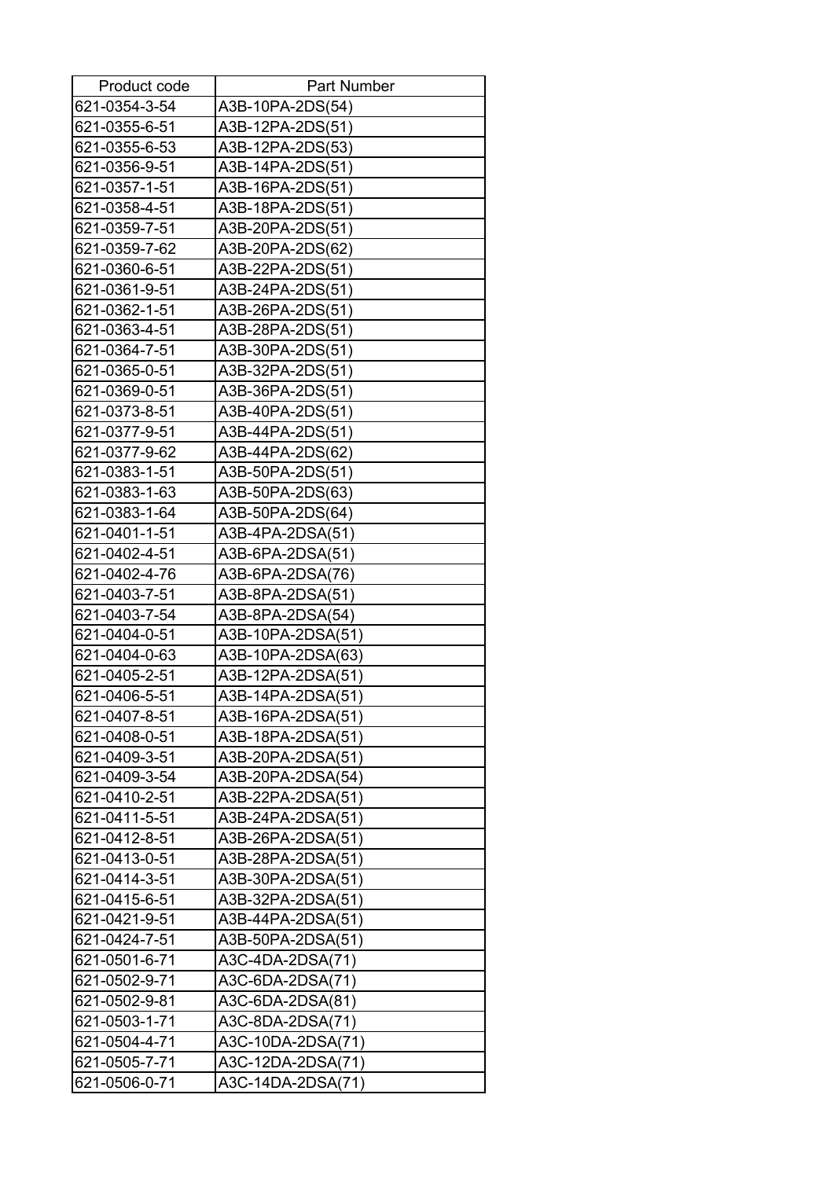| Product code | Part Number |
|---|---|
| 621-0354-3-54 | A3B-10PA-2DS(54) |
| 621-0355-6-51 | A3B-12PA-2DS(51) |
| 621-0355-6-53 | A3B-12PA-2DS(53) |
| 621-0356-9-51 | A3B-14PA-2DS(51) |
| 621-0357-1-51 | A3B-16PA-2DS(51) |
| 621-0358-4-51 | A3B-18PA-2DS(51) |
| 621-0359-7-51 | A3B-20PA-2DS(51) |
| 621-0359-7-62 | A3B-20PA-2DS(62) |
| 621-0360-6-51 | A3B-22PA-2DS(51) |
| 621-0361-9-51 | A3B-24PA-2DS(51) |
| 621-0362-1-51 | A3B-26PA-2DS(51) |
| 621-0363-4-51 | A3B-28PA-2DS(51) |
| 621-0364-7-51 | A3B-30PA-2DS(51) |
| 621-0365-0-51 | A3B-32PA-2DS(51) |
| 621-0369-0-51 | A3B-36PA-2DS(51) |
| 621-0373-8-51 | A3B-40PA-2DS(51) |
| 621-0377-9-51 | A3B-44PA-2DS(51) |
| 621-0377-9-62 | A3B-44PA-2DS(62) |
| 621-0383-1-51 | A3B-50PA-2DS(51) |
| 621-0383-1-63 | A3B-50PA-2DS(63) |
| 621-0383-1-64 | A3B-50PA-2DS(64) |
| 621-0401-1-51 | A3B-4PA-2DSA(51) |
| 621-0402-4-51 | A3B-6PA-2DSA(51) |
| 621-0402-4-76 | A3B-6PA-2DSA(76) |
| 621-0403-7-51 | A3B-8PA-2DSA(51) |
| 621-0403-7-54 | A3B-8PA-2DSA(54) |
| 621-0404-0-51 | A3B-10PA-2DSA(51) |
| 621-0404-0-63 | A3B-10PA-2DSA(63) |
| 621-0405-2-51 | A3B-12PA-2DSA(51) |
| 621-0406-5-51 | A3B-14PA-2DSA(51) |
| 621-0407-8-51 | A3B-16PA-2DSA(51) |
| 621-0408-0-51 | A3B-18PA-2DSA(51) |
| 621-0409-3-51 | A3B-20PA-2DSA(51) |
| 621-0409-3-54 | A3B-20PA-2DSA(54) |
| 621-0410-2-51 | A3B-22PA-2DSA(51) |
| 621-0411-5-51 | A3B-24PA-2DSA(51) |
| 621-0412-8-51 | A3B-26PA-2DSA(51) |
| 621-0413-0-51 | A3B-28PA-2DSA(51) |
| 621-0414-3-51 | A3B-30PA-2DSA(51) |
| 621-0415-6-51 | A3B-32PA-2DSA(51) |
| 621-0421-9-51 | A3B-44PA-2DSA(51) |
| 621-0424-7-51 | A3B-50PA-2DSA(51) |
| 621-0501-6-71 | A3C-4DA-2DSA(71) |
| 621-0502-9-71 | A3C-6DA-2DSA(71) |
| 621-0502-9-81 | A3C-6DA-2DSA(81) |
| 621-0503-1-71 | A3C-8DA-2DSA(71) |
| 621-0504-4-71 | A3C-10DA-2DSA(71) |
| 621-0505-7-71 | A3C-12DA-2DSA(71) |
| 621-0506-0-71 | A3C-14DA-2DSA(71) |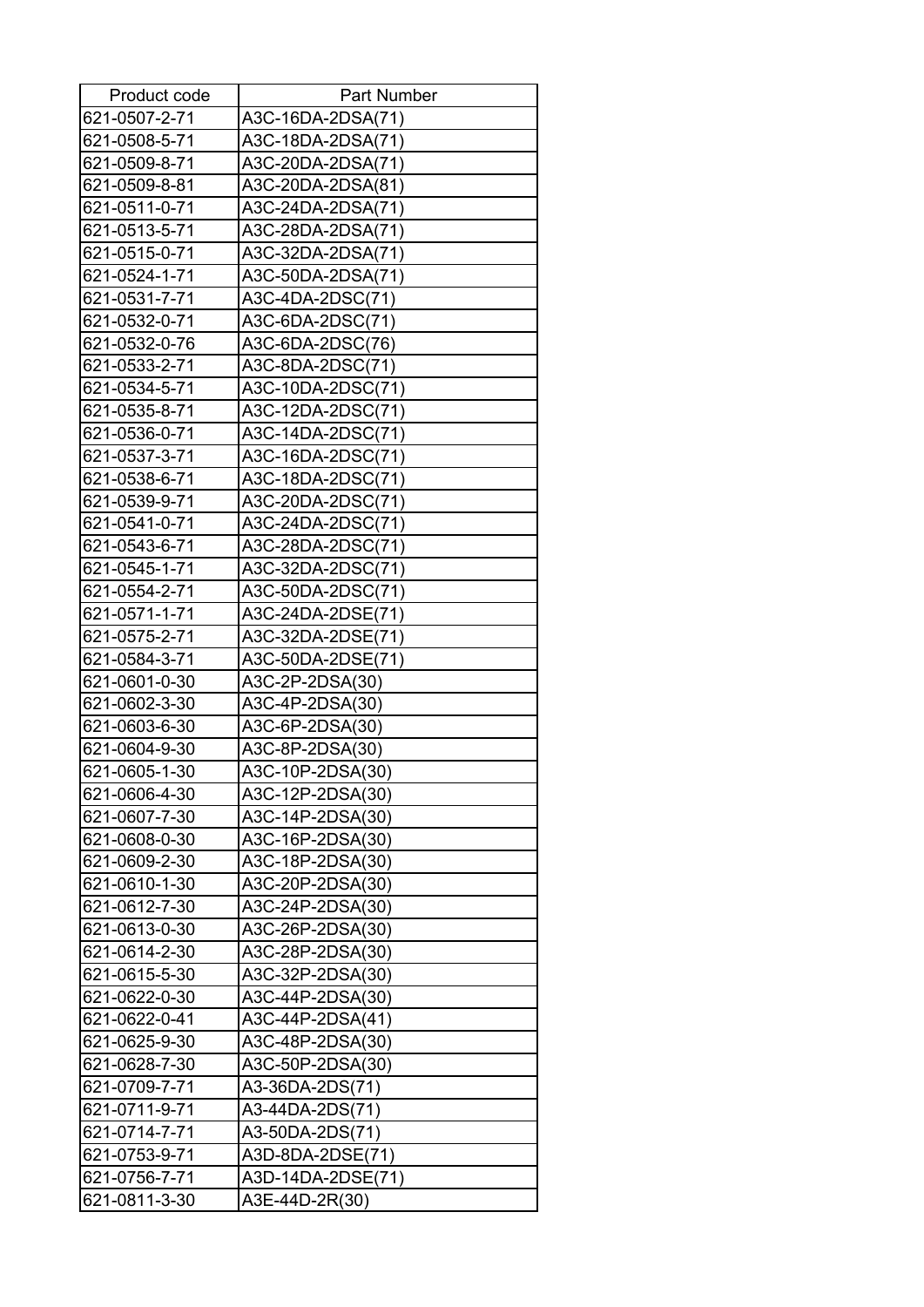| Product code | Part Number |
| --- | --- |
| 621-0507-2-71 | A3C-16DA-2DSA(71) |
| 621-0508-5-71 | A3C-18DA-2DSA(71) |
| 621-0509-8-71 | A3C-20DA-2DSA(71) |
| 621-0509-8-81 | A3C-20DA-2DSA(81) |
| 621-0511-0-71 | A3C-24DA-2DSA(71) |
| 621-0513-5-71 | A3C-28DA-2DSA(71) |
| 621-0515-0-71 | A3C-32DA-2DSA(71) |
| 621-0524-1-71 | A3C-50DA-2DSA(71) |
| 621-0531-7-71 | A3C-4DA-2DSC(71) |
| 621-0532-0-71 | A3C-6DA-2DSC(71) |
| 621-0532-0-76 | A3C-6DA-2DSC(76) |
| 621-0533-2-71 | A3C-8DA-2DSC(71) |
| 621-0534-5-71 | A3C-10DA-2DSC(71) |
| 621-0535-8-71 | A3C-12DA-2DSC(71) |
| 621-0536-0-71 | A3C-14DA-2DSC(71) |
| 621-0537-3-71 | A3C-16DA-2DSC(71) |
| 621-0538-6-71 | A3C-18DA-2DSC(71) |
| 621-0539-9-71 | A3C-20DA-2DSC(71) |
| 621-0541-0-71 | A3C-24DA-2DSC(71) |
| 621-0543-6-71 | A3C-28DA-2DSC(71) |
| 621-0545-1-71 | A3C-32DA-2DSC(71) |
| 621-0554-2-71 | A3C-50DA-2DSC(71) |
| 621-0571-1-71 | A3C-24DA-2DSE(71) |
| 621-0575-2-71 | A3C-32DA-2DSE(71) |
| 621-0584-3-71 | A3C-50DA-2DSE(71) |
| 621-0601-0-30 | A3C-2P-2DSA(30) |
| 621-0602-3-30 | A3C-4P-2DSA(30) |
| 621-0603-6-30 | A3C-6P-2DSA(30) |
| 621-0604-9-30 | A3C-8P-2DSA(30) |
| 621-0605-1-30 | A3C-10P-2DSA(30) |
| 621-0606-4-30 | A3C-12P-2DSA(30) |
| 621-0607-7-30 | A3C-14P-2DSA(30) |
| 621-0608-0-30 | A3C-16P-2DSA(30) |
| 621-0609-2-30 | A3C-18P-2DSA(30) |
| 621-0610-1-30 | A3C-20P-2DSA(30) |
| 621-0612-7-30 | A3C-24P-2DSA(30) |
| 621-0613-0-30 | A3C-26P-2DSA(30) |
| 621-0614-2-30 | A3C-28P-2DSA(30) |
| 621-0615-5-30 | A3C-32P-2DSA(30) |
| 621-0622-0-30 | A3C-44P-2DSA(30) |
| 621-0622-0-41 | A3C-44P-2DSA(41) |
| 621-0625-9-30 | A3C-48P-2DSA(30) |
| 621-0628-7-30 | A3C-50P-2DSA(30) |
| 621-0709-7-71 | A3-36DA-2DS(71) |
| 621-0711-9-71 | A3-44DA-2DS(71) |
| 621-0714-7-71 | A3-50DA-2DS(71) |
| 621-0753-9-71 | A3D-8DA-2DSE(71) |
| 621-0756-7-71 | A3D-14DA-2DSE(71) |
| 621-0811-3-30 | A3E-44D-2R(30) |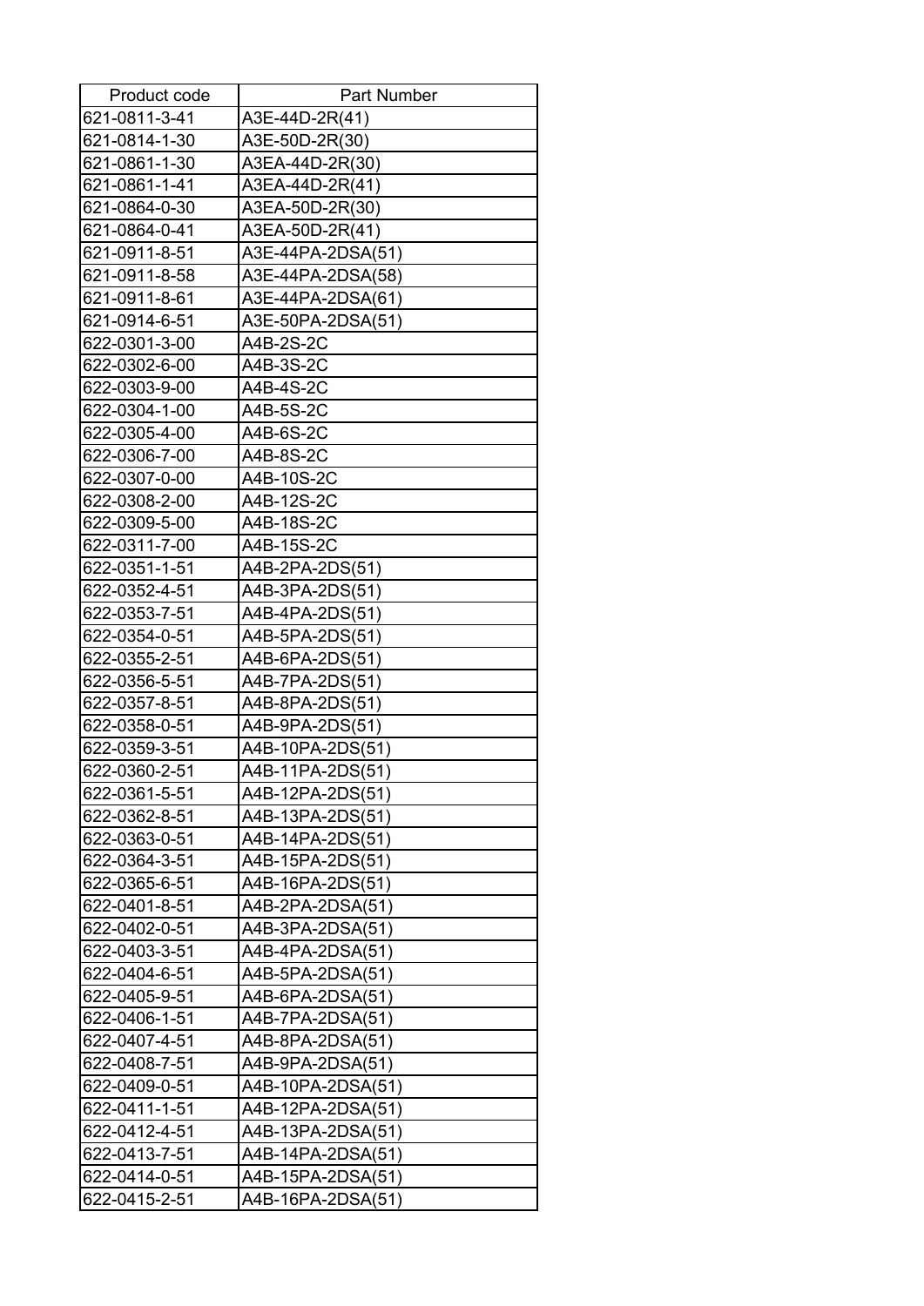| Product code | Part Number |
|---|---|
| 621-0811-3-41 | A3E-44D-2R(41) |
| 621-0814-1-30 | A3E-50D-2R(30) |
| 621-0861-1-30 | A3EA-44D-2R(30) |
| 621-0861-1-41 | A3EA-44D-2R(41) |
| 621-0864-0-30 | A3EA-50D-2R(30) |
| 621-0864-0-41 | A3EA-50D-2R(41) |
| 621-0911-8-51 | A3E-44PA-2DSA(51) |
| 621-0911-8-58 | A3E-44PA-2DSA(58) |
| 621-0911-8-61 | A3E-44PA-2DSA(61) |
| 621-0914-6-51 | A3E-50PA-2DSA(51) |
| 622-0301-3-00 | A4B-2S-2C |
| 622-0302-6-00 | A4B-3S-2C |
| 622-0303-9-00 | A4B-4S-2C |
| 622-0304-1-00 | A4B-5S-2C |
| 622-0305-4-00 | A4B-6S-2C |
| 622-0306-7-00 | A4B-8S-2C |
| 622-0307-0-00 | A4B-10S-2C |
| 622-0308-2-00 | A4B-12S-2C |
| 622-0309-5-00 | A4B-18S-2C |
| 622-0311-7-00 | A4B-15S-2C |
| 622-0351-1-51 | A4B-2PA-2DS(51) |
| 622-0352-4-51 | A4B-3PA-2DS(51) |
| 622-0353-7-51 | A4B-4PA-2DS(51) |
| 622-0354-0-51 | A4B-5PA-2DS(51) |
| 622-0355-2-51 | A4B-6PA-2DS(51) |
| 622-0356-5-51 | A4B-7PA-2DS(51) |
| 622-0357-8-51 | A4B-8PA-2DS(51) |
| 622-0358-0-51 | A4B-9PA-2DS(51) |
| 622-0359-3-51 | A4B-10PA-2DS(51) |
| 622-0360-2-51 | A4B-11PA-2DS(51) |
| 622-0361-5-51 | A4B-12PA-2DS(51) |
| 622-0362-8-51 | A4B-13PA-2DS(51) |
| 622-0363-0-51 | A4B-14PA-2DS(51) |
| 622-0364-3-51 | A4B-15PA-2DS(51) |
| 622-0365-6-51 | A4B-16PA-2DS(51) |
| 622-0401-8-51 | A4B-2PA-2DSA(51) |
| 622-0402-0-51 | A4B-3PA-2DSA(51) |
| 622-0403-3-51 | A4B-4PA-2DSA(51) |
| 622-0404-6-51 | A4B-5PA-2DSA(51) |
| 622-0405-9-51 | A4B-6PA-2DSA(51) |
| 622-0406-1-51 | A4B-7PA-2DSA(51) |
| 622-0407-4-51 | A4B-8PA-2DSA(51) |
| 622-0408-7-51 | A4B-9PA-2DSA(51) |
| 622-0409-0-51 | A4B-10PA-2DSA(51) |
| 622-0411-1-51 | A4B-12PA-2DSA(51) |
| 622-0412-4-51 | A4B-13PA-2DSA(51) |
| 622-0413-7-51 | A4B-14PA-2DSA(51) |
| 622-0414-0-51 | A4B-15PA-2DSA(51) |
| 622-0415-2-51 | A4B-16PA-2DSA(51) |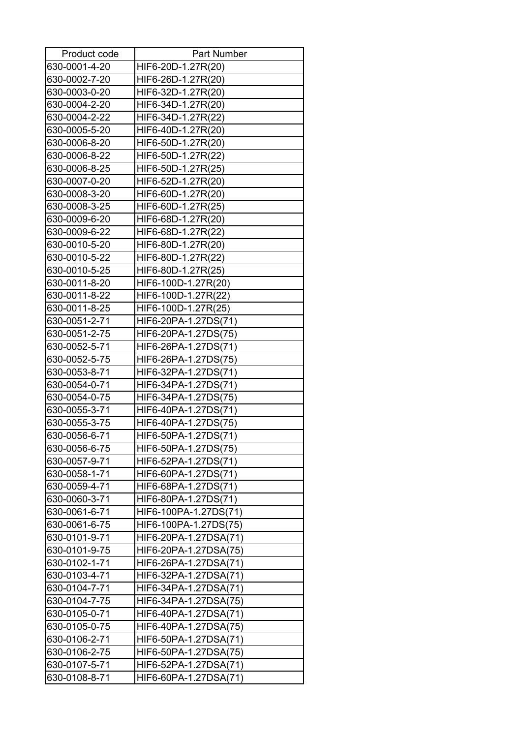| Product code | Part Number |
|---|---|
| 630-0001-4-20 | HIF6-20D-1.27R(20) |
| 630-0002-7-20 | HIF6-26D-1.27R(20) |
| 630-0003-0-20 | HIF6-32D-1.27R(20) |
| 630-0004-2-20 | HIF6-34D-1.27R(20) |
| 630-0004-2-22 | HIF6-34D-1.27R(22) |
| 630-0005-5-20 | HIF6-40D-1.27R(20) |
| 630-0006-8-20 | HIF6-50D-1.27R(20) |
| 630-0006-8-22 | HIF6-50D-1.27R(22) |
| 630-0006-8-25 | HIF6-50D-1.27R(25) |
| 630-0007-0-20 | HIF6-52D-1.27R(20) |
| 630-0008-3-20 | HIF6-60D-1.27R(20) |
| 630-0008-3-25 | HIF6-60D-1.27R(25) |
| 630-0009-6-20 | HIF6-68D-1.27R(20) |
| 630-0009-6-22 | HIF6-68D-1.27R(22) |
| 630-0010-5-20 | HIF6-80D-1.27R(20) |
| 630-0010-5-22 | HIF6-80D-1.27R(22) |
| 630-0010-5-25 | HIF6-80D-1.27R(25) |
| 630-0011-8-20 | HIF6-100D-1.27R(20) |
| 630-0011-8-22 | HIF6-100D-1.27R(22) |
| 630-0011-8-25 | HIF6-100D-1.27R(25) |
| 630-0051-2-71 | HIF6-20PA-1.27DS(71) |
| 630-0051-2-75 | HIF6-20PA-1.27DS(75) |
| 630-0052-5-71 | HIF6-26PA-1.27DS(71) |
| 630-0052-5-75 | HIF6-26PA-1.27DS(75) |
| 630-0053-8-71 | HIF6-32PA-1.27DS(71) |
| 630-0054-0-71 | HIF6-34PA-1.27DS(71) |
| 630-0054-0-75 | HIF6-34PA-1.27DS(75) |
| 630-0055-3-71 | HIF6-40PA-1.27DS(71) |
| 630-0055-3-75 | HIF6-40PA-1.27DS(75) |
| 630-0056-6-71 | HIF6-50PA-1.27DS(71) |
| 630-0056-6-75 | HIF6-50PA-1.27DS(75) |
| 630-0057-9-71 | HIF6-52PA-1.27DS(71) |
| 630-0058-1-71 | HIF6-60PA-1.27DS(71) |
| 630-0059-4-71 | HIF6-68PA-1.27DS(71) |
| 630-0060-3-71 | HIF6-80PA-1.27DS(71) |
| 630-0061-6-71 | HIF6-100PA-1.27DS(71) |
| 630-0061-6-75 | HIF6-100PA-1.27DS(75) |
| 630-0101-9-71 | HIF6-20PA-1.27DSA(71) |
| 630-0101-9-75 | HIF6-20PA-1.27DSA(75) |
| 630-0102-1-71 | HIF6-26PA-1.27DSA(71) |
| 630-0103-4-71 | HIF6-32PA-1.27DSA(71) |
| 630-0104-7-71 | HIF6-34PA-1.27DSA(71) |
| 630-0104-7-75 | HIF6-34PA-1.27DSA(75) |
| 630-0105-0-71 | HIF6-40PA-1.27DSA(71) |
| 630-0105-0-75 | HIF6-40PA-1.27DSA(75) |
| 630-0106-2-71 | HIF6-50PA-1.27DSA(71) |
| 630-0106-2-75 | HIF6-50PA-1.27DSA(75) |
| 630-0107-5-71 | HIF6-52PA-1.27DSA(71) |
| 630-0108-8-71 | HIF6-60PA-1.27DSA(71) |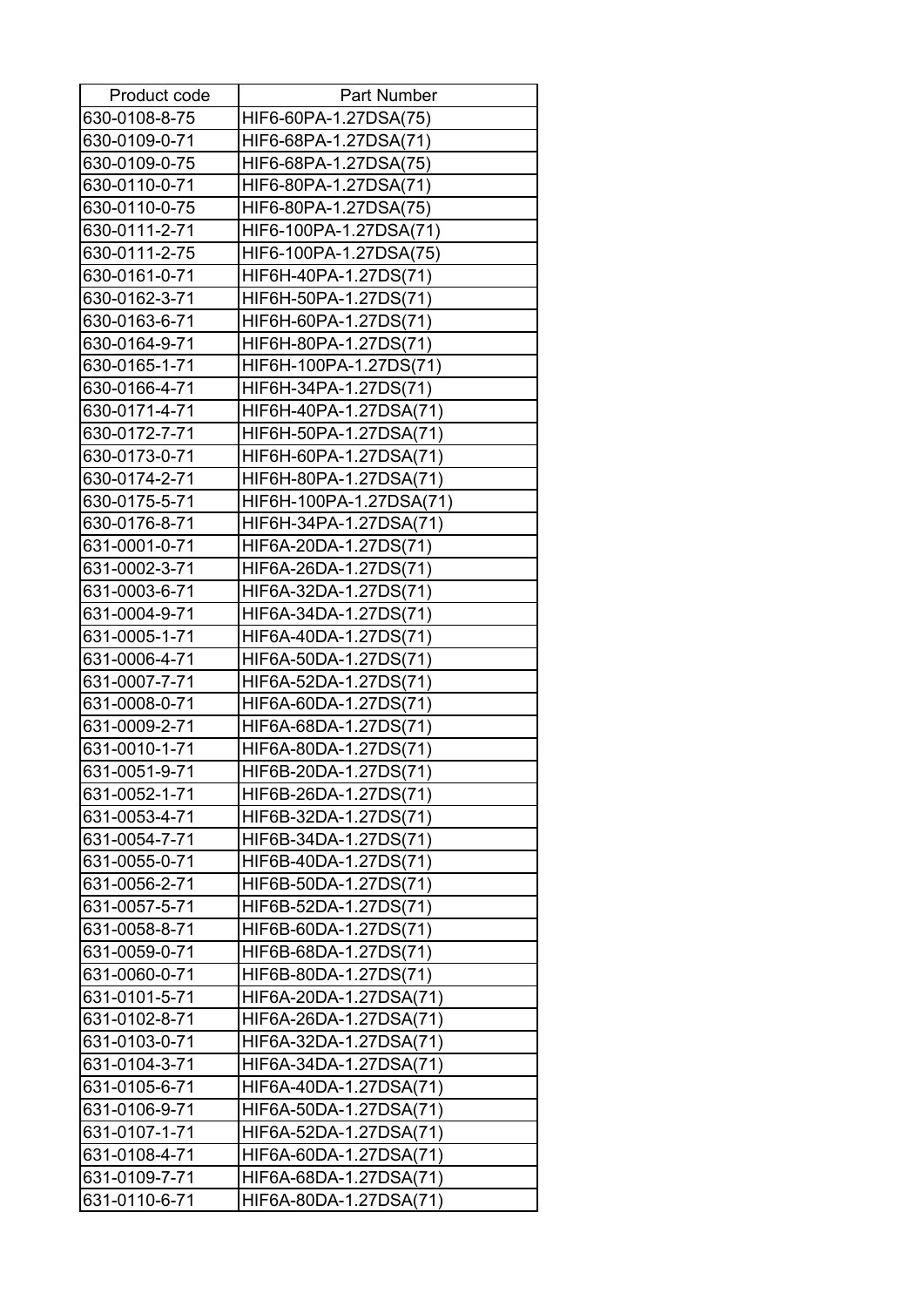| Product code | Part Number |
|---|---|
| 630-0108-8-75 | HIF6-60PA-1.27DSA(75) |
| 630-0109-0-71 | HIF6-68PA-1.27DSA(71) |
| 630-0109-0-75 | HIF6-68PA-1.27DSA(75) |
| 630-0110-0-71 | HIF6-80PA-1.27DSA(71) |
| 630-0110-0-75 | HIF6-80PA-1.27DSA(75) |
| 630-0111-2-71 | HIF6-100PA-1.27DSA(71) |
| 630-0111-2-75 | HIF6-100PA-1.27DSA(75) |
| 630-0161-0-71 | HIF6H-40PA-1.27DS(71) |
| 630-0162-3-71 | HIF6H-50PA-1.27DS(71) |
| 630-0163-6-71 | HIF6H-60PA-1.27DS(71) |
| 630-0164-9-71 | HIF6H-80PA-1.27DS(71) |
| 630-0165-1-71 | HIF6H-100PA-1.27DS(71) |
| 630-0166-4-71 | HIF6H-34PA-1.27DS(71) |
| 630-0171-4-71 | HIF6H-40PA-1.27DSA(71) |
| 630-0172-7-71 | HIF6H-50PA-1.27DSA(71) |
| 630-0173-0-71 | HIF6H-60PA-1.27DSA(71) |
| 630-0174-2-71 | HIF6H-80PA-1.27DSA(71) |
| 630-0175-5-71 | HIF6H-100PA-1.27DSA(71) |
| 630-0176-8-71 | HIF6H-34PA-1.27DSA(71) |
| 631-0001-0-71 | HIF6A-20DA-1.27DS(71) |
| 631-0002-3-71 | HIF6A-26DA-1.27DS(71) |
| 631-0003-6-71 | HIF6A-32DA-1.27DS(71) |
| 631-0004-9-71 | HIF6A-34DA-1.27DS(71) |
| 631-0005-1-71 | HIF6A-40DA-1.27DS(71) |
| 631-0006-4-71 | HIF6A-50DA-1.27DS(71) |
| 631-0007-7-71 | HIF6A-52DA-1.27DS(71) |
| 631-0008-0-71 | HIF6A-60DA-1.27DS(71) |
| 631-0009-2-71 | HIF6A-68DA-1.27DS(71) |
| 631-0010-1-71 | HIF6A-80DA-1.27DS(71) |
| 631-0051-9-71 | HIF6B-20DA-1.27DS(71) |
| 631-0052-1-71 | HIF6B-26DA-1.27DS(71) |
| 631-0053-4-71 | HIF6B-32DA-1.27DS(71) |
| 631-0054-7-71 | HIF6B-34DA-1.27DS(71) |
| 631-0055-0-71 | HIF6B-40DA-1.27DS(71) |
| 631-0056-2-71 | HIF6B-50DA-1.27DS(71) |
| 631-0057-5-71 | HIF6B-52DA-1.27DS(71) |
| 631-0058-8-71 | HIF6B-60DA-1.27DS(71) |
| 631-0059-0-71 | HIF6B-68DA-1.27DS(71) |
| 631-0060-0-71 | HIF6B-80DA-1.27DS(71) |
| 631-0101-5-71 | HIF6A-20DA-1.27DSA(71) |
| 631-0102-8-71 | HIF6A-26DA-1.27DSA(71) |
| 631-0103-0-71 | HIF6A-32DA-1.27DSA(71) |
| 631-0104-3-71 | HIF6A-34DA-1.27DSA(71) |
| 631-0105-6-71 | HIF6A-40DA-1.27DSA(71) |
| 631-0106-9-71 | HIF6A-50DA-1.27DSA(71) |
| 631-0107-1-71 | HIF6A-52DA-1.27DSA(71) |
| 631-0108-4-71 | HIF6A-60DA-1.27DSA(71) |
| 631-0109-7-71 | HIF6A-68DA-1.27DSA(71) |
| 631-0110-6-71 | HIF6A-80DA-1.27DSA(71) |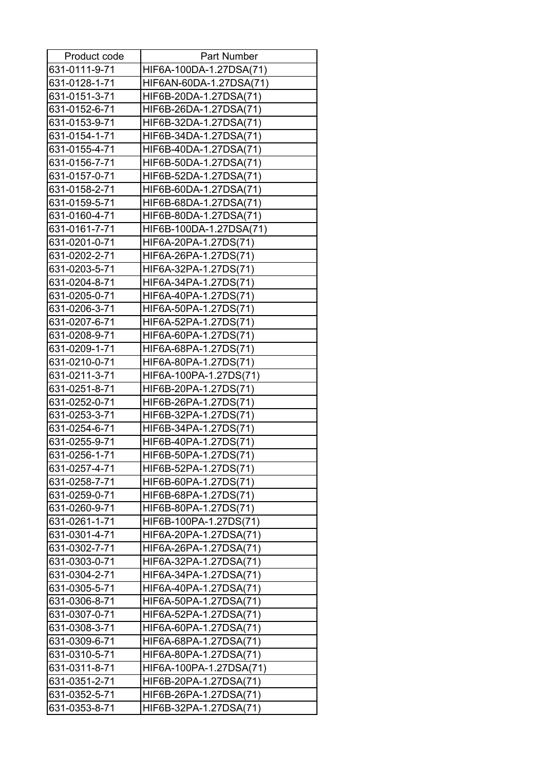| Product code | Part Number |
|---|---|
| 631-0111-9-71 | HIF6A-100DA-1.27DSA(71) |
| 631-0128-1-71 | HIF6AN-60DA-1.27DSA(71) |
| 631-0151-3-71 | HIF6B-20DA-1.27DSA(71) |
| 631-0152-6-71 | HIF6B-26DA-1.27DSA(71) |
| 631-0153-9-71 | HIF6B-32DA-1.27DSA(71) |
| 631-0154-1-71 | HIF6B-34DA-1.27DSA(71) |
| 631-0155-4-71 | HIF6B-40DA-1.27DSA(71) |
| 631-0156-7-71 | HIF6B-50DA-1.27DSA(71) |
| 631-0157-0-71 | HIF6B-52DA-1.27DSA(71) |
| 631-0158-2-71 | HIF6B-60DA-1.27DSA(71) |
| 631-0159-5-71 | HIF6B-68DA-1.27DSA(71) |
| 631-0160-4-71 | HIF6B-80DA-1.27DSA(71) |
| 631-0161-7-71 | HIF6B-100DA-1.27DSA(71) |
| 631-0201-0-71 | HIF6A-20PA-1.27DS(71) |
| 631-0202-2-71 | HIF6A-26PA-1.27DS(71) |
| 631-0203-5-71 | HIF6A-32PA-1.27DS(71) |
| 631-0204-8-71 | HIF6A-34PA-1.27DS(71) |
| 631-0205-0-71 | HIF6A-40PA-1.27DS(71) |
| 631-0206-3-71 | HIF6A-50PA-1.27DS(71) |
| 631-0207-6-71 | HIF6A-52PA-1.27DS(71) |
| 631-0208-9-71 | HIF6A-60PA-1.27DS(71) |
| 631-0209-1-71 | HIF6A-68PA-1.27DS(71) |
| 631-0210-0-71 | HIF6A-80PA-1.27DS(71) |
| 631-0211-3-71 | HIF6A-100PA-1.27DS(71) |
| 631-0251-8-71 | HIF6B-20PA-1.27DS(71) |
| 631-0252-0-71 | HIF6B-26PA-1.27DS(71) |
| 631-0253-3-71 | HIF6B-32PA-1.27DS(71) |
| 631-0254-6-71 | HIF6B-34PA-1.27DS(71) |
| 631-0255-9-71 | HIF6B-40PA-1.27DS(71) |
| 631-0256-1-71 | HIF6B-50PA-1.27DS(71) |
| 631-0257-4-71 | HIF6B-52PA-1.27DS(71) |
| 631-0258-7-71 | HIF6B-60PA-1.27DS(71) |
| 631-0259-0-71 | HIF6B-68PA-1.27DS(71) |
| 631-0260-9-71 | HIF6B-80PA-1.27DS(71) |
| 631-0261-1-71 | HIF6B-100PA-1.27DS(71) |
| 631-0301-4-71 | HIF6A-20PA-1.27DSA(71) |
| 631-0302-7-71 | HIF6A-26PA-1.27DSA(71) |
| 631-0303-0-71 | HIF6A-32PA-1.27DSA(71) |
| 631-0304-2-71 | HIF6A-34PA-1.27DSA(71) |
| 631-0305-5-71 | HIF6A-40PA-1.27DSA(71) |
| 631-0306-8-71 | HIF6A-50PA-1.27DSA(71) |
| 631-0307-0-71 | HIF6A-52PA-1.27DSA(71) |
| 631-0308-3-71 | HIF6A-60PA-1.27DSA(71) |
| 631-0309-6-71 | HIF6A-68PA-1.27DSA(71) |
| 631-0310-5-71 | HIF6A-80PA-1.27DSA(71) |
| 631-0311-8-71 | HIF6A-100PA-1.27DSA(71) |
| 631-0351-2-71 | HIF6B-20PA-1.27DSA(71) |
| 631-0352-5-71 | HIF6B-26PA-1.27DSA(71) |
| 631-0353-8-71 | HIF6B-32PA-1.27DSA(71) |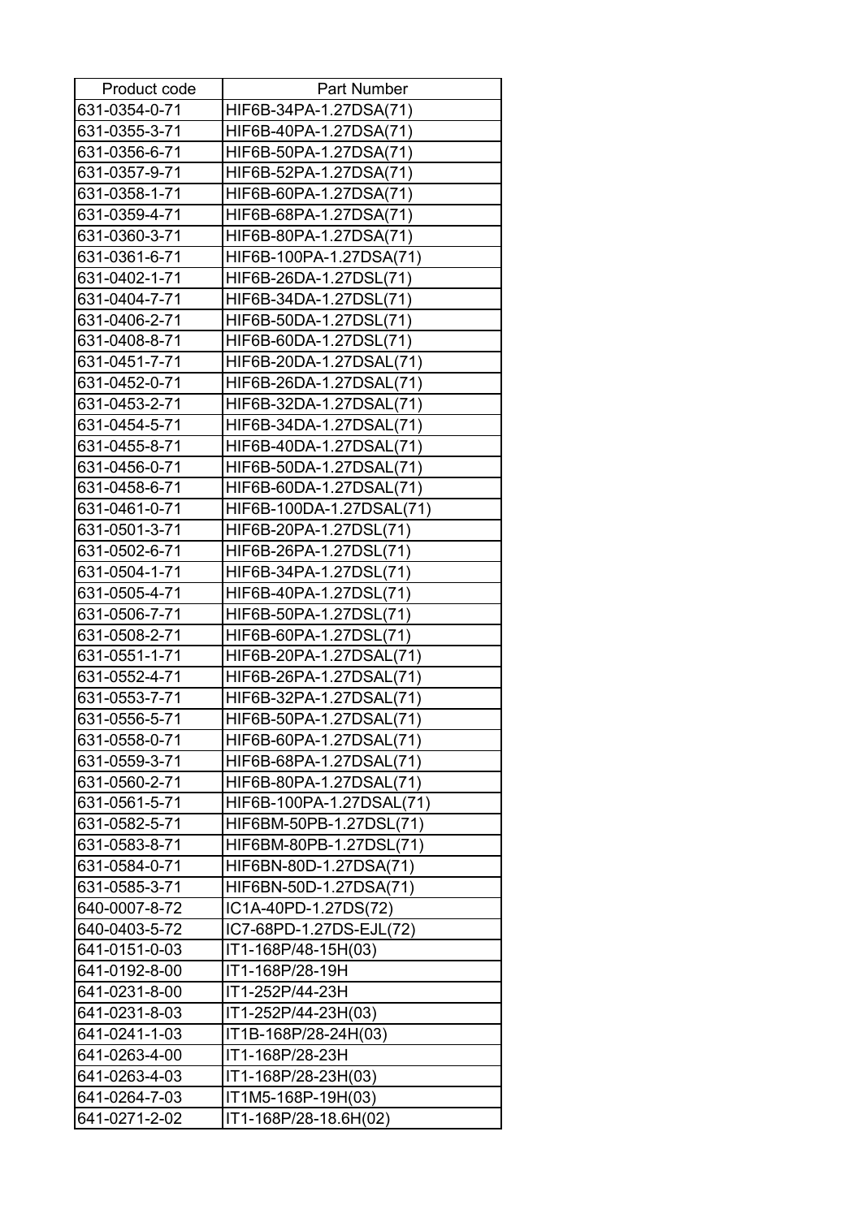| Product code | Part Number |
|---|---|
| 631-0354-0-71 | HIF6B-34PA-1.27DSA(71) |
| 631-0355-3-71 | HIF6B-40PA-1.27DSA(71) |
| 631-0356-6-71 | HIF6B-50PA-1.27DSA(71) |
| 631-0357-9-71 | HIF6B-52PA-1.27DSA(71) |
| 631-0358-1-71 | HIF6B-60PA-1.27DSA(71) |
| 631-0359-4-71 | HIF6B-68PA-1.27DSA(71) |
| 631-0360-3-71 | HIF6B-80PA-1.27DSA(71) |
| 631-0361-6-71 | HIF6B-100PA-1.27DSA(71) |
| 631-0402-1-71 | HIF6B-26DA-1.27DSL(71) |
| 631-0404-7-71 | HIF6B-34DA-1.27DSL(71) |
| 631-0406-2-71 | HIF6B-50DA-1.27DSL(71) |
| 631-0408-8-71 | HIF6B-60DA-1.27DSL(71) |
| 631-0451-7-71 | HIF6B-20DA-1.27DSAL(71) |
| 631-0452-0-71 | HIF6B-26DA-1.27DSAL(71) |
| 631-0453-2-71 | HIF6B-32DA-1.27DSAL(71) |
| 631-0454-5-71 | HIF6B-34DA-1.27DSAL(71) |
| 631-0455-8-71 | HIF6B-40DA-1.27DSAL(71) |
| 631-0456-0-71 | HIF6B-50DA-1.27DSAL(71) |
| 631-0458-6-71 | HIF6B-60DA-1.27DSAL(71) |
| 631-0461-0-71 | HIF6B-100DA-1.27DSAL(71) |
| 631-0501-3-71 | HIF6B-20PA-1.27DSL(71) |
| 631-0502-6-71 | HIF6B-26PA-1.27DSL(71) |
| 631-0504-1-71 | HIF6B-34PA-1.27DSL(71) |
| 631-0505-4-71 | HIF6B-40PA-1.27DSL(71) |
| 631-0506-7-71 | HIF6B-50PA-1.27DSL(71) |
| 631-0508-2-71 | HIF6B-60PA-1.27DSL(71) |
| 631-0551-1-71 | HIF6B-20PA-1.27DSAL(71) |
| 631-0552-4-71 | HIF6B-26PA-1.27DSAL(71) |
| 631-0553-7-71 | HIF6B-32PA-1.27DSAL(71) |
| 631-0556-5-71 | HIF6B-50PA-1.27DSAL(71) |
| 631-0558-0-71 | HIF6B-60PA-1.27DSAL(71) |
| 631-0559-3-71 | HIF6B-68PA-1.27DSAL(71) |
| 631-0560-2-71 | HIF6B-80PA-1.27DSAL(71) |
| 631-0561-5-71 | HIF6B-100PA-1.27DSAL(71) |
| 631-0582-5-71 | HIF6BM-50PB-1.27DSL(71) |
| 631-0583-8-71 | HIF6BM-80PB-1.27DSL(71) |
| 631-0584-0-71 | HIF6BN-80D-1.27DSA(71) |
| 631-0585-3-71 | HIF6BN-50D-1.27DSA(71) |
| 640-0007-8-72 | IC1A-40PD-1.27DS(72) |
| 640-0403-5-72 | IC7-68PD-1.27DS-EJL(72) |
| 641-0151-0-03 | IT1-168P/48-15H(03) |
| 641-0192-8-00 | IT1-168P/28-19H |
| 641-0231-8-00 | IT1-252P/44-23H |
| 641-0231-8-03 | IT1-252P/44-23H(03) |
| 641-0241-1-03 | IT1B-168P/28-24H(03) |
| 641-0263-4-00 | IT1-168P/28-23H |
| 641-0263-4-03 | IT1-168P/28-23H(03) |
| 641-0264-7-03 | IT1M5-168P-19H(03) |
| 641-0271-2-02 | IT1-168P/28-18.6H(02) |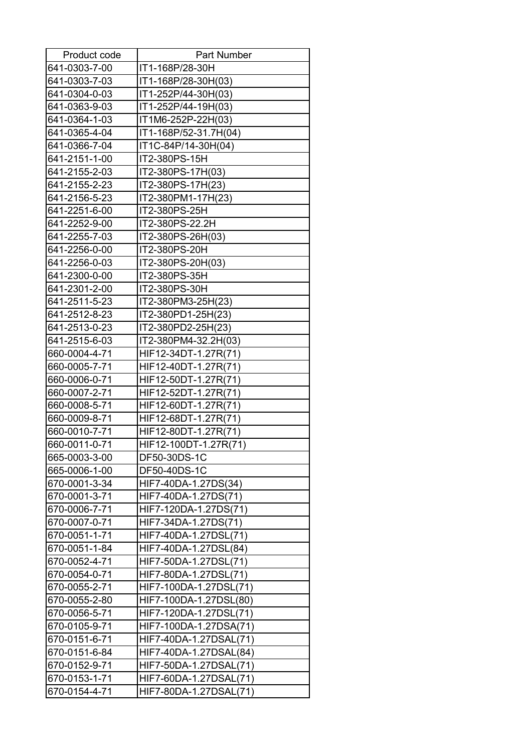| Product code | Part Number |
|---|---|
| 641-0303-7-00 | IT1-168P/28-30H |
| 641-0303-7-03 | IT1-168P/28-30H(03) |
| 641-0304-0-03 | IT1-252P/44-30H(03) |
| 641-0363-9-03 | IT1-252P/44-19H(03) |
| 641-0364-1-03 | IT1M6-252P-22H(03) |
| 641-0365-4-04 | IT1-168P/52-31.7H(04) |
| 641-0366-7-04 | IT1C-84P/14-30H(04) |
| 641-2151-1-00 | IT2-380PS-15H |
| 641-2155-2-03 | IT2-380PS-17H(03) |
| 641-2155-2-23 | IT2-380PS-17H(23) |
| 641-2156-5-23 | IT2-380PM1-17H(23) |
| 641-2251-6-00 | IT2-380PS-25H |
| 641-2252-9-00 | IT2-380PS-22.2H |
| 641-2255-7-03 | IT2-380PS-26H(03) |
| 641-2256-0-00 | IT2-380PS-20H |
| 641-2256-0-03 | IT2-380PS-20H(03) |
| 641-2300-0-00 | IT2-380PS-35H |
| 641-2301-2-00 | IT2-380PS-30H |
| 641-2511-5-23 | IT2-380PM3-25H(23) |
| 641-2512-8-23 | IT2-380PD1-25H(23) |
| 641-2513-0-23 | IT2-380PD2-25H(23) |
| 641-2515-6-03 | IT2-380PM4-32.2H(03) |
| 660-0004-4-71 | HIF12-34DT-1.27R(71) |
| 660-0005-7-71 | HIF12-40DT-1.27R(71) |
| 660-0006-0-71 | HIF12-50DT-1.27R(71) |
| 660-0007-2-71 | HIF12-52DT-1.27R(71) |
| 660-0008-5-71 | HIF12-60DT-1.27R(71) |
| 660-0009-8-71 | HIF12-68DT-1.27R(71) |
| 660-0010-7-71 | HIF12-80DT-1.27R(71) |
| 660-0011-0-71 | HIF12-100DT-1.27R(71) |
| 665-0003-3-00 | DF50-30DS-1C |
| 665-0006-1-00 | DF50-40DS-1C |
| 670-0001-3-34 | HIF7-40DA-1.27DS(34) |
| 670-0001-3-71 | HIF7-40DA-1.27DS(71) |
| 670-0006-7-71 | HIF7-120DA-1.27DS(71) |
| 670-0007-0-71 | HIF7-34DA-1.27DS(71) |
| 670-0051-1-71 | HIF7-40DA-1.27DSL(71) |
| 670-0051-1-84 | HIF7-40DA-1.27DSL(84) |
| 670-0052-4-71 | HIF7-50DA-1.27DSL(71) |
| 670-0054-0-71 | HIF7-80DA-1.27DSL(71) |
| 670-0055-2-71 | HIF7-100DA-1.27DSL(71) |
| 670-0055-2-80 | HIF7-100DA-1.27DSL(80) |
| 670-0056-5-71 | HIF7-120DA-1.27DSL(71) |
| 670-0105-9-71 | HIF7-100DA-1.27DSA(71) |
| 670-0151-6-71 | HIF7-40DA-1.27DSAL(71) |
| 670-0151-6-84 | HIF7-40DA-1.27DSAL(84) |
| 670-0152-9-71 | HIF7-50DA-1.27DSAL(71) |
| 670-0153-1-71 | HIF7-60DA-1.27DSAL(71) |
| 670-0154-4-71 | HIF7-80DA-1.27DSAL(71) |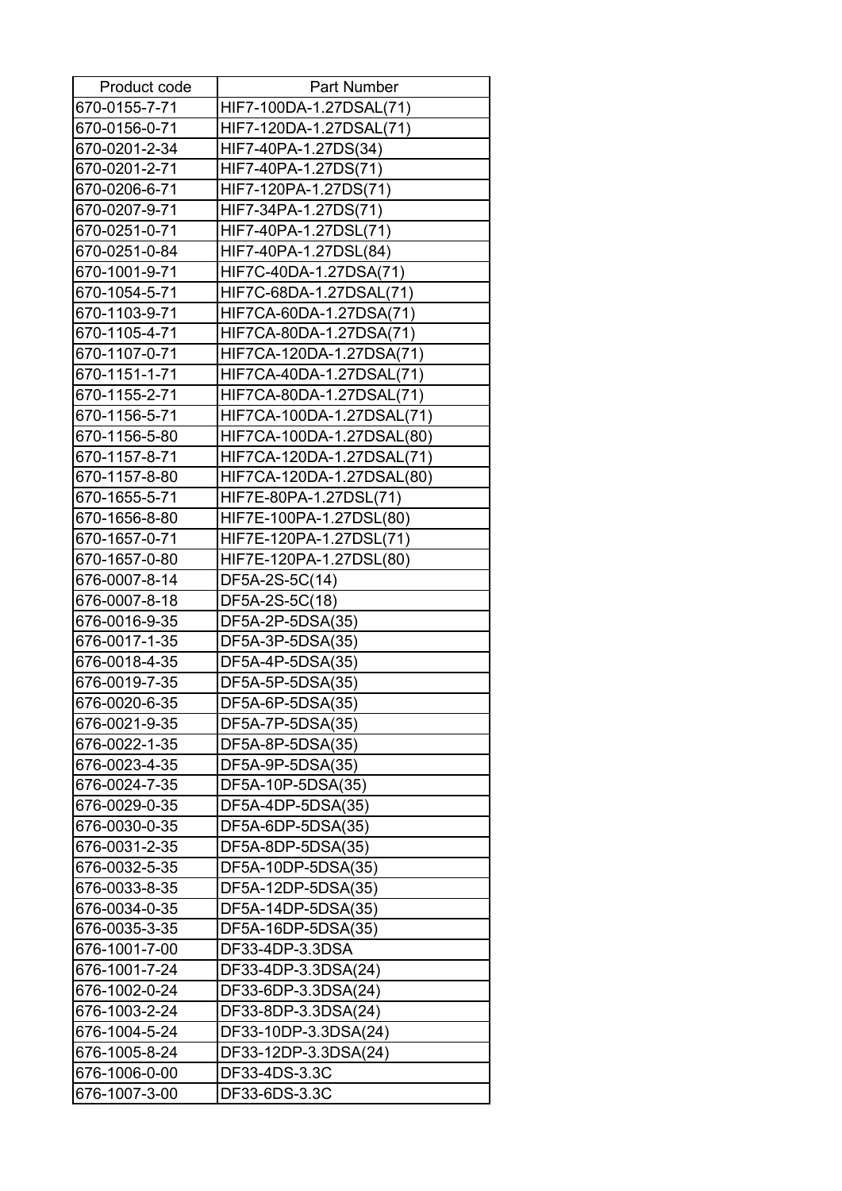| Product code | Part Number |
|---|---|
| 670-0155-7-71 | HIF7-100DA-1.27DSAL(71) |
| 670-0156-0-71 | HIF7-120DA-1.27DSAL(71) |
| 670-0201-2-34 | HIF7-40PA-1.27DS(34) |
| 670-0201-2-71 | HIF7-40PA-1.27DS(71) |
| 670-0206-6-71 | HIF7-120PA-1.27DS(71) |
| 670-0207-9-71 | HIF7-34PA-1.27DS(71) |
| 670-0251-0-71 | HIF7-40PA-1.27DSL(71) |
| 670-0251-0-84 | HIF7-40PA-1.27DSL(84) |
| 670-1001-9-71 | HIF7C-40DA-1.27DSA(71) |
| 670-1054-5-71 | HIF7C-68DA-1.27DSAL(71) |
| 670-1103-9-71 | HIF7CA-60DA-1.27DSA(71) |
| 670-1105-4-71 | HIF7CA-80DA-1.27DSA(71) |
| 670-1107-0-71 | HIF7CA-120DA-1.27DSA(71) |
| 670-1151-1-71 | HIF7CA-40DA-1.27DSAL(71) |
| 670-1155-2-71 | HIF7CA-80DA-1.27DSAL(71) |
| 670-1156-5-71 | HIF7CA-100DA-1.27DSAL(71) |
| 670-1156-5-80 | HIF7CA-100DA-1.27DSAL(80) |
| 670-1157-8-71 | HIF7CA-120DA-1.27DSAL(71) |
| 670-1157-8-80 | HIF7CA-120DA-1.27DSAL(80) |
| 670-1655-5-71 | HIF7E-80PA-1.27DSL(71) |
| 670-1656-8-80 | HIF7E-100PA-1.27DSL(80) |
| 670-1657-0-71 | HIF7E-120PA-1.27DSL(71) |
| 670-1657-0-80 | HIF7E-120PA-1.27DSL(80) |
| 676-0007-8-14 | DF5A-2S-5C(14) |
| 676-0007-8-18 | DF5A-2S-5C(18) |
| 676-0016-9-35 | DF5A-2P-5DSA(35) |
| 676-0017-1-35 | DF5A-3P-5DSA(35) |
| 676-0018-4-35 | DF5A-4P-5DSA(35) |
| 676-0019-7-35 | DF5A-5P-5DSA(35) |
| 676-0020-6-35 | DF5A-6P-5DSA(35) |
| 676-0021-9-35 | DF5A-7P-5DSA(35) |
| 676-0022-1-35 | DF5A-8P-5DSA(35) |
| 676-0023-4-35 | DF5A-9P-5DSA(35) |
| 676-0024-7-35 | DF5A-10P-5DSA(35) |
| 676-0029-0-35 | DF5A-4DP-5DSA(35) |
| 676-0030-0-35 | DF5A-6DP-5DSA(35) |
| 676-0031-2-35 | DF5A-8DP-5DSA(35) |
| 676-0032-5-35 | DF5A-10DP-5DSA(35) |
| 676-0033-8-35 | DF5A-12DP-5DSA(35) |
| 676-0034-0-35 | DF5A-14DP-5DSA(35) |
| 676-0035-3-35 | DF5A-16DP-5DSA(35) |
| 676-1001-7-00 | DF33-4DP-3.3DSA |
| 676-1001-7-24 | DF33-4DP-3.3DSA(24) |
| 676-1002-0-24 | DF33-6DP-3.3DSA(24) |
| 676-1003-2-24 | DF33-8DP-3.3DSA(24) |
| 676-1004-5-24 | DF33-10DP-3.3DSA(24) |
| 676-1005-8-24 | DF33-12DP-3.3DSA(24) |
| 676-1006-0-00 | DF33-4DS-3.3C |
| 676-1007-3-00 | DF33-6DS-3.3C |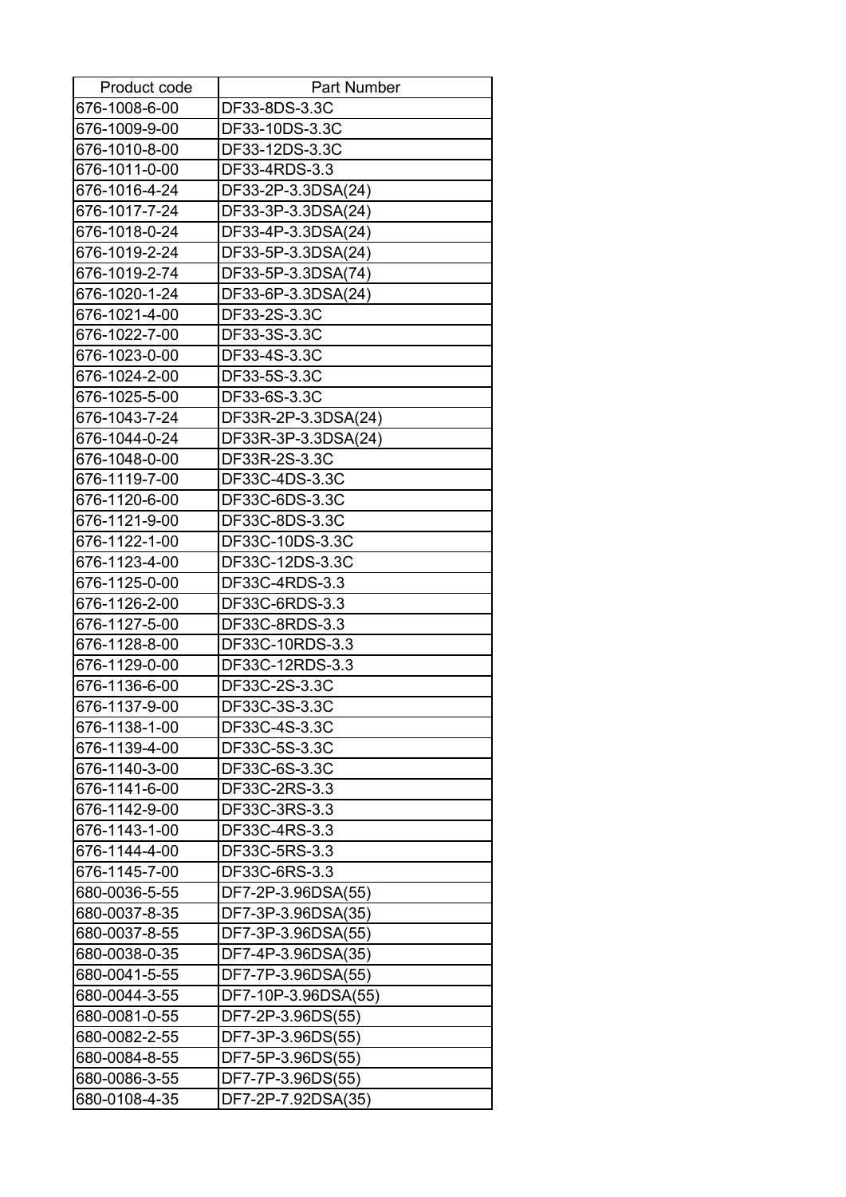| Product code | Part Number |
|---|---|
| 676-1008-6-00 | DF33-8DS-3.3C |
| 676-1009-9-00 | DF33-10DS-3.3C |
| 676-1010-8-00 | DF33-12DS-3.3C |
| 676-1011-0-00 | DF33-4RDS-3.3 |
| 676-1016-4-24 | DF33-2P-3.3DSA(24) |
| 676-1017-7-24 | DF33-3P-3.3DSA(24) |
| 676-1018-0-24 | DF33-4P-3.3DSA(24) |
| 676-1019-2-24 | DF33-5P-3.3DSA(24) |
| 676-1019-2-74 | DF33-5P-3.3DSA(74) |
| 676-1020-1-24 | DF33-6P-3.3DSA(24) |
| 676-1021-4-00 | DF33-2S-3.3C |
| 676-1022-7-00 | DF33-3S-3.3C |
| 676-1023-0-00 | DF33-4S-3.3C |
| 676-1024-2-00 | DF33-5S-3.3C |
| 676-1025-5-00 | DF33-6S-3.3C |
| 676-1043-7-24 | DF33R-2P-3.3DSA(24) |
| 676-1044-0-24 | DF33R-3P-3.3DSA(24) |
| 676-1048-0-00 | DF33R-2S-3.3C |
| 676-1119-7-00 | DF33C-4DS-3.3C |
| 676-1120-6-00 | DF33C-6DS-3.3C |
| 676-1121-9-00 | DF33C-8DS-3.3C |
| 676-1122-1-00 | DF33C-10DS-3.3C |
| 676-1123-4-00 | DF33C-12DS-3.3C |
| 676-1125-0-00 | DF33C-4RDS-3.3 |
| 676-1126-2-00 | DF33C-6RDS-3.3 |
| 676-1127-5-00 | DF33C-8RDS-3.3 |
| 676-1128-8-00 | DF33C-10RDS-3.3 |
| 676-1129-0-00 | DF33C-12RDS-3.3 |
| 676-1136-6-00 | DF33C-2S-3.3C |
| 676-1137-9-00 | DF33C-3S-3.3C |
| 676-1138-1-00 | DF33C-4S-3.3C |
| 676-1139-4-00 | DF33C-5S-3.3C |
| 676-1140-3-00 | DF33C-6S-3.3C |
| 676-1141-6-00 | DF33C-2RS-3.3 |
| 676-1142-9-00 | DF33C-3RS-3.3 |
| 676-1143-1-00 | DF33C-4RS-3.3 |
| 676-1144-4-00 | DF33C-5RS-3.3 |
| 676-1145-7-00 | DF33C-6RS-3.3 |
| 680-0036-5-55 | DF7-2P-3.96DSA(55) |
| 680-0037-8-35 | DF7-3P-3.96DSA(35) |
| 680-0037-8-55 | DF7-3P-3.96DSA(55) |
| 680-0038-0-35 | DF7-4P-3.96DSA(35) |
| 680-0041-5-55 | DF7-7P-3.96DSA(55) |
| 680-0044-3-55 | DF7-10P-3.96DSA(55) |
| 680-0081-0-55 | DF7-2P-3.96DS(55) |
| 680-0082-2-55 | DF7-3P-3.96DS(55) |
| 680-0084-8-55 | DF7-5P-3.96DS(55) |
| 680-0086-3-55 | DF7-7P-3.96DS(55) |
| 680-0108-4-35 | DF7-2P-7.92DSA(35) |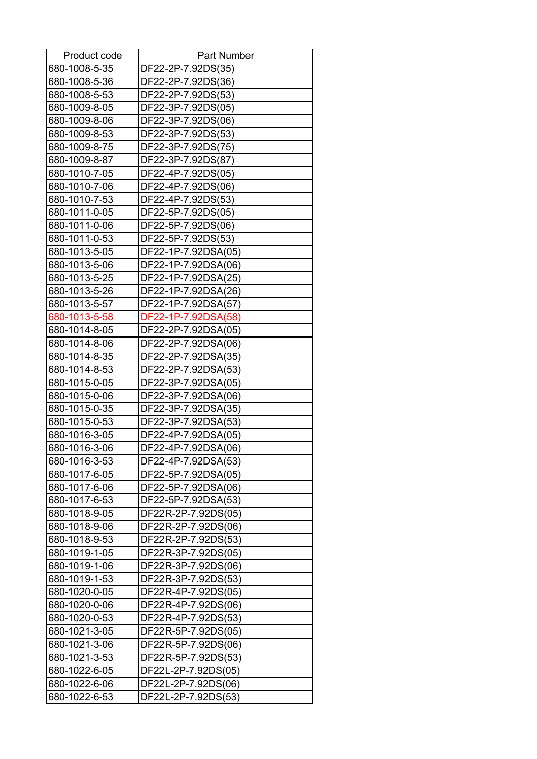| Product code | Part Number |
|---|---|
| 680-1008-5-35 | DF22-2P-7.92DS(35) |
| 680-1008-5-36 | DF22-2P-7.92DS(36) |
| 680-1008-5-53 | DF22-2P-7.92DS(53) |
| 680-1009-8-05 | DF22-3P-7.92DS(05) |
| 680-1009-8-06 | DF22-3P-7.92DS(06) |
| 680-1009-8-53 | DF22-3P-7.92DS(53) |
| 680-1009-8-75 | DF22-3P-7.92DS(75) |
| 680-1009-8-87 | DF22-3P-7.92DS(87) |
| 680-1010-7-05 | DF22-4P-7.92DS(05) |
| 680-1010-7-06 | DF22-4P-7.92DS(06) |
| 680-1010-7-53 | DF22-4P-7.92DS(53) |
| 680-1011-0-05 | DF22-5P-7.92DS(05) |
| 680-1011-0-06 | DF22-5P-7.92DS(06) |
| 680-1011-0-53 | DF22-5P-7.92DS(53) |
| 680-1013-5-05 | DF22-1P-7.92DSA(05) |
| 680-1013-5-06 | DF22-1P-7.92DSA(06) |
| 680-1013-5-25 | DF22-1P-7.92DSA(25) |
| 680-1013-5-26 | DF22-1P-7.92DSA(26) |
| 680-1013-5-57 | DF22-1P-7.92DSA(57) |
| 680-1013-5-58 | DF22-1P-7.92DSA(58) |
| 680-1014-8-05 | DF22-2P-7.92DSA(05) |
| 680-1014-8-06 | DF22-2P-7.92DSA(06) |
| 680-1014-8-35 | DF22-2P-7.92DSA(35) |
| 680-1014-8-53 | DF22-2P-7.92DSA(53) |
| 680-1015-0-05 | DF22-3P-7.92DSA(05) |
| 680-1015-0-06 | DF22-3P-7.92DSA(06) |
| 680-1015-0-35 | DF22-3P-7.92DSA(35) |
| 680-1015-0-53 | DF22-3P-7.92DSA(53) |
| 680-1016-3-05 | DF22-4P-7.92DSA(05) |
| 680-1016-3-06 | DF22-4P-7.92DSA(06) |
| 680-1016-3-53 | DF22-4P-7.92DSA(53) |
| 680-1017-6-05 | DF22-5P-7.92DSA(05) |
| 680-1017-6-06 | DF22-5P-7.92DSA(06) |
| 680-1017-6-53 | DF22-5P-7.92DSA(53) |
| 680-1018-9-05 | DF22R-2P-7.92DS(05) |
| 680-1018-9-06 | DF22R-2P-7.92DS(06) |
| 680-1018-9-53 | DF22R-2P-7.92DS(53) |
| 680-1019-1-05 | DF22R-3P-7.92DS(05) |
| 680-1019-1-06 | DF22R-3P-7.92DS(06) |
| 680-1019-1-53 | DF22R-3P-7.92DS(53) |
| 680-1020-0-05 | DF22R-4P-7.92DS(05) |
| 680-1020-0-06 | DF22R-4P-7.92DS(06) |
| 680-1020-0-53 | DF22R-4P-7.92DS(53) |
| 680-1021-3-05 | DF22R-5P-7.92DS(05) |
| 680-1021-3-06 | DF22R-5P-7.92DS(06) |
| 680-1021-3-53 | DF22R-5P-7.92DS(53) |
| 680-1022-6-05 | DF22L-2P-7.92DS(05) |
| 680-1022-6-06 | DF22L-2P-7.92DS(06) |
| 680-1022-6-53 | DF22L-2P-7.92DS(53) |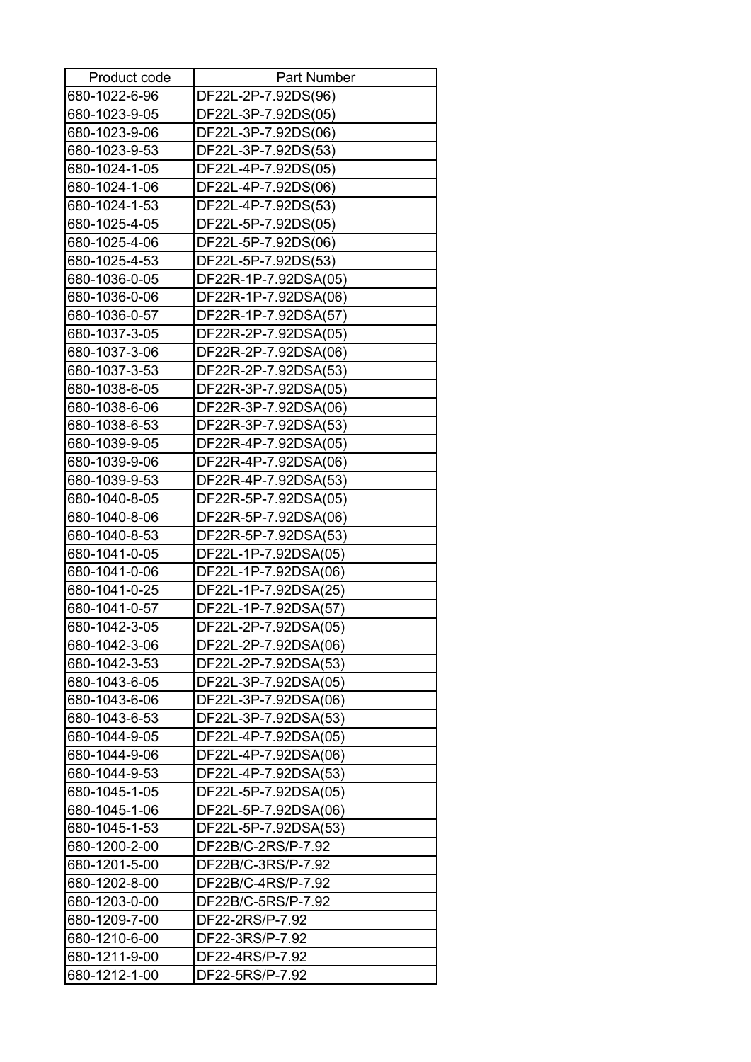| Product code | Part Number |
|---|---|
| 680-1022-6-96 | DF22L-2P-7.92DS(96) |
| 680-1023-9-05 | DF22L-3P-7.92DS(05) |
| 680-1023-9-06 | DF22L-3P-7.92DS(06) |
| 680-1023-9-53 | DF22L-3P-7.92DS(53) |
| 680-1024-1-05 | DF22L-4P-7.92DS(05) |
| 680-1024-1-06 | DF22L-4P-7.92DS(06) |
| 680-1024-1-53 | DF22L-4P-7.92DS(53) |
| 680-1025-4-05 | DF22L-5P-7.92DS(05) |
| 680-1025-4-06 | DF22L-5P-7.92DS(06) |
| 680-1025-4-53 | DF22L-5P-7.92DS(53) |
| 680-1036-0-05 | DF22R-1P-7.92DSA(05) |
| 680-1036-0-06 | DF22R-1P-7.92DSA(06) |
| 680-1036-0-57 | DF22R-1P-7.92DSA(57) |
| 680-1037-3-05 | DF22R-2P-7.92DSA(05) |
| 680-1037-3-06 | DF22R-2P-7.92DSA(06) |
| 680-1037-3-53 | DF22R-2P-7.92DSA(53) |
| 680-1038-6-05 | DF22R-3P-7.92DSA(05) |
| 680-1038-6-06 | DF22R-3P-7.92DSA(06) |
| 680-1038-6-53 | DF22R-3P-7.92DSA(53) |
| 680-1039-9-05 | DF22R-4P-7.92DSA(05) |
| 680-1039-9-06 | DF22R-4P-7.92DSA(06) |
| 680-1039-9-53 | DF22R-4P-7.92DSA(53) |
| 680-1040-8-05 | DF22R-5P-7.92DSA(05) |
| 680-1040-8-06 | DF22R-5P-7.92DSA(06) |
| 680-1040-8-53 | DF22R-5P-7.92DSA(53) |
| 680-1041-0-05 | DF22L-1P-7.92DSA(05) |
| 680-1041-0-06 | DF22L-1P-7.92DSA(06) |
| 680-1041-0-25 | DF22L-1P-7.92DSA(25) |
| 680-1041-0-57 | DF22L-1P-7.92DSA(57) |
| 680-1042-3-05 | DF22L-2P-7.92DSA(05) |
| 680-1042-3-06 | DF22L-2P-7.92DSA(06) |
| 680-1042-3-53 | DF22L-2P-7.92DSA(53) |
| 680-1043-6-05 | DF22L-3P-7.92DSA(05) |
| 680-1043-6-06 | DF22L-3P-7.92DSA(06) |
| 680-1043-6-53 | DF22L-3P-7.92DSA(53) |
| 680-1044-9-05 | DF22L-4P-7.92DSA(05) |
| 680-1044-9-06 | DF22L-4P-7.92DSA(06) |
| 680-1044-9-53 | DF22L-4P-7.92DSA(53) |
| 680-1045-1-05 | DF22L-5P-7.92DSA(05) |
| 680-1045-1-06 | DF22L-5P-7.92DSA(06) |
| 680-1045-1-53 | DF22L-5P-7.92DSA(53) |
| 680-1200-2-00 | DF22B/C-2RS/P-7.92 |
| 680-1201-5-00 | DF22B/C-3RS/P-7.92 |
| 680-1202-8-00 | DF22B/C-4RS/P-7.92 |
| 680-1203-0-00 | DF22B/C-5RS/P-7.92 |
| 680-1209-7-00 | DF22-2RS/P-7.92 |
| 680-1210-6-00 | DF22-3RS/P-7.92 |
| 680-1211-9-00 | DF22-4RS/P-7.92 |
| 680-1212-1-00 | DF22-5RS/P-7.92 |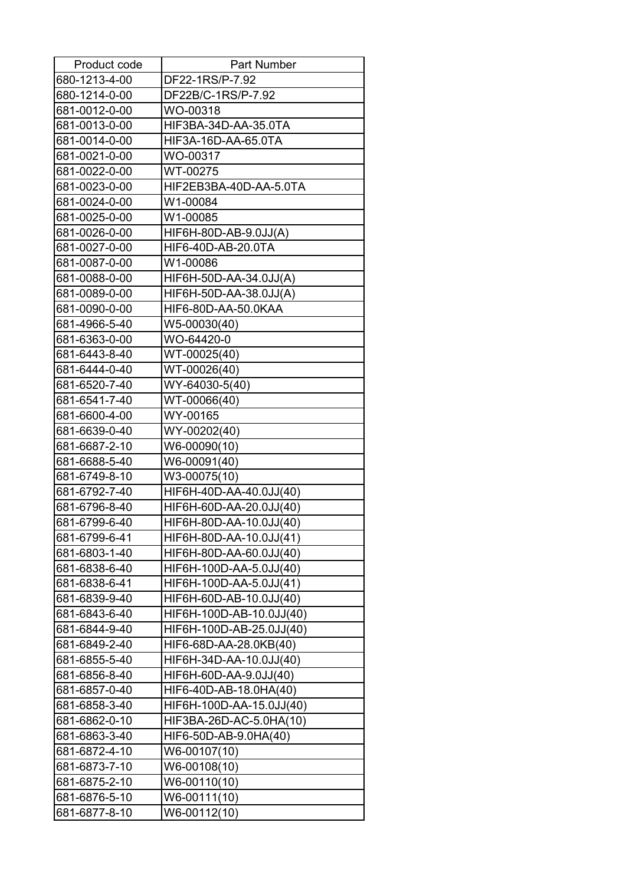| Product code | Part Number |
|---|---|
| 680-1213-4-00 | DF22-1RS/P-7.92 |
| 680-1214-0-00 | DF22B/C-1RS/P-7.92 |
| 681-0012-0-00 | WO-00318 |
| 681-0013-0-00 | HIF3BA-34D-AA-35.0TA |
| 681-0014-0-00 | HIF3A-16D-AA-65.0TA |
| 681-0021-0-00 | WO-00317 |
| 681-0022-0-00 | WT-00275 |
| 681-0023-0-00 | HIF2EB3BA-40D-AA-5.0TA |
| 681-0024-0-00 | W1-00084 |
| 681-0025-0-00 | W1-00085 |
| 681-0026-0-00 | HIF6H-80D-AB-9.0JJ(A) |
| 681-0027-0-00 | HIF6-40D-AB-20.0TA |
| 681-0087-0-00 | W1-00086 |
| 681-0088-0-00 | HIF6H-50D-AA-34.0JJ(A) |
| 681-0089-0-00 | HIF6H-50D-AA-38.0JJ(A) |
| 681-0090-0-00 | HIF6-80D-AA-50.0KAA |
| 681-4966-5-40 | W5-00030(40) |
| 681-6363-0-00 | WO-64420-0 |
| 681-6443-8-40 | WT-00025(40) |
| 681-6444-0-40 | WT-00026(40) |
| 681-6520-7-40 | WY-64030-5(40) |
| 681-6541-7-40 | WT-00066(40) |
| 681-6600-4-00 | WY-00165 |
| 681-6639-0-40 | WY-00202(40) |
| 681-6687-2-10 | W6-00090(10) |
| 681-6688-5-40 | W6-00091(40) |
| 681-6749-8-10 | W3-00075(10) |
| 681-6792-7-40 | HIF6H-40D-AA-40.0JJ(40) |
| 681-6796-8-40 | HIF6H-60D-AA-20.0JJ(40) |
| 681-6799-6-40 | HIF6H-80D-AA-10.0JJ(40) |
| 681-6799-6-41 | HIF6H-80D-AA-10.0JJ(41) |
| 681-6803-1-40 | HIF6H-80D-AA-60.0JJ(40) |
| 681-6838-6-40 | HIF6H-100D-AA-5.0JJ(40) |
| 681-6838-6-41 | HIF6H-100D-AA-5.0JJ(41) |
| 681-6839-9-40 | HIF6H-60D-AB-10.0JJ(40) |
| 681-6843-6-40 | HIF6H-100D-AB-10.0JJ(40) |
| 681-6844-9-40 | HIF6H-100D-AB-25.0JJ(40) |
| 681-6849-2-40 | HIF6-68D-AA-28.0KB(40) |
| 681-6855-5-40 | HIF6H-34D-AA-10.0JJ(40) |
| 681-6856-8-40 | HIF6H-60D-AA-9.0JJ(40) |
| 681-6857-0-40 | HIF6-40D-AB-18.0HA(40) |
| 681-6858-3-40 | HIF6H-100D-AA-15.0JJ(40) |
| 681-6862-0-10 | HIF3BA-26D-AC-5.0HA(10) |
| 681-6863-3-40 | HIF6-50D-AB-9.0HA(40) |
| 681-6872-4-10 | W6-00107(10) |
| 681-6873-7-10 | W6-00108(10) |
| 681-6875-2-10 | W6-00110(10) |
| 681-6876-5-10 | W6-00111(10) |
| 681-6877-8-10 | W6-00112(10) |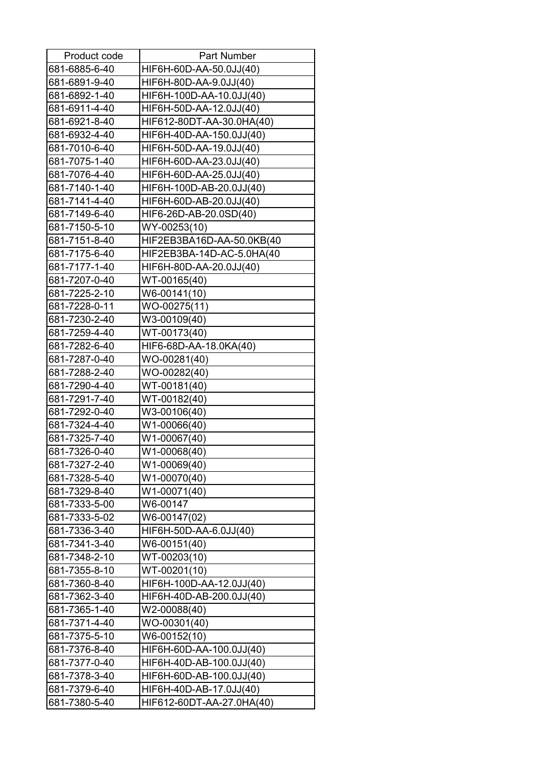| Product code | Part Number |
| --- | --- |
| 681-6885-6-40 | HIF6H-60D-AA-50.0JJ(40) |
| 681-6891-9-40 | HIF6H-80D-AA-9.0JJ(40) |
| 681-6892-1-40 | HIF6H-100D-AA-10.0JJ(40) |
| 681-6911-4-40 | HIF6H-50D-AA-12.0JJ(40) |
| 681-6921-8-40 | HIF612-80DT-AA-30.0HA(40) |
| 681-6932-4-40 | HIF6H-40D-AA-150.0JJ(40) |
| 681-7010-6-40 | HIF6H-50D-AA-19.0JJ(40) |
| 681-7075-1-40 | HIF6H-60D-AA-23.0JJ(40) |
| 681-7076-4-40 | HIF6H-60D-AA-25.0JJ(40) |
| 681-7140-1-40 | HIF6H-100D-AB-20.0JJ(40) |
| 681-7141-4-40 | HIF6H-60D-AB-20.0JJ(40) |
| 681-7149-6-40 | HIF6-26D-AB-20.0SD(40) |
| 681-7150-5-10 | WY-00253(10) |
| 681-7151-8-40 | HIF2EB3BA16D-AA-50.0KB(40 |
| 681-7175-6-40 | HIF2EB3BA-14D-AC-5.0HA(40 |
| 681-7177-1-40 | HIF6H-80D-AA-20.0JJ(40) |
| 681-7207-0-40 | WT-00165(40) |
| 681-7225-2-10 | W6-00141(10) |
| 681-7228-0-11 | WO-00275(11) |
| 681-7230-2-40 | W3-00109(40) |
| 681-7259-4-40 | WT-00173(40) |
| 681-7282-6-40 | HIF6-68D-AA-18.0KA(40) |
| 681-7287-0-40 | WO-00281(40) |
| 681-7288-2-40 | WO-00282(40) |
| 681-7290-4-40 | WT-00181(40) |
| 681-7291-7-40 | WT-00182(40) |
| 681-7292-0-40 | W3-00106(40) |
| 681-7324-4-40 | W1-00066(40) |
| 681-7325-7-40 | W1-00067(40) |
| 681-7326-0-40 | W1-00068(40) |
| 681-7327-2-40 | W1-00069(40) |
| 681-7328-5-40 | W1-00070(40) |
| 681-7329-8-40 | W1-00071(40) |
| 681-7333-5-00 | W6-00147 |
| 681-7333-5-02 | W6-00147(02) |
| 681-7336-3-40 | HIF6H-50D-AA-6.0JJ(40) |
| 681-7341-3-40 | W6-00151(40) |
| 681-7348-2-10 | WT-00203(10) |
| 681-7355-8-10 | WT-00201(10) |
| 681-7360-8-40 | HIF6H-100D-AA-12.0JJ(40) |
| 681-7362-3-40 | HIF6H-40D-AB-200.0JJ(40) |
| 681-7365-1-40 | W2-00088(40) |
| 681-7371-4-40 | WO-00301(40) |
| 681-7375-5-10 | W6-00152(10) |
| 681-7376-8-40 | HIF6H-60D-AA-100.0JJ(40) |
| 681-7377-0-40 | HIF6H-40D-AB-100.0JJ(40) |
| 681-7378-3-40 | HIF6H-60D-AB-100.0JJ(40) |
| 681-7379-6-40 | HIF6H-40D-AB-17.0JJ(40) |
| 681-7380-5-40 | HIF612-60DT-AA-27.0HA(40) |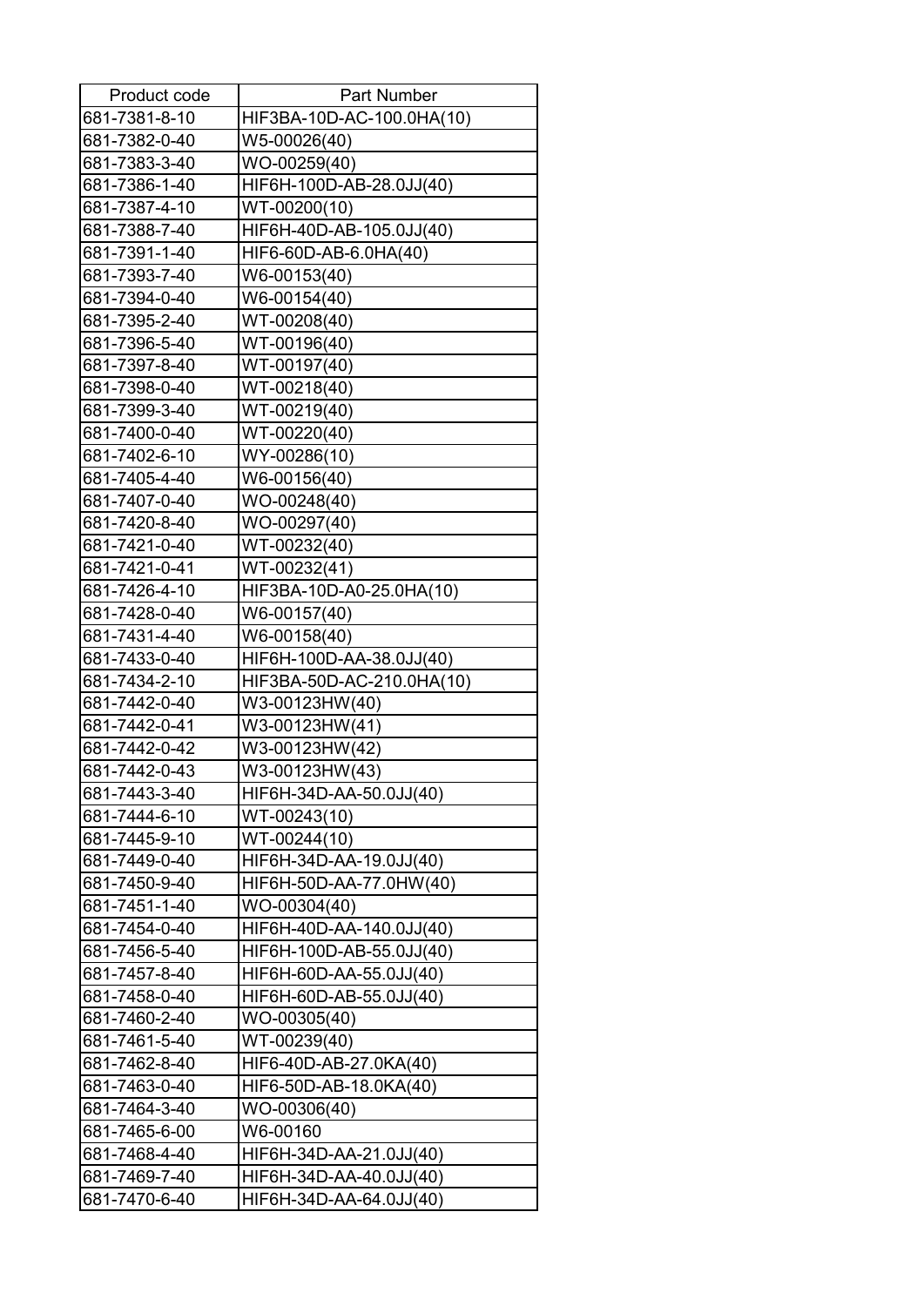| Product code | Part Number |
|---|---|
| 681-7381-8-10 | HIF3BA-10D-AC-100.0HA(10) |
| 681-7382-0-40 | W5-00026(40) |
| 681-7383-3-40 | WO-00259(40) |
| 681-7386-1-40 | HIF6H-100D-AB-28.0JJ(40) |
| 681-7387-4-10 | WT-00200(10) |
| 681-7388-7-40 | HIF6H-40D-AB-105.0JJ(40) |
| 681-7391-1-40 | HIF6-60D-AB-6.0HA(40) |
| 681-7393-7-40 | W6-00153(40) |
| 681-7394-0-40 | W6-00154(40) |
| 681-7395-2-40 | WT-00208(40) |
| 681-7396-5-40 | WT-00196(40) |
| 681-7397-8-40 | WT-00197(40) |
| 681-7398-0-40 | WT-00218(40) |
| 681-7399-3-40 | WT-00219(40) |
| 681-7400-0-40 | WT-00220(40) |
| 681-7402-6-10 | WY-00286(10) |
| 681-7405-4-40 | W6-00156(40) |
| 681-7407-0-40 | WO-00248(40) |
| 681-7420-8-40 | WO-00297(40) |
| 681-7421-0-40 | WT-00232(40) |
| 681-7421-0-41 | WT-00232(41) |
| 681-7426-4-10 | HIF3BA-10D-A0-25.0HA(10) |
| 681-7428-0-40 | W6-00157(40) |
| 681-7431-4-40 | W6-00158(40) |
| 681-7433-0-40 | HIF6H-100D-AA-38.0JJ(40) |
| 681-7434-2-10 | HIF3BA-50D-AC-210.0HA(10) |
| 681-7442-0-40 | W3-00123HW(40) |
| 681-7442-0-41 | W3-00123HW(41) |
| 681-7442-0-42 | W3-00123HW(42) |
| 681-7442-0-43 | W3-00123HW(43) |
| 681-7443-3-40 | HIF6H-34D-AA-50.0JJ(40) |
| 681-7444-6-10 | WT-00243(10) |
| 681-7445-9-10 | WT-00244(10) |
| 681-7449-0-40 | HIF6H-34D-AA-19.0JJ(40) |
| 681-7450-9-40 | HIF6H-50D-AA-77.0HW(40) |
| 681-7451-1-40 | WO-00304(40) |
| 681-7454-0-40 | HIF6H-40D-AA-140.0JJ(40) |
| 681-7456-5-40 | HIF6H-100D-AB-55.0JJ(40) |
| 681-7457-8-40 | HIF6H-60D-AA-55.0JJ(40) |
| 681-7458-0-40 | HIF6H-60D-AB-55.0JJ(40) |
| 681-7460-2-40 | WO-00305(40) |
| 681-7461-5-40 | WT-00239(40) |
| 681-7462-8-40 | HIF6-40D-AB-27.0KA(40) |
| 681-7463-0-40 | HIF6-50D-AB-18.0KA(40) |
| 681-7464-3-40 | WO-00306(40) |
| 681-7465-6-00 | W6-00160 |
| 681-7468-4-40 | HIF6H-34D-AA-21.0JJ(40) |
| 681-7469-7-40 | HIF6H-34D-AA-40.0JJ(40) |
| 681-7470-6-40 | HIF6H-34D-AA-64.0JJ(40) |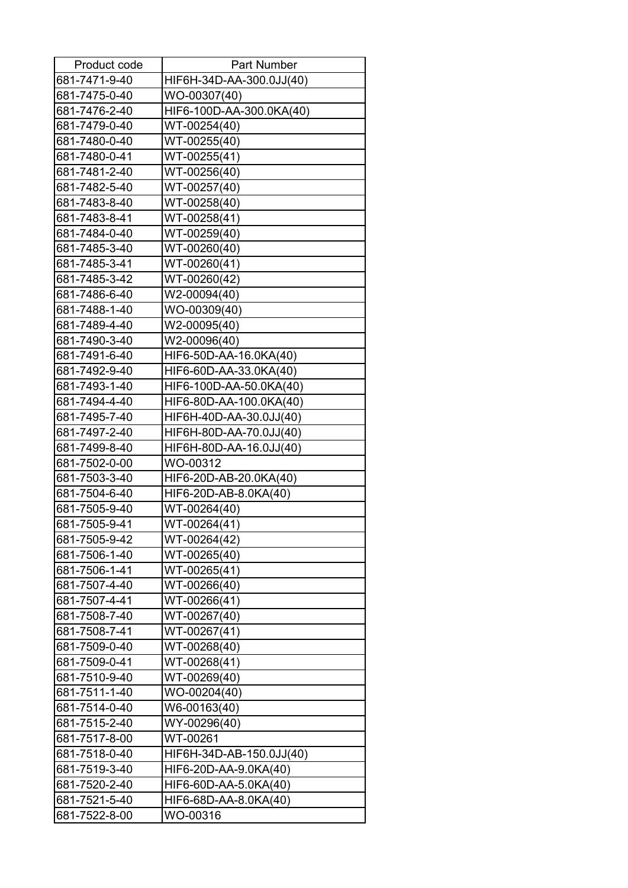| Product code | Part Number |
| --- | --- |
| 681-7471-9-40 | HIF6H-34D-AA-300.0JJ(40) |
| 681-7475-0-40 | WO-00307(40) |
| 681-7476-2-40 | HIF6-100D-AA-300.0KA(40) |
| 681-7479-0-40 | WT-00254(40) |
| 681-7480-0-40 | WT-00255(40) |
| 681-7480-0-41 | WT-00255(41) |
| 681-7481-2-40 | WT-00256(40) |
| 681-7482-5-40 | WT-00257(40) |
| 681-7483-8-40 | WT-00258(40) |
| 681-7483-8-41 | WT-00258(41) |
| 681-7484-0-40 | WT-00259(40) |
| 681-7485-3-40 | WT-00260(40) |
| 681-7485-3-41 | WT-00260(41) |
| 681-7485-3-42 | WT-00260(42) |
| 681-7486-6-40 | W2-00094(40) |
| 681-7488-1-40 | WO-00309(40) |
| 681-7489-4-40 | W2-00095(40) |
| 681-7490-3-40 | W2-00096(40) |
| 681-7491-6-40 | HIF6-50D-AA-16.0KA(40) |
| 681-7492-9-40 | HIF6-60D-AA-33.0KA(40) |
| 681-7493-1-40 | HIF6-100D-AA-50.0KA(40) |
| 681-7494-4-40 | HIF6-80D-AA-100.0KA(40) |
| 681-7495-7-40 | HIF6H-40D-AA-30.0JJ(40) |
| 681-7497-2-40 | HIF6H-80D-AA-70.0JJ(40) |
| 681-7499-8-40 | HIF6H-80D-AA-16.0JJ(40) |
| 681-7502-0-00 | WO-00312 |
| 681-7503-3-40 | HIF6-20D-AB-20.0KA(40) |
| 681-7504-6-40 | HIF6-20D-AB-8.0KA(40) |
| 681-7505-9-40 | WT-00264(40) |
| 681-7505-9-41 | WT-00264(41) |
| 681-7505-9-42 | WT-00264(42) |
| 681-7506-1-40 | WT-00265(40) |
| 681-7506-1-41 | WT-00265(41) |
| 681-7507-4-40 | WT-00266(40) |
| 681-7507-4-41 | WT-00266(41) |
| 681-7508-7-40 | WT-00267(40) |
| 681-7508-7-41 | WT-00267(41) |
| 681-7509-0-40 | WT-00268(40) |
| 681-7509-0-41 | WT-00268(41) |
| 681-7510-9-40 | WT-00269(40) |
| 681-7511-1-40 | WO-00204(40) |
| 681-7514-0-40 | W6-00163(40) |
| 681-7515-2-40 | WY-00296(40) |
| 681-7517-8-00 | WT-00261 |
| 681-7518-0-40 | HIF6H-34D-AB-150.0JJ(40) |
| 681-7519-3-40 | HIF6-20D-AA-9.0KA(40) |
| 681-7520-2-40 | HIF6-60D-AA-5.0KA(40) |
| 681-7521-5-40 | HIF6-68D-AA-8.0KA(40) |
| 681-7522-8-00 | WO-00316 |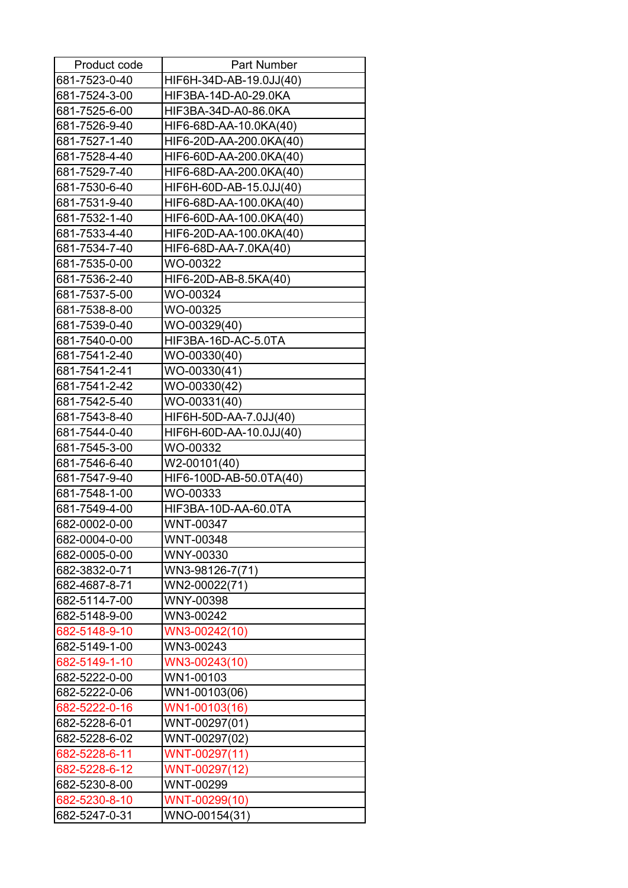| Product code | Part Number |
|---|---|
| 681-7523-0-40 | HIF6H-34D-AB-19.0JJ(40) |
| 681-7524-3-00 | HIF3BA-14D-A0-29.0KA |
| 681-7525-6-00 | HIF3BA-34D-A0-86.0KA |
| 681-7526-9-40 | HIF6-68D-AA-10.0KA(40) |
| 681-7527-1-40 | HIF6-20D-AA-200.0KA(40) |
| 681-7528-4-40 | HIF6-60D-AA-200.0KA(40) |
| 681-7529-7-40 | HIF6-68D-AA-200.0KA(40) |
| 681-7530-6-40 | HIF6H-60D-AB-15.0JJ(40) |
| 681-7531-9-40 | HIF6-68D-AA-100.0KA(40) |
| 681-7532-1-40 | HIF6-60D-AA-100.0KA(40) |
| 681-7533-4-40 | HIF6-20D-AA-100.0KA(40) |
| 681-7534-7-40 | HIF6-68D-AA-7.0KA(40) |
| 681-7535-0-00 | WO-00322 |
| 681-7536-2-40 | HIF6-20D-AB-8.5KA(40) |
| 681-7537-5-00 | WO-00324 |
| 681-7538-8-00 | WO-00325 |
| 681-7539-0-40 | WO-00329(40) |
| 681-7540-0-00 | HIF3BA-16D-AC-5.0TA |
| 681-7541-2-40 | WO-00330(40) |
| 681-7541-2-41 | WO-00330(41) |
| 681-7541-2-42 | WO-00330(42) |
| 681-7542-5-40 | WO-00331(40) |
| 681-7543-8-40 | HIF6H-50D-AA-7.0JJ(40) |
| 681-7544-0-40 | HIF6H-60D-AA-10.0JJ(40) |
| 681-7545-3-00 | WO-00332 |
| 681-7546-6-40 | W2-00101(40) |
| 681-7547-9-40 | HIF6-100D-AB-50.0TA(40) |
| 681-7548-1-00 | WO-00333 |
| 681-7549-4-00 | HIF3BA-10D-AA-60.0TA |
| 682-0002-0-00 | WNT-00347 |
| 682-0004-0-00 | WNT-00348 |
| 682-0005-0-00 | WNY-00330 |
| 682-3832-0-71 | WN3-98126-7(71) |
| 682-4687-8-71 | WN2-00022(71) |
| 682-5114-7-00 | WNY-00398 |
| 682-5148-9-00 | WN3-00242 |
| 682-5148-9-10 | WN3-00242(10) |
| 682-5149-1-00 | WN3-00243 |
| 682-5149-1-10 | WN3-00243(10) |
| 682-5222-0-00 | WN1-00103 |
| 682-5222-0-06 | WN1-00103(06) |
| 682-5222-0-16 | WN1-00103(16) |
| 682-5228-6-01 | WNT-00297(01) |
| 682-5228-6-02 | WNT-00297(02) |
| 682-5228-6-11 | WNT-00297(11) |
| 682-5228-6-12 | WNT-00297(12) |
| 682-5230-8-00 | WNT-00299 |
| 682-5230-8-10 | WNT-00299(10) |
| 682-5247-0-31 | WNO-00154(31) |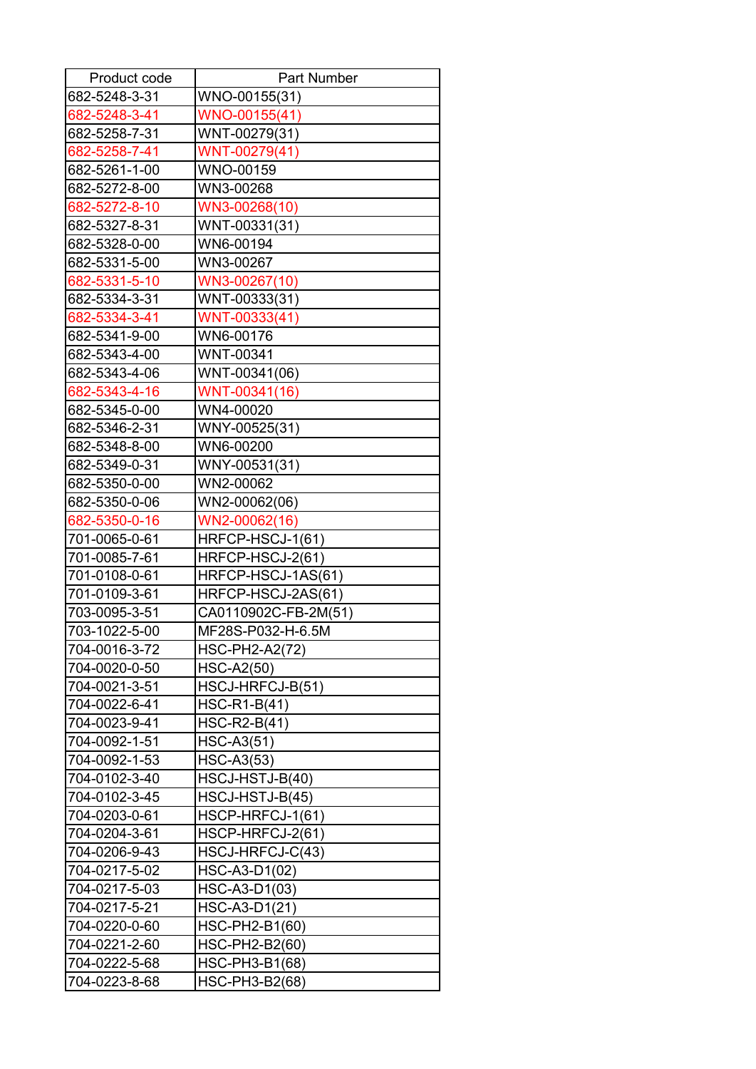| Product code | Part Number |
|---|---|
| 682-5248-3-31 | WNO-00155(31) |
| 682-5248-3-41 | WNO-00155(41) |
| 682-5258-7-31 | WNT-00279(31) |
| 682-5258-7-41 | WNT-00279(41) |
| 682-5261-1-00 | WNO-00159 |
| 682-5272-8-00 | WN3-00268 |
| 682-5272-8-10 | WN3-00268(10) |
| 682-5327-8-31 | WNT-00331(31) |
| 682-5328-0-00 | WN6-00194 |
| 682-5331-5-00 | WN3-00267 |
| 682-5331-5-10 | WN3-00267(10) |
| 682-5334-3-31 | WNT-00333(31) |
| 682-5334-3-41 | WNT-00333(41) |
| 682-5341-9-00 | WN6-00176 |
| 682-5343-4-00 | WNT-00341 |
| 682-5343-4-06 | WNT-00341(06) |
| 682-5343-4-16 | WNT-00341(16) |
| 682-5345-0-00 | WN4-00020 |
| 682-5346-2-31 | WNY-00525(31) |
| 682-5348-8-00 | WN6-00200 |
| 682-5349-0-31 | WNY-00531(31) |
| 682-5350-0-00 | WN2-00062 |
| 682-5350-0-06 | WN2-00062(06) |
| 682-5350-0-16 | WN2-00062(16) |
| 701-0065-0-61 | HRFCP-HSCJ-1(61) |
| 701-0085-7-61 | HRFCP-HSCJ-2(61) |
| 701-0108-0-61 | HRFCP-HSCJ-1AS(61) |
| 701-0109-3-61 | HRFCP-HSCJ-2AS(61) |
| 703-0095-3-51 | CA0110902C-FB-2M(51) |
| 703-1022-5-00 | MF28S-P032-H-6.5M |
| 704-0016-3-72 | HSC-PH2-A2(72) |
| 704-0020-0-50 | HSC-A2(50) |
| 704-0021-3-51 | HSCJ-HRFCJ-B(51) |
| 704-0022-6-41 | HSC-R1-B(41) |
| 704-0023-9-41 | HSC-R2-B(41) |
| 704-0092-1-51 | HSC-A3(51) |
| 704-0092-1-53 | HSC-A3(53) |
| 704-0102-3-40 | HSCJ-HSTJ-B(40) |
| 704-0102-3-45 | HSCJ-HSTJ-B(45) |
| 704-0203-0-61 | HSCP-HRFCJ-1(61) |
| 704-0204-3-61 | HSCP-HRFCJ-2(61) |
| 704-0206-9-43 | HSCJ-HRFCJ-C(43) |
| 704-0217-5-02 | HSC-A3-D1(02) |
| 704-0217-5-03 | HSC-A3-D1(03) |
| 704-0217-5-21 | HSC-A3-D1(21) |
| 704-0220-0-60 | HSC-PH2-B1(60) |
| 704-0221-2-60 | HSC-PH2-B2(60) |
| 704-0222-5-68 | HSC-PH3-B1(68) |
| 704-0223-8-68 | HSC-PH3-B2(68) |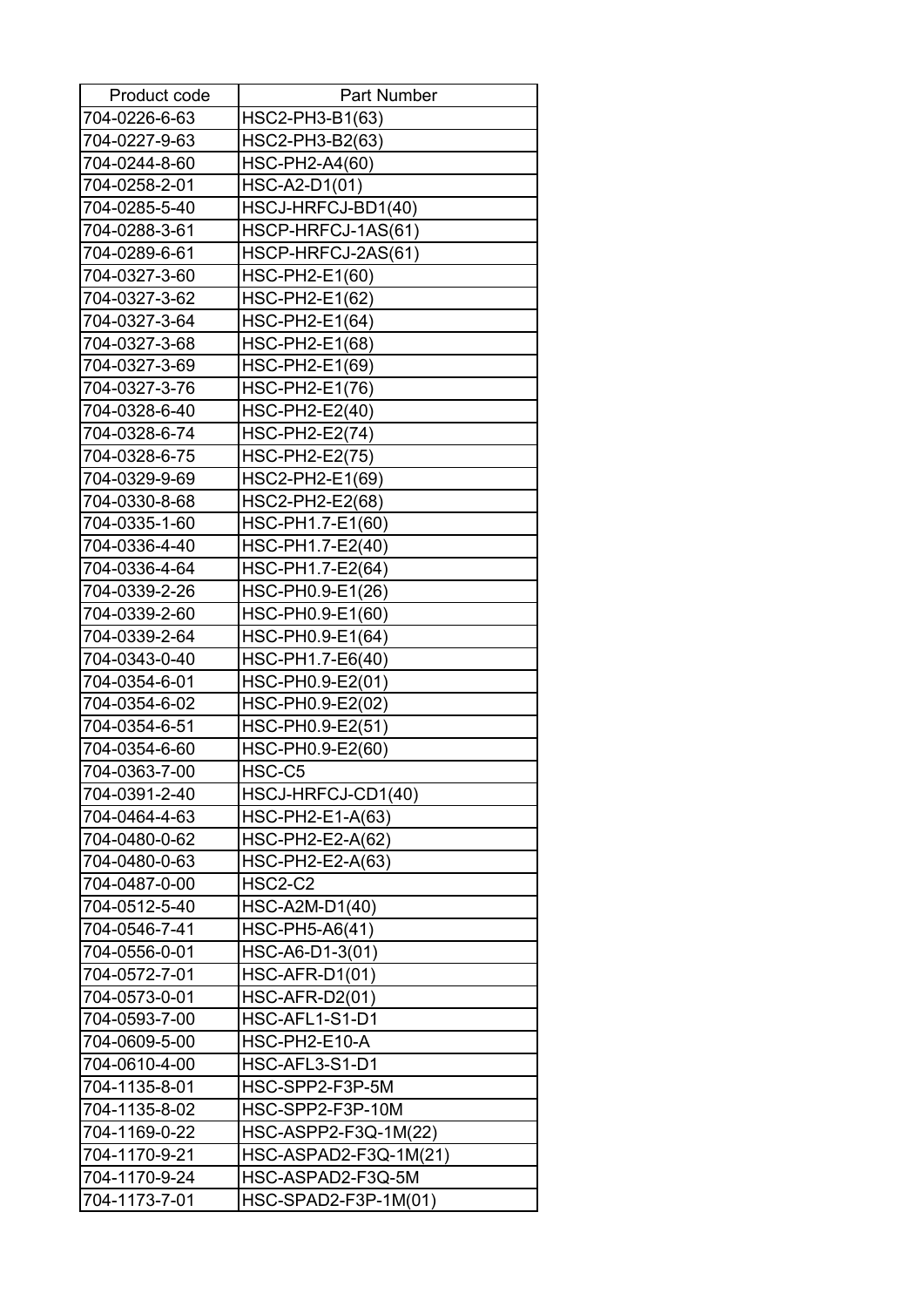| Product code | Part Number |
|---|---|
| 704-0226-6-63 | HSC2-PH3-B1(63) |
| 704-0227-9-63 | HSC2-PH3-B2(63) |
| 704-0244-8-60 | HSC-PH2-A4(60) |
| 704-0258-2-01 | HSC-A2-D1(01) |
| 704-0285-5-40 | HSCJ-HRFCJ-BD1(40) |
| 704-0288-3-61 | HSCP-HRFCJ-1AS(61) |
| 704-0289-6-61 | HSCP-HRFCJ-2AS(61) |
| 704-0327-3-60 | HSC-PH2-E1(60) |
| 704-0327-3-62 | HSC-PH2-E1(62) |
| 704-0327-3-64 | HSC-PH2-E1(64) |
| 704-0327-3-68 | HSC-PH2-E1(68) |
| 704-0327-3-69 | HSC-PH2-E1(69) |
| 704-0327-3-76 | HSC-PH2-E1(76) |
| 704-0328-6-40 | HSC-PH2-E2(40) |
| 704-0328-6-74 | HSC-PH2-E2(74) |
| 704-0328-6-75 | HSC-PH2-E2(75) |
| 704-0329-9-69 | HSC2-PH2-E1(69) |
| 704-0330-8-68 | HSC2-PH2-E2(68) |
| 704-0335-1-60 | HSC-PH1.7-E1(60) |
| 704-0336-4-40 | HSC-PH1.7-E2(40) |
| 704-0336-4-64 | HSC-PH1.7-E2(64) |
| 704-0339-2-26 | HSC-PH0.9-E1(26) |
| 704-0339-2-60 | HSC-PH0.9-E1(60) |
| 704-0339-2-64 | HSC-PH0.9-E1(64) |
| 704-0343-0-40 | HSC-PH1.7-E6(40) |
| 704-0354-6-01 | HSC-PH0.9-E2(01) |
| 704-0354-6-02 | HSC-PH0.9-E2(02) |
| 704-0354-6-51 | HSC-PH0.9-E2(51) |
| 704-0354-6-60 | HSC-PH0.9-E2(60) |
| 704-0363-7-00 | HSC-C5 |
| 704-0391-2-40 | HSCJ-HRFCJ-CD1(40) |
| 704-0464-4-63 | HSC-PH2-E1-A(63) |
| 704-0480-0-62 | HSC-PH2-E2-A(62) |
| 704-0480-0-63 | HSC-PH2-E2-A(63) |
| 704-0487-0-00 | HSC2-C2 |
| 704-0512-5-40 | HSC-A2M-D1(40) |
| 704-0546-7-41 | HSC-PH5-A6(41) |
| 704-0556-0-01 | HSC-A6-D1-3(01) |
| 704-0572-7-01 | HSC-AFR-D1(01) |
| 704-0573-0-01 | HSC-AFR-D2(01) |
| 704-0593-7-00 | HSC-AFL1-S1-D1 |
| 704-0609-5-00 | HSC-PH2-E10-A |
| 704-0610-4-00 | HSC-AFL3-S1-D1 |
| 704-1135-8-01 | HSC-SPP2-F3P-5M |
| 704-1135-8-02 | HSC-SPP2-F3P-10M |
| 704-1169-0-22 | HSC-ASPP2-F3Q-1M(22) |
| 704-1170-9-21 | HSC-ASPAD2-F3Q-1M(21) |
| 704-1170-9-24 | HSC-ASPAD2-F3Q-5M |
| 704-1173-7-01 | HSC-SPAD2-F3P-1M(01) |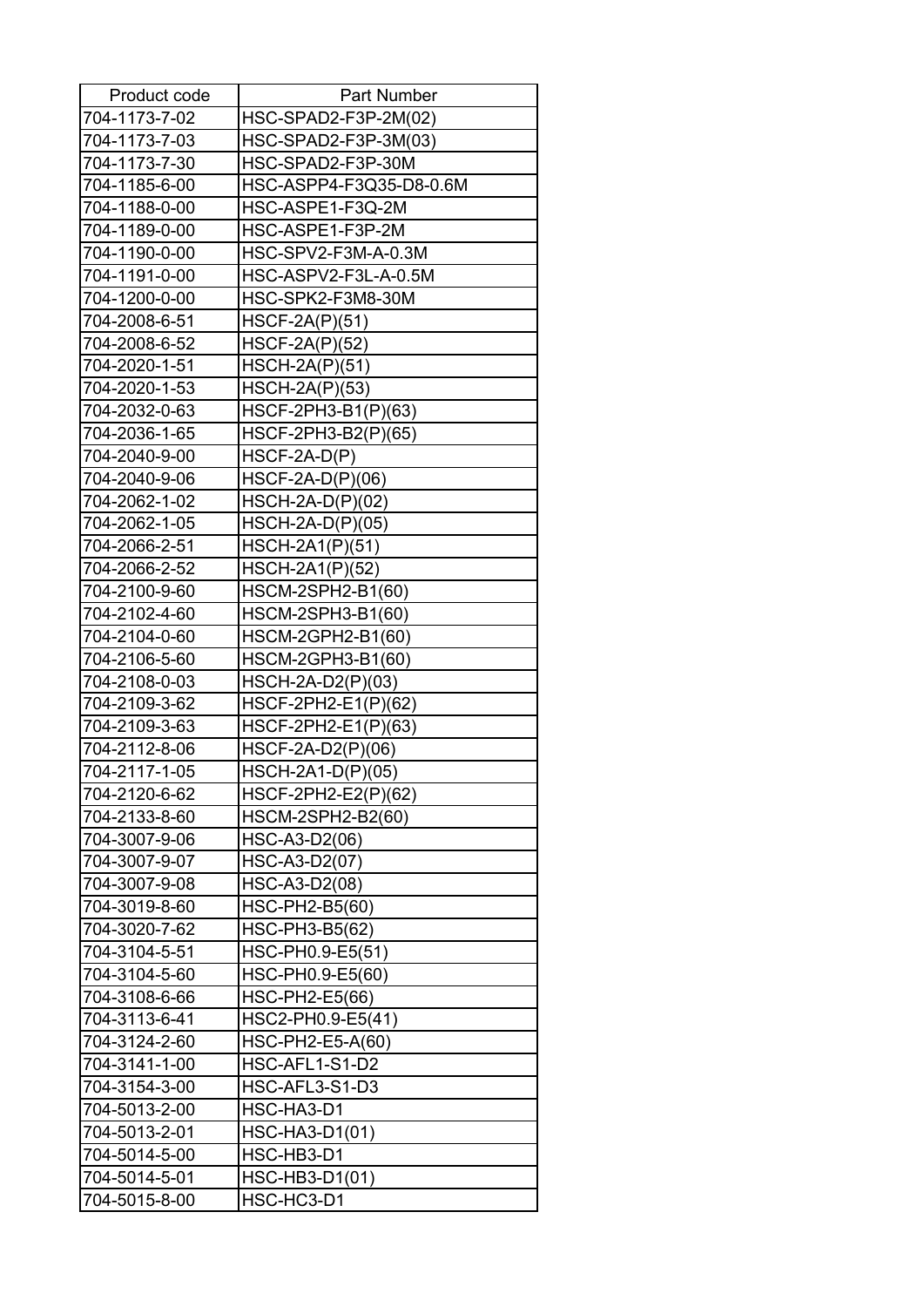| Product code | Part Number |
|---|---|
| 704-1173-7-02 | HSC-SPAD2-F3P-2M(02) |
| 704-1173-7-03 | HSC-SPAD2-F3P-3M(03) |
| 704-1173-7-30 | HSC-SPAD2-F3P-30M |
| 704-1185-6-00 | HSC-ASPP4-F3Q35-D8-0.6M |
| 704-1188-0-00 | HSC-ASPE1-F3Q-2M |
| 704-1189-0-00 | HSC-ASPE1-F3P-2M |
| 704-1190-0-00 | HSC-SPV2-F3M-A-0.3M |
| 704-1191-0-00 | HSC-ASPV2-F3L-A-0.5M |
| 704-1200-0-00 | HSC-SPK2-F3M8-30M |
| 704-2008-6-51 | HSCF-2A(P)(51) |
| 704-2008-6-52 | HSCF-2A(P)(52) |
| 704-2020-1-51 | HSCH-2A(P)(51) |
| 704-2020-1-53 | HSCH-2A(P)(53) |
| 704-2032-0-63 | HSCF-2PH3-B1(P)(63) |
| 704-2036-1-65 | HSCF-2PH3-B2(P)(65) |
| 704-2040-9-00 | HSCF-2A-D(P) |
| 704-2040-9-06 | HSCF-2A-D(P)(06) |
| 704-2062-1-02 | HSCH-2A-D(P)(02) |
| 704-2062-1-05 | HSCH-2A-D(P)(05) |
| 704-2066-2-51 | HSCH-2A1(P)(51) |
| 704-2066-2-52 | HSCH-2A1(P)(52) |
| 704-2100-9-60 | HSCM-2SPH2-B1(60) |
| 704-2102-4-60 | HSCM-2SPH3-B1(60) |
| 704-2104-0-60 | HSCM-2GPH2-B1(60) |
| 704-2106-5-60 | HSCM-2GPH3-B1(60) |
| 704-2108-0-03 | HSCH-2A-D2(P)(03) |
| 704-2109-3-62 | HSCF-2PH2-E1(P)(62) |
| 704-2109-3-63 | HSCF-2PH2-E1(P)(63) |
| 704-2112-8-06 | HSCF-2A-D2(P)(06) |
| 704-2117-1-05 | HSCH-2A1-D(P)(05) |
| 704-2120-6-62 | HSCF-2PH2-E2(P)(62) |
| 704-2133-8-60 | HSCM-2SPH2-B2(60) |
| 704-3007-9-06 | HSC-A3-D2(06) |
| 704-3007-9-07 | HSC-A3-D2(07) |
| 704-3007-9-08 | HSC-A3-D2(08) |
| 704-3019-8-60 | HSC-PH2-B5(60) |
| 704-3020-7-62 | HSC-PH3-B5(62) |
| 704-3104-5-51 | HSC-PH0.9-E5(51) |
| 704-3104-5-60 | HSC-PH0.9-E5(60) |
| 704-3108-6-66 | HSC-PH2-E5(66) |
| 704-3113-6-41 | HSC2-PH0.9-E5(41) |
| 704-3124-2-60 | HSC-PH2-E5-A(60) |
| 704-3141-1-00 | HSC-AFL1-S1-D2 |
| 704-3154-3-00 | HSC-AFL3-S1-D3 |
| 704-5013-2-00 | HSC-HA3-D1 |
| 704-5013-2-01 | HSC-HA3-D1(01) |
| 704-5014-5-00 | HSC-HB3-D1 |
| 704-5014-5-01 | HSC-HB3-D1(01) |
| 704-5015-8-00 | HSC-HC3-D1 |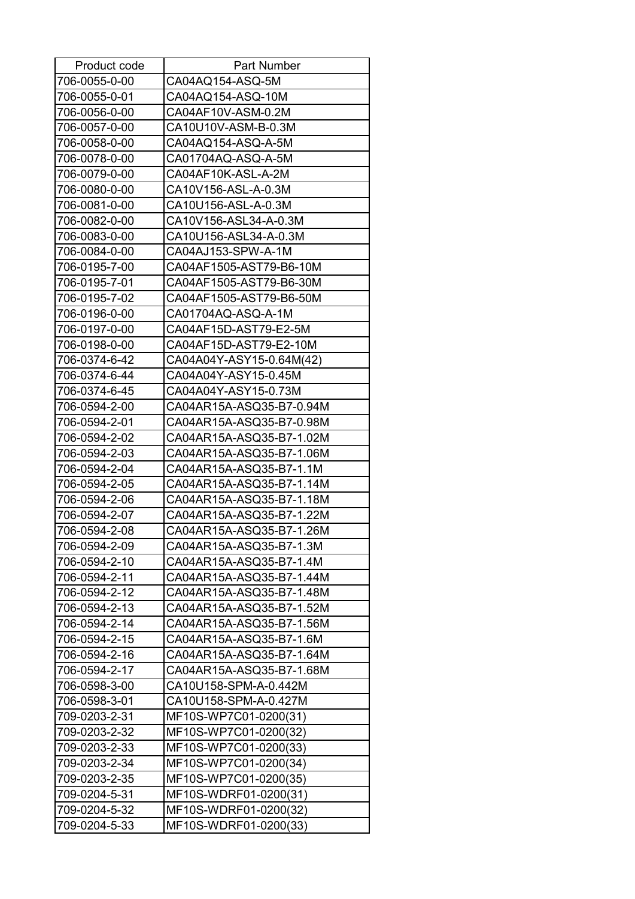| Product code | Part Number |
|---|---|
| 706-0055-0-00 | CA04AQ154-ASQ-5M |
| 706-0055-0-01 | CA04AQ154-ASQ-10M |
| 706-0056-0-00 | CA04AF10V-ASM-0.2M |
| 706-0057-0-00 | CA10U10V-ASM-B-0.3M |
| 706-0058-0-00 | CA04AQ154-ASQ-A-5M |
| 706-0078-0-00 | CA01704AQ-ASQ-A-5M |
| 706-0079-0-00 | CA04AF10K-ASL-A-2M |
| 706-0080-0-00 | CA10V156-ASL-A-0.3M |
| 706-0081-0-00 | CA10U156-ASL-A-0.3M |
| 706-0082-0-00 | CA10V156-ASL34-A-0.3M |
| 706-0083-0-00 | CA10U156-ASL34-A-0.3M |
| 706-0084-0-00 | CA04AJ153-SPW-A-1M |
| 706-0195-7-00 | CA04AF1505-AST79-B6-10M |
| 706-0195-7-01 | CA04AF1505-AST79-B6-30M |
| 706-0195-7-02 | CA04AF1505-AST79-B6-50M |
| 706-0196-0-00 | CA01704AQ-ASQ-A-1M |
| 706-0197-0-00 | CA04AF15D-AST79-E2-5M |
| 706-0198-0-00 | CA04AF15D-AST79-E2-10M |
| 706-0374-6-42 | CA04A04Y-ASY15-0.64M(42) |
| 706-0374-6-44 | CA04A04Y-ASY15-0.45M |
| 706-0374-6-45 | CA04A04Y-ASY15-0.73M |
| 706-0594-2-00 | CA04AR15A-ASQ35-B7-0.94M |
| 706-0594-2-01 | CA04AR15A-ASQ35-B7-0.98M |
| 706-0594-2-02 | CA04AR15A-ASQ35-B7-1.02M |
| 706-0594-2-03 | CA04AR15A-ASQ35-B7-1.06M |
| 706-0594-2-04 | CA04AR15A-ASQ35-B7-1.1M |
| 706-0594-2-05 | CA04AR15A-ASQ35-B7-1.14M |
| 706-0594-2-06 | CA04AR15A-ASQ35-B7-1.18M |
| 706-0594-2-07 | CA04AR15A-ASQ35-B7-1.22M |
| 706-0594-2-08 | CA04AR15A-ASQ35-B7-1.26M |
| 706-0594-2-09 | CA04AR15A-ASQ35-B7-1.3M |
| 706-0594-2-10 | CA04AR15A-ASQ35-B7-1.4M |
| 706-0594-2-11 | CA04AR15A-ASQ35-B7-1.44M |
| 706-0594-2-12 | CA04AR15A-ASQ35-B7-1.48M |
| 706-0594-2-13 | CA04AR15A-ASQ35-B7-1.52M |
| 706-0594-2-14 | CA04AR15A-ASQ35-B7-1.56M |
| 706-0594-2-15 | CA04AR15A-ASQ35-B7-1.6M |
| 706-0594-2-16 | CA04AR15A-ASQ35-B7-1.64M |
| 706-0594-2-17 | CA04AR15A-ASQ35-B7-1.68M |
| 706-0598-3-00 | CA10U158-SPM-A-0.442M |
| 706-0598-3-01 | CA10U158-SPM-A-0.427M |
| 709-0203-2-31 | MF10S-WP7C01-0200(31) |
| 709-0203-2-32 | MF10S-WP7C01-0200(32) |
| 709-0203-2-33 | MF10S-WP7C01-0200(33) |
| 709-0203-2-34 | MF10S-WP7C01-0200(34) |
| 709-0203-2-35 | MF10S-WP7C01-0200(35) |
| 709-0204-5-31 | MF10S-WDRF01-0200(31) |
| 709-0204-5-32 | MF10S-WDRF01-0200(32) |
| 709-0204-5-33 | MF10S-WDRF01-0200(33) |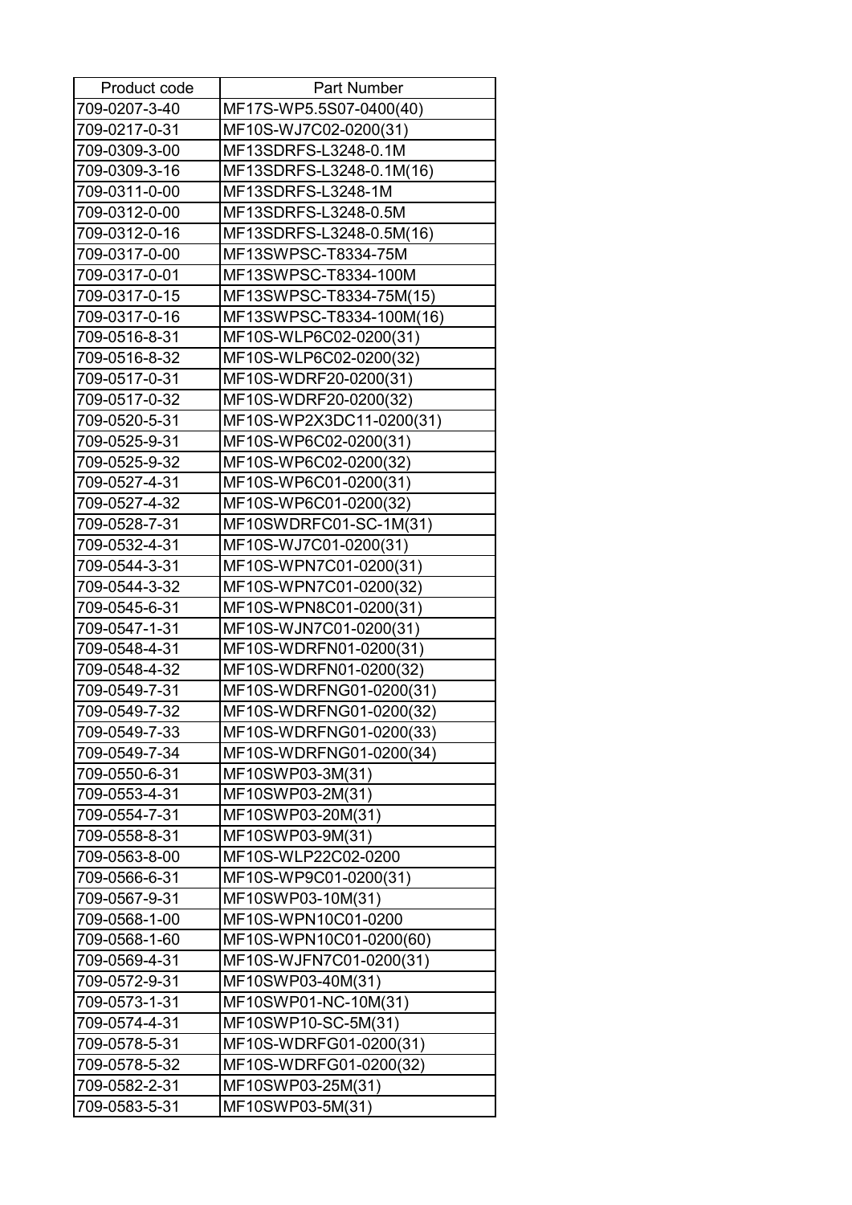| Product code | Part Number |
|---|---|
| 709-0207-3-40 | MF17S-WP5.5S07-0400(40) |
| 709-0217-0-31 | MF10S-WJ7C02-0200(31) |
| 709-0309-3-00 | MF13SDRFS-L3248-0.1M |
| 709-0309-3-16 | MF13SDRFS-L3248-0.1M(16) |
| 709-0311-0-00 | MF13SDRFS-L3248-1M |
| 709-0312-0-00 | MF13SDRFS-L3248-0.5M |
| 709-0312-0-16 | MF13SDRFS-L3248-0.5M(16) |
| 709-0317-0-00 | MF13SWPSC-T8334-75M |
| 709-0317-0-01 | MF13SWPSC-T8334-100M |
| 709-0317-0-15 | MF13SWPSC-T8334-75M(15) |
| 709-0317-0-16 | MF13SWPSC-T8334-100M(16) |
| 709-0516-8-31 | MF10S-WLP6C02-0200(31) |
| 709-0516-8-32 | MF10S-WLP6C02-0200(32) |
| 709-0517-0-31 | MF10S-WDRF20-0200(31) |
| 709-0517-0-32 | MF10S-WDRF20-0200(32) |
| 709-0520-5-31 | MF10S-WP2X3DC11-0200(31) |
| 709-0525-9-31 | MF10S-WP6C02-0200(31) |
| 709-0525-9-32 | MF10S-WP6C02-0200(32) |
| 709-0527-4-31 | MF10S-WP6C01-0200(31) |
| 709-0527-4-32 | MF10S-WP6C01-0200(32) |
| 709-0528-7-31 | MF10SWDRFC01-SC-1M(31) |
| 709-0532-4-31 | MF10S-WJ7C01-0200(31) |
| 709-0544-3-31 | MF10S-WPN7C01-0200(31) |
| 709-0544-3-32 | MF10S-WPN7C01-0200(32) |
| 709-0545-6-31 | MF10S-WPN8C01-0200(31) |
| 709-0547-1-31 | MF10S-WJN7C01-0200(31) |
| 709-0548-4-31 | MF10S-WDRFN01-0200(31) |
| 709-0548-4-32 | MF10S-WDRFN01-0200(32) |
| 709-0549-7-31 | MF10S-WDRFNG01-0200(31) |
| 709-0549-7-32 | MF10S-WDRFNG01-0200(32) |
| 709-0549-7-33 | MF10S-WDRFNG01-0200(33) |
| 709-0549-7-34 | MF10S-WDRFNG01-0200(34) |
| 709-0550-6-31 | MF10SWP03-3M(31) |
| 709-0553-4-31 | MF10SWP03-2M(31) |
| 709-0554-7-31 | MF10SWP03-20M(31) |
| 709-0558-8-31 | MF10SWP03-9M(31) |
| 709-0563-8-00 | MF10S-WLP22C02-0200 |
| 709-0566-6-31 | MF10S-WP9C01-0200(31) |
| 709-0567-9-31 | MF10SWP03-10M(31) |
| 709-0568-1-00 | MF10S-WPN10C01-0200 |
| 709-0568-1-60 | MF10S-WPN10C01-0200(60) |
| 709-0569-4-31 | MF10S-WJFN7C01-0200(31) |
| 709-0572-9-31 | MF10SWP03-40M(31) |
| 709-0573-1-31 | MF10SWP01-NC-10M(31) |
| 709-0574-4-31 | MF10SWP10-SC-5M(31) |
| 709-0578-5-31 | MF10S-WDRFG01-0200(31) |
| 709-0578-5-32 | MF10S-WDRFG01-0200(32) |
| 709-0582-2-31 | MF10SWP03-25M(31) |
| 709-0583-5-31 | MF10SWP03-5M(31) |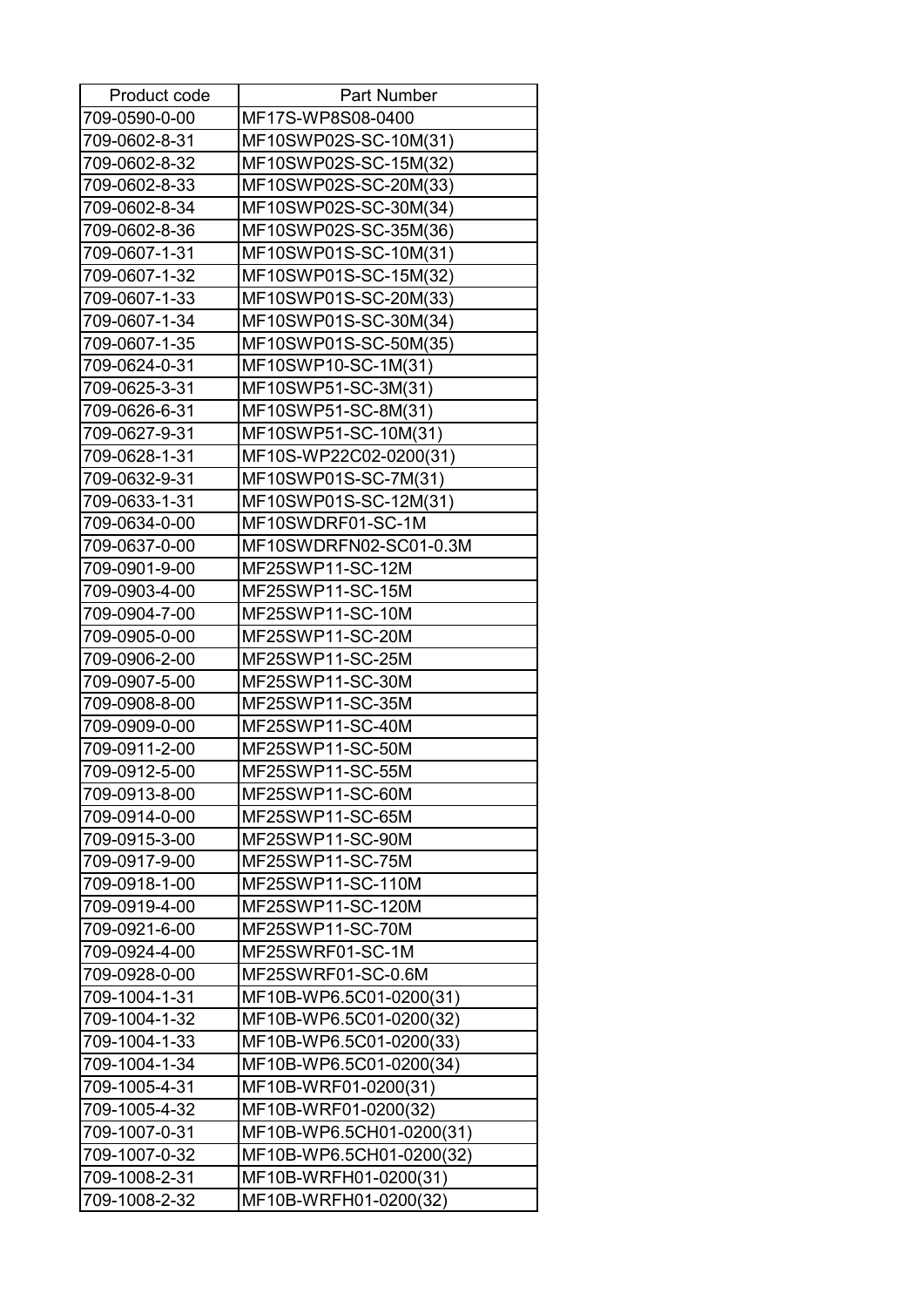| Product code | Part Number |
|---|---|
| 709-0590-0-00 | MF17S-WP8S08-0400 |
| 709-0602-8-31 | MF10SWP02S-SC-10M(31) |
| 709-0602-8-32 | MF10SWP02S-SC-15M(32) |
| 709-0602-8-33 | MF10SWP02S-SC-20M(33) |
| 709-0602-8-34 | MF10SWP02S-SC-30M(34) |
| 709-0602-8-36 | MF10SWP02S-SC-35M(36) |
| 709-0607-1-31 | MF10SWP01S-SC-10M(31) |
| 709-0607-1-32 | MF10SWP01S-SC-15M(32) |
| 709-0607-1-33 | MF10SWP01S-SC-20M(33) |
| 709-0607-1-34 | MF10SWP01S-SC-30M(34) |
| 709-0607-1-35 | MF10SWP01S-SC-50M(35) |
| 709-0624-0-31 | MF10SWP10-SC-1M(31) |
| 709-0625-3-31 | MF10SWP51-SC-3M(31) |
| 709-0626-6-31 | MF10SWP51-SC-8M(31) |
| 709-0627-9-31 | MF10SWP51-SC-10M(31) |
| 709-0628-1-31 | MF10S-WP22C02-0200(31) |
| 709-0632-9-31 | MF10SWP01S-SC-7M(31) |
| 709-0633-1-31 | MF10SWP01S-SC-12M(31) |
| 709-0634-0-00 | MF10SWDRF01-SC-1M |
| 709-0637-0-00 | MF10SWDRFN02-SC01-0.3M |
| 709-0901-9-00 | MF25SWP11-SC-12M |
| 709-0903-4-00 | MF25SWP11-SC-15M |
| 709-0904-7-00 | MF25SWP11-SC-10M |
| 709-0905-0-00 | MF25SWP11-SC-20M |
| 709-0906-2-00 | MF25SWP11-SC-25M |
| 709-0907-5-00 | MF25SWP11-SC-30M |
| 709-0908-8-00 | MF25SWP11-SC-35M |
| 709-0909-0-00 | MF25SWP11-SC-40M |
| 709-0911-2-00 | MF25SWP11-SC-50M |
| 709-0912-5-00 | MF25SWP11-SC-55M |
| 709-0913-8-00 | MF25SWP11-SC-60M |
| 709-0914-0-00 | MF25SWP11-SC-65M |
| 709-0915-3-00 | MF25SWP11-SC-90M |
| 709-0917-9-00 | MF25SWP11-SC-75M |
| 709-0918-1-00 | MF25SWP11-SC-110M |
| 709-0919-4-00 | MF25SWP11-SC-120M |
| 709-0921-6-00 | MF25SWP11-SC-70M |
| 709-0924-4-00 | MF25SWRF01-SC-1M |
| 709-0928-0-00 | MF25SWRF01-SC-0.6M |
| 709-1004-1-31 | MF10B-WP6.5C01-0200(31) |
| 709-1004-1-32 | MF10B-WP6.5C01-0200(32) |
| 709-1004-1-33 | MF10B-WP6.5C01-0200(33) |
| 709-1004-1-34 | MF10B-WP6.5C01-0200(34) |
| 709-1005-4-31 | MF10B-WRF01-0200(31) |
| 709-1005-4-32 | MF10B-WRF01-0200(32) |
| 709-1007-0-31 | MF10B-WP6.5CH01-0200(31) |
| 709-1007-0-32 | MF10B-WP6.5CH01-0200(32) |
| 709-1008-2-31 | MF10B-WRFH01-0200(31) |
| 709-1008-2-32 | MF10B-WRFH01-0200(32) |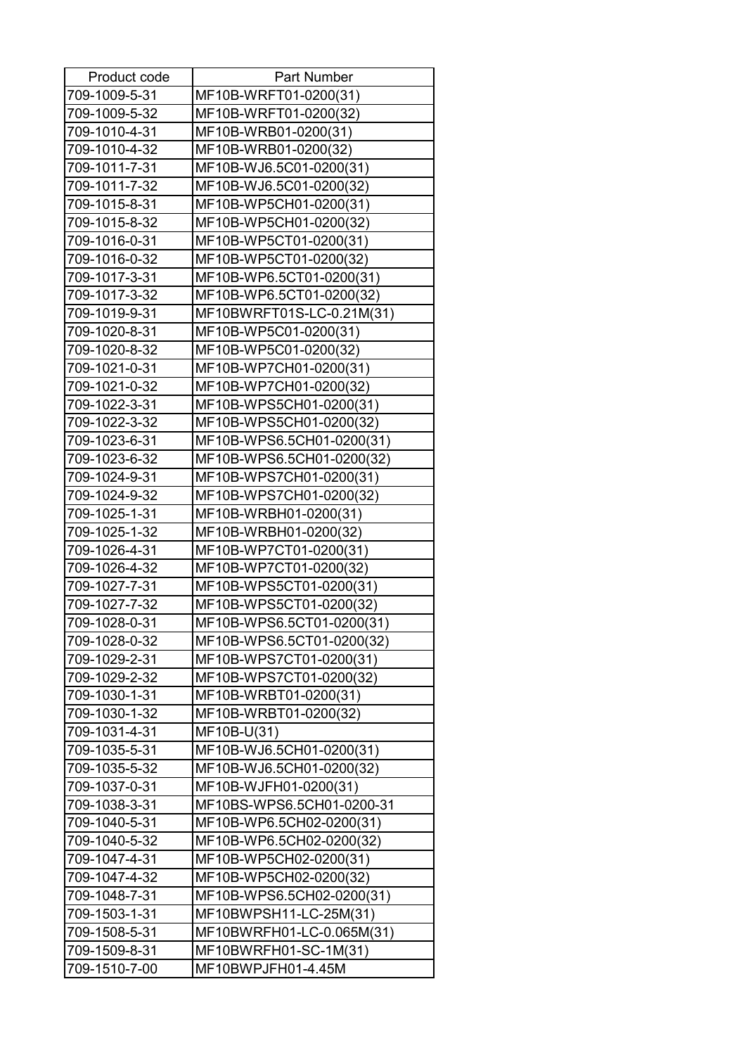| Product code | Part Number |
| --- | --- |
| 709-1009-5-31 | MF10B-WRFT01-0200(31) |
| 709-1009-5-32 | MF10B-WRFT01-0200(32) |
| 709-1010-4-31 | MF10B-WRB01-0200(31) |
| 709-1010-4-32 | MF10B-WRB01-0200(32) |
| 709-1011-7-31 | MF10B-WJ6.5C01-0200(31) |
| 709-1011-7-32 | MF10B-WJ6.5C01-0200(32) |
| 709-1015-8-31 | MF10B-WP5CH01-0200(31) |
| 709-1015-8-32 | MF10B-WP5CH01-0200(32) |
| 709-1016-0-31 | MF10B-WP5CT01-0200(31) |
| 709-1016-0-32 | MF10B-WP5CT01-0200(32) |
| 709-1017-3-31 | MF10B-WP6.5CT01-0200(31) |
| 709-1017-3-32 | MF10B-WP6.5CT01-0200(32) |
| 709-1019-9-31 | MF10BWRFT01S-LC-0.21M(31) |
| 709-1020-8-31 | MF10B-WP5C01-0200(31) |
| 709-1020-8-32 | MF10B-WP5C01-0200(32) |
| 709-1021-0-31 | MF10B-WP7CH01-0200(31) |
| 709-1021-0-32 | MF10B-WP7CH01-0200(32) |
| 709-1022-3-31 | MF10B-WPS5CH01-0200(31) |
| 709-1022-3-32 | MF10B-WPS5CH01-0200(32) |
| 709-1023-6-31 | MF10B-WPS6.5CH01-0200(31) |
| 709-1023-6-32 | MF10B-WPS6.5CH01-0200(32) |
| 709-1024-9-31 | MF10B-WPS7CH01-0200(31) |
| 709-1024-9-32 | MF10B-WPS7CH01-0200(32) |
| 709-1025-1-31 | MF10B-WRBH01-0200(31) |
| 709-1025-1-32 | MF10B-WRBH01-0200(32) |
| 709-1026-4-31 | MF10B-WP7CT01-0200(31) |
| 709-1026-4-32 | MF10B-WP7CT01-0200(32) |
| 709-1027-7-31 | MF10B-WPS5CT01-0200(31) |
| 709-1027-7-32 | MF10B-WPS5CT01-0200(32) |
| 709-1028-0-31 | MF10B-WPS6.5CT01-0200(31) |
| 709-1028-0-32 | MF10B-WPS6.5CT01-0200(32) |
| 709-1029-2-31 | MF10B-WPS7CT01-0200(31) |
| 709-1029-2-32 | MF10B-WPS7CT01-0200(32) |
| 709-1030-1-31 | MF10B-WRBT01-0200(31) |
| 709-1030-1-32 | MF10B-WRBT01-0200(32) |
| 709-1031-4-31 | MF10B-U(31) |
| 709-1035-5-31 | MF10B-WJ6.5CH01-0200(31) |
| 709-1035-5-32 | MF10B-WJ6.5CH01-0200(32) |
| 709-1037-0-31 | MF10B-WJFH01-0200(31) |
| 709-1038-3-31 | MF10BS-WPS6.5CH01-0200-31 |
| 709-1040-5-31 | MF10B-WP6.5CH02-0200(31) |
| 709-1040-5-32 | MF10B-WP6.5CH02-0200(32) |
| 709-1047-4-31 | MF10B-WP5CH02-0200(31) |
| 709-1047-4-32 | MF10B-WP5CH02-0200(32) |
| 709-1048-7-31 | MF10B-WPS6.5CH02-0200(31) |
| 709-1503-1-31 | MF10BWPSH11-LC-25M(31) |
| 709-1508-5-31 | MF10BWRFH01-LC-0.065M(31) |
| 709-1509-8-31 | MF10BWRFH01-SC-1M(31) |
| 709-1510-7-00 | MF10BWPJFH01-4.45M |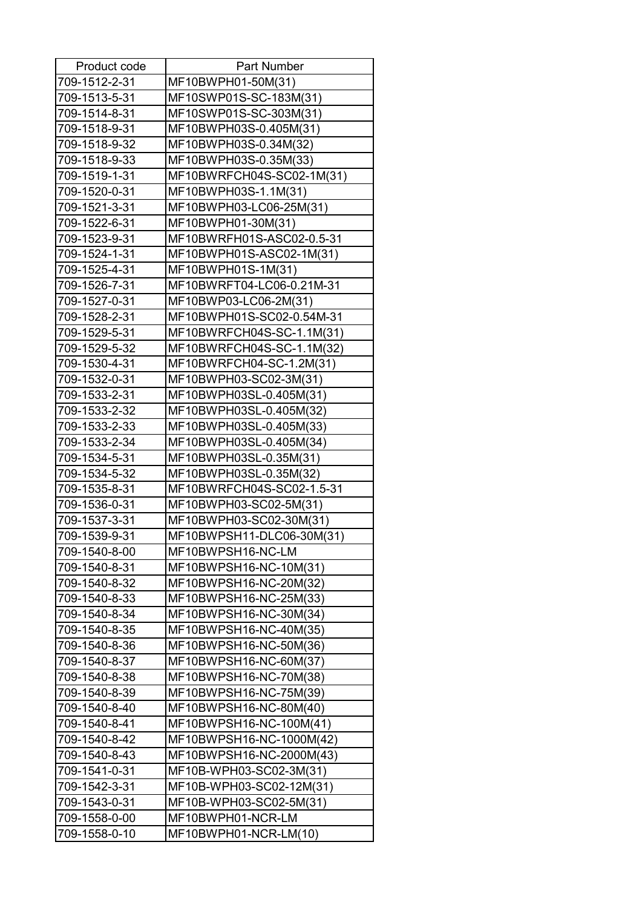| Product code | Part Number |
| --- | --- |
| 709-1512-2-31 | MF10BWPH01-50M(31) |
| 709-1513-5-31 | MF10SWP01S-SC-183M(31) |
| 709-1514-8-31 | MF10SWP01S-SC-303M(31) |
| 709-1518-9-31 | MF10BWPH03S-0.405M(31) |
| 709-1518-9-32 | MF10BWPH03S-0.34M(32) |
| 709-1518-9-33 | MF10BWPH03S-0.35M(33) |
| 709-1519-1-31 | MF10BWRFCH04S-SC02-1M(31) |
| 709-1520-0-31 | MF10BWPH03S-1.1M(31) |
| 709-1521-3-31 | MF10BWPH03-LC06-25M(31) |
| 709-1522-6-31 | MF10BWPH01-30M(31) |
| 709-1523-9-31 | MF10BWRFH01S-ASC02-0.5-31 |
| 709-1524-1-31 | MF10BWPH01S-ASC02-1M(31) |
| 709-1525-4-31 | MF10BWPH01S-1M(31) |
| 709-1526-7-31 | MF10BWRFT04-LC06-0.21M-31 |
| 709-1527-0-31 | MF10BWP03-LC06-2M(31) |
| 709-1528-2-31 | MF10BWPH01S-SC02-0.54M-31 |
| 709-1529-5-31 | MF10BWRFCH04S-SC-1.1M(31) |
| 709-1529-5-32 | MF10BWRFCH04S-SC-1.1M(32) |
| 709-1530-4-31 | MF10BWRFCH04-SC-1.2M(31) |
| 709-1532-0-31 | MF10BWPH03-SC02-3M(31) |
| 709-1533-2-31 | MF10BWPH03SL-0.405M(31) |
| 709-1533-2-32 | MF10BWPH03SL-0.405M(32) |
| 709-1533-2-33 | MF10BWPH03SL-0.405M(33) |
| 709-1533-2-34 | MF10BWPH03SL-0.405M(34) |
| 709-1534-5-31 | MF10BWPH03SL-0.35M(31) |
| 709-1534-5-32 | MF10BWPH03SL-0.35M(32) |
| 709-1535-8-31 | MF10BWRFCH04S-SC02-1.5-31 |
| 709-1536-0-31 | MF10BWPH03-SC02-5M(31) |
| 709-1537-3-31 | MF10BWPH03-SC02-30M(31) |
| 709-1539-9-31 | MF10BWPSH11-DLC06-30M(31) |
| 709-1540-8-00 | MF10BWPSH16-NC-LM |
| 709-1540-8-31 | MF10BWPSH16-NC-10M(31) |
| 709-1540-8-32 | MF10BWPSH16-NC-20M(32) |
| 709-1540-8-33 | MF10BWPSH16-NC-25M(33) |
| 709-1540-8-34 | MF10BWPSH16-NC-30M(34) |
| 709-1540-8-35 | MF10BWPSH16-NC-40M(35) |
| 709-1540-8-36 | MF10BWPSH16-NC-50M(36) |
| 709-1540-8-37 | MF10BWPSH16-NC-60M(37) |
| 709-1540-8-38 | MF10BWPSH16-NC-70M(38) |
| 709-1540-8-39 | MF10BWPSH16-NC-75M(39) |
| 709-1540-8-40 | MF10BWPSH16-NC-80M(40) |
| 709-1540-8-41 | MF10BWPSH16-NC-100M(41) |
| 709-1540-8-42 | MF10BWPSH16-NC-1000M(42) |
| 709-1540-8-43 | MF10BWPSH16-NC-2000M(43) |
| 709-1541-0-31 | MF10B-WPH03-SC02-3M(31) |
| 709-1542-3-31 | MF10B-WPH03-SC02-12M(31) |
| 709-1543-0-31 | MF10B-WPH03-SC02-5M(31) |
| 709-1558-0-00 | MF10BWPH01-NCR-LM |
| 709-1558-0-10 | MF10BWPH01-NCR-LM(10) |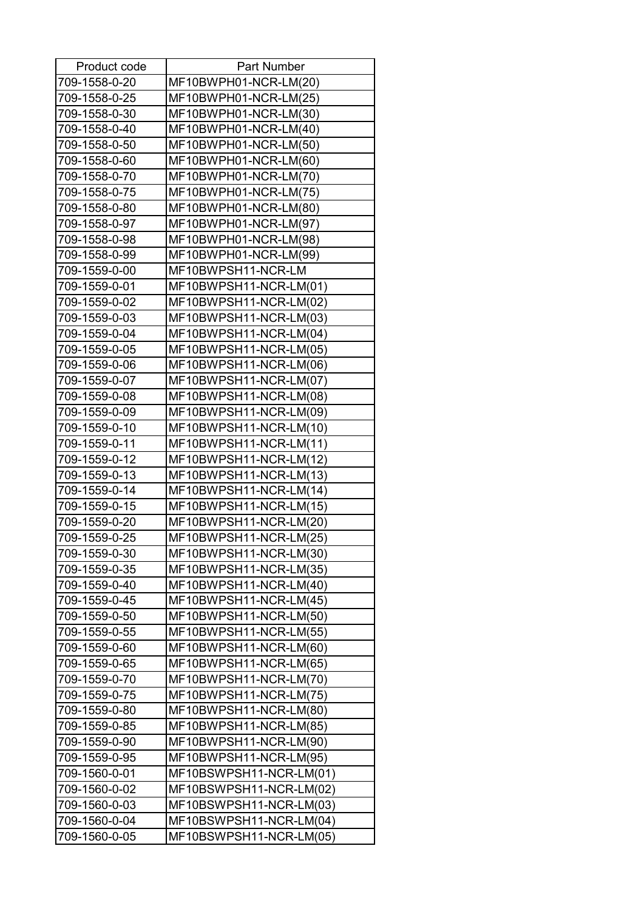| Product code | Part Number |
| --- | --- |
| 709-1558-0-20 | MF10BWPH01-NCR-LM(20) |
| 709-1558-0-25 | MF10BWPH01-NCR-LM(25) |
| 709-1558-0-30 | MF10BWPH01-NCR-LM(30) |
| 709-1558-0-40 | MF10BWPH01-NCR-LM(40) |
| 709-1558-0-50 | MF10BWPH01-NCR-LM(50) |
| 709-1558-0-60 | MF10BWPH01-NCR-LM(60) |
| 709-1558-0-70 | MF10BWPH01-NCR-LM(70) |
| 709-1558-0-75 | MF10BWPH01-NCR-LM(75) |
| 709-1558-0-80 | MF10BWPH01-NCR-LM(80) |
| 709-1558-0-97 | MF10BWPH01-NCR-LM(97) |
| 709-1558-0-98 | MF10BWPH01-NCR-LM(98) |
| 709-1558-0-99 | MF10BWPH01-NCR-LM(99) |
| 709-1559-0-00 | MF10BWPSH11-NCR-LM |
| 709-1559-0-01 | MF10BWPSH11-NCR-LM(01) |
| 709-1559-0-02 | MF10BWPSH11-NCR-LM(02) |
| 709-1559-0-03 | MF10BWPSH11-NCR-LM(03) |
| 709-1559-0-04 | MF10BWPSH11-NCR-LM(04) |
| 709-1559-0-05 | MF10BWPSH11-NCR-LM(05) |
| 709-1559-0-06 | MF10BWPSH11-NCR-LM(06) |
| 709-1559-0-07 | MF10BWPSH11-NCR-LM(07) |
| 709-1559-0-08 | MF10BWPSH11-NCR-LM(08) |
| 709-1559-0-09 | MF10BWPSH11-NCR-LM(09) |
| 709-1559-0-10 | MF10BWPSH11-NCR-LM(10) |
| 709-1559-0-11 | MF10BWPSH11-NCR-LM(11) |
| 709-1559-0-12 | MF10BWPSH11-NCR-LM(12) |
| 709-1559-0-13 | MF10BWPSH11-NCR-LM(13) |
| 709-1559-0-14 | MF10BWPSH11-NCR-LM(14) |
| 709-1559-0-15 | MF10BWPSH11-NCR-LM(15) |
| 709-1559-0-20 | MF10BWPSH11-NCR-LM(20) |
| 709-1559-0-25 | MF10BWPSH11-NCR-LM(25) |
| 709-1559-0-30 | MF10BWPSH11-NCR-LM(30) |
| 709-1559-0-35 | MF10BWPSH11-NCR-LM(35) |
| 709-1559-0-40 | MF10BWPSH11-NCR-LM(40) |
| 709-1559-0-45 | MF10BWPSH11-NCR-LM(45) |
| 709-1559-0-50 | MF10BWPSH11-NCR-LM(50) |
| 709-1559-0-55 | MF10BWPSH11-NCR-LM(55) |
| 709-1559-0-60 | MF10BWPSH11-NCR-LM(60) |
| 709-1559-0-65 | MF10BWPSH11-NCR-LM(65) |
| 709-1559-0-70 | MF10BWPSH11-NCR-LM(70) |
| 709-1559-0-75 | MF10BWPSH11-NCR-LM(75) |
| 709-1559-0-80 | MF10BWPSH11-NCR-LM(80) |
| 709-1559-0-85 | MF10BWPSH11-NCR-LM(85) |
| 709-1559-0-90 | MF10BWPSH11-NCR-LM(90) |
| 709-1559-0-95 | MF10BWPSH11-NCR-LM(95) |
| 709-1560-0-01 | MF10BSWPSH11-NCR-LM(01) |
| 709-1560-0-02 | MF10BSWPSH11-NCR-LM(02) |
| 709-1560-0-03 | MF10BSWPSH11-NCR-LM(03) |
| 709-1560-0-04 | MF10BSWPSH11-NCR-LM(04) |
| 709-1560-0-05 | MF10BSWPSH11-NCR-LM(05) |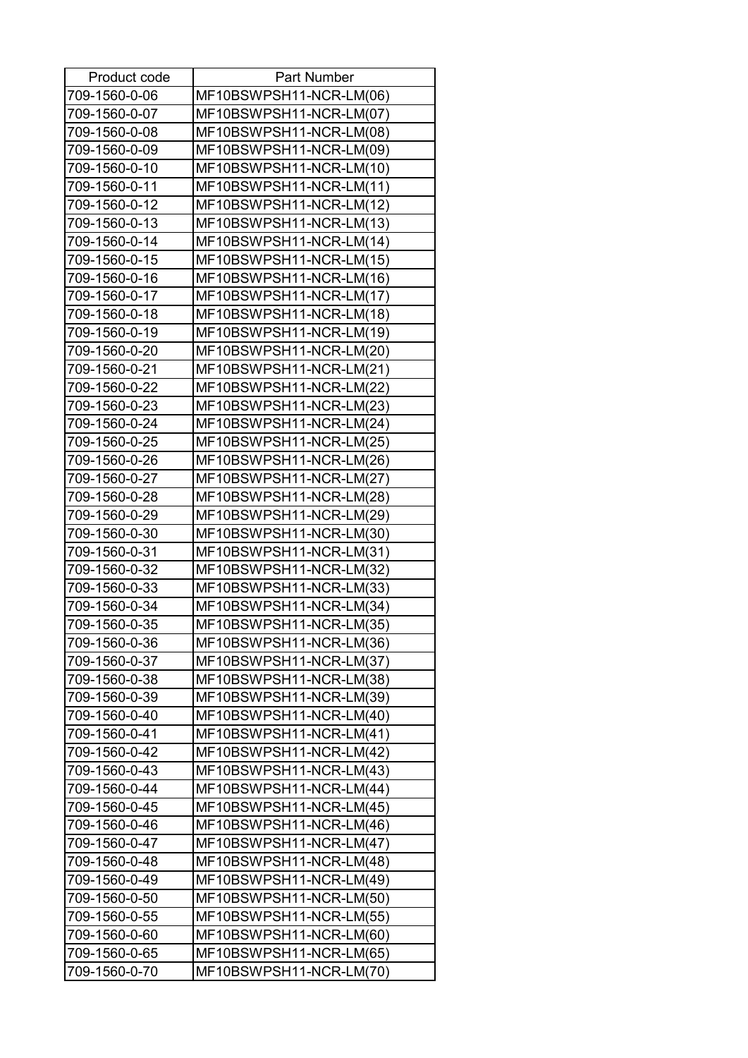| Product code | Part Number |
| --- | --- |
| 709-1560-0-06 | MF10BSWPSH11-NCR-LM(06) |
| 709-1560-0-07 | MF10BSWPSH11-NCR-LM(07) |
| 709-1560-0-08 | MF10BSWPSH11-NCR-LM(08) |
| 709-1560-0-09 | MF10BSWPSH11-NCR-LM(09) |
| 709-1560-0-10 | MF10BSWPSH11-NCR-LM(10) |
| 709-1560-0-11 | MF10BSWPSH11-NCR-LM(11) |
| 709-1560-0-12 | MF10BSWPSH11-NCR-LM(12) |
| 709-1560-0-13 | MF10BSWPSH11-NCR-LM(13) |
| 709-1560-0-14 | MF10BSWPSH11-NCR-LM(14) |
| 709-1560-0-15 | MF10BSWPSH11-NCR-LM(15) |
| 709-1560-0-16 | MF10BSWPSH11-NCR-LM(16) |
| 709-1560-0-17 | MF10BSWPSH11-NCR-LM(17) |
| 709-1560-0-18 | MF10BSWPSH11-NCR-LM(18) |
| 709-1560-0-19 | MF10BSWPSH11-NCR-LM(19) |
| 709-1560-0-20 | MF10BSWPSH11-NCR-LM(20) |
| 709-1560-0-21 | MF10BSWPSH11-NCR-LM(21) |
| 709-1560-0-22 | MF10BSWPSH11-NCR-LM(22) |
| 709-1560-0-23 | MF10BSWPSH11-NCR-LM(23) |
| 709-1560-0-24 | MF10BSWPSH11-NCR-LM(24) |
| 709-1560-0-25 | MF10BSWPSH11-NCR-LM(25) |
| 709-1560-0-26 | MF10BSWPSH11-NCR-LM(26) |
| 709-1560-0-27 | MF10BSWPSH11-NCR-LM(27) |
| 709-1560-0-28 | MF10BSWPSH11-NCR-LM(28) |
| 709-1560-0-29 | MF10BSWPSH11-NCR-LM(29) |
| 709-1560-0-30 | MF10BSWPSH11-NCR-LM(30) |
| 709-1560-0-31 | MF10BSWPSH11-NCR-LM(31) |
| 709-1560-0-32 | MF10BSWPSH11-NCR-LM(32) |
| 709-1560-0-33 | MF10BSWPSH11-NCR-LM(33) |
| 709-1560-0-34 | MF10BSWPSH11-NCR-LM(34) |
| 709-1560-0-35 | MF10BSWPSH11-NCR-LM(35) |
| 709-1560-0-36 | MF10BSWPSH11-NCR-LM(36) |
| 709-1560-0-37 | MF10BSWPSH11-NCR-LM(37) |
| 709-1560-0-38 | MF10BSWPSH11-NCR-LM(38) |
| 709-1560-0-39 | MF10BSWPSH11-NCR-LM(39) |
| 709-1560-0-40 | MF10BSWPSH11-NCR-LM(40) |
| 709-1560-0-41 | MF10BSWPSH11-NCR-LM(41) |
| 709-1560-0-42 | MF10BSWPSH11-NCR-LM(42) |
| 709-1560-0-43 | MF10BSWPSH11-NCR-LM(43) |
| 709-1560-0-44 | MF10BSWPSH11-NCR-LM(44) |
| 709-1560-0-45 | MF10BSWPSH11-NCR-LM(45) |
| 709-1560-0-46 | MF10BSWPSH11-NCR-LM(46) |
| 709-1560-0-47 | MF10BSWPSH11-NCR-LM(47) |
| 709-1560-0-48 | MF10BSWPSH11-NCR-LM(48) |
| 709-1560-0-49 | MF10BSWPSH11-NCR-LM(49) |
| 709-1560-0-50 | MF10BSWPSH11-NCR-LM(50) |
| 709-1560-0-55 | MF10BSWPSH11-NCR-LM(55) |
| 709-1560-0-60 | MF10BSWPSH11-NCR-LM(60) |
| 709-1560-0-65 | MF10BSWPSH11-NCR-LM(65) |
| 709-1560-0-70 | MF10BSWPSH11-NCR-LM(70) |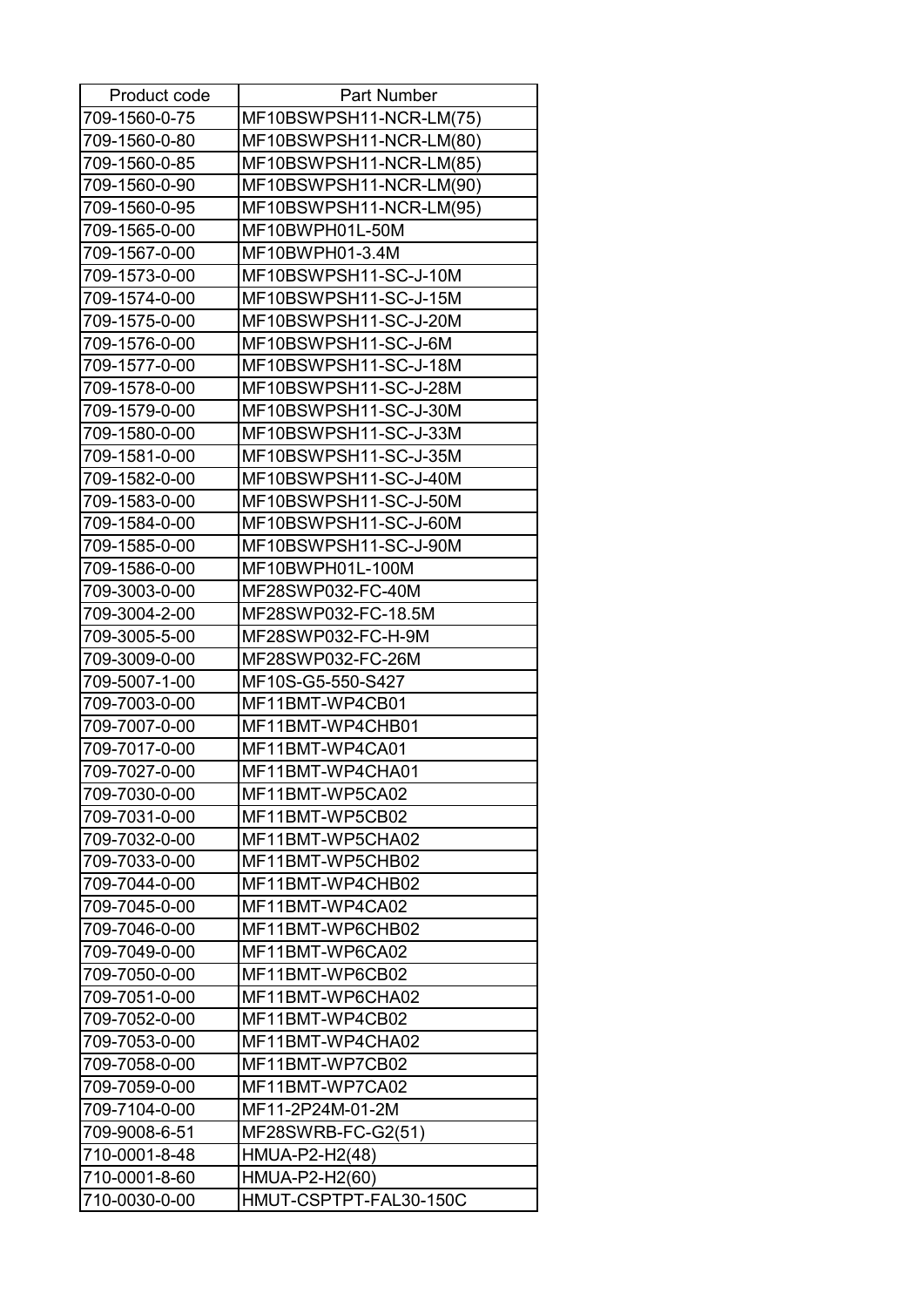| Product code | Part Number |
|---|---|
| 709-1560-0-75 | MF10BSWPSH11-NCR-LM(75) |
| 709-1560-0-80 | MF10BSWPSH11-NCR-LM(80) |
| 709-1560-0-85 | MF10BSWPSH11-NCR-LM(85) |
| 709-1560-0-90 | MF10BSWPSH11-NCR-LM(90) |
| 709-1560-0-95 | MF10BSWPSH11-NCR-LM(95) |
| 709-1565-0-00 | MF10BWPH01L-50M |
| 709-1567-0-00 | MF10BWPH01-3.4M |
| 709-1573-0-00 | MF10BSWPSH11-SC-J-10M |
| 709-1574-0-00 | MF10BSWPSH11-SC-J-15M |
| 709-1575-0-00 | MF10BSWPSH11-SC-J-20M |
| 709-1576-0-00 | MF10BSWPSH11-SC-J-6M |
| 709-1577-0-00 | MF10BSWPSH11-SC-J-18M |
| 709-1578-0-00 | MF10BSWPSH11-SC-J-28M |
| 709-1579-0-00 | MF10BSWPSH11-SC-J-30M |
| 709-1580-0-00 | MF10BSWPSH11-SC-J-33M |
| 709-1581-0-00 | MF10BSWPSH11-SC-J-35M |
| 709-1582-0-00 | MF10BSWPSH11-SC-J-40M |
| 709-1583-0-00 | MF10BSWPSH11-SC-J-50M |
| 709-1584-0-00 | MF10BSWPSH11-SC-J-60M |
| 709-1585-0-00 | MF10BSWPSH11-SC-J-90M |
| 709-1586-0-00 | MF10BWPH01L-100M |
| 709-3003-0-00 | MF28SWP032-FC-40M |
| 709-3004-2-00 | MF28SWP032-FC-18.5M |
| 709-3005-5-00 | MF28SWP032-FC-H-9M |
| 709-3009-0-00 | MF28SWP032-FC-26M |
| 709-5007-1-00 | MF10S-G5-550-S427 |
| 709-7003-0-00 | MF11BMT-WP4CB01 |
| 709-7007-0-00 | MF11BMT-WP4CHB01 |
| 709-7017-0-00 | MF11BMT-WP4CA01 |
| 709-7027-0-00 | MF11BMT-WP4CHA01 |
| 709-7030-0-00 | MF11BMT-WP5CA02 |
| 709-7031-0-00 | MF11BMT-WP5CB02 |
| 709-7032-0-00 | MF11BMT-WP5CHA02 |
| 709-7033-0-00 | MF11BMT-WP5CHB02 |
| 709-7044-0-00 | MF11BMT-WP4CHB02 |
| 709-7045-0-00 | MF11BMT-WP4CA02 |
| 709-7046-0-00 | MF11BMT-WP6CHB02 |
| 709-7049-0-00 | MF11BMT-WP6CA02 |
| 709-7050-0-00 | MF11BMT-WP6CB02 |
| 709-7051-0-00 | MF11BMT-WP6CHA02 |
| 709-7052-0-00 | MF11BMT-WP4CB02 |
| 709-7053-0-00 | MF11BMT-WP4CHA02 |
| 709-7058-0-00 | MF11BMT-WP7CB02 |
| 709-7059-0-00 | MF11BMT-WP7CA02 |
| 709-7104-0-00 | MF11-2P24M-01-2M |
| 709-9008-6-51 | MF28SWRB-FC-G2(51) |
| 710-0001-8-48 | HMUA-P2-H2(48) |
| 710-0001-8-60 | HMUA-P2-H2(60) |
| 710-0030-0-00 | HMUT-CSPTPT-FAL30-150C |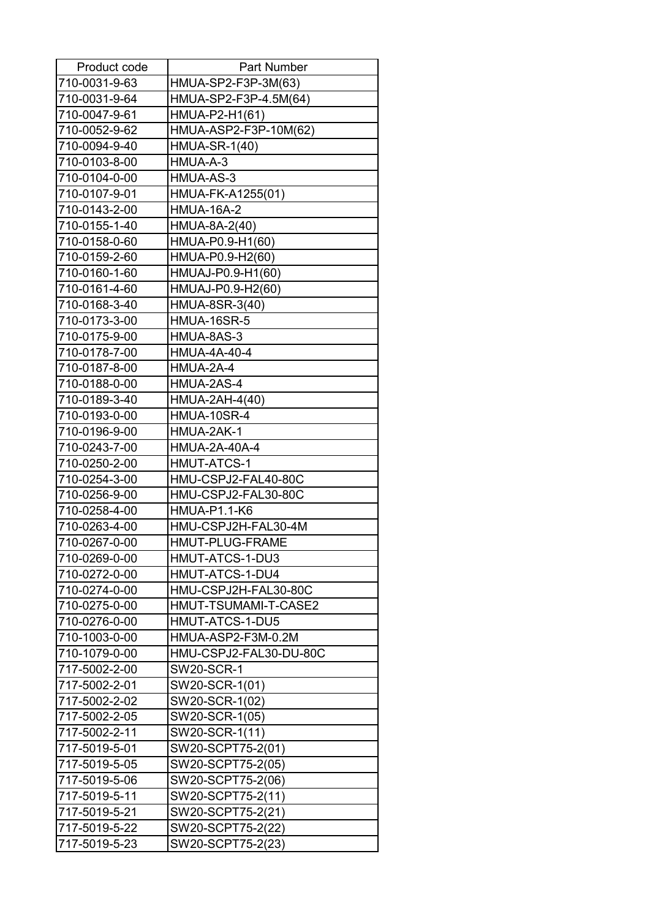| Product code | Part Number |
|---|---|
| 710-0031-9-63 | HMUA-SP2-F3P-3M(63) |
| 710-0031-9-64 | HMUA-SP2-F3P-4.5M(64) |
| 710-0047-9-61 | HMUA-P2-H1(61) |
| 710-0052-9-62 | HMUA-ASP2-F3P-10M(62) |
| 710-0094-9-40 | HMUA-SR-1(40) |
| 710-0103-8-00 | HMUA-A-3 |
| 710-0104-0-00 | HMUA-AS-3 |
| 710-0107-9-01 | HMUA-FK-A1255(01) |
| 710-0143-2-00 | HMUA-16A-2 |
| 710-0155-1-40 | HMUA-8A-2(40) |
| 710-0158-0-60 | HMUA-P0.9-H1(60) |
| 710-0159-2-60 | HMUA-P0.9-H2(60) |
| 710-0160-1-60 | HMUAJ-P0.9-H1(60) |
| 710-0161-4-60 | HMUAJ-P0.9-H2(60) |
| 710-0168-3-40 | HMUA-8SR-3(40) |
| 710-0173-3-00 | HMUA-16SR-5 |
| 710-0175-9-00 | HMUA-8AS-3 |
| 710-0178-7-00 | HMUA-4A-40-4 |
| 710-0187-8-00 | HMUA-2A-4 |
| 710-0188-0-00 | HMUA-2AS-4 |
| 710-0189-3-40 | HMUA-2AH-4(40) |
| 710-0193-0-00 | HMUA-10SR-4 |
| 710-0196-9-00 | HMUA-2AK-1 |
| 710-0243-7-00 | HMUA-2A-40A-4 |
| 710-0250-2-00 | HMUT-ATCS-1 |
| 710-0254-3-00 | HMU-CSPJ2-FAL40-80C |
| 710-0256-9-00 | HMU-CSPJ2-FAL30-80C |
| 710-0258-4-00 | HMUA-P1.1-K6 |
| 710-0263-4-00 | HMU-CSPJ2H-FAL30-4M |
| 710-0267-0-00 | HMUT-PLUG-FRAME |
| 710-0269-0-00 | HMUT-ATCS-1-DU3 |
| 710-0272-0-00 | HMUT-ATCS-1-DU4 |
| 710-0274-0-00 | HMU-CSPJ2H-FAL30-80C |
| 710-0275-0-00 | HMUT-TSUMAMI-T-CASE2 |
| 710-0276-0-00 | HMUT-ATCS-1-DU5 |
| 710-1003-0-00 | HMUA-ASP2-F3M-0.2M |
| 710-1079-0-00 | HMU-CSPJ2-FAL30-DU-80C |
| 717-5002-2-00 | SW20-SCR-1 |
| 717-5002-2-01 | SW20-SCR-1(01) |
| 717-5002-2-02 | SW20-SCR-1(02) |
| 717-5002-2-05 | SW20-SCR-1(05) |
| 717-5002-2-11 | SW20-SCR-1(11) |
| 717-5019-5-01 | SW20-SCPT75-2(01) |
| 717-5019-5-05 | SW20-SCPT75-2(05) |
| 717-5019-5-06 | SW20-SCPT75-2(06) |
| 717-5019-5-11 | SW20-SCPT75-2(11) |
| 717-5019-5-21 | SW20-SCPT75-2(21) |
| 717-5019-5-22 | SW20-SCPT75-2(22) |
| 717-5019-5-23 | SW20-SCPT75-2(23) |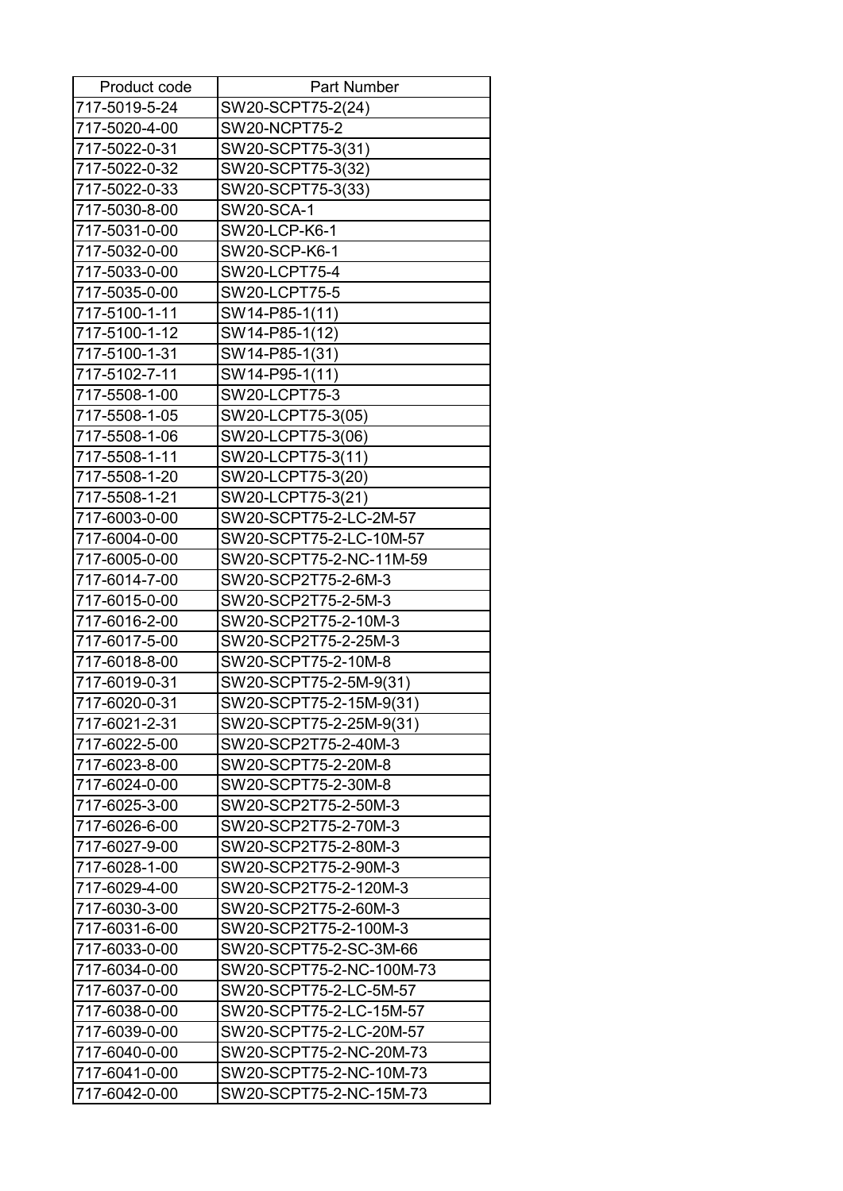| Product code | Part Number |
|---|---|
| 717-5019-5-24 | SW20-SCPT75-2(24) |
| 717-5020-4-00 | SW20-NCPT75-2 |
| 717-5022-0-31 | SW20-SCPT75-3(31) |
| 717-5022-0-32 | SW20-SCPT75-3(32) |
| 717-5022-0-33 | SW20-SCPT75-3(33) |
| 717-5030-8-00 | SW20-SCA-1 |
| 717-5031-0-00 | SW20-LCP-K6-1 |
| 717-5032-0-00 | SW20-SCP-K6-1 |
| 717-5033-0-00 | SW20-LCPT75-4 |
| 717-5035-0-00 | SW20-LCPT75-5 |
| 717-5100-1-11 | SW14-P85-1(11) |
| 717-5100-1-12 | SW14-P85-1(12) |
| 717-5100-1-31 | SW14-P85-1(31) |
| 717-5102-7-11 | SW14-P95-1(11) |
| 717-5508-1-00 | SW20-LCPT75-3 |
| 717-5508-1-05 | SW20-LCPT75-3(05) |
| 717-5508-1-06 | SW20-LCPT75-3(06) |
| 717-5508-1-11 | SW20-LCPT75-3(11) |
| 717-5508-1-20 | SW20-LCPT75-3(20) |
| 717-5508-1-21 | SW20-LCPT75-3(21) |
| 717-6003-0-00 | SW20-SCPT75-2-LC-2M-57 |
| 717-6004-0-00 | SW20-SCPT75-2-LC-10M-57 |
| 717-6005-0-00 | SW20-SCPT75-2-NC-11M-59 |
| 717-6014-7-00 | SW20-SCP2T75-2-6M-3 |
| 717-6015-0-00 | SW20-SCP2T75-2-5M-3 |
| 717-6016-2-00 | SW20-SCP2T75-2-10M-3 |
| 717-6017-5-00 | SW20-SCP2T75-2-25M-3 |
| 717-6018-8-00 | SW20-SCPT75-2-10M-8 |
| 717-6019-0-31 | SW20-SCPT75-2-5M-9(31) |
| 717-6020-0-31 | SW20-SCPT75-2-15M-9(31) |
| 717-6021-2-31 | SW20-SCPT75-2-25M-9(31) |
| 717-6022-5-00 | SW20-SCP2T75-2-40M-3 |
| 717-6023-8-00 | SW20-SCPT75-2-20M-8 |
| 717-6024-0-00 | SW20-SCPT75-2-30M-8 |
| 717-6025-3-00 | SW20-SCP2T75-2-50M-3 |
| 717-6026-6-00 | SW20-SCP2T75-2-70M-3 |
| 717-6027-9-00 | SW20-SCP2T75-2-80M-3 |
| 717-6028-1-00 | SW20-SCP2T75-2-90M-3 |
| 717-6029-4-00 | SW20-SCP2T75-2-120M-3 |
| 717-6030-3-00 | SW20-SCP2T75-2-60M-3 |
| 717-6031-6-00 | SW20-SCP2T75-2-100M-3 |
| 717-6033-0-00 | SW20-SCPT75-2-SC-3M-66 |
| 717-6034-0-00 | SW20-SCPT75-2-NC-100M-73 |
| 717-6037-0-00 | SW20-SCPT75-2-LC-5M-57 |
| 717-6038-0-00 | SW20-SCPT75-2-LC-15M-57 |
| 717-6039-0-00 | SW20-SCPT75-2-LC-20M-57 |
| 717-6040-0-00 | SW20-SCPT75-2-NC-20M-73 |
| 717-6041-0-00 | SW20-SCPT75-2-NC-10M-73 |
| 717-6042-0-00 | SW20-SCPT75-2-NC-15M-73 |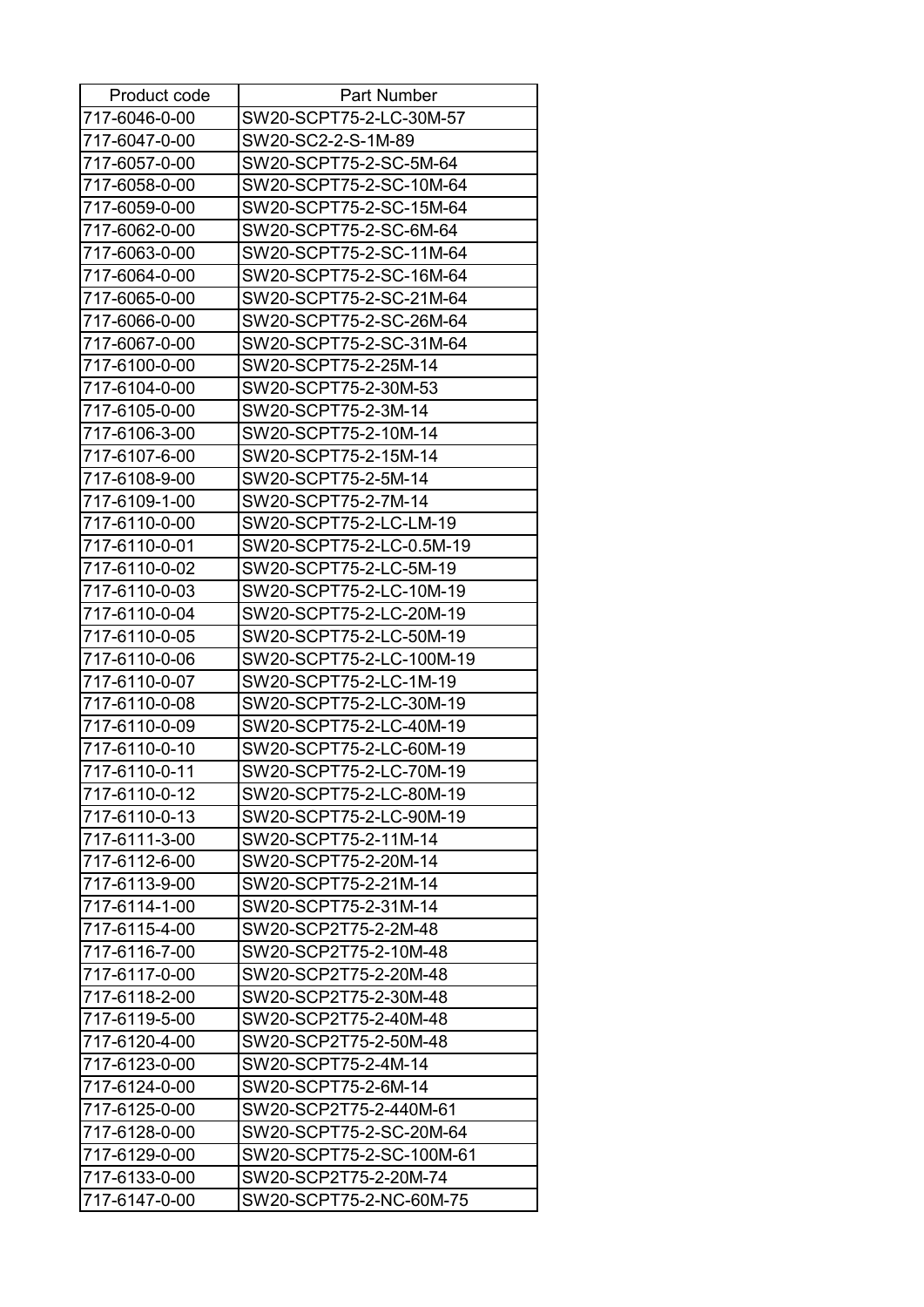| Product code | Part Number |
| --- | --- |
| 717-6046-0-00 | SW20-SCPT75-2-LC-30M-57 |
| 717-6047-0-00 | SW20-SC2-2-S-1M-89 |
| 717-6057-0-00 | SW20-SCPT75-2-SC-5M-64 |
| 717-6058-0-00 | SW20-SCPT75-2-SC-10M-64 |
| 717-6059-0-00 | SW20-SCPT75-2-SC-15M-64 |
| 717-6062-0-00 | SW20-SCPT75-2-SC-6M-64 |
| 717-6063-0-00 | SW20-SCPT75-2-SC-11M-64 |
| 717-6064-0-00 | SW20-SCPT75-2-SC-16M-64 |
| 717-6065-0-00 | SW20-SCPT75-2-SC-21M-64 |
| 717-6066-0-00 | SW20-SCPT75-2-SC-26M-64 |
| 717-6067-0-00 | SW20-SCPT75-2-SC-31M-64 |
| 717-6100-0-00 | SW20-SCPT75-2-25M-14 |
| 717-6104-0-00 | SW20-SCPT75-2-30M-53 |
| 717-6105-0-00 | SW20-SCPT75-2-3M-14 |
| 717-6106-3-00 | SW20-SCPT75-2-10M-14 |
| 717-6107-6-00 | SW20-SCPT75-2-15M-14 |
| 717-6108-9-00 | SW20-SCPT75-2-5M-14 |
| 717-6109-1-00 | SW20-SCPT75-2-7M-14 |
| 717-6110-0-00 | SW20-SCPT75-2-LC-LM-19 |
| 717-6110-0-01 | SW20-SCPT75-2-LC-0.5M-19 |
| 717-6110-0-02 | SW20-SCPT75-2-LC-5M-19 |
| 717-6110-0-03 | SW20-SCPT75-2-LC-10M-19 |
| 717-6110-0-04 | SW20-SCPT75-2-LC-20M-19 |
| 717-6110-0-05 | SW20-SCPT75-2-LC-50M-19 |
| 717-6110-0-06 | SW20-SCPT75-2-LC-100M-19 |
| 717-6110-0-07 | SW20-SCPT75-2-LC-1M-19 |
| 717-6110-0-08 | SW20-SCPT75-2-LC-30M-19 |
| 717-6110-0-09 | SW20-SCPT75-2-LC-40M-19 |
| 717-6110-0-10 | SW20-SCPT75-2-LC-60M-19 |
| 717-6110-0-11 | SW20-SCPT75-2-LC-70M-19 |
| 717-6110-0-12 | SW20-SCPT75-2-LC-80M-19 |
| 717-6110-0-13 | SW20-SCPT75-2-LC-90M-19 |
| 717-6111-3-00 | SW20-SCPT75-2-11M-14 |
| 717-6112-6-00 | SW20-SCPT75-2-20M-14 |
| 717-6113-9-00 | SW20-SCPT75-2-21M-14 |
| 717-6114-1-00 | SW20-SCPT75-2-31M-14 |
| 717-6115-4-00 | SW20-SCP2T75-2-2M-48 |
| 717-6116-7-00 | SW20-SCP2T75-2-10M-48 |
| 717-6117-0-00 | SW20-SCP2T75-2-20M-48 |
| 717-6118-2-00 | SW20-SCP2T75-2-30M-48 |
| 717-6119-5-00 | SW20-SCP2T75-2-40M-48 |
| 717-6120-4-00 | SW20-SCP2T75-2-50M-48 |
| 717-6123-0-00 | SW20-SCPT75-2-4M-14 |
| 717-6124-0-00 | SW20-SCPT75-2-6M-14 |
| 717-6125-0-00 | SW20-SCP2T75-2-440M-61 |
| 717-6128-0-00 | SW20-SCPT75-2-SC-20M-64 |
| 717-6129-0-00 | SW20-SCPT75-2-SC-100M-61 |
| 717-6133-0-00 | SW20-SCP2T75-2-20M-74 |
| 717-6147-0-00 | SW20-SCPT75-2-NC-60M-75 |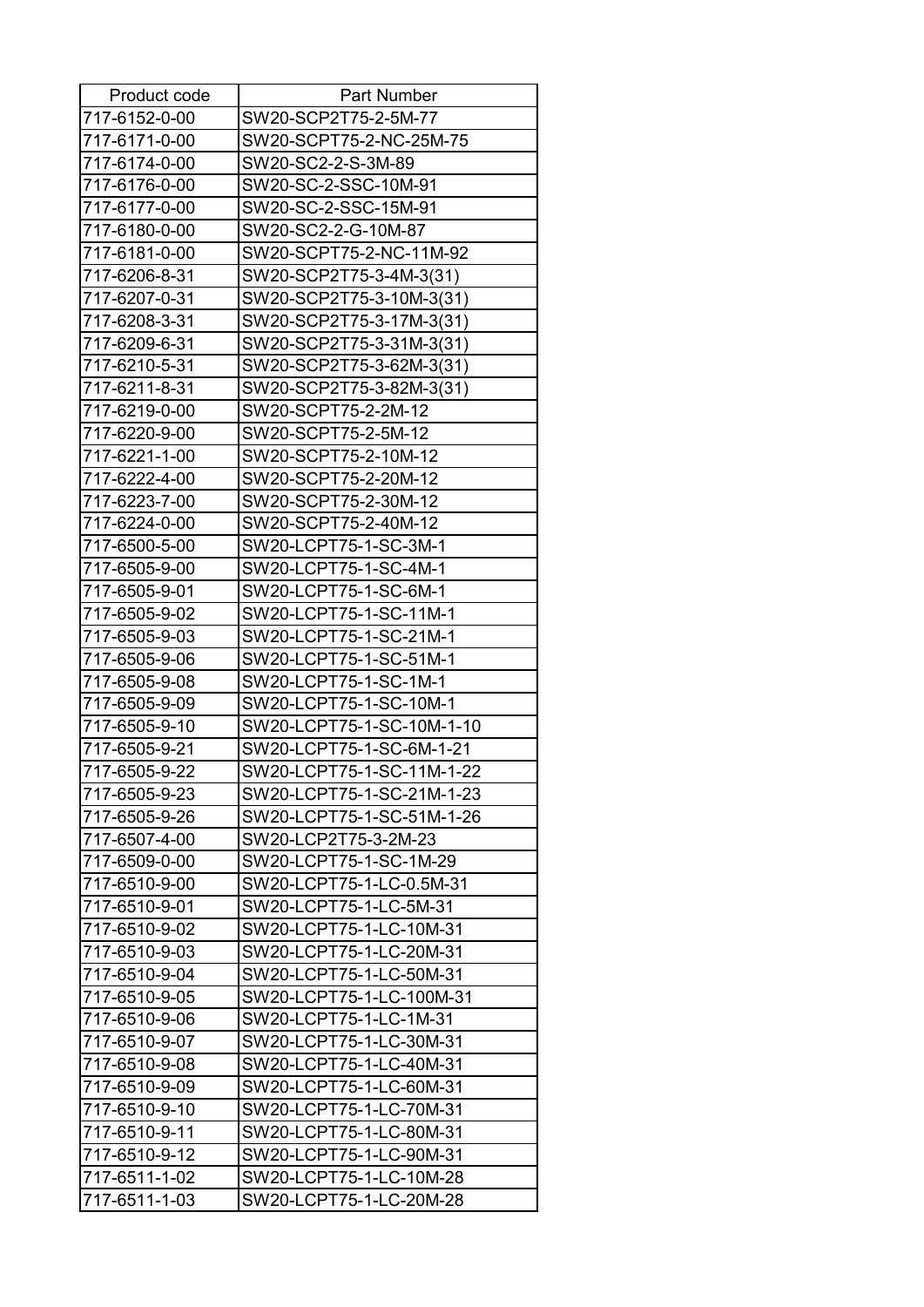| Product code | Part Number |
| --- | --- |
| 717-6152-0-00 | SW20-SCP2T75-2-5M-77 |
| 717-6171-0-00 | SW20-SCPT75-2-NC-25M-75 |
| 717-6174-0-00 | SW20-SC2-2-S-3M-89 |
| 717-6176-0-00 | SW20-SC-2-SSC-10M-91 |
| 717-6177-0-00 | SW20-SC-2-SSC-15M-91 |
| 717-6180-0-00 | SW20-SC2-2-G-10M-87 |
| 717-6181-0-00 | SW20-SCPT75-2-NC-11M-92 |
| 717-6206-8-31 | SW20-SCP2T75-3-4M-3(31) |
| 717-6207-0-31 | SW20-SCP2T75-3-10M-3(31) |
| 717-6208-3-31 | SW20-SCP2T75-3-17M-3(31) |
| 717-6209-6-31 | SW20-SCP2T75-3-31M-3(31) |
| 717-6210-5-31 | SW20-SCP2T75-3-62M-3(31) |
| 717-6211-8-31 | SW20-SCP2T75-3-82M-3(31) |
| 717-6219-0-00 | SW20-SCPT75-2-2M-12 |
| 717-6220-9-00 | SW20-SCPT75-2-5M-12 |
| 717-6221-1-00 | SW20-SCPT75-2-10M-12 |
| 717-6222-4-00 | SW20-SCPT75-2-20M-12 |
| 717-6223-7-00 | SW20-SCPT75-2-30M-12 |
| 717-6224-0-00 | SW20-SCPT75-2-40M-12 |
| 717-6500-5-00 | SW20-LCPT75-1-SC-3M-1 |
| 717-6505-9-00 | SW20-LCPT75-1-SC-4M-1 |
| 717-6505-9-01 | SW20-LCPT75-1-SC-6M-1 |
| 717-6505-9-02 | SW20-LCPT75-1-SC-11M-1 |
| 717-6505-9-03 | SW20-LCPT75-1-SC-21M-1 |
| 717-6505-9-06 | SW20-LCPT75-1-SC-51M-1 |
| 717-6505-9-08 | SW20-LCPT75-1-SC-1M-1 |
| 717-6505-9-09 | SW20-LCPT75-1-SC-10M-1 |
| 717-6505-9-10 | SW20-LCPT75-1-SC-10M-1-10 |
| 717-6505-9-21 | SW20-LCPT75-1-SC-6M-1-21 |
| 717-6505-9-22 | SW20-LCPT75-1-SC-11M-1-22 |
| 717-6505-9-23 | SW20-LCPT75-1-SC-21M-1-23 |
| 717-6505-9-26 | SW20-LCPT75-1-SC-51M-1-26 |
| 717-6507-4-00 | SW20-LCP2T75-3-2M-23 |
| 717-6509-0-00 | SW20-LCPT75-1-SC-1M-29 |
| 717-6510-9-00 | SW20-LCPT75-1-LC-0.5M-31 |
| 717-6510-9-01 | SW20-LCPT75-1-LC-5M-31 |
| 717-6510-9-02 | SW20-LCPT75-1-LC-10M-31 |
| 717-6510-9-03 | SW20-LCPT75-1-LC-20M-31 |
| 717-6510-9-04 | SW20-LCPT75-1-LC-50M-31 |
| 717-6510-9-05 | SW20-LCPT75-1-LC-100M-31 |
| 717-6510-9-06 | SW20-LCPT75-1-LC-1M-31 |
| 717-6510-9-07 | SW20-LCPT75-1-LC-30M-31 |
| 717-6510-9-08 | SW20-LCPT75-1-LC-40M-31 |
| 717-6510-9-09 | SW20-LCPT75-1-LC-60M-31 |
| 717-6510-9-10 | SW20-LCPT75-1-LC-70M-31 |
| 717-6510-9-11 | SW20-LCPT75-1-LC-80M-31 |
| 717-6510-9-12 | SW20-LCPT75-1-LC-90M-31 |
| 717-6511-1-02 | SW20-LCPT75-1-LC-10M-28 |
| 717-6511-1-03 | SW20-LCPT75-1-LC-20M-28 |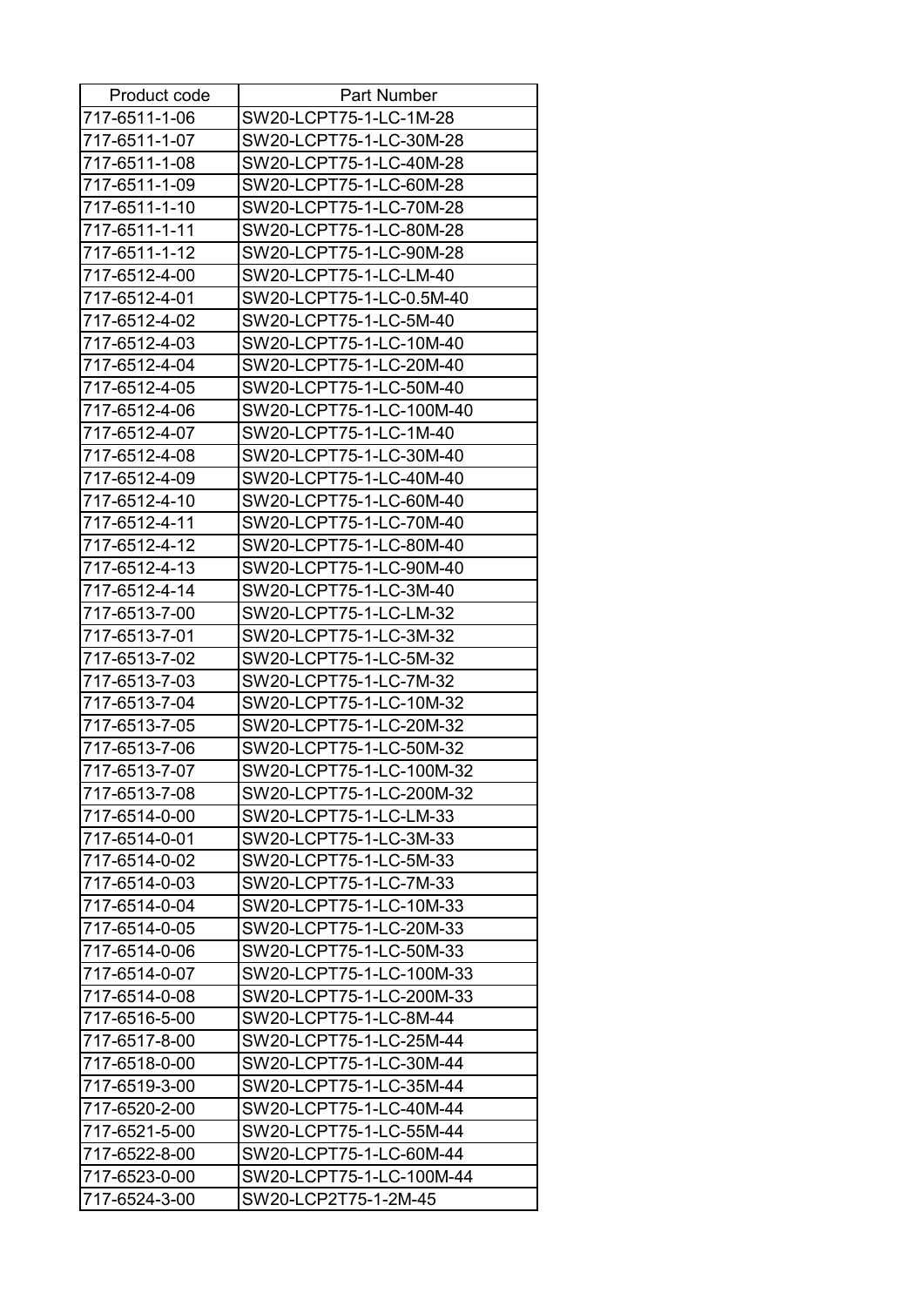| Product code | Part Number |
|---|---|
| 717-6511-1-06 | SW20-LCPT75-1-LC-1M-28 |
| 717-6511-1-07 | SW20-LCPT75-1-LC-30M-28 |
| 717-6511-1-08 | SW20-LCPT75-1-LC-40M-28 |
| 717-6511-1-09 | SW20-LCPT75-1-LC-60M-28 |
| 717-6511-1-10 | SW20-LCPT75-1-LC-70M-28 |
| 717-6511-1-11 | SW20-LCPT75-1-LC-80M-28 |
| 717-6511-1-12 | SW20-LCPT75-1-LC-90M-28 |
| 717-6512-4-00 | SW20-LCPT75-1-LC-LM-40 |
| 717-6512-4-01 | SW20-LCPT75-1-LC-0.5M-40 |
| 717-6512-4-02 | SW20-LCPT75-1-LC-5M-40 |
| 717-6512-4-03 | SW20-LCPT75-1-LC-10M-40 |
| 717-6512-4-04 | SW20-LCPT75-1-LC-20M-40 |
| 717-6512-4-05 | SW20-LCPT75-1-LC-50M-40 |
| 717-6512-4-06 | SW20-LCPT75-1-LC-100M-40 |
| 717-6512-4-07 | SW20-LCPT75-1-LC-1M-40 |
| 717-6512-4-08 | SW20-LCPT75-1-LC-30M-40 |
| 717-6512-4-09 | SW20-LCPT75-1-LC-40M-40 |
| 717-6512-4-10 | SW20-LCPT75-1-LC-60M-40 |
| 717-6512-4-11 | SW20-LCPT75-1-LC-70M-40 |
| 717-6512-4-12 | SW20-LCPT75-1-LC-80M-40 |
| 717-6512-4-13 | SW20-LCPT75-1-LC-90M-40 |
| 717-6512-4-14 | SW20-LCPT75-1-LC-3M-40 |
| 717-6513-7-00 | SW20-LCPT75-1-LC-LM-32 |
| 717-6513-7-01 | SW20-LCPT75-1-LC-3M-32 |
| 717-6513-7-02 | SW20-LCPT75-1-LC-5M-32 |
| 717-6513-7-03 | SW20-LCPT75-1-LC-7M-32 |
| 717-6513-7-04 | SW20-LCPT75-1-LC-10M-32 |
| 717-6513-7-05 | SW20-LCPT75-1-LC-20M-32 |
| 717-6513-7-06 | SW20-LCPT75-1-LC-50M-32 |
| 717-6513-7-07 | SW20-LCPT75-1-LC-100M-32 |
| 717-6513-7-08 | SW20-LCPT75-1-LC-200M-32 |
| 717-6514-0-00 | SW20-LCPT75-1-LC-LM-33 |
| 717-6514-0-01 | SW20-LCPT75-1-LC-3M-33 |
| 717-6514-0-02 | SW20-LCPT75-1-LC-5M-33 |
| 717-6514-0-03 | SW20-LCPT75-1-LC-7M-33 |
| 717-6514-0-04 | SW20-LCPT75-1-LC-10M-33 |
| 717-6514-0-05 | SW20-LCPT75-1-LC-20M-33 |
| 717-6514-0-06 | SW20-LCPT75-1-LC-50M-33 |
| 717-6514-0-07 | SW20-LCPT75-1-LC-100M-33 |
| 717-6514-0-08 | SW20-LCPT75-1-LC-200M-33 |
| 717-6516-5-00 | SW20-LCPT75-1-LC-8M-44 |
| 717-6517-8-00 | SW20-LCPT75-1-LC-25M-44 |
| 717-6518-0-00 | SW20-LCPT75-1-LC-30M-44 |
| 717-6519-3-00 | SW20-LCPT75-1-LC-35M-44 |
| 717-6520-2-00 | SW20-LCPT75-1-LC-40M-44 |
| 717-6521-5-00 | SW20-LCPT75-1-LC-55M-44 |
| 717-6522-8-00 | SW20-LCPT75-1-LC-60M-44 |
| 717-6523-0-00 | SW20-LCPT75-1-LC-100M-44 |
| 717-6524-3-00 | SW20-LCP2T75-1-2M-45 |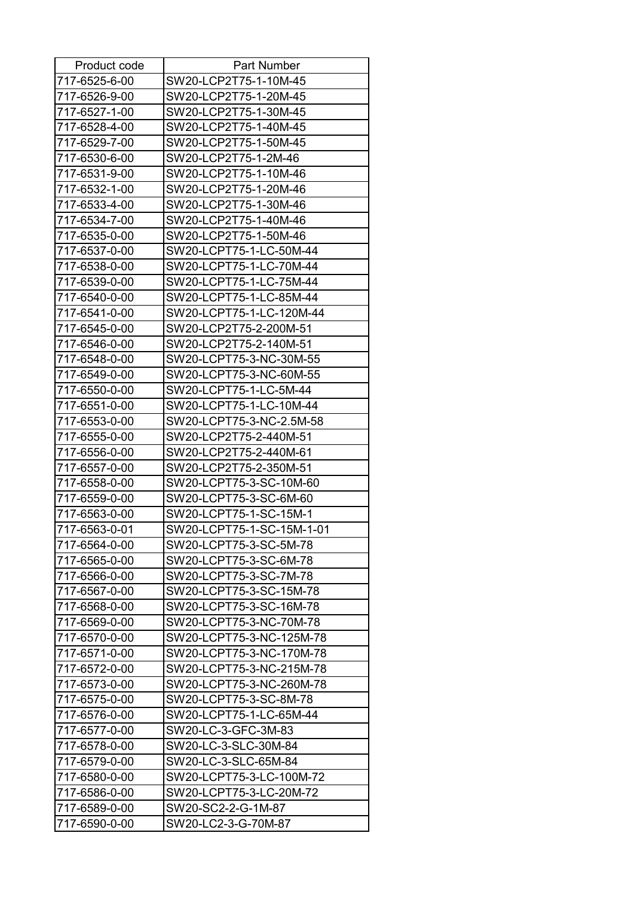| Product code | Part Number |
| --- | --- |
| 717-6525-6-00 | SW20-LCP2T75-1-10M-45 |
| 717-6526-9-00 | SW20-LCP2T75-1-20M-45 |
| 717-6527-1-00 | SW20-LCP2T75-1-30M-45 |
| 717-6528-4-00 | SW20-LCP2T75-1-40M-45 |
| 717-6529-7-00 | SW20-LCP2T75-1-50M-45 |
| 717-6530-6-00 | SW20-LCP2T75-1-2M-46 |
| 717-6531-9-00 | SW20-LCP2T75-1-10M-46 |
| 717-6532-1-00 | SW20-LCP2T75-1-20M-46 |
| 717-6533-4-00 | SW20-LCP2T75-1-30M-46 |
| 717-6534-7-00 | SW20-LCP2T75-1-40M-46 |
| 717-6535-0-00 | SW20-LCP2T75-1-50M-46 |
| 717-6537-0-00 | SW20-LCPT75-1-LC-50M-44 |
| 717-6538-0-00 | SW20-LCPT75-1-LC-70M-44 |
| 717-6539-0-00 | SW20-LCPT75-1-LC-75M-44 |
| 717-6540-0-00 | SW20-LCPT75-1-LC-85M-44 |
| 717-6541-0-00 | SW20-LCPT75-1-LC-120M-44 |
| 717-6545-0-00 | SW20-LCP2T75-2-200M-51 |
| 717-6546-0-00 | SW20-LCP2T75-2-140M-51 |
| 717-6548-0-00 | SW20-LCPT75-3-NC-30M-55 |
| 717-6549-0-00 | SW20-LCPT75-3-NC-60M-55 |
| 717-6550-0-00 | SW20-LCPT75-1-LC-5M-44 |
| 717-6551-0-00 | SW20-LCPT75-1-LC-10M-44 |
| 717-6553-0-00 | SW20-LCPT75-3-NC-2.5M-58 |
| 717-6555-0-00 | SW20-LCP2T75-2-440M-51 |
| 717-6556-0-00 | SW20-LCP2T75-2-440M-61 |
| 717-6557-0-00 | SW20-LCP2T75-2-350M-51 |
| 717-6558-0-00 | SW20-LCPT75-3-SC-10M-60 |
| 717-6559-0-00 | SW20-LCPT75-3-SC-6M-60 |
| 717-6563-0-00 | SW20-LCPT75-1-SC-15M-1 |
| 717-6563-0-01 | SW20-LCPT75-1-SC-15M-1-01 |
| 717-6564-0-00 | SW20-LCPT75-3-SC-5M-78 |
| 717-6565-0-00 | SW20-LCPT75-3-SC-6M-78 |
| 717-6566-0-00 | SW20-LCPT75-3-SC-7M-78 |
| 717-6567-0-00 | SW20-LCPT75-3-SC-15M-78 |
| 717-6568-0-00 | SW20-LCPT75-3-SC-16M-78 |
| 717-6569-0-00 | SW20-LCPT75-3-NC-70M-78 |
| 717-6570-0-00 | SW20-LCPT75-3-NC-125M-78 |
| 717-6571-0-00 | SW20-LCPT75-3-NC-170M-78 |
| 717-6572-0-00 | SW20-LCPT75-3-NC-215M-78 |
| 717-6573-0-00 | SW20-LCPT75-3-NC-260M-78 |
| 717-6575-0-00 | SW20-LCPT75-3-SC-8M-78 |
| 717-6576-0-00 | SW20-LCPT75-1-LC-65M-44 |
| 717-6577-0-00 | SW20-LC-3-GFC-3M-83 |
| 717-6578-0-00 | SW20-LC-3-SLC-30M-84 |
| 717-6579-0-00 | SW20-LC-3-SLC-65M-84 |
| 717-6580-0-00 | SW20-LCPT75-3-LC-100M-72 |
| 717-6586-0-00 | SW20-LCPT75-3-LC-20M-72 |
| 717-6589-0-00 | SW20-SC2-2-G-1M-87 |
| 717-6590-0-00 | SW20-LC2-3-G-70M-87 |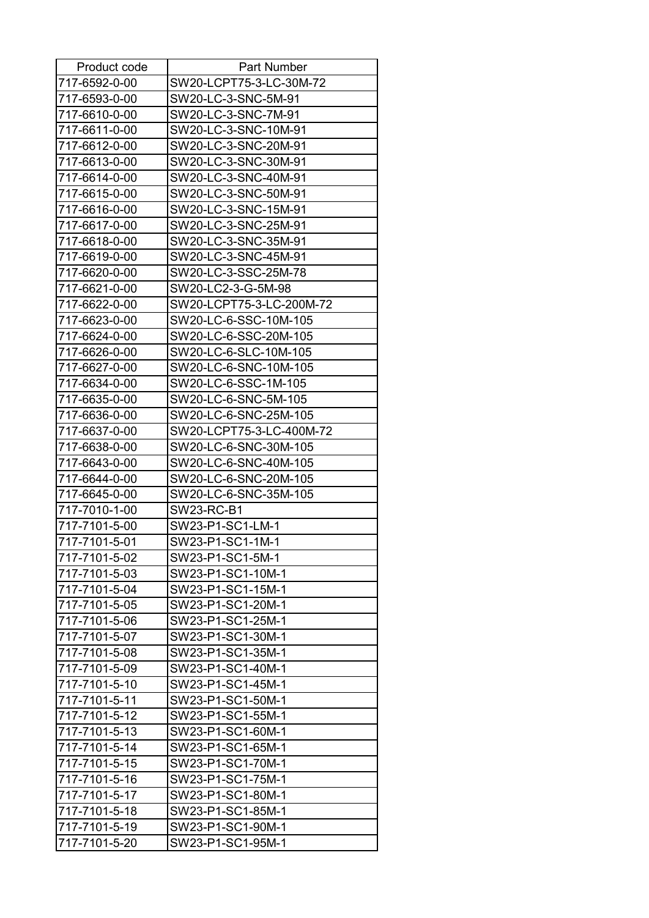| Product code | Part Number |
| --- | --- |
| 717-6592-0-00 | SW20-LCPT75-3-LC-30M-72 |
| 717-6593-0-00 | SW20-LC-3-SNC-5M-91 |
| 717-6610-0-00 | SW20-LC-3-SNC-7M-91 |
| 717-6611-0-00 | SW20-LC-3-SNC-10M-91 |
| 717-6612-0-00 | SW20-LC-3-SNC-20M-91 |
| 717-6613-0-00 | SW20-LC-3-SNC-30M-91 |
| 717-6614-0-00 | SW20-LC-3-SNC-40M-91 |
| 717-6615-0-00 | SW20-LC-3-SNC-50M-91 |
| 717-6616-0-00 | SW20-LC-3-SNC-15M-91 |
| 717-6617-0-00 | SW20-LC-3-SNC-25M-91 |
| 717-6618-0-00 | SW20-LC-3-SNC-35M-91 |
| 717-6619-0-00 | SW20-LC-3-SNC-45M-91 |
| 717-6620-0-00 | SW20-LC-3-SSC-25M-78 |
| 717-6621-0-00 | SW20-LC2-3-G-5M-98 |
| 717-6622-0-00 | SW20-LCPT75-3-LC-200M-72 |
| 717-6623-0-00 | SW20-LC-6-SSC-10M-105 |
| 717-6624-0-00 | SW20-LC-6-SSC-20M-105 |
| 717-6626-0-00 | SW20-LC-6-SLC-10M-105 |
| 717-6627-0-00 | SW20-LC-6-SNC-10M-105 |
| 717-6634-0-00 | SW20-LC-6-SSC-1M-105 |
| 717-6635-0-00 | SW20-LC-6-SNC-5M-105 |
| 717-6636-0-00 | SW20-LC-6-SNC-25M-105 |
| 717-6637-0-00 | SW20-LCPT75-3-LC-400M-72 |
| 717-6638-0-00 | SW20-LC-6-SNC-30M-105 |
| 717-6643-0-00 | SW20-LC-6-SNC-40M-105 |
| 717-6644-0-00 | SW20-LC-6-SNC-20M-105 |
| 717-6645-0-00 | SW20-LC-6-SNC-35M-105 |
| 717-7010-1-00 | SW23-RC-B1 |
| 717-7101-5-00 | SW23-P1-SC1-LM-1 |
| 717-7101-5-01 | SW23-P1-SC1-1M-1 |
| 717-7101-5-02 | SW23-P1-SC1-5M-1 |
| 717-7101-5-03 | SW23-P1-SC1-10M-1 |
| 717-7101-5-04 | SW23-P1-SC1-15M-1 |
| 717-7101-5-05 | SW23-P1-SC1-20M-1 |
| 717-7101-5-06 | SW23-P1-SC1-25M-1 |
| 717-7101-5-07 | SW23-P1-SC1-30M-1 |
| 717-7101-5-08 | SW23-P1-SC1-35M-1 |
| 717-7101-5-09 | SW23-P1-SC1-40M-1 |
| 717-7101-5-10 | SW23-P1-SC1-45M-1 |
| 717-7101-5-11 | SW23-P1-SC1-50M-1 |
| 717-7101-5-12 | SW23-P1-SC1-55M-1 |
| 717-7101-5-13 | SW23-P1-SC1-60M-1 |
| 717-7101-5-14 | SW23-P1-SC1-65M-1 |
| 717-7101-5-15 | SW23-P1-SC1-70M-1 |
| 717-7101-5-16 | SW23-P1-SC1-75M-1 |
| 717-7101-5-17 | SW23-P1-SC1-80M-1 |
| 717-7101-5-18 | SW23-P1-SC1-85M-1 |
| 717-7101-5-19 | SW23-P1-SC1-90M-1 |
| 717-7101-5-20 | SW23-P1-SC1-95M-1 |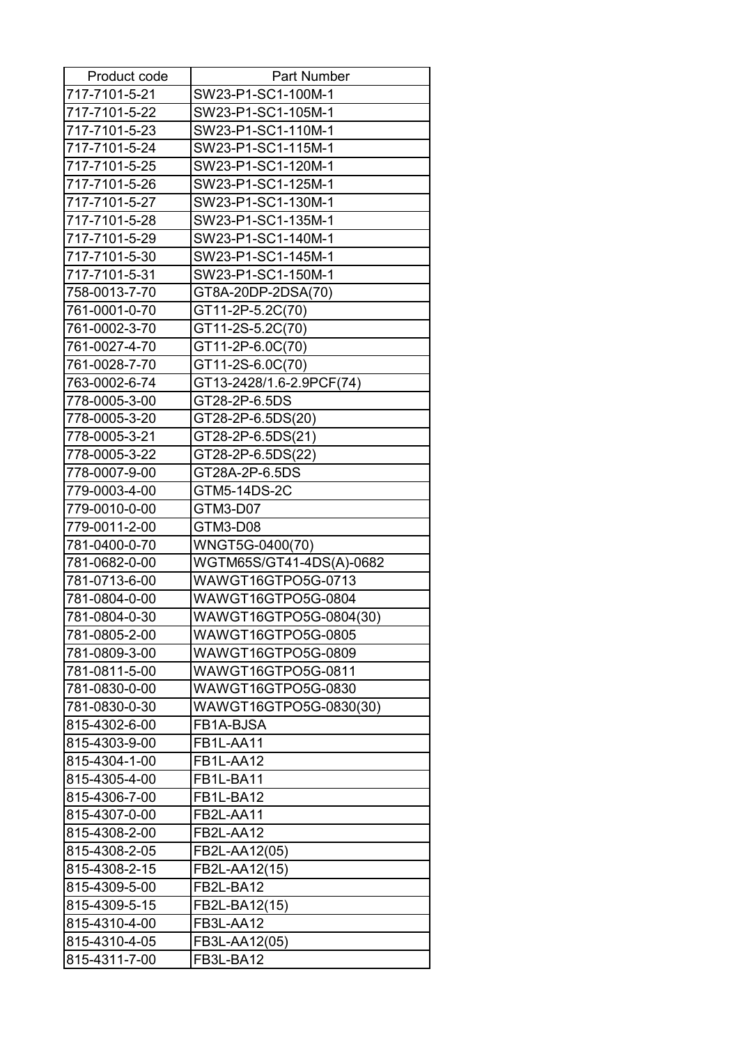| Product code | Part Number |
|---|---|
| 717-7101-5-21 | SW23-P1-SC1-100M-1 |
| 717-7101-5-22 | SW23-P1-SC1-105M-1 |
| 717-7101-5-23 | SW23-P1-SC1-110M-1 |
| 717-7101-5-24 | SW23-P1-SC1-115M-1 |
| 717-7101-5-25 | SW23-P1-SC1-120M-1 |
| 717-7101-5-26 | SW23-P1-SC1-125M-1 |
| 717-7101-5-27 | SW23-P1-SC1-130M-1 |
| 717-7101-5-28 | SW23-P1-SC1-135M-1 |
| 717-7101-5-29 | SW23-P1-SC1-140M-1 |
| 717-7101-5-30 | SW23-P1-SC1-145M-1 |
| 717-7101-5-31 | SW23-P1-SC1-150M-1 |
| 758-0013-7-70 | GT8A-20DP-2DSA(70) |
| 761-0001-0-70 | GT11-2P-5.2C(70) |
| 761-0002-3-70 | GT11-2S-5.2C(70) |
| 761-0027-4-70 | GT11-2P-6.0C(70) |
| 761-0028-7-70 | GT11-2S-6.0C(70) |
| 763-0002-6-74 | GT13-2428/1.6-2.9PCF(74) |
| 778-0005-3-00 | GT28-2P-6.5DS |
| 778-0005-3-20 | GT28-2P-6.5DS(20) |
| 778-0005-3-21 | GT28-2P-6.5DS(21) |
| 778-0005-3-22 | GT28-2P-6.5DS(22) |
| 778-0007-9-00 | GT28A-2P-6.5DS |
| 779-0003-4-00 | GTM5-14DS-2C |
| 779-0010-0-00 | GTM3-D07 |
| 779-0011-2-00 | GTM3-D08 |
| 781-0400-0-70 | WNGT5G-0400(70) |
| 781-0682-0-00 | WGTM65S/GT41-4DS(A)-0682 |
| 781-0713-6-00 | WAWGT16GTPO5G-0713 |
| 781-0804-0-00 | WAWGT16GTPO5G-0804 |
| 781-0804-0-30 | WAWGT16GTPO5G-0804(30) |
| 781-0805-2-00 | WAWGT16GTPO5G-0805 |
| 781-0809-3-00 | WAWGT16GTPO5G-0809 |
| 781-0811-5-00 | WAWGT16GTPO5G-0811 |
| 781-0830-0-00 | WAWGT16GTPO5G-0830 |
| 781-0830-0-30 | WAWGT16GTPO5G-0830(30) |
| 815-4302-6-00 | FB1A-BJSA |
| 815-4303-9-00 | FB1L-AA11 |
| 815-4304-1-00 | FB1L-AA12 |
| 815-4305-4-00 | FB1L-BA11 |
| 815-4306-7-00 | FB1L-BA12 |
| 815-4307-0-00 | FB2L-AA11 |
| 815-4308-2-00 | FB2L-AA12 |
| 815-4308-2-05 | FB2L-AA12(05) |
| 815-4308-2-15 | FB2L-AA12(15) |
| 815-4309-5-00 | FB2L-BA12 |
| 815-4309-5-15 | FB2L-BA12(15) |
| 815-4310-4-00 | FB3L-AA12 |
| 815-4310-4-05 | FB3L-AA12(05) |
| 815-4311-7-00 | FB3L-BA12 |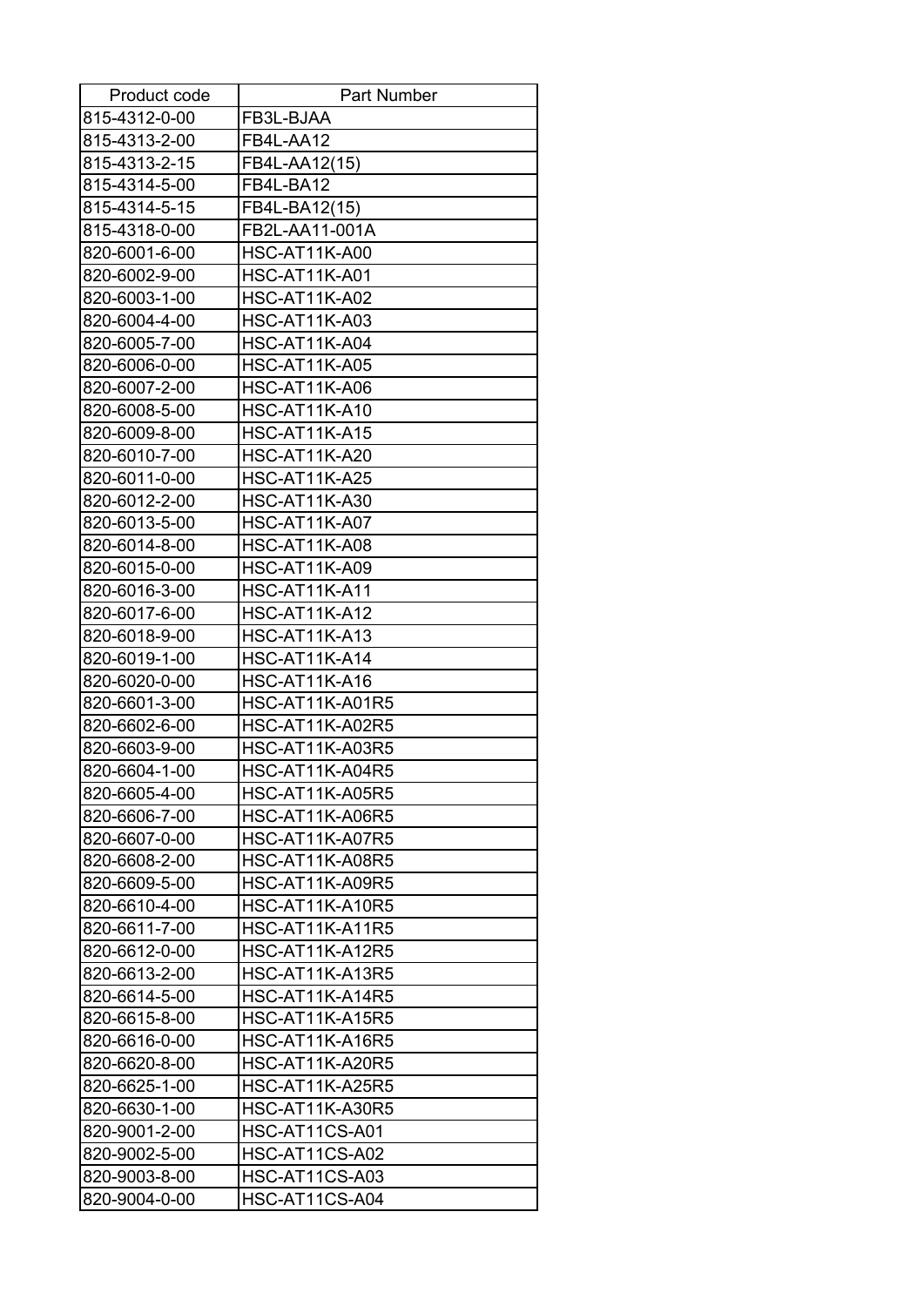| Product code | Part Number |
| --- | --- |
| 815-4312-0-00 | FB3L-BJAA |
| 815-4313-2-00 | FB4L-AA12 |
| 815-4313-2-15 | FB4L-AA12(15) |
| 815-4314-5-00 | FB4L-BA12 |
| 815-4314-5-15 | FB4L-BA12(15) |
| 815-4318-0-00 | FB2L-AA11-001A |
| 820-6001-6-00 | HSC-AT11K-A00 |
| 820-6002-9-00 | HSC-AT11K-A01 |
| 820-6003-1-00 | HSC-AT11K-A02 |
| 820-6004-4-00 | HSC-AT11K-A03 |
| 820-6005-7-00 | HSC-AT11K-A04 |
| 820-6006-0-00 | HSC-AT11K-A05 |
| 820-6007-2-00 | HSC-AT11K-A06 |
| 820-6008-5-00 | HSC-AT11K-A10 |
| 820-6009-8-00 | HSC-AT11K-A15 |
| 820-6010-7-00 | HSC-AT11K-A20 |
| 820-6011-0-00 | HSC-AT11K-A25 |
| 820-6012-2-00 | HSC-AT11K-A30 |
| 820-6013-5-00 | HSC-AT11K-A07 |
| 820-6014-8-00 | HSC-AT11K-A08 |
| 820-6015-0-00 | HSC-AT11K-A09 |
| 820-6016-3-00 | HSC-AT11K-A11 |
| 820-6017-6-00 | HSC-AT11K-A12 |
| 820-6018-9-00 | HSC-AT11K-A13 |
| 820-6019-1-00 | HSC-AT11K-A14 |
| 820-6020-0-00 | HSC-AT11K-A16 |
| 820-6601-3-00 | HSC-AT11K-A01R5 |
| 820-6602-6-00 | HSC-AT11K-A02R5 |
| 820-6603-9-00 | HSC-AT11K-A03R5 |
| 820-6604-1-00 | HSC-AT11K-A04R5 |
| 820-6605-4-00 | HSC-AT11K-A05R5 |
| 820-6606-7-00 | HSC-AT11K-A06R5 |
| 820-6607-0-00 | HSC-AT11K-A07R5 |
| 820-6608-2-00 | HSC-AT11K-A08R5 |
| 820-6609-5-00 | HSC-AT11K-A09R5 |
| 820-6610-4-00 | HSC-AT11K-A10R5 |
| 820-6611-7-00 | HSC-AT11K-A11R5 |
| 820-6612-0-00 | HSC-AT11K-A12R5 |
| 820-6613-2-00 | HSC-AT11K-A13R5 |
| 820-6614-5-00 | HSC-AT11K-A14R5 |
| 820-6615-8-00 | HSC-AT11K-A15R5 |
| 820-6616-0-00 | HSC-AT11K-A16R5 |
| 820-6620-8-00 | HSC-AT11K-A20R5 |
| 820-6625-1-00 | HSC-AT11K-A25R5 |
| 820-6630-1-00 | HSC-AT11K-A30R5 |
| 820-9001-2-00 | HSC-AT11CS-A01 |
| 820-9002-5-00 | HSC-AT11CS-A02 |
| 820-9003-8-00 | HSC-AT11CS-A03 |
| 820-9004-0-00 | HSC-AT11CS-A04 |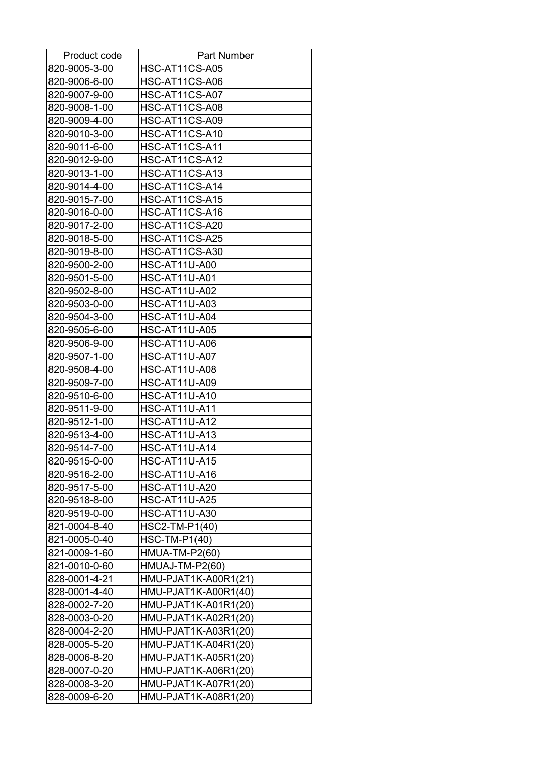| Product code | Part Number |
| --- | --- |
| 820-9005-3-00 | HSC-AT11CS-A05 |
| 820-9006-6-00 | HSC-AT11CS-A06 |
| 820-9007-9-00 | HSC-AT11CS-A07 |
| 820-9008-1-00 | HSC-AT11CS-A08 |
| 820-9009-4-00 | HSC-AT11CS-A09 |
| 820-9010-3-00 | HSC-AT11CS-A10 |
| 820-9011-6-00 | HSC-AT11CS-A11 |
| 820-9012-9-00 | HSC-AT11CS-A12 |
| 820-9013-1-00 | HSC-AT11CS-A13 |
| 820-9014-4-00 | HSC-AT11CS-A14 |
| 820-9015-7-00 | HSC-AT11CS-A15 |
| 820-9016-0-00 | HSC-AT11CS-A16 |
| 820-9017-2-00 | HSC-AT11CS-A20 |
| 820-9018-5-00 | HSC-AT11CS-A25 |
| 820-9019-8-00 | HSC-AT11CS-A30 |
| 820-9500-2-00 | HSC-AT11U-A00 |
| 820-9501-5-00 | HSC-AT11U-A01 |
| 820-9502-8-00 | HSC-AT11U-A02 |
| 820-9503-0-00 | HSC-AT11U-A03 |
| 820-9504-3-00 | HSC-AT11U-A04 |
| 820-9505-6-00 | HSC-AT11U-A05 |
| 820-9506-9-00 | HSC-AT11U-A06 |
| 820-9507-1-00 | HSC-AT11U-A07 |
| 820-9508-4-00 | HSC-AT11U-A08 |
| 820-9509-7-00 | HSC-AT11U-A09 |
| 820-9510-6-00 | HSC-AT11U-A10 |
| 820-9511-9-00 | HSC-AT11U-A11 |
| 820-9512-1-00 | HSC-AT11U-A12 |
| 820-9513-4-00 | HSC-AT11U-A13 |
| 820-9514-7-00 | HSC-AT11U-A14 |
| 820-9515-0-00 | HSC-AT11U-A15 |
| 820-9516-2-00 | HSC-AT11U-A16 |
| 820-9517-5-00 | HSC-AT11U-A20 |
| 820-9518-8-00 | HSC-AT11U-A25 |
| 820-9519-0-00 | HSC-AT11U-A30 |
| 821-0004-8-40 | HSC2-TM-P1(40) |
| 821-0005-0-40 | HSC-TM-P1(40) |
| 821-0009-1-60 | HMUA-TM-P2(60) |
| 821-0010-0-60 | HMUAJ-TM-P2(60) |
| 828-0001-4-21 | HMU-PJAT1K-A00R1(21) |
| 828-0001-4-40 | HMU-PJAT1K-A00R1(40) |
| 828-0002-7-20 | HMU-PJAT1K-A01R1(20) |
| 828-0003-0-20 | HMU-PJAT1K-A02R1(20) |
| 828-0004-2-20 | HMU-PJAT1K-A03R1(20) |
| 828-0005-5-20 | HMU-PJAT1K-A04R1(20) |
| 828-0006-8-20 | HMU-PJAT1K-A05R1(20) |
| 828-0007-0-20 | HMU-PJAT1K-A06R1(20) |
| 828-0008-3-20 | HMU-PJAT1K-A07R1(20) |
| 828-0009-6-20 | HMU-PJAT1K-A08R1(20) |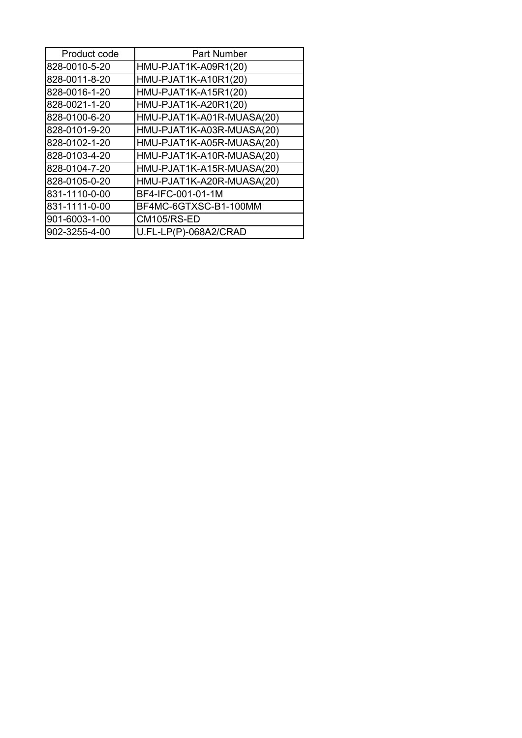| Product code | Part Number |
| --- | --- |
| 828-0010-5-20 | HMU-PJAT1K-A09R1(20) |
| 828-0011-8-20 | HMU-PJAT1K-A10R1(20) |
| 828-0016-1-20 | HMU-PJAT1K-A15R1(20) |
| 828-0021-1-20 | HMU-PJAT1K-A20R1(20) |
| 828-0100-6-20 | HMU-PJAT1K-A01R-MUASA(20) |
| 828-0101-9-20 | HMU-PJAT1K-A03R-MUASA(20) |
| 828-0102-1-20 | HMU-PJAT1K-A05R-MUASA(20) |
| 828-0103-4-20 | HMU-PJAT1K-A10R-MUASA(20) |
| 828-0104-7-20 | HMU-PJAT1K-A15R-MUASA(20) |
| 828-0105-0-20 | HMU-PJAT1K-A20R-MUASA(20) |
| 831-1110-0-00 | BF4-IFC-001-01-1M |
| 831-1111-0-00 | BF4MC-6GTXSC-B1-100MM |
| 901-6003-1-00 | CM105/RS-ED |
| 902-3255-4-00 | U.FL-LP(P)-068A2/CRAD |